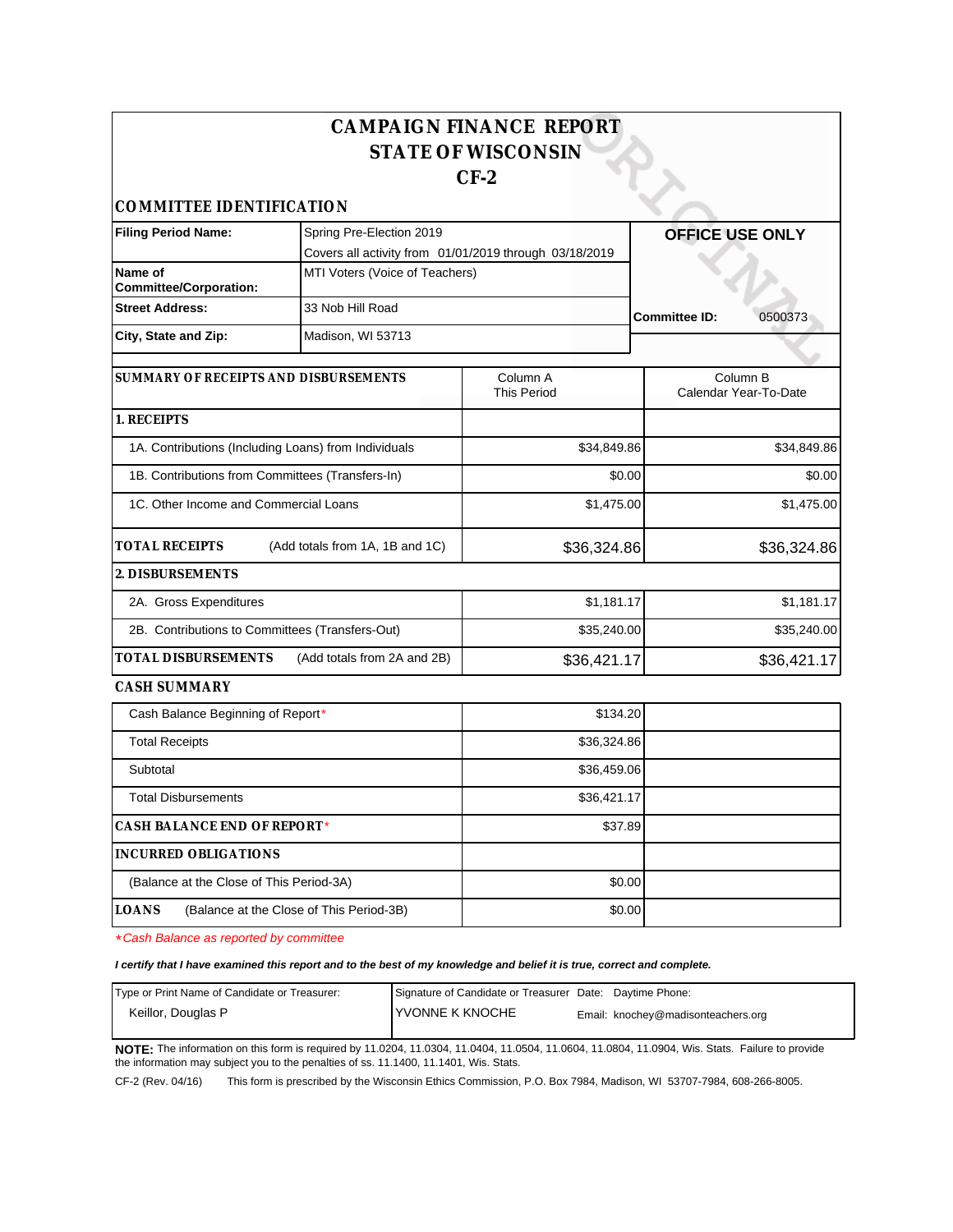# CAMPAIGN FINANCE REPORT
# STATE OF WISCONSIN
# CF-2

## COMMITTEE IDENTIFICATION

| | | |
|---|---|---|
| **Filing Period Name:** | Spring Pre-Election 2019<br>Covers all activity from 01/01/2019 through 03/18/2019 | **OFFICE USE ONLY** |
| **Name of Committee/Corporation:** | MTI Voters (Voice of Teachers) | |
| **Street Address:** | 33 Nob Hill Road | **Committee ID:** 0500373 |
| **City, State and Zip:** | Madison, WI 53713 | |

| **SUMMARY OF RECEIPTS AND DISBURSEMENTS** | Column A This Period | Column B Calendar Year-To-Date |
|---|---|---|
| **1. RECEIPTS** | | |
| 1A. Contributions (Including Loans) from Individuals | $34,849.86 | $34,849.86 |
| 1B. Contributions from Committees (Transfers-In) | $0.00 | $0.00 |
| 1C. Other Income and Commercial Loans | $1,475.00 | $1,475.00 |
| **TOTAL RECEIPTS** (Add totals from 1A, 1B and 1C) | $36,324.86 | $36,324.86 |
| **2. DISBURSEMENTS** | | |
| 2A. Gross Expenditures | $1,181.17 | $1,181.17 |
| 2B. Contributions to Committees (Transfers-Out) | $35,240.00 | $35,240.00 |
| **TOTAL DISBURSEMENTS** (Add totals from 2A and 2B) | $36,421.17 | $36,421.17 |

## CASH SUMMARY

| | | |
|---|---|---|
| Cash Balance Beginning of Report* | $134.20 | |
| Total Receipts | $36,324.86 | |
| Subtotal | $36,459.06 | |
| Total Disbursements | $36,421.17 | |
| **CASH BALANCE END OF REPORT*** | $37.89 | |
| **INCURRED OBLIGATIONS** | | |
| (Balance at the Close of This Period-3A) | $0.00 | |
| **LOANS** (Balance at the Close of This Period-3B) | $0.00 | |

*\*Cash Balance as reported by committee*

***I certify that I have examined this report and to the best of my knowledge and belief it is true, correct and complete.***

| Type or Print Name of Candidate or Treasurer: | Signature of Candidate or Treasurer | Date: | Daytime Phone: |
|---|---|---|---|
| Keillor, Douglas P | YVONNE K KNOCHE | | Email: knochey@madisonteachers.org |

**NOTE:** The information on this form is required by 11.0204, 11.0304, 11.0404, 11.0504, 11.0604, 11.0804, 11.0904, Wis. Stats. Failure to provide the information may subject you to the penalties of ss. 11.1400, 11.1401, Wis. Stats.

CF-2 (Rev. 04/16) This form is prescribed by the Wisconsin Ethics Commission, P.O. Box 7984, Madison, WI 53707-7984, 608-266-8005.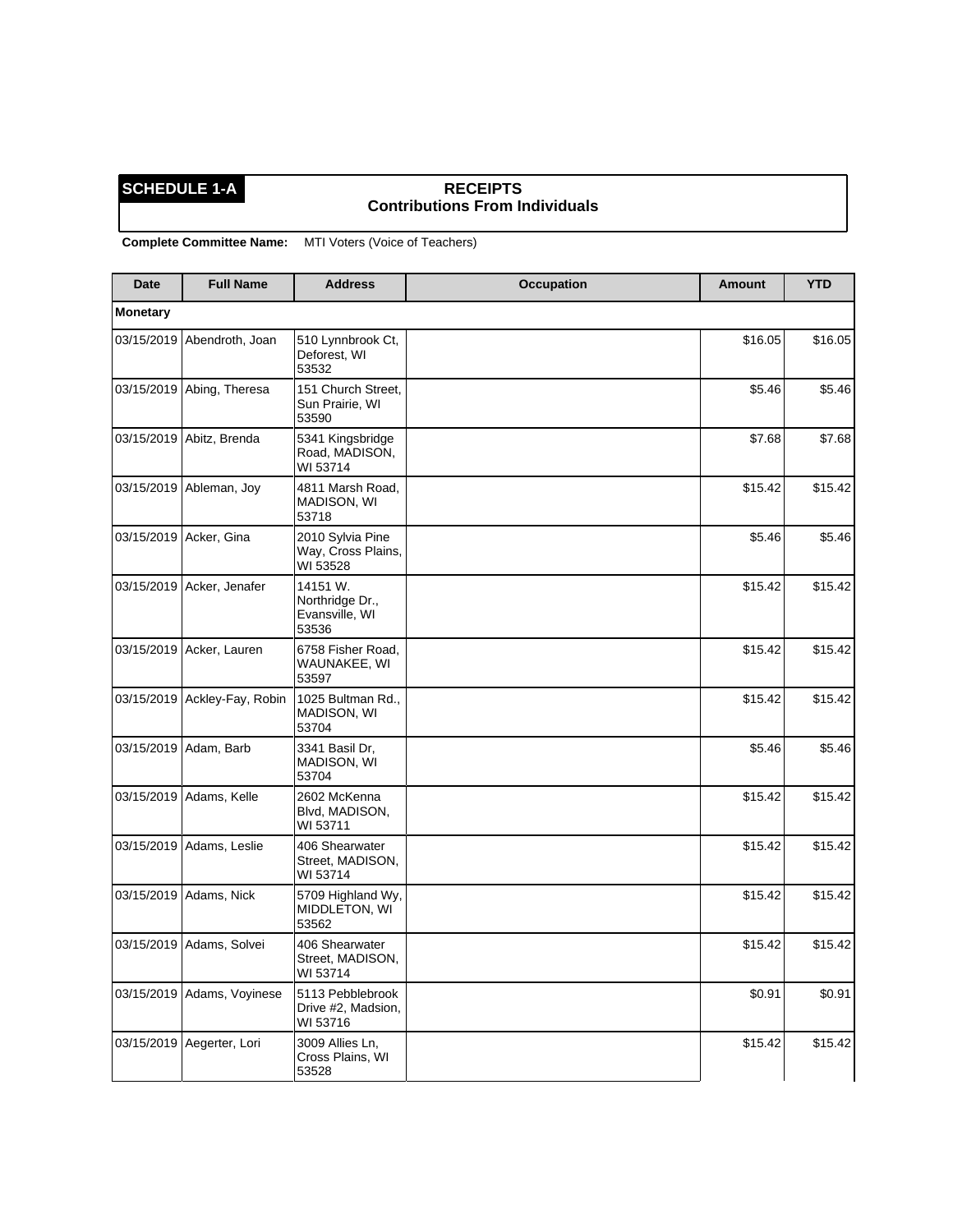**SCHEDULE 1-A**

## RECEIPTS
### Contributions From Individuals

**Complete Committee Name:** MTI Voters (Voice of Teachers)

| Date | Full Name | Address | Occupation | Amount | YTD |
|---|---|---|---|---|---|
| **Monetary** | | | | | |
| 03/15/2019 | Abendroth, Joan | 510 Lynnbrook Ct, Deforest, WI 53532 | | $16.05 | $16.05 |
| 03/15/2019 | Abing, Theresa | 151 Church Street, Sun Prairie, WI 53590 | | $5.46 | $5.46 |
| 03/15/2019 | Abitz, Brenda | 5341 Kingsbridge Road, MADISON, WI 53714 | | $7.68 | $7.68 |
| 03/15/2019 | Ableman, Joy | 4811 Marsh Road, MADISON, WI 53718 | | $15.42 | $15.42 |
| 03/15/2019 | Acker, Gina | 2010 Sylvia Pine Way, Cross Plains, WI 53528 | | $5.46 | $5.46 |
| 03/15/2019 | Acker, Jenafer | 14151 W. Northridge Dr., Evansville, WI 53536 | | $15.42 | $15.42 |
| 03/15/2019 | Acker, Lauren | 6758 Fisher Road, WAUNAKEE, WI 53597 | | $15.42 | $15.42 |
| 03/15/2019 | Ackley-Fay, Robin | 1025 Bultman Rd., MADISON, WI 53704 | | $15.42 | $15.42 |
| 03/15/2019 | Adam, Barb | 3341 Basil Dr, MADISON, WI 53704 | | $5.46 | $5.46 |
| 03/15/2019 | Adams, Kelle | 2602 McKenna Blvd, MADISON, WI 53711 | | $15.42 | $15.42 |
| 03/15/2019 | Adams, Leslie | 406 Shearwater Street, MADISON, WI 53714 | | $15.42 | $15.42 |
| 03/15/2019 | Adams, Nick | 5709 Highland Wy, MIDDLETON, WI 53562 | | $15.42 | $15.42 |
| 03/15/2019 | Adams, Solvei | 406 Shearwater Street, MADISON, WI 53714 | | $15.42 | $15.42 |
| 03/15/2019 | Adams, Voyinese | 5113 Pebblebrook Drive #2, Madsion, WI 53716 | | $0.91 | $0.91 |
| 03/15/2019 | Aegerter, Lori | 3009 Allies Ln, Cross Plains, WI 53528 | | $15.42 | $15.42 |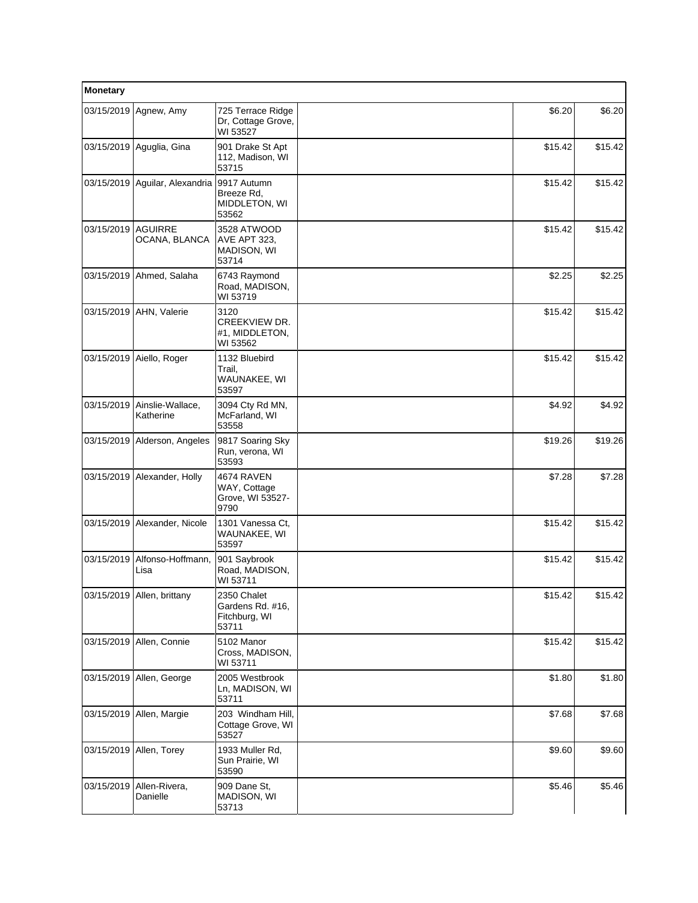| Monetary | | | | | |
|---|---|---|---|---|---|
| 03/15/2019 | Agnew, Amy | 725 Terrace Ridge Dr, Cottage Grove, WI 53527 | | $6.20 | $6.20 |
| 03/15/2019 | Aguglia, Gina | 901 Drake St Apt 112, Madison, WI 53715 | | $15.42 | $15.42 |
| 03/15/2019 | Aguilar, Alexandria | 9917 Autumn Breeze Rd, MIDDLETON, WI 53562 | | $15.42 | $15.42 |
| 03/15/2019 | AGUIRRE OCANA, BLANCA | 3528 ATWOOD AVE APT 323, MADISON, WI 53714 | | $15.42 | $15.42 |
| 03/15/2019 | Ahmed, Salaha | 6743 Raymond Road, MADISON, WI 53719 | | $2.25 | $2.25 |
| 03/15/2019 | AHN, Valerie | 3120 CREEKVIEW DR. #1, MIDDLETON, WI 53562 | | $15.42 | $15.42 |
| 03/15/2019 | Aiello, Roger | 1132 Bluebird Trail, WAUNAKEE, WI 53597 | | $15.42 | $15.42 |
| 03/15/2019 | Ainslie-Wallace, Katherine | 3094 Cty Rd MN, McFarland, WI 53558 | | $4.92 | $4.92 |
| 03/15/2019 | Alderson, Angeles | 9817 Soaring Sky Run, verona, WI 53593 | | $19.26 | $19.26 |
| 03/15/2019 | Alexander, Holly | 4674 RAVEN WAY, Cottage Grove, WI 53527-9790 | | $7.28 | $7.28 |
| 03/15/2019 | Alexander, Nicole | 1301 Vanessa Ct, WAUNAKEE, WI 53597 | | $15.42 | $15.42 |
| 03/15/2019 | Alfonso-Hoffmann, Lisa | 901 Saybrook Road, MADISON, WI 53711 | | $15.42 | $15.42 |
| 03/15/2019 | Allen, brittany | 2350 Chalet Gardens Rd. #16, Fitchburg, WI 53711 | | $15.42 | $15.42 |
| 03/15/2019 | Allen, Connie | 5102 Manor Cross, MADISON, WI 53711 | | $15.42 | $15.42 |
| 03/15/2019 | Allen, George | 2005 Westbrook Ln, MADISON, WI 53711 | | $1.80 | $1.80 |
| 03/15/2019 | Allen, Margie | 203 Windham Hill, Cottage Grove, WI 53527 | | $7.68 | $7.68 |
| 03/15/2019 | Allen, Torey | 1933 Muller Rd, Sun Prairie, WI 53590 | | $9.60 | $9.60 |
| 03/15/2019 | Allen-Rivera, Danielle | 909 Dane St, MADISON, WI 53713 | | $5.46 | $5.46 |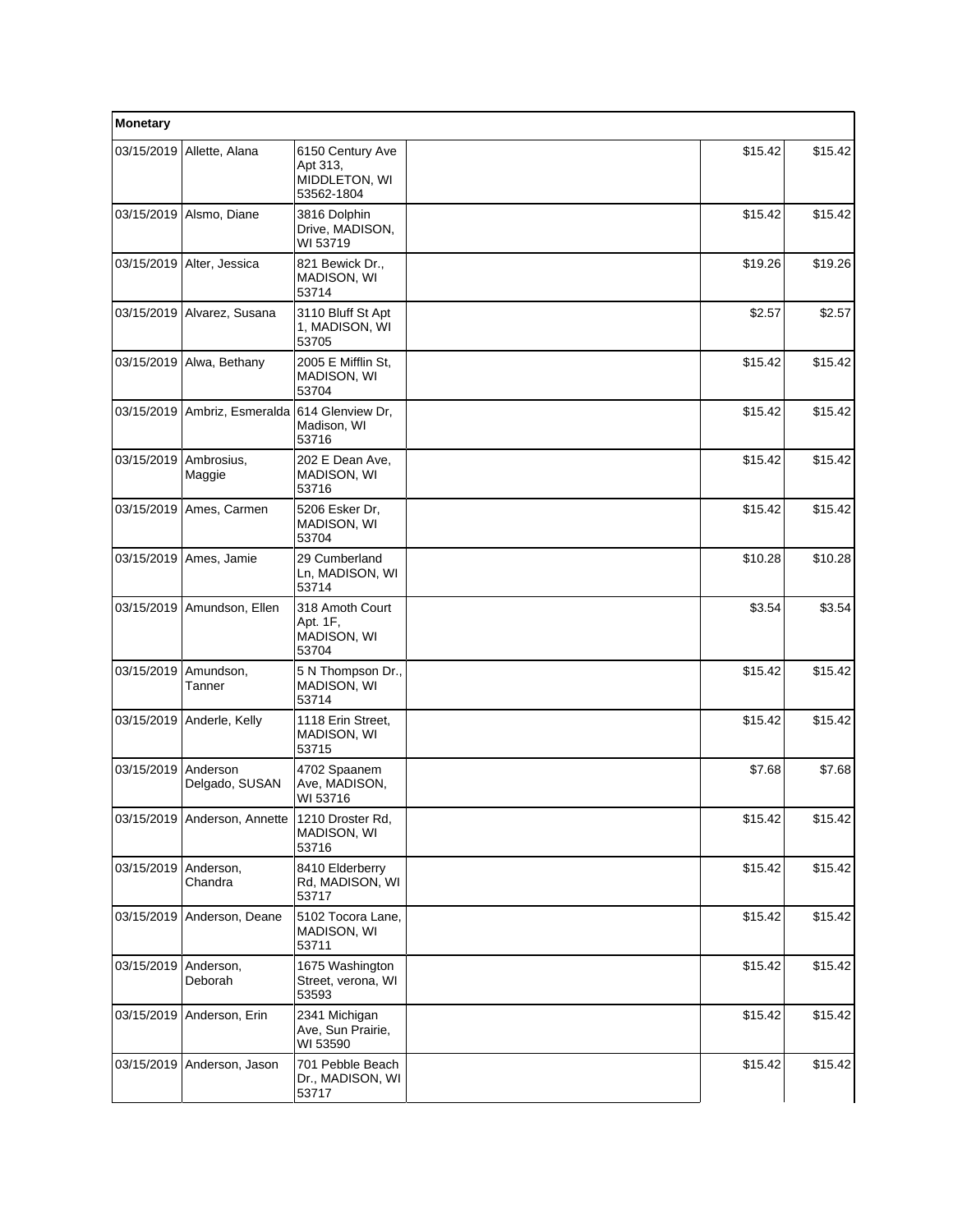| Monetary | | | | | |
|---|---|---|---|---|---|
| 03/15/2019 | Allette, Alana | 6150 Century Ave Apt 313, MIDDLETON, WI 53562-1804 | | $15.42 | $15.42 |
| 03/15/2019 | Alsmo, Diane | 3816 Dolphin Drive, MADISON, WI 53719 | | $15.42 | $15.42 |
| 03/15/2019 | Alter, Jessica | 821 Bewick Dr., MADISON, WI 53714 | | $19.26 | $19.26 |
| 03/15/2019 | Alvarez, Susana | 3110 Bluff St Apt 1, MADISON, WI 53705 | | $2.57 | $2.57 |
| 03/15/2019 | Alwa, Bethany | 2005 E Mifflin St, MADISON, WI 53704 | | $15.42 | $15.42 |
| 03/15/2019 | Ambriz, Esmeralda | 614 Glenview Dr, Madison, WI 53716 | | $15.42 | $15.42 |
| 03/15/2019 | Ambrosius, Maggie | 202 E Dean Ave, MADISON, WI 53716 | | $15.42 | $15.42 |
| 03/15/2019 | Ames, Carmen | 5206 Esker Dr, MADISON, WI 53704 | | $15.42 | $15.42 |
| 03/15/2019 | Ames, Jamie | 29 Cumberland Ln, MADISON, WI 53714 | | $10.28 | $10.28 |
| 03/15/2019 | Amundson, Ellen | 318 Amoth Court Apt. 1F, MADISON, WI 53704 | | $3.54 | $3.54 |
| 03/15/2019 | Amundson, Tanner | 5 N Thompson Dr., MADISON, WI 53714 | | $15.42 | $15.42 |
| 03/15/2019 | Anderle, Kelly | 1118 Erin Street, MADISON, WI 53715 | | $15.42 | $15.42 |
| 03/15/2019 | Anderson Delgado, SUSAN | 4702 Spaanem Ave, MADISON, WI 53716 | | $7.68 | $7.68 |
| 03/15/2019 | Anderson, Annette | 1210 Droster Rd, MADISON, WI 53716 | | $15.42 | $15.42 |
| 03/15/2019 | Anderson, Chandra | 8410 Elderberry Rd, MADISON, WI 53717 | | $15.42 | $15.42 |
| 03/15/2019 | Anderson, Deane | 5102 Tocora Lane, MADISON, WI 53711 | | $15.42 | $15.42 |
| 03/15/2019 | Anderson, Deborah | 1675 Washington Street, verona, WI 53593 | | $15.42 | $15.42 |
| 03/15/2019 | Anderson, Erin | 2341 Michigan Ave, Sun Prairie, WI 53590 | | $15.42 | $15.42 |
| 03/15/2019 | Anderson, Jason | 701 Pebble Beach Dr., MADISON, WI 53717 | | $15.42 | $15.42 |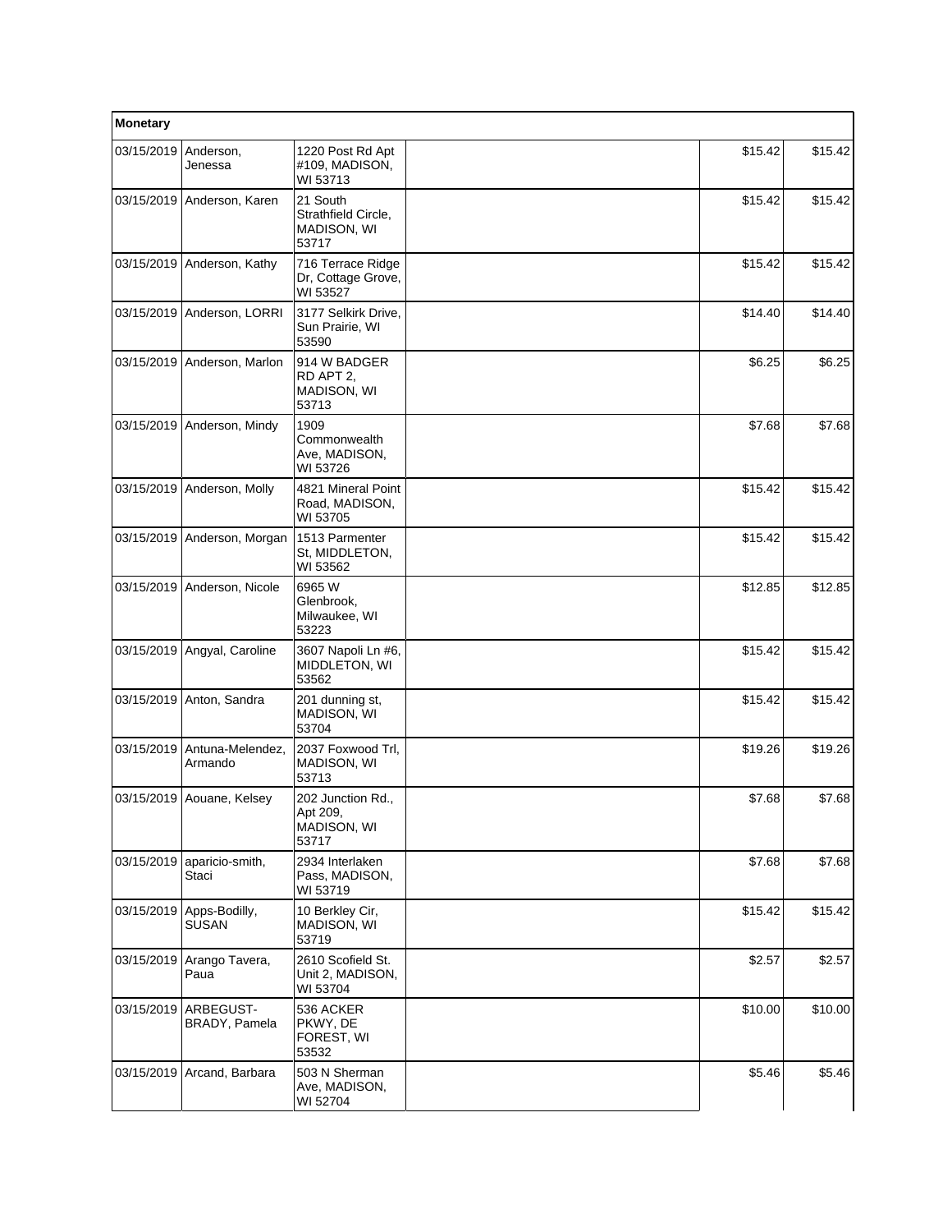| Monetary | | | | | |
|---|---|---|---|---|---|
| 03/15/2019 | Anderson, Jenessa | 1220 Post Rd Apt #109, MADISON, WI 53713 | | $15.42 | $15.42 |
| 03/15/2019 | Anderson, Karen | 21 South Strathfield Circle, MADISON, WI 53717 | | $15.42 | $15.42 |
| 03/15/2019 | Anderson, Kathy | 716 Terrace Ridge Dr, Cottage Grove, WI 53527 | | $15.42 | $15.42 |
| 03/15/2019 | Anderson, LORRI | 3177 Selkirk Drive, Sun Prairie, WI 53590 | | $14.40 | $14.40 |
| 03/15/2019 | Anderson, Marlon | 914 W BADGER RD APT 2, MADISON, WI 53713 | | $6.25 | $6.25 |
| 03/15/2019 | Anderson, Mindy | 1909 Commonwealth Ave, MADISON, WI 53726 | | $7.68 | $7.68 |
| 03/15/2019 | Anderson, Molly | 4821 Mineral Point Road, MADISON, WI 53705 | | $15.42 | $15.42 |
| 03/15/2019 | Anderson, Morgan | 1513 Parmenter St, MIDDLETON, WI 53562 | | $15.42 | $15.42 |
| 03/15/2019 | Anderson, Nicole | 6965 W Glenbrook, Milwaukee, WI 53223 | | $12.85 | $12.85 |
| 03/15/2019 | Angyal, Caroline | 3607 Napoli Ln #6, MIDDLETON, WI 53562 | | $15.42 | $15.42 |
| 03/15/2019 | Anton, Sandra | 201 dunning st, MADISON, WI 53704 | | $15.42 | $15.42 |
| 03/15/2019 | Antuna-Melendez, Armando | 2037 Foxwood Trl, MADISON, WI 53713 | | $19.26 | $19.26 |
| 03/15/2019 | Aouane, Kelsey | 202 Junction Rd., Apt 209, MADISON, WI 53717 | | $7.68 | $7.68 |
| 03/15/2019 | aparicio-smith, Staci | 2934 Interlaken Pass, MADISON, WI 53719 | | $7.68 | $7.68 |
| 03/15/2019 | Apps-Bodilly, SUSAN | 10 Berkley Cir, MADISON, WI 53719 | | $15.42 | $15.42 |
| 03/15/2019 | Arango Tavera, Paua | 2610 Scofield St. Unit 2, MADISON, WI 53704 | | $2.57 | $2.57 |
| 03/15/2019 | ARBEGUST-BRADY, Pamela | 536 ACKER PKWY, DE FOREST, WI 53532 | | $10.00 | $10.00 |
| 03/15/2019 | Arcand, Barbara | 503 N Sherman Ave, MADISON, WI 52704 | | $5.46 | $5.46 |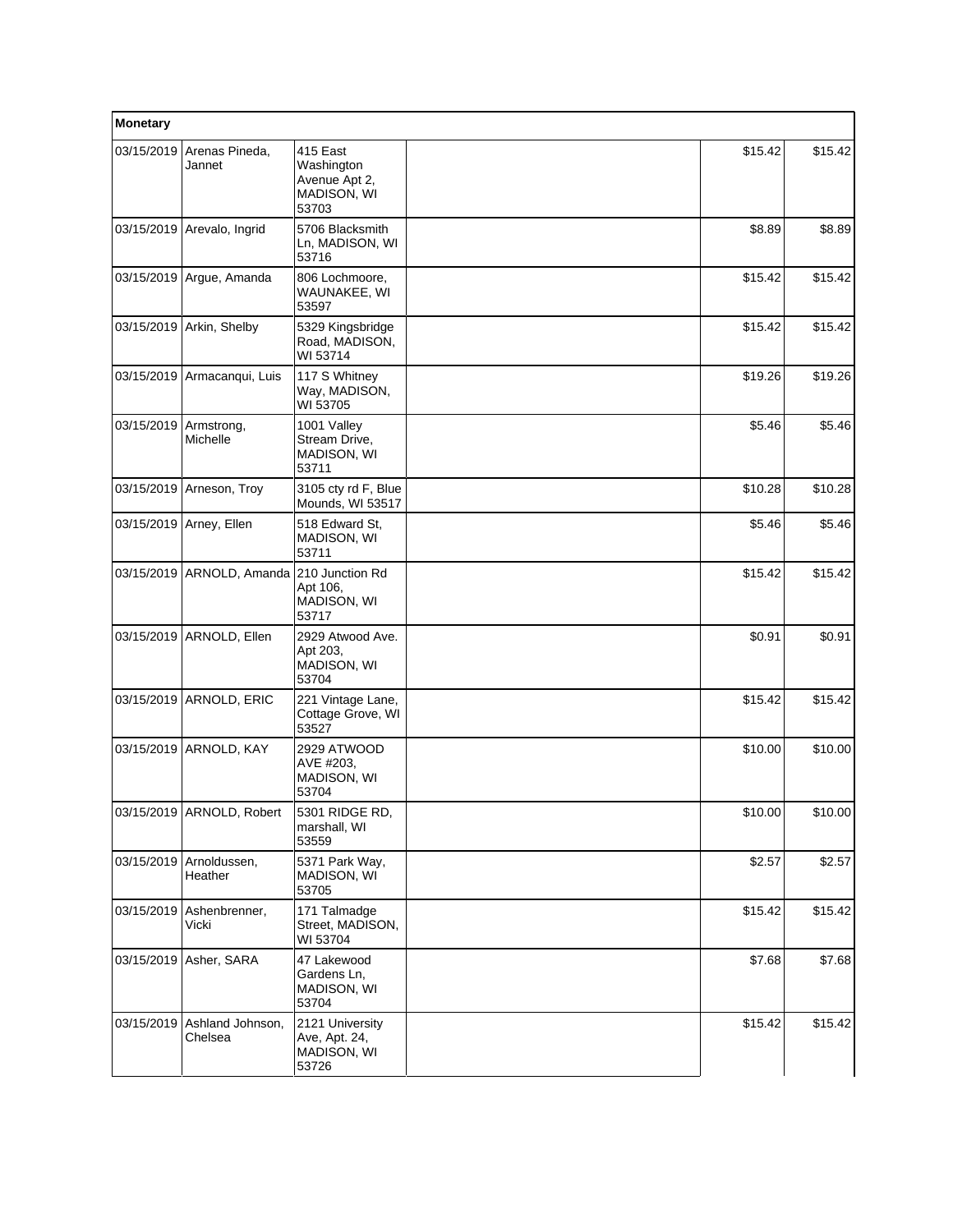| Monetary | | | | | |
|---|---|---|---|---|---|
| 03/15/2019 | Arenas Pineda, Jannet | 415 East Washington Avenue Apt 2, MADISON, WI 53703 | | $15.42 | $15.42 |
| 03/15/2019 | Arevalo, Ingrid | 5706 Blacksmith Ln, MADISON, WI 53716 | | $8.89 | $8.89 |
| 03/15/2019 | Argue, Amanda | 806 Lochmoore, WAUNAKEE, WI 53597 | | $15.42 | $15.42 |
| 03/15/2019 | Arkin, Shelby | 5329 Kingsbridge Road, MADISON, WI 53714 | | $15.42 | $15.42 |
| 03/15/2019 | Armacanqui, Luis | 117 S Whitney Way, MADISON, WI 53705 | | $19.26 | $19.26 |
| 03/15/2019 | Armstrong, Michelle | 1001 Valley Stream Drive, MADISON, WI 53711 | | $5.46 | $5.46 |
| 03/15/2019 | Arneson, Troy | 3105 cty rd F, Blue Mounds, WI 53517 | | $10.28 | $10.28 |
| 03/15/2019 | Arney, Ellen | 518 Edward St, MADISON, WI 53711 | | $5.46 | $5.46 |
| 03/15/2019 | ARNOLD, Amanda | 210 Junction Rd Apt 106, MADISON, WI 53717 | | $15.42 | $15.42 |
| 03/15/2019 | ARNOLD, Ellen | 2929 Atwood Ave. Apt 203, MADISON, WI 53704 | | $0.91 | $0.91 |
| 03/15/2019 | ARNOLD, ERIC | 221 Vintage Lane, Cottage Grove, WI 53527 | | $15.42 | $15.42 |
| 03/15/2019 | ARNOLD, KAY | 2929 ATWOOD AVE #203, MADISON, WI 53704 | | $10.00 | $10.00 |
| 03/15/2019 | ARNOLD, Robert | 5301 RIDGE RD, marshall, WI 53559 | | $10.00 | $10.00 |
| 03/15/2019 | Arnoldussen, Heather | 5371 Park Way, MADISON, WI 53705 | | $2.57 | $2.57 |
| 03/15/2019 | Ashenbrenner, Vicki | 171 Talmadge Street, MADISON, WI 53704 | | $15.42 | $15.42 |
| 03/15/2019 | Asher, SARA | 47 Lakewood Gardens Ln, MADISON, WI 53704 | | $7.68 | $7.68 |
| 03/15/2019 | Ashland Johnson, Chelsea | 2121 University Ave, Apt. 24, MADISON, WI 53726 | | $15.42 | $15.42 |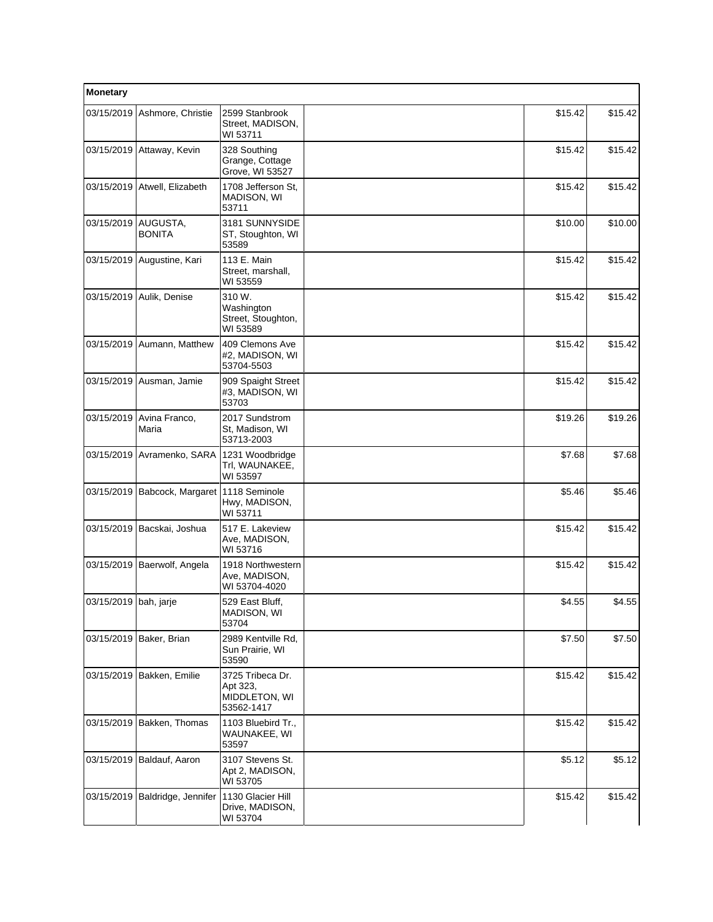| Monetary | | | | | |
|---|---|---|---|---|---|
| 03/15/2019 | Ashmore, Christie | 2599 Stanbrook Street, MADISON, WI 53711 | | $15.42 | $15.42 |
| 03/15/2019 | Attaway, Kevin | 328 Southing Grange, Cottage Grove, WI 53527 | | $15.42 | $15.42 |
| 03/15/2019 | Atwell, Elizabeth | 1708 Jefferson St, MADISON, WI 53711 | | $15.42 | $15.42 |
| 03/15/2019 | AUGUSTA, BONITA | 3181 SUNNYSIDE ST, Stoughton, WI 53589 | | $10.00 | $10.00 |
| 03/15/2019 | Augustine, Kari | 113 E. Main Street, marshall, WI 53559 | | $15.42 | $15.42 |
| 03/15/2019 | Aulik, Denise | 310 W. Washington Street, Stoughton, WI 53589 | | $15.42 | $15.42 |
| 03/15/2019 | Aumann, Matthew | 409 Clemons Ave #2, MADISON, WI 53704-5503 | | $15.42 | $15.42 |
| 03/15/2019 | Ausman, Jamie | 909 Spaight Street #3, MADISON, WI 53703 | | $15.42 | $15.42 |
| 03/15/2019 | Avina Franco, Maria | 2017 Sundstrom St, Madison, WI 53713-2003 | | $19.26 | $19.26 |
| 03/15/2019 | Avramenko, SARA | 1231 Woodbridge Trl, WAUNAKEE, WI 53597 | | $7.68 | $7.68 |
| 03/15/2019 | Babcock, Margaret | 1118 Seminole Hwy, MADISON, WI 53711 | | $5.46 | $5.46 |
| 03/15/2019 | Bacskai, Joshua | 517 E. Lakeview Ave, MADISON, WI 53716 | | $15.42 | $15.42 |
| 03/15/2019 | Baerwolf, Angela | 1918 Northwestern Ave, MADISON, WI 53704-4020 | | $15.42 | $15.42 |
| 03/15/2019 | bah, jarje | 529 East Bluff, MADISON, WI 53704 | | $4.55 | $4.55 |
| 03/15/2019 | Baker, Brian | 2989 Kentville Rd, Sun Prairie, WI 53590 | | $7.50 | $7.50 |
| 03/15/2019 | Bakken, Emilie | 3725 Tribeca Dr. Apt 323, MIDDLETON, WI 53562-1417 | | $15.42 | $15.42 |
| 03/15/2019 | Bakken, Thomas | 1103 Bluebird Tr., WAUNAKEE, WI 53597 | | $15.42 | $15.42 |
| 03/15/2019 | Baldauf, Aaron | 3107 Stevens St. Apt 2, MADISON, WI 53705 | | $5.12 | $5.12 |
| 03/15/2019 | Baldridge, Jennifer | 1130 Glacier Hill Drive, MADISON, WI 53704 | | $15.42 | $15.42 |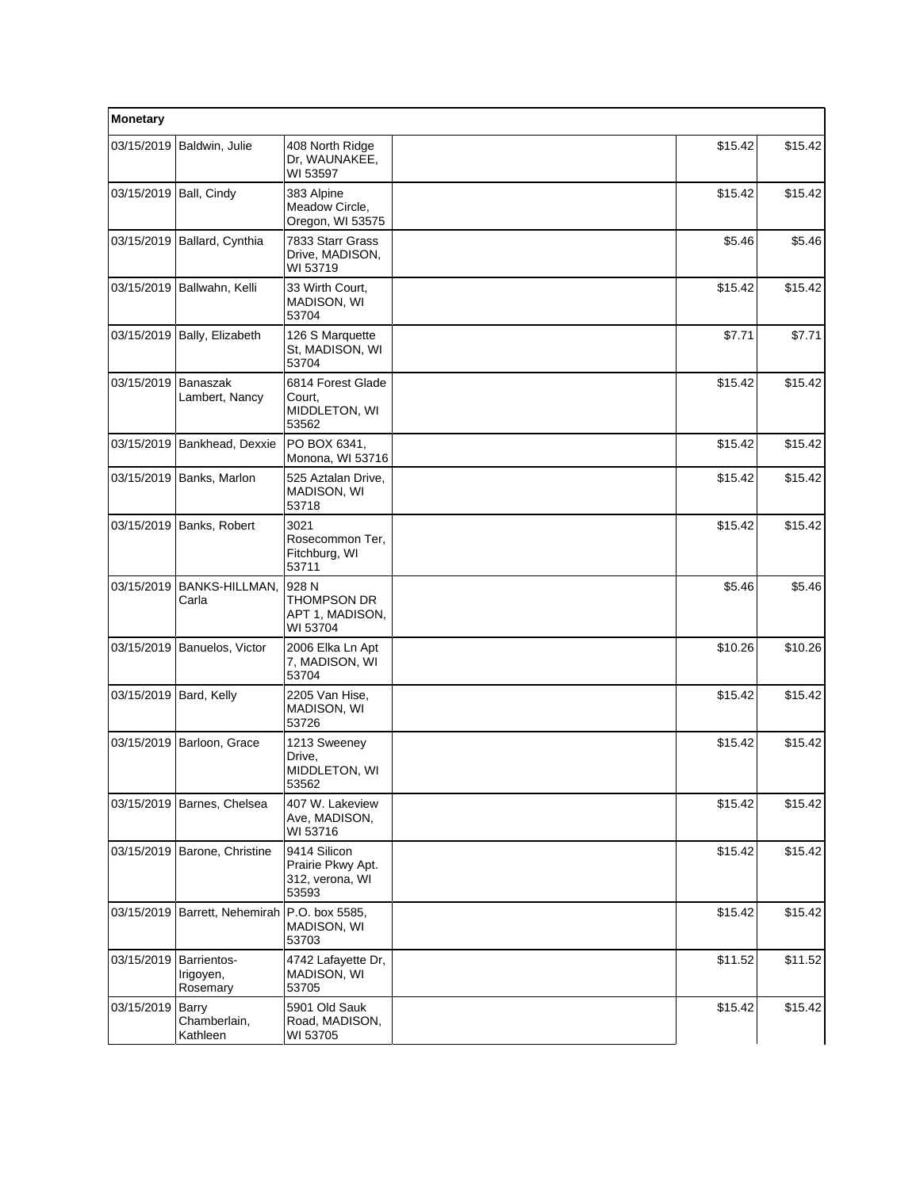| Monetary | | | | | |
|---|---|---|---|---|---|
| 03/15/2019 | Baldwin, Julie | 408 North Ridge Dr, WAUNAKEE, WI 53597 | | $15.42 | $15.42 |
| 03/15/2019 | Ball, Cindy | 383 Alpine Meadow Circle, Oregon, WI 53575 | | $15.42 | $15.42 |
| 03/15/2019 | Ballard, Cynthia | 7833 Starr Grass Drive, MADISON, WI 53719 | | $5.46 | $5.46 |
| 03/15/2019 | Ballwahn, Kelli | 33 Wirth Court, MADISON, WI 53704 | | $15.42 | $15.42 |
| 03/15/2019 | Bally, Elizabeth | 126 S Marquette St, MADISON, WI 53704 | | $7.71 | $7.71 |
| 03/15/2019 | Banaszak Lambert, Nancy | 6814 Forest Glade Court, MIDDLETON, WI 53562 | | $15.42 | $15.42 |
| 03/15/2019 | Bankhead, Dexxie | PO BOX 6341, Monona, WI 53716 | | $15.42 | $15.42 |
| 03/15/2019 | Banks, Marlon | 525 Aztalan Drive, MADISON, WI 53718 | | $15.42 | $15.42 |
| 03/15/2019 | Banks, Robert | 3021 Rosecommon Ter, Fitchburg, WI 53711 | | $15.42 | $15.42 |
| 03/15/2019 | BANKS-HILLMAN, Carla | 928 N THOMPSON DR APT 1, MADISON, WI 53704 | | $5.46 | $5.46 |
| 03/15/2019 | Banuelos, Victor | 2006 Elka Ln Apt 7, MADISON, WI 53704 | | $10.26 | $10.26 |
| 03/15/2019 | Bard, Kelly | 2205 Van Hise, MADISON, WI 53726 | | $15.42 | $15.42 |
| 03/15/2019 | Barloon, Grace | 1213 Sweeney Drive, MIDDLETON, WI 53562 | | $15.42 | $15.42 |
| 03/15/2019 | Barnes, Chelsea | 407 W. Lakeview Ave, MADISON, WI 53716 | | $15.42 | $15.42 |
| 03/15/2019 | Barone, Christine | 9414 Silicon Prairie Pkwy Apt. 312, verona, WI 53593 | | $15.42 | $15.42 |
| 03/15/2019 | Barrett, Nehemirah | P.O. box 5585, MADISON, WI 53703 | | $15.42 | $15.42 |
| 03/15/2019 | Barrientos-Irigoyen, Rosemary | 4742 Lafayette Dr, MADISON, WI 53705 | | $11.52 | $11.52 |
| 03/15/2019 | Barry Chamberlain, Kathleen | 5901 Old Sauk Road, MADISON, WI 53705 | | $15.42 | $15.42 |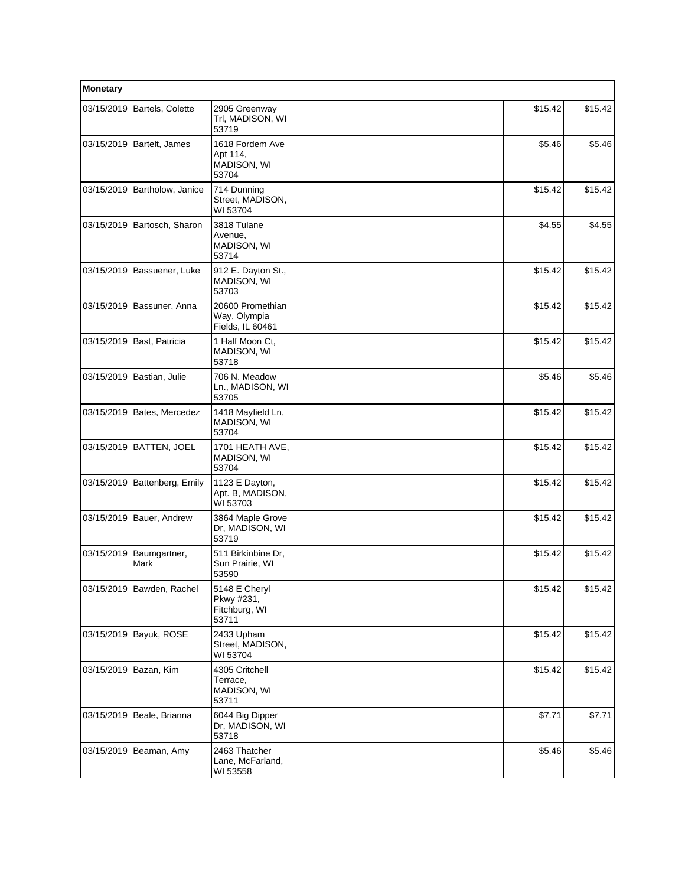| Monetary | | | | | |
|---|---|---|---|---|---|
| 03/15/2019 | Bartels, Colette | 2905 Greenway Trl, MADISON, WI 53719 | | $15.42 | $15.42 |
| 03/15/2019 | Bartelt, James | 1618 Fordem Ave Apt 114, MADISON, WI 53704 | | $5.46 | $5.46 |
| 03/15/2019 | Bartholow, Janice | 714 Dunning Street, MADISON, WI 53704 | | $15.42 | $15.42 |
| 03/15/2019 | Bartosch, Sharon | 3818 Tulane Avenue, MADISON, WI 53714 | | $4.55 | $4.55 |
| 03/15/2019 | Bassuener, Luke | 912 E. Dayton St., MADISON, WI 53703 | | $15.42 | $15.42 |
| 03/15/2019 | Bassuner, Anna | 20600 Promethian Way, Olympia Fields, IL 60461 | | $15.42 | $15.42 |
| 03/15/2019 | Bast, Patricia | 1 Half Moon Ct, MADISON, WI 53718 | | $15.42 | $15.42 |
| 03/15/2019 | Bastian, Julie | 706 N. Meadow Ln., MADISON, WI 53705 | | $5.46 | $5.46 |
| 03/15/2019 | Bates, Mercedez | 1418 Mayfield Ln, MADISON, WI 53704 | | $15.42 | $15.42 |
| 03/15/2019 | BATTEN, JOEL | 1701 HEATH AVE, MADISON, WI 53704 | | $15.42 | $15.42 |
| 03/15/2019 | Battenberg, Emily | 1123 E Dayton, Apt. B, MADISON, WI 53703 | | $15.42 | $15.42 |
| 03/15/2019 | Bauer, Andrew | 3864 Maple Grove Dr, MADISON, WI 53719 | | $15.42 | $15.42 |
| 03/15/2019 | Baumgartner, Mark | 511 Birkinbine Dr, Sun Prairie, WI 53590 | | $15.42 | $15.42 |
| 03/15/2019 | Bawden, Rachel | 5148 E Cheryl Pkwy #231, Fitchburg, WI 53711 | | $15.42 | $15.42 |
| 03/15/2019 | Bayuk, ROSE | 2433 Upham Street, MADISON, WI 53704 | | $15.42 | $15.42 |
| 03/15/2019 | Bazan, Kim | 4305 Critchell Terrace, MADISON, WI 53711 | | $15.42 | $15.42 |
| 03/15/2019 | Beale, Brianna | 6044 Big Dipper Dr, MADISON, WI 53718 | | $7.71 | $7.71 |
| 03/15/2019 | Beaman, Amy | 2463 Thatcher Lane, McFarland, WI 53558 | | $5.46 | $5.46 |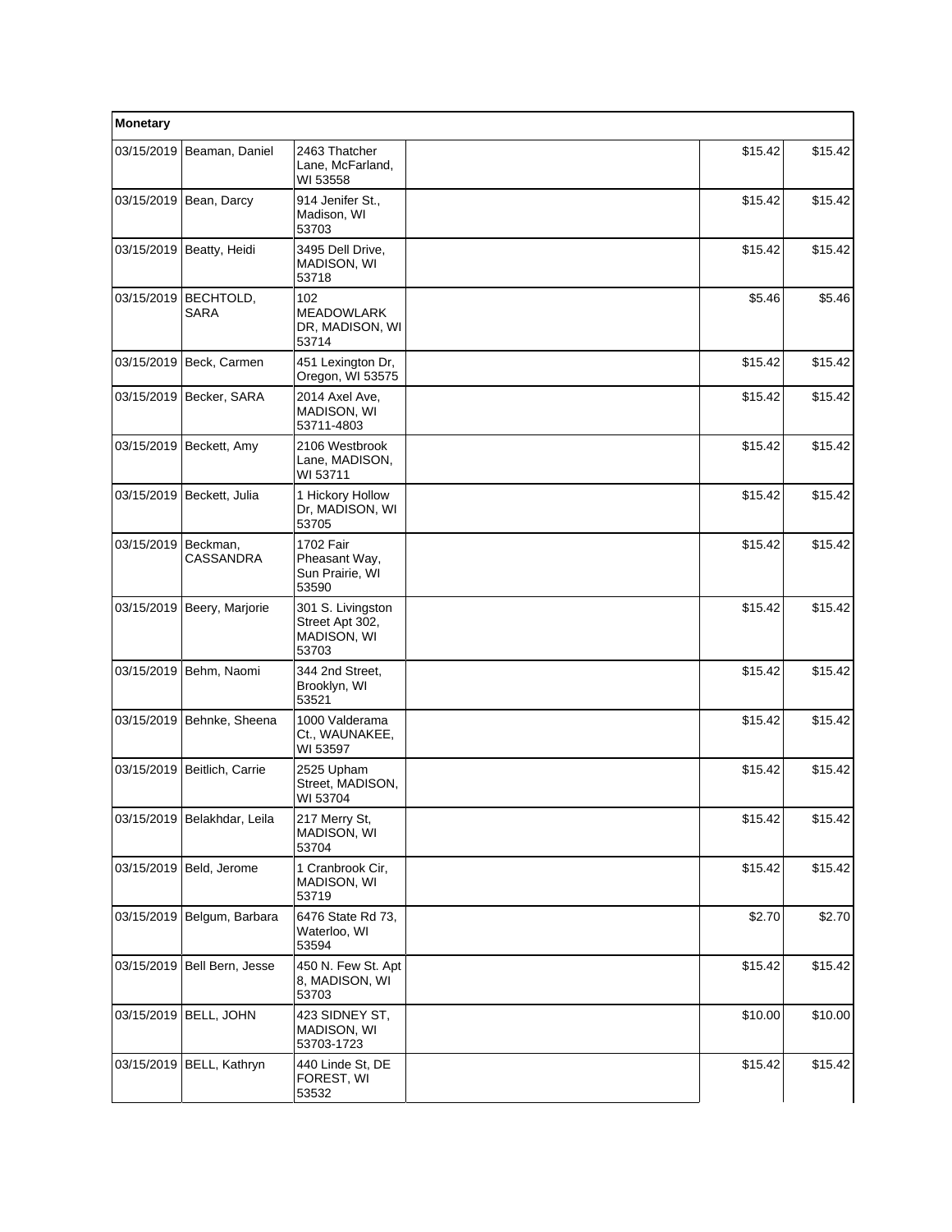| Monetary | | | | | |
|---|---|---|---|---|---|
| 03/15/2019 | Beaman, Daniel | 2463 Thatcher Lane, McFarland, WI 53558 | | $15.42 | $15.42 |
| 03/15/2019 | Bean, Darcy | 914 Jenifer St., Madison, WI 53703 | | $15.42 | $15.42 |
| 03/15/2019 | Beatty, Heidi | 3495 Dell Drive, MADISON, WI 53718 | | $15.42 | $15.42 |
| 03/15/2019 | BECHTOLD, SARA | 102 MEADOWLARK DR, MADISON, WI 53714 | | $5.46 | $5.46 |
| 03/15/2019 | Beck, Carmen | 451 Lexington Dr, Oregon, WI 53575 | | $15.42 | $15.42 |
| 03/15/2019 | Becker, SARA | 2014 Axel Ave, MADISON, WI 53711-4803 | | $15.42 | $15.42 |
| 03/15/2019 | Beckett, Amy | 2106 Westbrook Lane, MADISON, WI 53711 | | $15.42 | $15.42 |
| 03/15/2019 | Beckett, Julia | 1 Hickory Hollow Dr, MADISON, WI 53705 | | $15.42 | $15.42 |
| 03/15/2019 | Beckman, CASSANDRA | 1702 Fair Pheasant Way, Sun Prairie, WI 53590 | | $15.42 | $15.42 |
| 03/15/2019 | Beery, Marjorie | 301 S. Livingston Street Apt 302, MADISON, WI 53703 | | $15.42 | $15.42 |
| 03/15/2019 | Behm, Naomi | 344 2nd Street, Brooklyn, WI 53521 | | $15.42 | $15.42 |
| 03/15/2019 | Behnke, Sheena | 1000 Valderama Ct., WAUNAKEE, WI 53597 | | $15.42 | $15.42 |
| 03/15/2019 | Beitlich, Carrie | 2525 Upham Street, MADISON, WI 53704 | | $15.42 | $15.42 |
| 03/15/2019 | Belakhdar, Leila | 217 Merry St, MADISON, WI 53704 | | $15.42 | $15.42 |
| 03/15/2019 | Beld, Jerome | 1 Cranbrook Cir, MADISON, WI 53719 | | $15.42 | $15.42 |
| 03/15/2019 | Belgum, Barbara | 6476 State Rd 73, Waterloo, WI 53594 | | $2.70 | $2.70 |
| 03/15/2019 | Bell Bern, Jesse | 450 N. Few St. Apt 8, MADISON, WI 53703 | | $15.42 | $15.42 |
| 03/15/2019 | BELL, JOHN | 423 SIDNEY ST, MADISON, WI 53703-1723 | | $10.00 | $10.00 |
| 03/15/2019 | BELL, Kathryn | 440 Linde St, DE FOREST, WI 53532 | | $15.42 | $15.42 |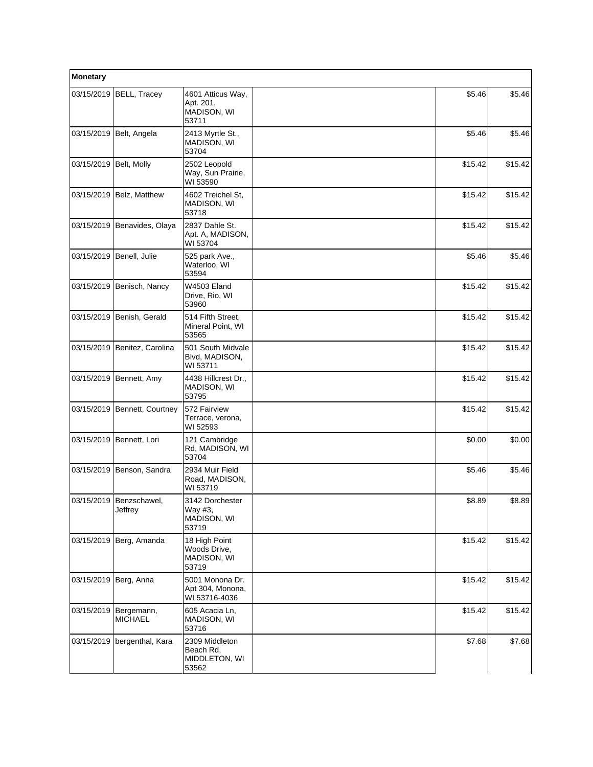| Monetary | | | | | |
|---|---|---|---|---|---|
| 03/15/2019 | BELL, Tracey | 4601 Atticus Way, Apt. 201, MADISON, WI 53711 | | $5.46 | $5.46 |
| 03/15/2019 | Belt, Angela | 2413 Myrtle St., MADISON, WI 53704 | | $5.46 | $5.46 |
| 03/15/2019 | Belt, Molly | 2502 Leopold Way, Sun Prairie, WI 53590 | | $15.42 | $15.42 |
| 03/15/2019 | Belz, Matthew | 4602 Treichel St, MADISON, WI 53718 | | $15.42 | $15.42 |
| 03/15/2019 | Benavides, Olaya | 2837 Dahle St. Apt. A, MADISON, WI 53704 | | $15.42 | $15.42 |
| 03/15/2019 | Benell, Julie | 525 park Ave., Waterloo, WI 53594 | | $5.46 | $5.46 |
| 03/15/2019 | Benisch, Nancy | W4503 Eland Drive, Rio, WI 53960 | | $15.42 | $15.42 |
| 03/15/2019 | Benish, Gerald | 514 Fifth Street, Mineral Point, WI 53565 | | $15.42 | $15.42 |
| 03/15/2019 | Benitez, Carolina | 501 South Midvale Blvd, MADISON, WI 53711 | | $15.42 | $15.42 |
| 03/15/2019 | Bennett, Amy | 4438 Hillcrest Dr., MADISON, WI 53795 | | $15.42 | $15.42 |
| 03/15/2019 | Bennett, Courtney | 572 Fairview Terrace, verona, WI 52593 | | $15.42 | $15.42 |
| 03/15/2019 | Bennett, Lori | 121 Cambridge Rd, MADISON, WI 53704 | | $0.00 | $0.00 |
| 03/15/2019 | Benson, Sandra | 2934 Muir Field Road, MADISON, WI 53719 | | $5.46 | $5.46 |
| 03/15/2019 | Benzschawel, Jeffrey | 3142 Dorchester Way #3, MADISON, WI 53719 | | $8.89 | $8.89 |
| 03/15/2019 | Berg, Amanda | 18 High Point Woods Drive, MADISON, WI 53719 | | $15.42 | $15.42 |
| 03/15/2019 | Berg, Anna | 5001 Monona Dr. Apt 304, Monona, WI 53716-4036 | | $15.42 | $15.42 |
| 03/15/2019 | Bergemann, MICHAEL | 605 Acacia Ln, MADISON, WI 53716 | | $15.42 | $15.42 |
| 03/15/2019 | bergenthal, Kara | 2309 Middleton Beach Rd, MIDDLETON, WI 53562 | | $7.68 | $7.68 |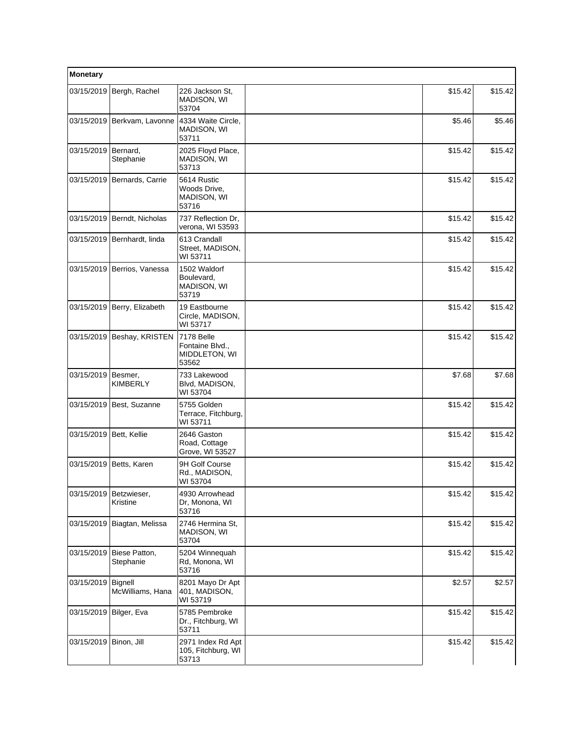| Monetary | | | | | |
|---|---|---|---|---|---|
| 03/15/2019 | Bergh, Rachel | 226 Jackson St, MADISON, WI 53704 | | $15.42 | $15.42 |
| 03/15/2019 | Berkvam, Lavonne | 4334 Waite Circle, MADISON, WI 53711 | | $5.46 | $5.46 |
| 03/15/2019 | Bernard, Stephanie | 2025 Floyd Place, MADISON, WI 53713 | | $15.42 | $15.42 |
| 03/15/2019 | Bernards, Carrie | 5614 Rustic Woods Drive, MADISON, WI 53716 | | $15.42 | $15.42 |
| 03/15/2019 | Berndt, Nicholas | 737 Reflection Dr, verona, WI 53593 | | $15.42 | $15.42 |
| 03/15/2019 | Bernhardt, linda | 613 Crandall Street, MADISON, WI 53711 | | $15.42 | $15.42 |
| 03/15/2019 | Berrios, Vanessa | 1502 Waldorf Boulevard, MADISON, WI 53719 | | $15.42 | $15.42 |
| 03/15/2019 | Berry, Elizabeth | 19 Eastbourne Circle, MADISON, WI 53717 | | $15.42 | $15.42 |
| 03/15/2019 | Beshay, KRISTEN | 7178 Belle Fontaine Blvd., MIDDLETON, WI 53562 | | $15.42 | $15.42 |
| 03/15/2019 | Besmer, KIMBERLY | 733 Lakewood Blvd, MADISON, WI 53704 | | $7.68 | $7.68 |
| 03/15/2019 | Best, Suzanne | 5755 Golden Terrace, Fitchburg, WI 53711 | | $15.42 | $15.42 |
| 03/15/2019 | Bett, Kellie | 2646 Gaston Road, Cottage Grove, WI 53527 | | $15.42 | $15.42 |
| 03/15/2019 | Betts, Karen | 9H Golf Course Rd., MADISON, WI 53704 | | $15.42 | $15.42 |
| 03/15/2019 | Betzwieser, Kristine | 4930 Arrowhead Dr, Monona, WI 53716 | | $15.42 | $15.42 |
| 03/15/2019 | Biagtan, Melissa | 2746 Hermina St, MADISON, WI 53704 | | $15.42 | $15.42 |
| 03/15/2019 | Biese Patton, Stephanie | 5204 Winnequah Rd, Monona, WI 53716 | | $15.42 | $15.42 |
| 03/15/2019 | Bignell McWilliams, Hana | 8201 Mayo Dr Apt 401, MADISON, WI 53719 | | $2.57 | $2.57 |
| 03/15/2019 | Bilger, Eva | 5785 Pembroke Dr., Fitchburg, WI 53711 | | $15.42 | $15.42 |
| 03/15/2019 | Binon, Jill | 2971 Index Rd Apt 105, Fitchburg, WI 53713 | | $15.42 | $15.42 |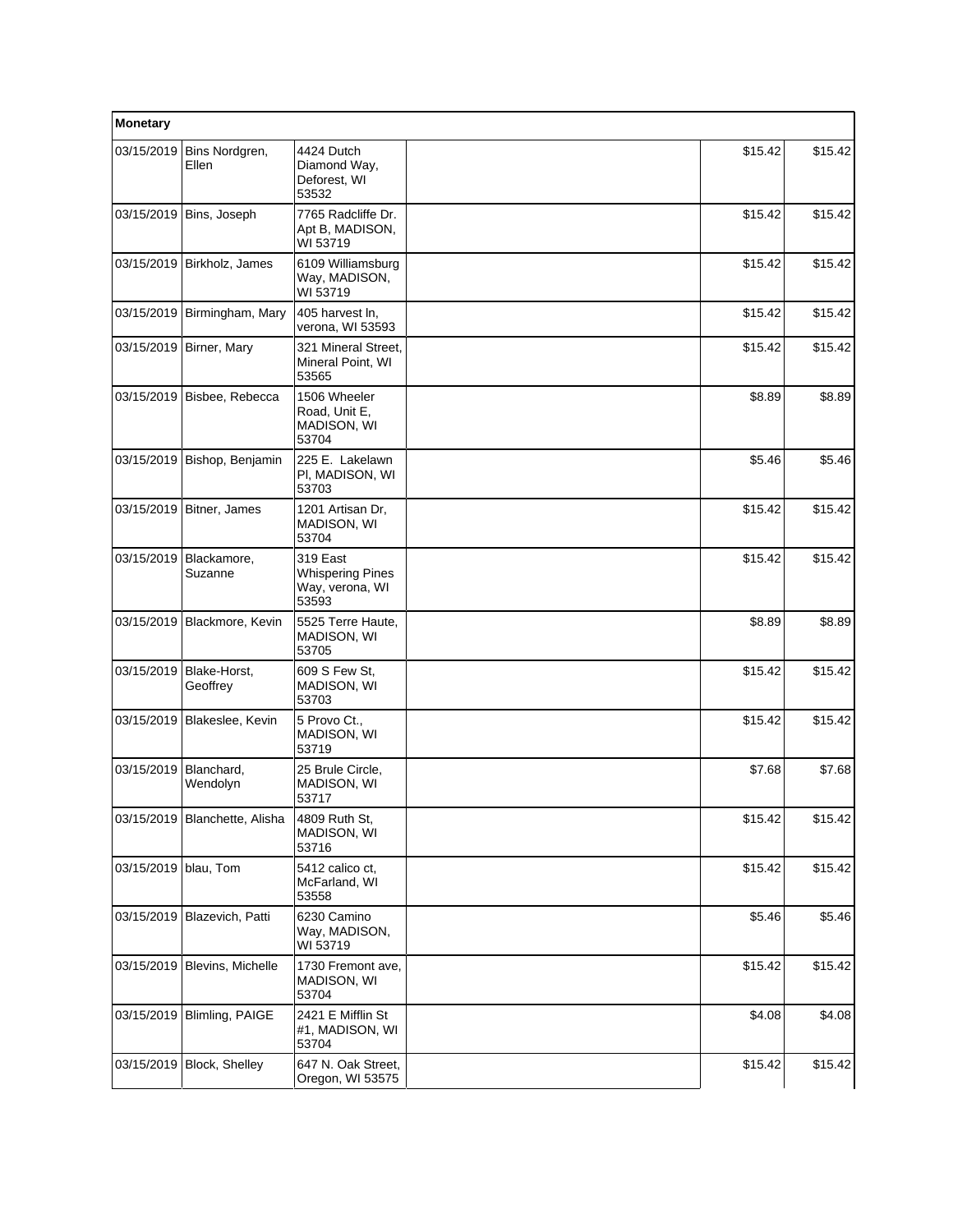| Monetary | | | | | |
|---|---|---|---|---|---|
| 03/15/2019 | Bins Nordgren, Ellen | 4424 Dutch Diamond Way, Deforest, WI 53532 | | $15.42 | $15.42 |
| 03/15/2019 | Bins, Joseph | 7765 Radcliffe Dr. Apt B, MADISON, WI 53719 | | $15.42 | $15.42 |
| 03/15/2019 | Birkholz, James | 6109 Williamsburg Way, MADISON, WI 53719 | | $15.42 | $15.42 |
| 03/15/2019 | Birmingham, Mary | 405 harvest ln, verona, WI 53593 | | $15.42 | $15.42 |
| 03/15/2019 | Birner, Mary | 321 Mineral Street, Mineral Point, WI 53565 | | $15.42 | $15.42 |
| 03/15/2019 | Bisbee, Rebecca | 1506 Wheeler Road, Unit E, MADISON, WI 53704 | | $8.89 | $8.89 |
| 03/15/2019 | Bishop, Benjamin | 225 E. Lakelawn Pl, MADISON, WI 53703 | | $5.46 | $5.46 |
| 03/15/2019 | Bitner, James | 1201 Artisan Dr, MADISON, WI 53704 | | $15.42 | $15.42 |
| 03/15/2019 | Blackamore, Suzanne | 319 East Whispering Pines Way, verona, WI 53593 | | $15.42 | $15.42 |
| 03/15/2019 | Blackmore, Kevin | 5525 Terre Haute, MADISON, WI 53705 | | $8.89 | $8.89 |
| 03/15/2019 | Blake-Horst, Geoffrey | 609 S Few St, MADISON, WI 53703 | | $15.42 | $15.42 |
| 03/15/2019 | Blakeslee, Kevin | 5 Provo Ct., MADISON, WI 53719 | | $15.42 | $15.42 |
| 03/15/2019 | Blanchard, Wendolyn | 25 Brule Circle, MADISON, WI 53717 | | $7.68 | $7.68 |
| 03/15/2019 | Blanchette, Alisha | 4809 Ruth St, MADISON, WI 53716 | | $15.42 | $15.42 |
| 03/15/2019 | blau, Tom | 5412 calico ct, McFarland, WI 53558 | | $15.42 | $15.42 |
| 03/15/2019 | Blazevich, Patti | 6230 Camino Way, MADISON, WI 53719 | | $5.46 | $5.46 |
| 03/15/2019 | Blevins, Michelle | 1730 Fremont ave, MADISON, WI 53704 | | $15.42 | $15.42 |
| 03/15/2019 | Blimling, PAIGE | 2421 E Mifflin St #1, MADISON, WI 53704 | | $4.08 | $4.08 |
| 03/15/2019 | Block, Shelley | 647 N. Oak Street, Oregon, WI 53575 | | $15.42 | $15.42 |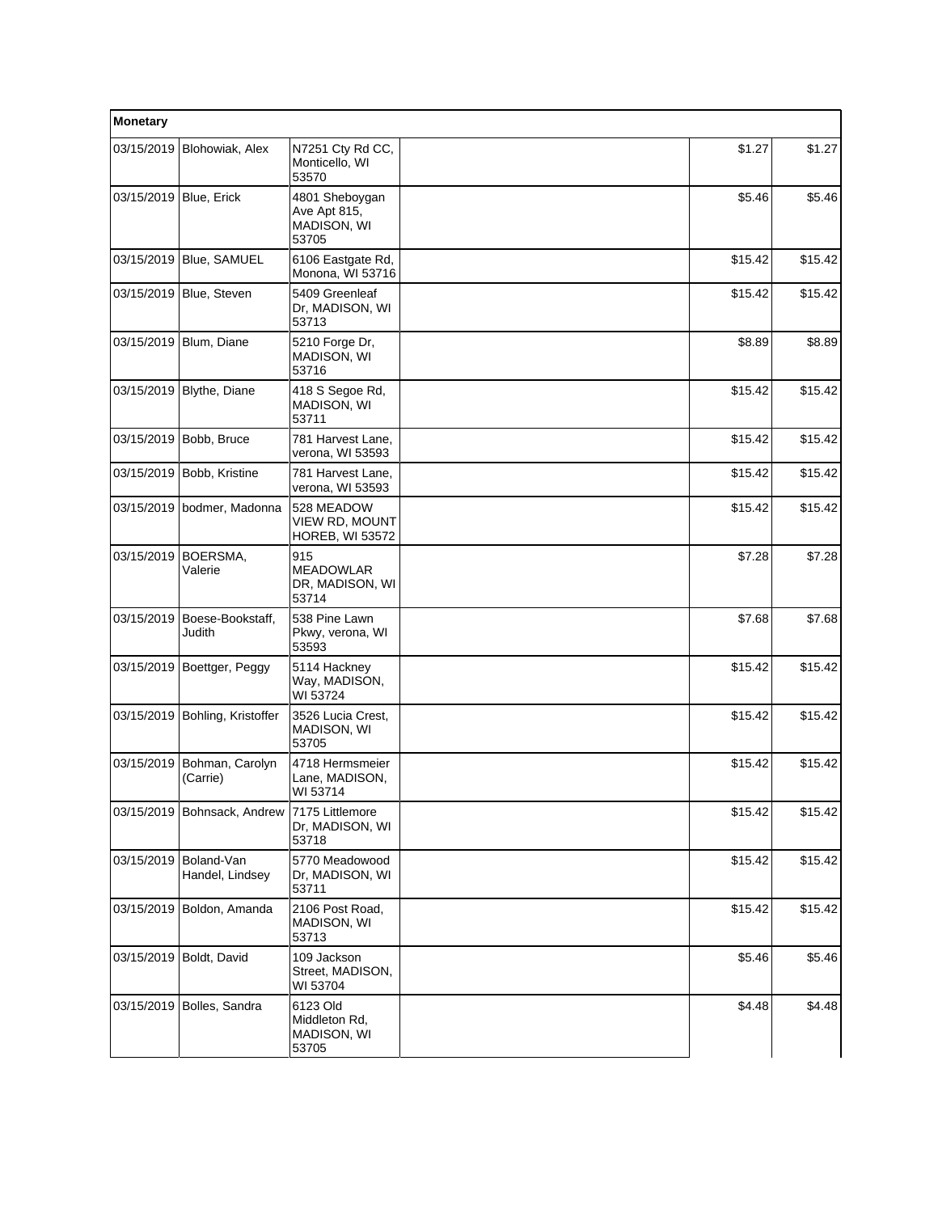| Monetary | | | | | |
|---|---|---|---|---|---|
| 03/15/2019 | Blohowiak, Alex | N7251 Cty Rd CC, Monticello, WI 53570 | | $1.27 | $1.27 |
| 03/15/2019 | Blue, Erick | 4801 Sheboygan Ave Apt 815, MADISON, WI 53705 | | $5.46 | $5.46 |
| 03/15/2019 | Blue, SAMUEL | 6106 Eastgate Rd, Monona, WI 53716 | | $15.42 | $15.42 |
| 03/15/2019 | Blue, Steven | 5409 Greenleaf Dr, MADISON, WI 53713 | | $15.42 | $15.42 |
| 03/15/2019 | Blum, Diane | 5210 Forge Dr, MADISON, WI 53716 | | $8.89 | $8.89 |
| 03/15/2019 | Blythe, Diane | 418 S Segoe Rd, MADISON, WI 53711 | | $15.42 | $15.42 |
| 03/15/2019 | Bobb, Bruce | 781 Harvest Lane, verona, WI 53593 | | $15.42 | $15.42 |
| 03/15/2019 | Bobb, Kristine | 781 Harvest Lane, verona, WI 53593 | | $15.42 | $15.42 |
| 03/15/2019 | bodmer, Madonna | 528 MEADOW VIEW RD, MOUNT HOREB, WI 53572 | | $15.42 | $15.42 |
| 03/15/2019 | BOERSMA, Valerie | 915 MEADOWLAR DR, MADISON, WI 53714 | | $7.28 | $7.28 |
| 03/15/2019 | Boese-Bookstaff, Judith | 538 Pine Lawn Pkwy, verona, WI 53593 | | $7.68 | $7.68 |
| 03/15/2019 | Boettger, Peggy | 5114 Hackney Way, MADISON, WI 53724 | | $15.42 | $15.42 |
| 03/15/2019 | Bohling, Kristoffer | 3526 Lucia Crest, MADISON, WI 53705 | | $15.42 | $15.42 |
| 03/15/2019 | Bohman, Carolyn (Carrie) | 4718 Hermsmeier Lane, MADISON, WI 53714 | | $15.42 | $15.42 |
| 03/15/2019 | Bohnsack, Andrew | 7175 Littlemore Dr, MADISON, WI 53718 | | $15.42 | $15.42 |
| 03/15/2019 | Boland-Van Handel, Lindsey | 5770 Meadowood Dr, MADISON, WI 53711 | | $15.42 | $15.42 |
| 03/15/2019 | Boldon, Amanda | 2106 Post Road, MADISON, WI 53713 | | $15.42 | $15.42 |
| 03/15/2019 | Boldt, David | 109 Jackson Street, MADISON, WI 53704 | | $5.46 | $5.46 |
| 03/15/2019 | Bolles, Sandra | 6123 Old Middleton Rd, MADISON, WI 53705 | | $4.48 | $4.48 |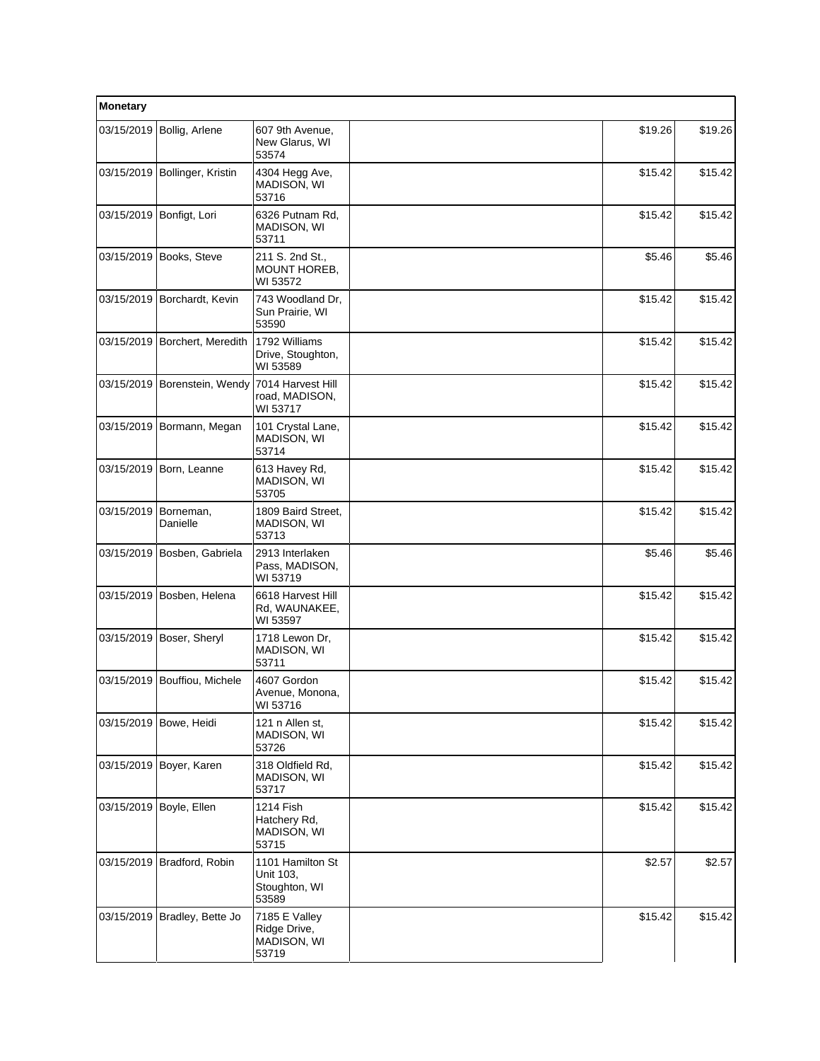| Monetary | | | | | |
|---|---|---|---|---|---|
| 03/15/2019 | Bollig, Arlene | 607 9th Avenue, New Glarus, WI 53574 | | $19.26 | $19.26 |
| 03/15/2019 | Bollinger, Kristin | 4304 Hegg Ave, MADISON, WI 53716 | | $15.42 | $15.42 |
| 03/15/2019 | Bonfigt, Lori | 6326 Putnam Rd, MADISON, WI 53711 | | $15.42 | $15.42 |
| 03/15/2019 | Books, Steve | 211 S. 2nd St., MOUNT HOREB, WI 53572 | | $5.46 | $5.46 |
| 03/15/2019 | Borchardt, Kevin | 743 Woodland Dr, Sun Prairie, WI 53590 | | $15.42 | $15.42 |
| 03/15/2019 | Borchert, Meredith | 1792 Williams Drive, Stoughton, WI 53589 | | $15.42 | $15.42 |
| 03/15/2019 | Borenstein, Wendy | 7014 Harvest Hill road, MADISON, WI 53717 | | $15.42 | $15.42 |
| 03/15/2019 | Bormann, Megan | 101 Crystal Lane, MADISON, WI 53714 | | $15.42 | $15.42 |
| 03/15/2019 | Born, Leanne | 613 Havey Rd, MADISON, WI 53705 | | $15.42 | $15.42 |
| 03/15/2019 | Borneman, Danielle | 1809 Baird Street, MADISON, WI 53713 | | $15.42 | $15.42 |
| 03/15/2019 | Bosben, Gabriela | 2913 Interlaken Pass, MADISON, WI 53719 | | $5.46 | $5.46 |
| 03/15/2019 | Bosben, Helena | 6618 Harvest Hill Rd, WAUNAKEE, WI 53597 | | $15.42 | $15.42 |
| 03/15/2019 | Boser, Sheryl | 1718 Lewon Dr, MADISON, WI 53711 | | $15.42 | $15.42 |
| 03/15/2019 | Bouffiou, Michele | 4607 Gordon Avenue, Monona, WI 53716 | | $15.42 | $15.42 |
| 03/15/2019 | Bowe, Heidi | 121 n Allen st, MADISON, WI 53726 | | $15.42 | $15.42 |
| 03/15/2019 | Boyer, Karen | 318 Oldfield Rd, MADISON, WI 53717 | | $15.42 | $15.42 |
| 03/15/2019 | Boyle, Ellen | 1214 Fish Hatchery Rd, MADISON, WI 53715 | | $15.42 | $15.42 |
| 03/15/2019 | Bradford, Robin | 1101 Hamilton St Unit 103, Stoughton, WI 53589 | | $2.57 | $2.57 |
| 03/15/2019 | Bradley, Bette Jo | 7185 E Valley Ridge Drive, MADISON, WI 53719 | | $15.42 | $15.42 |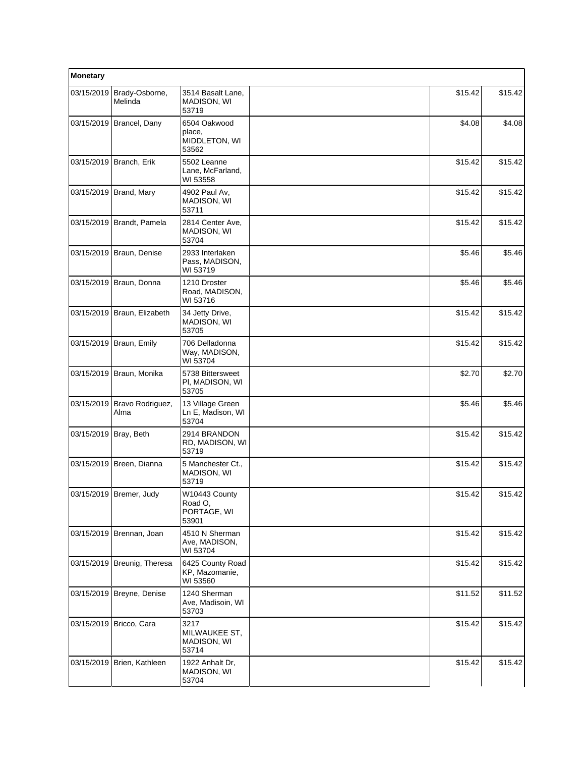| Monetary | | | | | |
|---|---|---|---|---|---|
| 03/15/2019 | Brady-Osborne, Melinda | 3514 Basalt Lane, MADISON, WI 53719 | | $15.42 | $15.42 |
| 03/15/2019 | Brancel, Dany | 6504 Oakwood place, MIDDLETON, WI 53562 | | $4.08 | $4.08 |
| 03/15/2019 | Branch, Erik | 5502 Leanne Lane, McFarland, WI 53558 | | $15.42 | $15.42 |
| 03/15/2019 | Brand, Mary | 4902 Paul Av, MADISON, WI 53711 | | $15.42 | $15.42 |
| 03/15/2019 | Brandt, Pamela | 2814 Center Ave, MADISON, WI 53704 | | $15.42 | $15.42 |
| 03/15/2019 | Braun, Denise | 2933 Interlaken Pass, MADISON, WI 53719 | | $5.46 | $5.46 |
| 03/15/2019 | Braun, Donna | 1210 Droster Road, MADISON, WI 53716 | | $5.46 | $5.46 |
| 03/15/2019 | Braun, Elizabeth | 34 Jetty Drive, MADISON, WI 53705 | | $15.42 | $15.42 |
| 03/15/2019 | Braun, Emily | 706 Delladonna Way, MADISON, WI 53704 | | $15.42 | $15.42 |
| 03/15/2019 | Braun, Monika | 5738 Bittersweet Pl, MADISON, WI 53705 | | $2.70 | $2.70 |
| 03/15/2019 | Bravo Rodriguez, Alma | 13 Village Green Ln E, Madison, WI 53704 | | $5.46 | $5.46 |
| 03/15/2019 | Bray, Beth | 2914 BRANDON RD, MADISON, WI 53719 | | $15.42 | $15.42 |
| 03/15/2019 | Breen, Dianna | 5 Manchester Ct., MADISON, WI 53719 | | $15.42 | $15.42 |
| 03/15/2019 | Bremer, Judy | W10443 County Road O, PORTAGE, WI 53901 | | $15.42 | $15.42 |
| 03/15/2019 | Brennan, Joan | 4510 N Sherman Ave, MADISON, WI 53704 | | $15.42 | $15.42 |
| 03/15/2019 | Breunig, Theresa | 6425 County Road KP, Mazomanie, WI 53560 | | $15.42 | $15.42 |
| 03/15/2019 | Breyne, Denise | 1240 Sherman Ave, Madisoin, WI 53703 | | $11.52 | $11.52 |
| 03/15/2019 | Bricco, Cara | 3217 MILWAUKEE ST, MADISON, WI 53714 | | $15.42 | $15.42 |
| 03/15/2019 | Brien, Kathleen | 1922 Anhalt Dr, MADISON, WI 53704 | | $15.42 | $15.42 |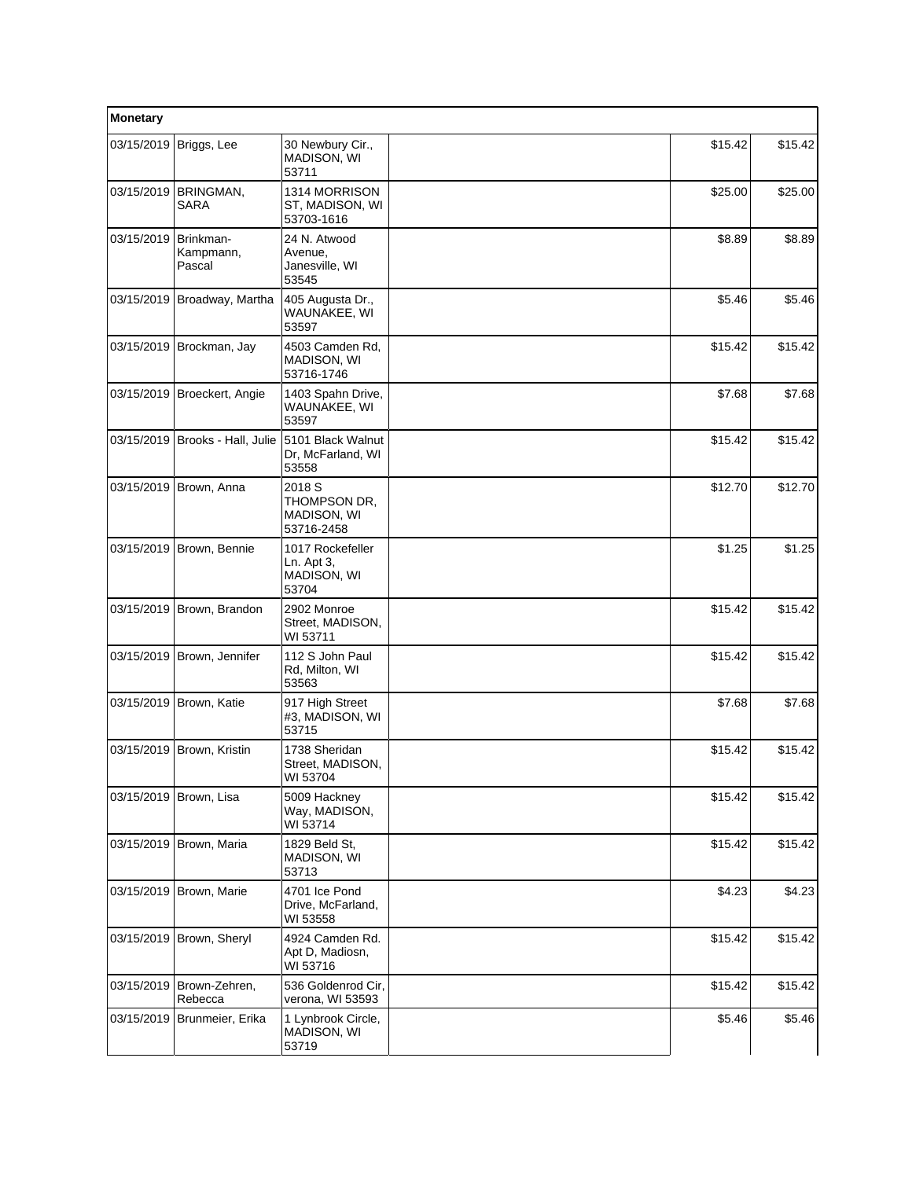| Monetary | | | | | |
|---|---|---|---|---|---|
| 03/15/2019 | Briggs, Lee | 30 Newbury Cir., MADISON, WI 53711 | | $15.42 | $15.42 |
| 03/15/2019 | BRINGMAN, SARA | 1314 MORRISON ST, MADISON, WI 53703-1616 | | $25.00 | $25.00 |
| 03/15/2019 | Brinkman-Kampmann, Pascal | 24 N. Atwood Avenue, Janesville, WI 53545 | | $8.89 | $8.89 |
| 03/15/2019 | Broadway, Martha | 405 Augusta Dr., WAUNAKEE, WI 53597 | | $5.46 | $5.46 |
| 03/15/2019 | Brockman, Jay | 4503 Camden Rd, MADISON, WI 53716-1746 | | $15.42 | $15.42 |
| 03/15/2019 | Broeckert, Angie | 1403 Spahn Drive, WAUNAKEE, WI 53597 | | $7.68 | $7.68 |
| 03/15/2019 | Brooks - Hall, Julie | 5101 Black Walnut Dr, McFarland, WI 53558 | | $15.42 | $15.42 |
| 03/15/2019 | Brown, Anna | 2018 S THOMPSON DR, MADISON, WI 53716-2458 | | $12.70 | $12.70 |
| 03/15/2019 | Brown, Bennie | 1017 Rockefeller Ln. Apt 3, MADISON, WI 53704 | | $1.25 | $1.25 |
| 03/15/2019 | Brown, Brandon | 2902 Monroe Street, MADISON, WI 53711 | | $15.42 | $15.42 |
| 03/15/2019 | Brown, Jennifer | 112 S John Paul Rd, Milton, WI 53563 | | $15.42 | $15.42 |
| 03/15/2019 | Brown, Katie | 917 High Street #3, MADISON, WI 53715 | | $7.68 | $7.68 |
| 03/15/2019 | Brown, Kristin | 1738 Sheridan Street, MADISON, WI 53704 | | $15.42 | $15.42 |
| 03/15/2019 | Brown, Lisa | 5009 Hackney Way, MADISON, WI 53714 | | $15.42 | $15.42 |
| 03/15/2019 | Brown, Maria | 1829 Beld St, MADISON, WI 53713 | | $15.42 | $15.42 |
| 03/15/2019 | Brown, Marie | 4701 Ice Pond Drive, McFarland, WI 53558 | | $4.23 | $4.23 |
| 03/15/2019 | Brown, Sheryl | 4924 Camden Rd. Apt D, Madiosn, WI 53716 | | $15.42 | $15.42 |
| 03/15/2019 | Brown-Zehren, Rebecca | 536 Goldenrod Cir, verona, WI 53593 | | $15.42 | $15.42 |
| 03/15/2019 | Brunmeier, Erika | 1 Lynbrook Circle, MADISON, WI 53719 | | $5.46 | $5.46 |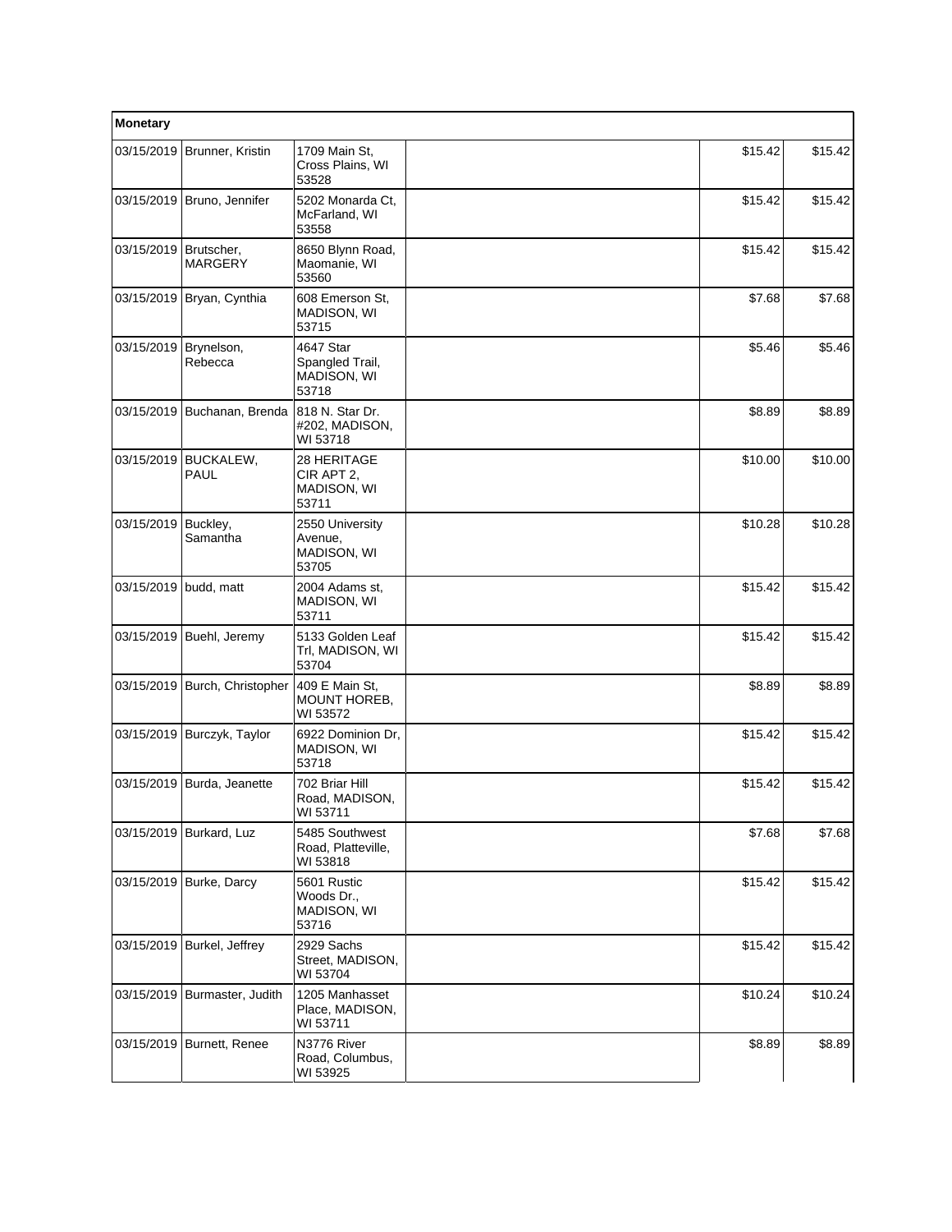| Monetary | | | | | |
|---|---|---|---|---|---|
| 03/15/2019 | Brunner, Kristin | 1709 Main St, Cross Plains, WI 53528 | | $15.42 | $15.42 |
| 03/15/2019 | Bruno, Jennifer | 5202 Monarda Ct, McFarland, WI 53558 | | $15.42 | $15.42 |
| 03/15/2019 | Brutscher, MARGERY | 8650 Blynn Road, Maomanie, WI 53560 | | $15.42 | $15.42 |
| 03/15/2019 | Bryan, Cynthia | 608 Emerson St, MADISON, WI 53715 | | $7.68 | $7.68 |
| 03/15/2019 | Brynelson, Rebecca | 4647 Star Spangled Trail, MADISON, WI 53718 | | $5.46 | $5.46 |
| 03/15/2019 | Buchanan, Brenda | 818 N. Star Dr. #202, MADISON, WI 53718 | | $8.89 | $8.89 |
| 03/15/2019 | BUCKALEW, PAUL | 28 HERITAGE CIR APT 2, MADISON, WI 53711 | | $10.00 | $10.00 |
| 03/15/2019 | Buckley, Samantha | 2550 University Avenue, MADISON, WI 53705 | | $10.28 | $10.28 |
| 03/15/2019 | budd, matt | 2004 Adams st, MADISON, WI 53711 | | $15.42 | $15.42 |
| 03/15/2019 | Buehl, Jeremy | 5133 Golden Leaf Trl, MADISON, WI 53704 | | $15.42 | $15.42 |
| 03/15/2019 | Burch, Christopher | 409 E Main St, MOUNT HOREB, WI 53572 | | $8.89 | $8.89 |
| 03/15/2019 | Burczyk, Taylor | 6922 Dominion Dr, MADISON, WI 53718 | | $15.42 | $15.42 |
| 03/15/2019 | Burda, Jeanette | 702 Briar Hill Road, MADISON, WI 53711 | | $15.42 | $15.42 |
| 03/15/2019 | Burkard, Luz | 5485 Southwest Road, Platteville, WI 53818 | | $7.68 | $7.68 |
| 03/15/2019 | Burke, Darcy | 5601 Rustic Woods Dr., MADISON, WI 53716 | | $15.42 | $15.42 |
| 03/15/2019 | Burkel, Jeffrey | 2929 Sachs Street, MADISON, WI 53704 | | $15.42 | $15.42 |
| 03/15/2019 | Burmaster, Judith | 1205 Manhasset Place, MADISON, WI 53711 | | $10.24 | $10.24 |
| 03/15/2019 | Burnett, Renee | N3776 River Road, Columbus, WI 53925 | | $8.89 | $8.89 |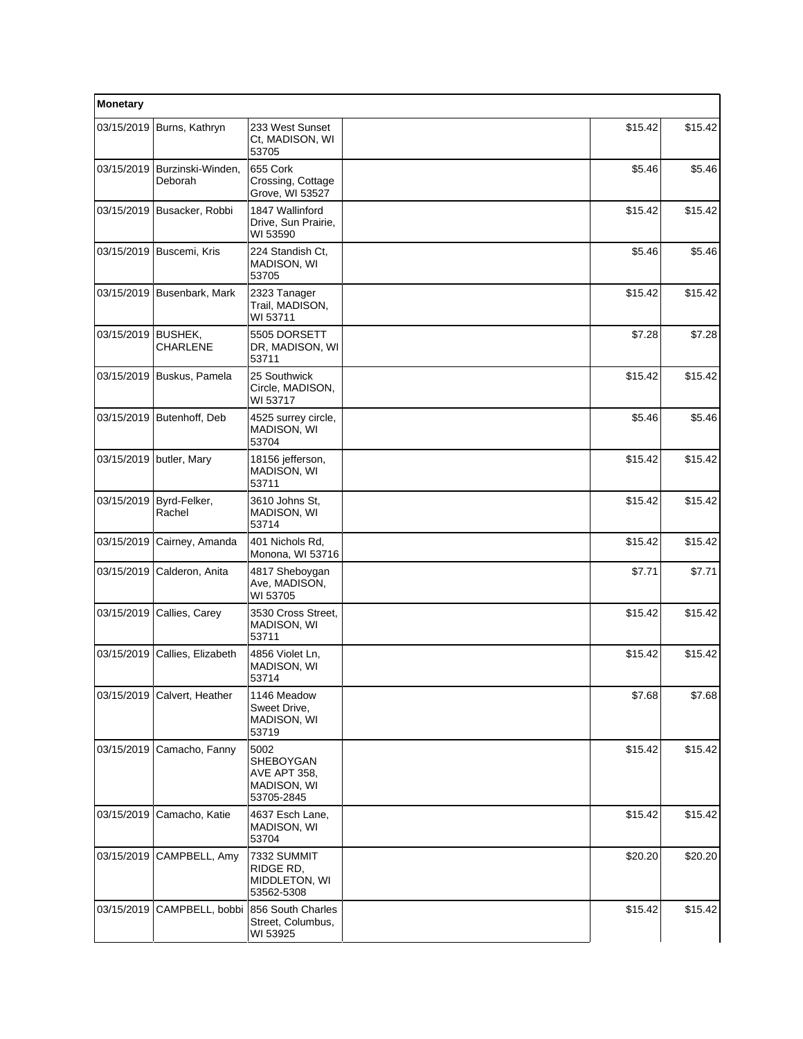| Monetary | | | | | |
|---|---|---|---|---|---|
| 03/15/2019 | Burns, Kathryn | 233 West Sunset Ct, MADISON, WI 53705 | | $15.42 | $15.42 |
| 03/15/2019 | Burzinski-Winden, Deborah | 655 Cork Crossing, Cottage Grove, WI 53527 | | $5.46 | $5.46 |
| 03/15/2019 | Busacker, Robbi | 1847 Wallinford Drive, Sun Prairie, WI 53590 | | $15.42 | $15.42 |
| 03/15/2019 | Buscemi, Kris | 224 Standish Ct, MADISON, WI 53705 | | $5.46 | $5.46 |
| 03/15/2019 | Busenbark, Mark | 2323 Tanager Trail, MADISON, WI 53711 | | $15.42 | $15.42 |
| 03/15/2019 | BUSHEK, CHARLENE | 5505 DORSETT DR, MADISON, WI 53711 | | $7.28 | $7.28 |
| 03/15/2019 | Buskus, Pamela | 25 Southwick Circle, MADISON, WI 53717 | | $15.42 | $15.42 |
| 03/15/2019 | Butenhoff, Deb | 4525 surrey circle, MADISON, WI 53704 | | $5.46 | $5.46 |
| 03/15/2019 | butler, Mary | 18156 jefferson, MADISON, WI 53711 | | $15.42 | $15.42 |
| 03/15/2019 | Byrd-Felker, Rachel | 3610 Johns St, MADISON, WI 53714 | | $15.42 | $15.42 |
| 03/15/2019 | Cairney, Amanda | 401 Nichols Rd, Monona, WI 53716 | | $15.42 | $15.42 |
| 03/15/2019 | Calderon, Anita | 4817 Sheboygan Ave, MADISON, WI 53705 | | $7.71 | $7.71 |
| 03/15/2019 | Callies, Carey | 3530 Cross Street, MADISON, WI 53711 | | $15.42 | $15.42 |
| 03/15/2019 | Callies, Elizabeth | 4856 Violet Ln, MADISON, WI 53714 | | $15.42 | $15.42 |
| 03/15/2019 | Calvert, Heather | 1146 Meadow Sweet Drive, MADISON, WI 53719 | | $7.68 | $7.68 |
| 03/15/2019 | Camacho, Fanny | 5002 SHEBOYGAN AVE APT 358, MADISON, WI 53705-2845 | | $15.42 | $15.42 |
| 03/15/2019 | Camacho, Katie | 4637 Esch Lane, MADISON, WI 53704 | | $15.42 | $15.42 |
| 03/15/2019 | CAMPBELL, Amy | 7332 SUMMIT RIDGE RD, MIDDLETON, WI 53562-5308 | | $20.20 | $20.20 |
| 03/15/2019 | CAMPBELL, bobbi | 856 South Charles Street, Columbus, WI 53925 | | $15.42 | $15.42 |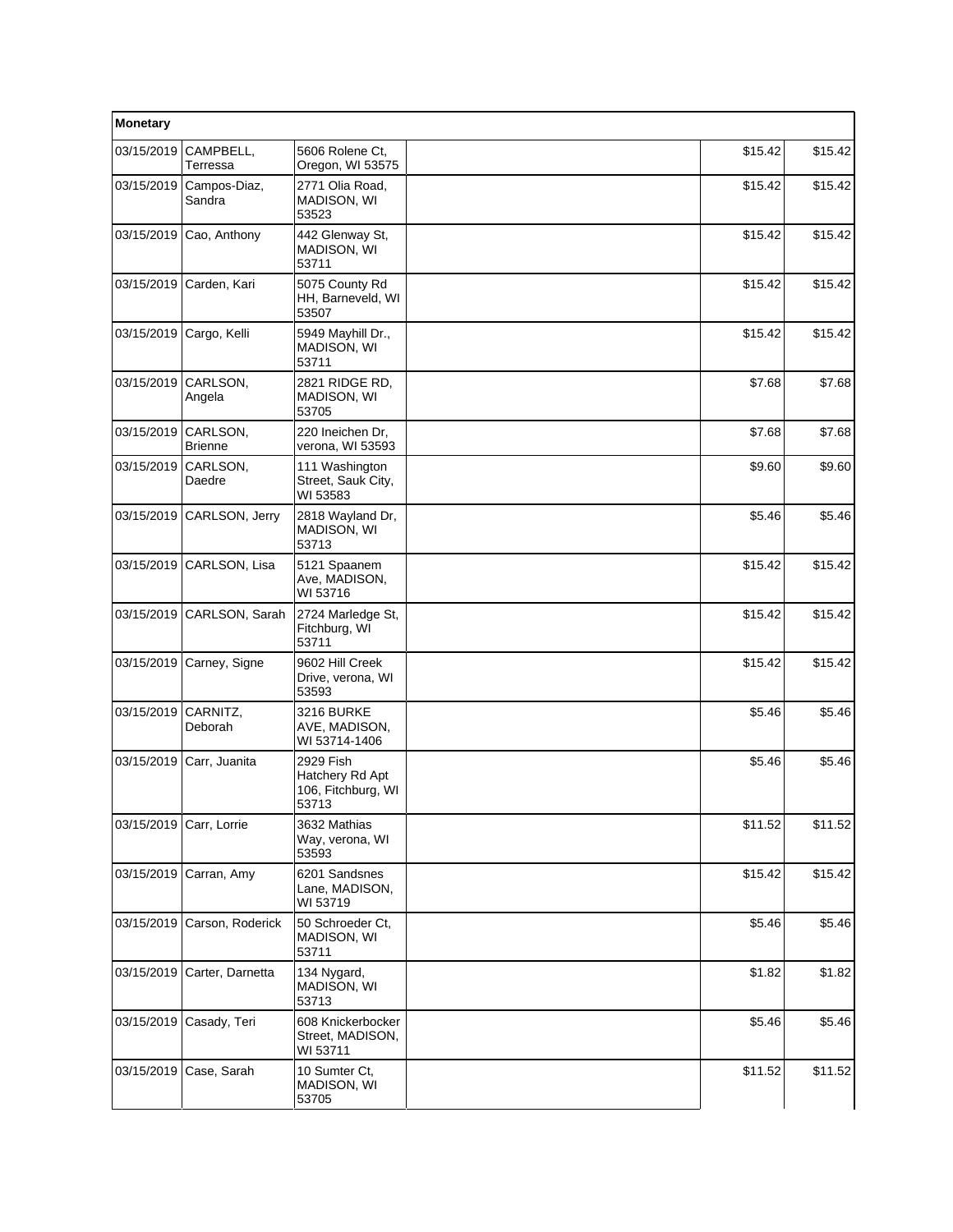| Monetary | | | | | |
|---|---|---|---|---|---|
| 03/15/2019 | CAMPBELL, Terressa | 5606 Rolene Ct, Oregon, WI 53575 | | $15.42 | $15.42 |
| 03/15/2019 | Campos-Diaz, Sandra | 2771 Olia Road, MADISON, WI 53523 | | $15.42 | $15.42 |
| 03/15/2019 | Cao, Anthony | 442 Glenway St, MADISON, WI 53711 | | $15.42 | $15.42 |
| 03/15/2019 | Carden, Kari | 5075 County Rd HH, Barneveld, WI 53507 | | $15.42 | $15.42 |
| 03/15/2019 | Cargo, Kelli | 5949 Mayhill Dr., MADISON, WI 53711 | | $15.42 | $15.42 |
| 03/15/2019 | CARLSON, Angela | 2821 RIDGE RD, MADISON, WI 53705 | | $7.68 | $7.68 |
| 03/15/2019 | CARLSON, Brienne | 220 Ineichen Dr, verona, WI 53593 | | $7.68 | $7.68 |
| 03/15/2019 | CARLSON, Daedre | 111 Washington Street, Sauk City, WI 53583 | | $9.60 | $9.60 |
| 03/15/2019 | CARLSON, Jerry | 2818 Wayland Dr, MADISON, WI 53713 | | $5.46 | $5.46 |
| 03/15/2019 | CARLSON, Lisa | 5121 Spaanem Ave, MADISON, WI 53716 | | $15.42 | $15.42 |
| 03/15/2019 | CARLSON, Sarah | 2724 Marledge St, Fitchburg, WI 53711 | | $15.42 | $15.42 |
| 03/15/2019 | Carney, Signe | 9602 Hill Creek Drive, verona, WI 53593 | | $15.42 | $15.42 |
| 03/15/2019 | CARNITZ, Deborah | 3216 BURKE AVE, MADISON, WI 53714-1406 | | $5.46 | $5.46 |
| 03/15/2019 | Carr, Juanita | 2929 Fish Hatchery Rd Apt 106, Fitchburg, WI 53713 | | $5.46 | $5.46 |
| 03/15/2019 | Carr, Lorrie | 3632 Mathias Way, verona, WI 53593 | | $11.52 | $11.52 |
| 03/15/2019 | Carran, Amy | 6201 Sandsnes Lane, MADISON, WI 53719 | | $15.42 | $15.42 |
| 03/15/2019 | Carson, Roderick | 50 Schroeder Ct, MADISON, WI 53711 | | $5.46 | $5.46 |
| 03/15/2019 | Carter, Darnetta | 134 Nygard, MADISON, WI 53713 | | $1.82 | $1.82 |
| 03/15/2019 | Casady, Teri | 608 Knickerbocker Street, MADISON, WI 53711 | | $5.46 | $5.46 |
| 03/15/2019 | Case, Sarah | 10 Sumter Ct, MADISON, WI 53705 | | $11.52 | $11.52 |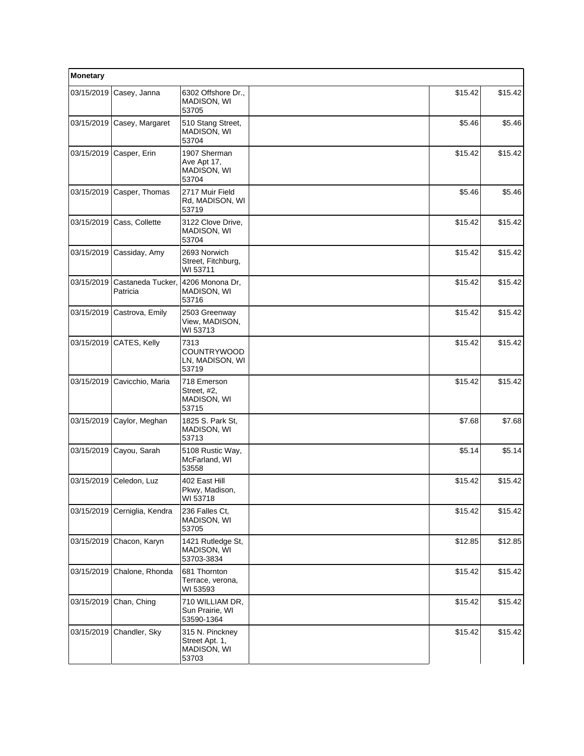| Monetary | | | | | |
|---|---|---|---|---|---|
| 03/15/2019 | Casey, Janna | 6302 Offshore Dr., MADISON, WI 53705 | | $15.42 | $15.42 |
| 03/15/2019 | Casey, Margaret | 510 Stang Street, MADISON, WI 53704 | | $5.46 | $5.46 |
| 03/15/2019 | Casper, Erin | 1907 Sherman Ave Apt 17, MADISON, WI 53704 | | $15.42 | $15.42 |
| 03/15/2019 | Casper, Thomas | 2717 Muir Field Rd, MADISON, WI 53719 | | $5.46 | $5.46 |
| 03/15/2019 | Cass, Collette | 3122 Clove Drive, MADISON, WI 53704 | | $15.42 | $15.42 |
| 03/15/2019 | Cassiday, Amy | 2693 Norwich Street, Fitchburg, WI 53711 | | $15.42 | $15.42 |
| 03/15/2019 | Castaneda Tucker, Patricia | 4206 Monona Dr, MADISON, WI 53716 | | $15.42 | $15.42 |
| 03/15/2019 | Castrova, Emily | 2503 Greenway View, MADISON, WI 53713 | | $15.42 | $15.42 |
| 03/15/2019 | CATES, Kelly | 7313 COUNTRYWOOD LN, MADISON, WI 53719 | | $15.42 | $15.42 |
| 03/15/2019 | Cavicchio, Maria | 718 Emerson Street, #2, MADISON, WI 53715 | | $15.42 | $15.42 |
| 03/15/2019 | Caylor, Meghan | 1825 S. Park St, MADISON, WI 53713 | | $7.68 | $7.68 |
| 03/15/2019 | Cayou, Sarah | 5108 Rustic Way, McFarland, WI 53558 | | $5.14 | $5.14 |
| 03/15/2019 | Celedon, Luz | 402 East Hill Pkwy, Madison, WI 53718 | | $15.42 | $15.42 |
| 03/15/2019 | Cerniglia, Kendra | 236 Falles Ct, MADISON, WI 53705 | | $15.42 | $15.42 |
| 03/15/2019 | Chacon, Karyn | 1421 Rutledge St, MADISON, WI 53703-3834 | | $12.85 | $12.85 |
| 03/15/2019 | Chalone, Rhonda | 681 Thornton Terrace, verona, WI 53593 | | $15.42 | $15.42 |
| 03/15/2019 | Chan, Ching | 710 WILLIAM DR, Sun Prairie, WI 53590-1364 | | $15.42 | $15.42 |
| 03/15/2019 | Chandler, Sky | 315 N. Pinckney Street Apt. 1, MADISON, WI 53703 | | $15.42 | $15.42 |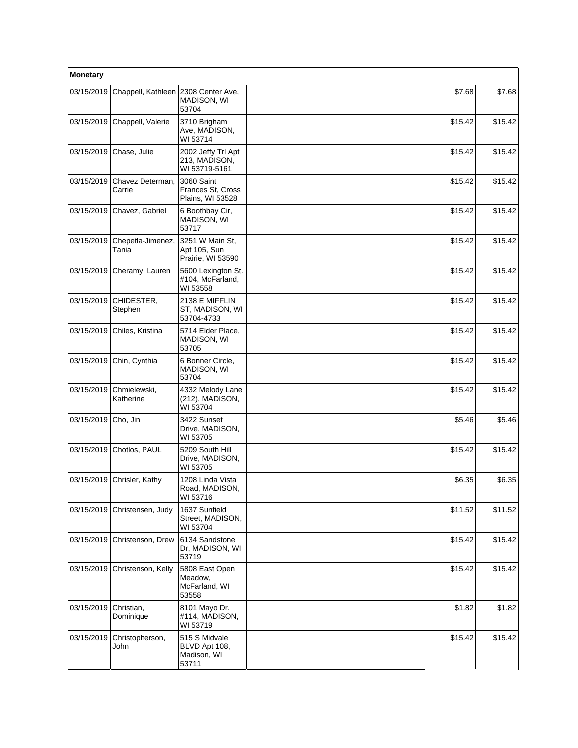| Monetary | | | | | |
|---|---|---|---|---|---|
| 03/15/2019 | Chappell, Kathleen | 2308 Center Ave, MADISON, WI 53704 | | $7.68 | $7.68 |
| 03/15/2019 | Chappell, Valerie | 3710 Brigham Ave, MADISON, WI 53714 | | $15.42 | $15.42 |
| 03/15/2019 | Chase, Julie | 2002 Jeffy Trl Apt 213, MADISON, WI 53719-5161 | | $15.42 | $15.42 |
| 03/15/2019 | Chavez Determan, Carrie | 3060 Saint Frances St, Cross Plains, WI 53528 | | $15.42 | $15.42 |
| 03/15/2019 | Chavez, Gabriel | 6 Boothbay Cir, MADISON, WI 53717 | | $15.42 | $15.42 |
| 03/15/2019 | Chepetla-Jimenez, Tania | 3251 W Main St, Apt 105, Sun Prairie, WI 53590 | | $15.42 | $15.42 |
| 03/15/2019 | Cheramy, Lauren | 5600 Lexington St. #104, McFarland, WI 53558 | | $15.42 | $15.42 |
| 03/15/2019 | CHIDESTER, Stephen | 2138 E MIFFLIN ST, MADISON, WI 53704-4733 | | $15.42 | $15.42 |
| 03/15/2019 | Chiles, Kristina | 5714 Elder Place, MADISON, WI 53705 | | $15.42 | $15.42 |
| 03/15/2019 | Chin, Cynthia | 6 Bonner Circle, MADISON, WI 53704 | | $15.42 | $15.42 |
| 03/15/2019 | Chmielewski, Katherine | 4332 Melody Lane (212), MADISON, WI 53704 | | $15.42 | $15.42 |
| 03/15/2019 | Cho, Jin | 3422 Sunset Drive, MADISON, WI 53705 | | $5.46 | $5.46 |
| 03/15/2019 | Chotlos, PAUL | 5209 South Hill Drive, MADISON, WI 53705 | | $15.42 | $15.42 |
| 03/15/2019 | Chrisler, Kathy | 1208 Linda Vista Road, MADISON, WI 53716 | | $6.35 | $6.35 |
| 03/15/2019 | Christensen, Judy | 1637 Sunfield Street, MADISON, WI 53704 | | $11.52 | $11.52 |
| 03/15/2019 | Christenson, Drew | 6134 Sandstone Dr, MADISON, WI 53719 | | $15.42 | $15.42 |
| 03/15/2019 | Christenson, Kelly | 5808 East Open Meadow, McFarland, WI 53558 | | $15.42 | $15.42 |
| 03/15/2019 | Christian, Dominique | 8101 Mayo Dr. #114, MADISON, WI 53719 | | $1.82 | $1.82 |
| 03/15/2019 | Christopherson, John | 515 S Midvale BLVD Apt 108, Madison, WI 53711 | | $15.42 | $15.42 |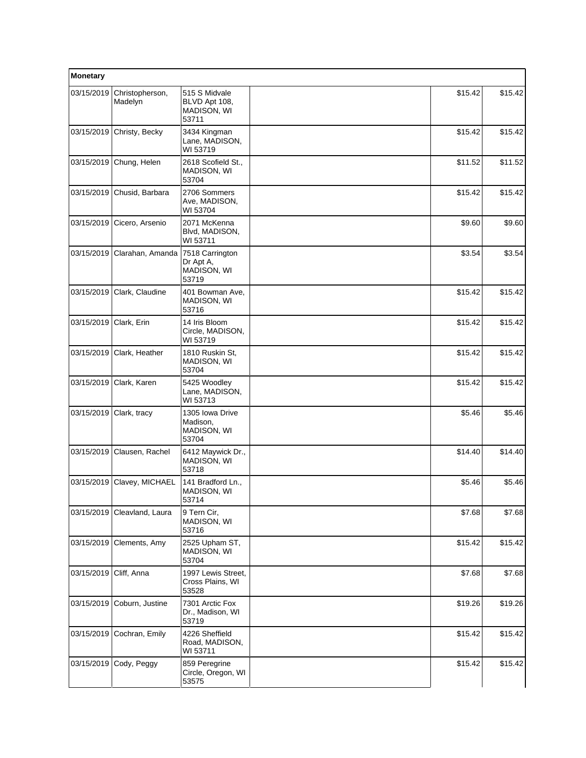| Monetary | | | | | |
|---|---|---|---|---|---|
| 03/15/2019 | Christopherson, Madelyn | 515 S Midvale BLVD Apt 108, MADISON, WI 53711 | | $15.42 | $15.42 |
| 03/15/2019 | Christy, Becky | 3434 Kingman Lane, MADISON, WI 53719 | | $15.42 | $15.42 |
| 03/15/2019 | Chung, Helen | 2618 Scofield St., MADISON, WI 53704 | | $11.52 | $11.52 |
| 03/15/2019 | Chusid, Barbara | 2706 Sommers Ave, MADISON, WI 53704 | | $15.42 | $15.42 |
| 03/15/2019 | Cicero, Arsenio | 2071 McKenna Blvd, MADISON, WI 53711 | | $9.60 | $9.60 |
| 03/15/2019 | Clarahan, Amanda | 7518 Carrington Dr Apt A, MADISON, WI 53719 | | $3.54 | $3.54 |
| 03/15/2019 | Clark, Claudine | 401 Bowman Ave, MADISON, WI 53716 | | $15.42 | $15.42 |
| 03/15/2019 | Clark, Erin | 14 Iris Bloom Circle, MADISON, WI 53719 | | $15.42 | $15.42 |
| 03/15/2019 | Clark, Heather | 1810 Ruskin St, MADISON, WI 53704 | | $15.42 | $15.42 |
| 03/15/2019 | Clark, Karen | 5425 Woodley Lane, MADISON, WI 53713 | | $15.42 | $15.42 |
| 03/15/2019 | Clark, tracy | 1305 Iowa Drive Madison, MADISON, WI 53704 | | $5.46 | $5.46 |
| 03/15/2019 | Clausen, Rachel | 6412 Maywick Dr., MADISON, WI 53718 | | $14.40 | $14.40 |
| 03/15/2019 | Clavey, MICHAEL | 141 Bradford Ln., MADISON, WI 53714 | | $5.46 | $5.46 |
| 03/15/2019 | Cleavland, Laura | 9 Tern Cir, MADISON, WI 53716 | | $7.68 | $7.68 |
| 03/15/2019 | Clements, Amy | 2525 Upham ST, MADISON, WI 53704 | | $15.42 | $15.42 |
| 03/15/2019 | Cliff, Anna | 1997 Lewis Street, Cross Plains, WI 53528 | | $7.68 | $7.68 |
| 03/15/2019 | Coburn, Justine | 7301 Arctic Fox Dr., Madison, WI 53719 | | $19.26 | $19.26 |
| 03/15/2019 | Cochran, Emily | 4226 Sheffield Road, MADISON, WI 53711 | | $15.42 | $15.42 |
| 03/15/2019 | Cody, Peggy | 859 Peregrine Circle, Oregon, WI 53575 | | $15.42 | $15.42 |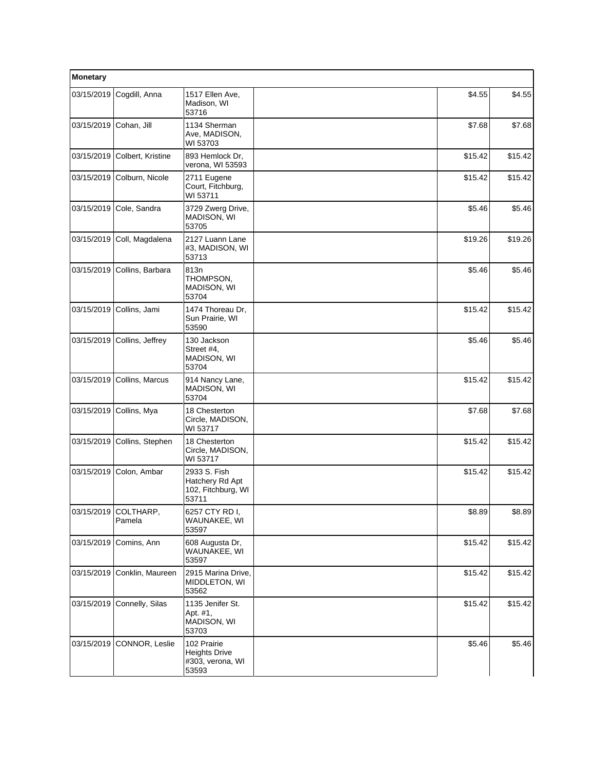| Monetary | | | | | |
|---|---|---|---|---|---|
| 03/15/2019 | Cogdill, Anna | 1517 Ellen Ave, Madison, WI 53716 | | $4.55 | $4.55 |
| 03/15/2019 | Cohan, Jill | 1134 Sherman Ave, MADISON, WI 53703 | | $7.68 | $7.68 |
| 03/15/2019 | Colbert, Kristine | 893 Hemlock Dr, verona, WI 53593 | | $15.42 | $15.42 |
| 03/15/2019 | Colburn, Nicole | 2711 Eugene Court, Fitchburg, WI 53711 | | $15.42 | $15.42 |
| 03/15/2019 | Cole, Sandra | 3729 Zwerg Drive, MADISON, WI 53705 | | $5.46 | $5.46 |
| 03/15/2019 | Coll, Magdalena | 2127 Luann Lane #3, MADISON, WI 53713 | | $19.26 | $19.26 |
| 03/15/2019 | Collins, Barbara | 813n THOMPSON, MADISON, WI 53704 | | $5.46 | $5.46 |
| 03/15/2019 | Collins, Jami | 1474 Thoreau Dr, Sun Prairie, WI 53590 | | $15.42 | $15.42 |
| 03/15/2019 | Collins, Jeffrey | 130 Jackson Street #4, MADISON, WI 53704 | | $5.46 | $5.46 |
| 03/15/2019 | Collins, Marcus | 914 Nancy Lane, MADISON, WI 53704 | | $15.42 | $15.42 |
| 03/15/2019 | Collins, Mya | 18 Chesterton Circle, MADISON, WI 53717 | | $7.68 | $7.68 |
| 03/15/2019 | Collins, Stephen | 18 Chesterton Circle, MADISON, WI 53717 | | $15.42 | $15.42 |
| 03/15/2019 | Colon, Ambar | 2933 S. Fish Hatchery Rd Apt 102, Fitchburg, WI 53711 | | $15.42 | $15.42 |
| 03/15/2019 | COLTHARP, Pamela | 6257 CTY RD I, WAUNAKEE, WI 53597 | | $8.89 | $8.89 |
| 03/15/2019 | Comins, Ann | 608 Augusta Dr, WAUNAKEE, WI 53597 | | $15.42 | $15.42 |
| 03/15/2019 | Conklin, Maureen | 2915 Marina Drive, MIDDLETON, WI 53562 | | $15.42 | $15.42 |
| 03/15/2019 | Connelly, Silas | 1135 Jenifer St. Apt. #1, MADISON, WI 53703 | | $15.42 | $15.42 |
| 03/15/2019 | CONNOR, Leslie | 102 Prairie Heights Drive #303, verona, WI 53593 | | $5.46 | $5.46 |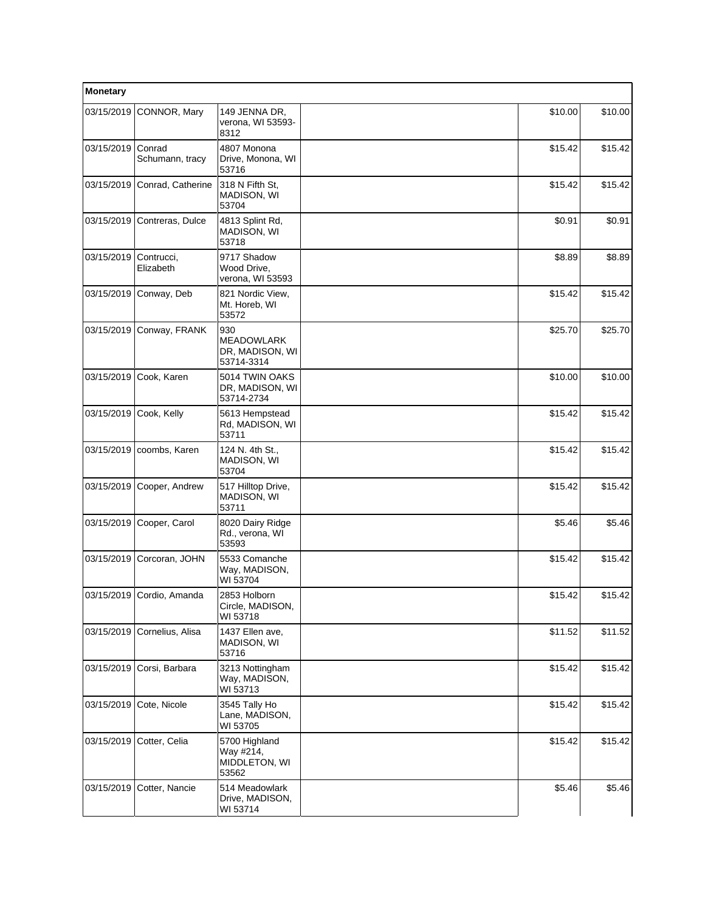| Monetary | | | | | |
|---|---|---|---|---|---|
| 03/15/2019 | CONNOR, Mary | 149 JENNA DR, verona, WI 53593-8312 | | $10.00 | $10.00 |
| 03/15/2019 | Conrad Schumann, tracy | 4807 Monona Drive, Monona, WI 53716 | | $15.42 | $15.42 |
| 03/15/2019 | Conrad, Catherine | 318 N Fifth St, MADISON, WI 53704 | | $15.42 | $15.42 |
| 03/15/2019 | Contreras, Dulce | 4813 Splint Rd, MADISON, WI 53718 | | $0.91 | $0.91 |
| 03/15/2019 | Contrucci, Elizabeth | 9717 Shadow Wood Drive, verona, WI 53593 | | $8.89 | $8.89 |
| 03/15/2019 | Conway, Deb | 821 Nordic View, Mt. Horeb, WI 53572 | | $15.42 | $15.42 |
| 03/15/2019 | Conway, FRANK | 930 MEADOWLARK DR, MADISON, WI 53714-3314 | | $25.70 | $25.70 |
| 03/15/2019 | Cook, Karen | 5014 TWIN OAKS DR, MADISON, WI 53714-2734 | | $10.00 | $10.00 |
| 03/15/2019 | Cook, Kelly | 5613 Hempstead Rd, MADISON, WI 53711 | | $15.42 | $15.42 |
| 03/15/2019 | coombs, Karen | 124 N. 4th St., MADISON, WI 53704 | | $15.42 | $15.42 |
| 03/15/2019 | Cooper, Andrew | 517 Hilltop Drive, MADISON, WI 53711 | | $15.42 | $15.42 |
| 03/15/2019 | Cooper, Carol | 8020 Dairy Ridge Rd., verona, WI 53593 | | $5.46 | $5.46 |
| 03/15/2019 | Corcoran, JOHN | 5533 Comanche Way, MADISON, WI 53704 | | $15.42 | $15.42 |
| 03/15/2019 | Cordio, Amanda | 2853 Holborn Circle, MADISON, WI 53718 | | $15.42 | $15.42 |
| 03/15/2019 | Cornelius, Alisa | 1437 Ellen ave, MADISON, WI 53716 | | $11.52 | $11.52 |
| 03/15/2019 | Corsi, Barbara | 3213 Nottingham Way, MADISON, WI 53713 | | $15.42 | $15.42 |
| 03/15/2019 | Cote, Nicole | 3545 Tally Ho Lane, MADISON, WI 53705 | | $15.42 | $15.42 |
| 03/15/2019 | Cotter, Celia | 5700 Highland Way #214, MIDDLETON, WI 53562 | | $15.42 | $15.42 |
| 03/15/2019 | Cotter, Nancie | 514 Meadowlark Drive, MADISON, WI 53714 | | $5.46 | $5.46 |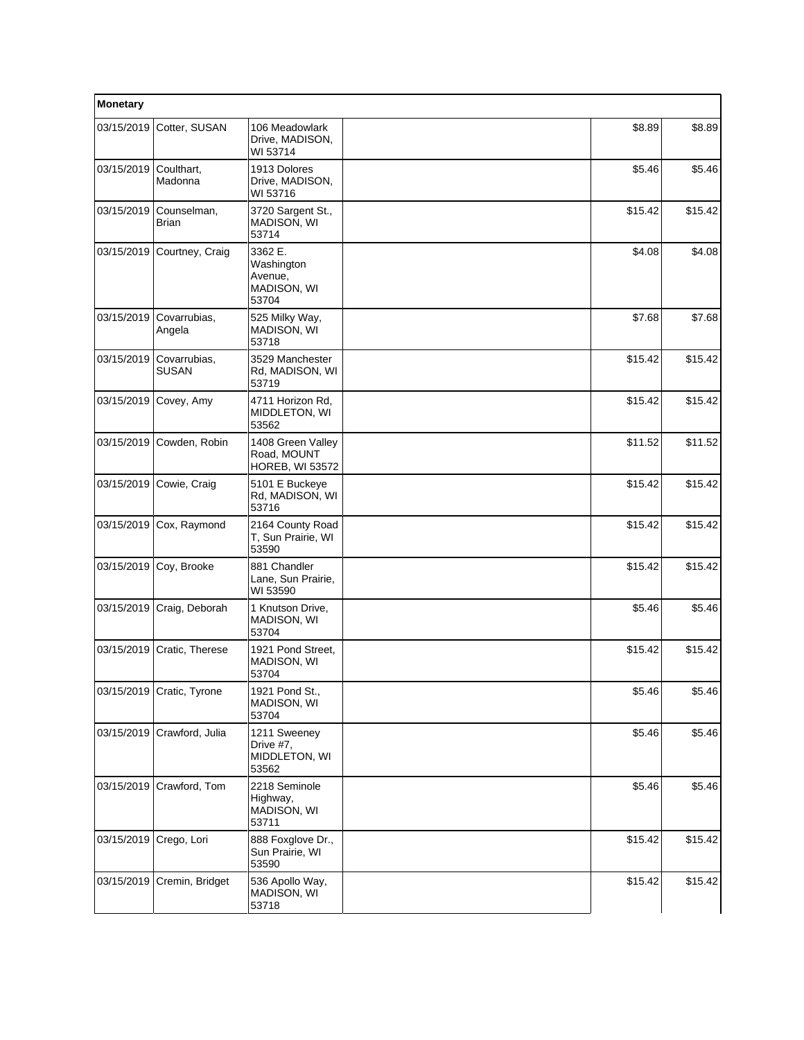| Monetary | | | | | |
|---|---|---|---|---|---|
| 03/15/2019 | Cotter, SUSAN | 106 Meadowlark Drive, MADISON, WI 53714 | | $8.89 | $8.89 |
| 03/15/2019 | Coulthart, Madonna | 1913 Dolores Drive, MADISON, WI 53716 | | $5.46 | $5.46 |
| 03/15/2019 | Counselman, Brian | 3720 Sargent St., MADISON, WI 53714 | | $15.42 | $15.42 |
| 03/15/2019 | Courtney, Craig | 3362 E. Washington Avenue, MADISON, WI 53704 | | $4.08 | $4.08 |
| 03/15/2019 | Covarrubias, Angela | 525 Milky Way, MADISON, WI 53718 | | $7.68 | $7.68 |
| 03/15/2019 | Covarrubias, SUSAN | 3529 Manchester Rd, MADISON, WI 53719 | | $15.42 | $15.42 |
| 03/15/2019 | Covey, Amy | 4711 Horizon Rd, MIDDLETON, WI 53562 | | $15.42 | $15.42 |
| 03/15/2019 | Cowden, Robin | 1408 Green Valley Road, MOUNT HOREB, WI 53572 | | $11.52 | $11.52 |
| 03/15/2019 | Cowie, Craig | 5101 E Buckeye Rd, MADISON, WI 53716 | | $15.42 | $15.42 |
| 03/15/2019 | Cox, Raymond | 2164 County Road T, Sun Prairie, WI 53590 | | $15.42 | $15.42 |
| 03/15/2019 | Coy, Brooke | 881 Chandler Lane, Sun Prairie, WI 53590 | | $15.42 | $15.42 |
| 03/15/2019 | Craig, Deborah | 1 Knutson Drive, MADISON, WI 53704 | | $5.46 | $5.46 |
| 03/15/2019 | Cratic, Therese | 1921 Pond Street, MADISON, WI 53704 | | $15.42 | $15.42 |
| 03/15/2019 | Cratic, Tyrone | 1921 Pond St., MADISON, WI 53704 | | $5.46 | $5.46 |
| 03/15/2019 | Crawford, Julia | 1211 Sweeney Drive #7, MIDDLETON, WI 53562 | | $5.46 | $5.46 |
| 03/15/2019 | Crawford, Tom | 2218 Seminole Highway, MADISON, WI 53711 | | $5.46 | $5.46 |
| 03/15/2019 | Crego, Lori | 888 Foxglove Dr., Sun Prairie, WI 53590 | | $15.42 | $15.42 |
| 03/15/2019 | Cremin, Bridget | 536 Apollo Way, MADISON, WI 53718 | | $15.42 | $15.42 |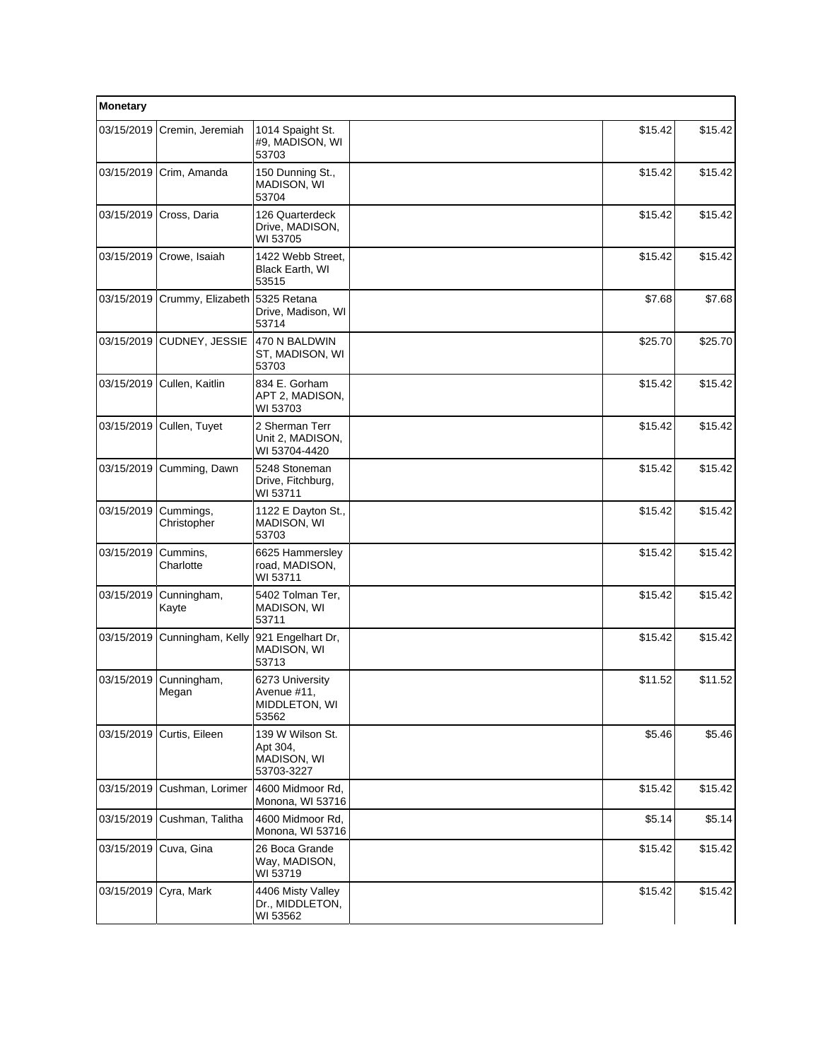| Monetary | | | | | |
|---|---|---|---|---|---|
| 03/15/2019 | Cremin, Jeremiah | 1014 Spaight St. #9, MADISON, WI 53703 | | $15.42 | $15.42 |
| 03/15/2019 | Crim, Amanda | 150 Dunning St., MADISON, WI 53704 | | $15.42 | $15.42 |
| 03/15/2019 | Cross, Daria | 126 Quarterdeck Drive, MADISON, WI 53705 | | $15.42 | $15.42 |
| 03/15/2019 | Crowe, Isaiah | 1422 Webb Street, Black Earth, WI 53515 | | $15.42 | $15.42 |
| 03/15/2019 | Crummy, Elizabeth | 5325 Retana Drive, Madison, WI 53714 | | $7.68 | $7.68 |
| 03/15/2019 | CUDNEY, JESSIE | 470 N BALDWIN ST, MADISON, WI 53703 | | $25.70 | $25.70 |
| 03/15/2019 | Cullen, Kaitlin | 834 E. Gorham APT 2, MADISON, WI 53703 | | $15.42 | $15.42 |
| 03/15/2019 | Cullen, Tuyet | 2 Sherman Terr Unit 2, MADISON, WI 53704-4420 | | $15.42 | $15.42 |
| 03/15/2019 | Cumming, Dawn | 5248 Stoneman Drive, Fitchburg, WI 53711 | | $15.42 | $15.42 |
| 03/15/2019 | Cummings, Christopher | 1122 E Dayton St., MADISON, WI 53703 | | $15.42 | $15.42 |
| 03/15/2019 | Cummins, Charlotte | 6625 Hammersley road, MADISON, WI 53711 | | $15.42 | $15.42 |
| 03/15/2019 | Cunningham, Kayte | 5402 Tolman Ter, MADISON, WI 53711 | | $15.42 | $15.42 |
| 03/15/2019 | Cunningham, Kelly | 921 Engelhart Dr, MADISON, WI 53713 | | $15.42 | $15.42 |
| 03/15/2019 | Cunningham, Megan | 6273 University Avenue #11, MIDDLETON, WI 53562 | | $11.52 | $11.52 |
| 03/15/2019 | Curtis, Eileen | 139 W Wilson St. Apt 304, MADISON, WI 53703-3227 | | $5.46 | $5.46 |
| 03/15/2019 | Cushman, Lorimer | 4600 Midmoor Rd, Monona, WI 53716 | | $15.42 | $15.42 |
| 03/15/2019 | Cushman, Talitha | 4600 Midmoor Rd, Monona, WI 53716 | | $5.14 | $5.14 |
| 03/15/2019 | Cuva, Gina | 26 Boca Grande Way, MADISON, WI 53719 | | $15.42 | $15.42 |
| 03/15/2019 | Cyra, Mark | 4406 Misty Valley Dr., MIDDLETON, WI 53562 | | $15.42 | $15.42 |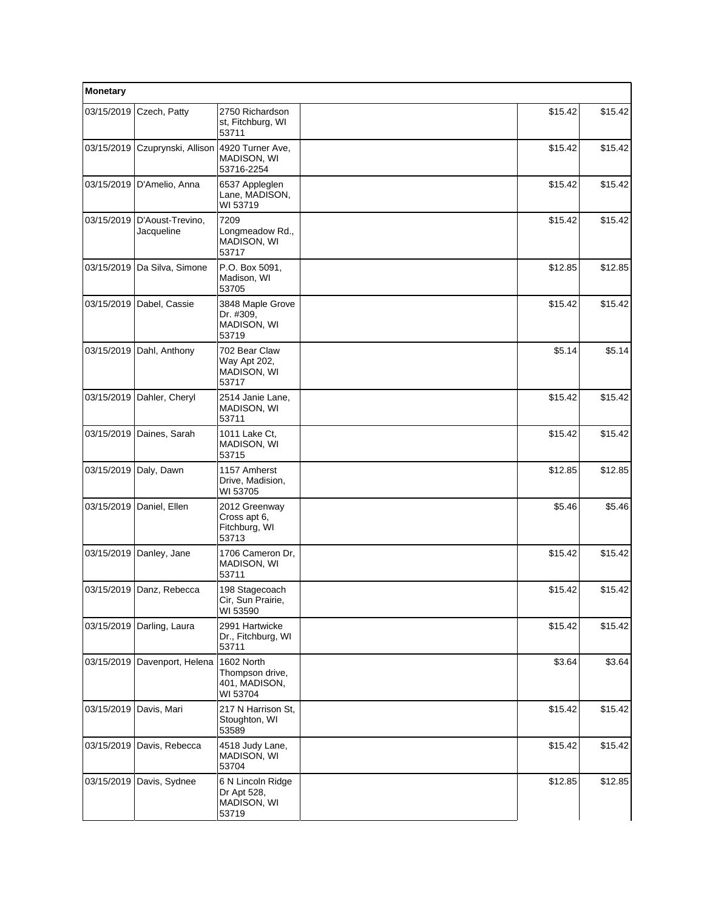| Monetary | | | | | |
|---|---|---|---|---|---|
| 03/15/2019 | Czech, Patty | 2750 Richardson st, Fitchburg, WI 53711 | | $15.42 | $15.42 |
| 03/15/2019 | Czuprynski, Allison | 4920 Turner Ave, MADISON, WI 53716-2254 | | $15.42 | $15.42 |
| 03/15/2019 | D'Amelio, Anna | 6537 Appleglen Lane, MADISON, WI 53719 | | $15.42 | $15.42 |
| 03/15/2019 | D'Aoust-Trevino, Jacqueline | 7209 Longmeadow Rd., MADISON, WI 53717 | | $15.42 | $15.42 |
| 03/15/2019 | Da Silva, Simone | P.O. Box 5091, Madison, WI 53705 | | $12.85 | $12.85 |
| 03/15/2019 | Dabel, Cassie | 3848 Maple Grove Dr. #309, MADISON, WI 53719 | | $15.42 | $15.42 |
| 03/15/2019 | Dahl, Anthony | 702 Bear Claw Way Apt 202, MADISON, WI 53717 | | $5.14 | $5.14 |
| 03/15/2019 | Dahler, Cheryl | 2514 Janie Lane, MADISON, WI 53711 | | $15.42 | $15.42 |
| 03/15/2019 | Daines, Sarah | 1011 Lake Ct, MADISON, WI 53715 | | $15.42 | $15.42 |
| 03/15/2019 | Daly, Dawn | 1157 Amherst Drive, Madision, WI 53705 | | $12.85 | $12.85 |
| 03/15/2019 | Daniel, Ellen | 2012 Greenway Cross apt 6, Fitchburg, WI 53713 | | $5.46 | $5.46 |
| 03/15/2019 | Danley, Jane | 1706 Cameron Dr, MADISON, WI 53711 | | $15.42 | $15.42 |
| 03/15/2019 | Danz, Rebecca | 198 Stagecoach Cir, Sun Prairie, WI 53590 | | $15.42 | $15.42 |
| 03/15/2019 | Darling, Laura | 2991 Hartwicke Dr., Fitchburg, WI 53711 | | $15.42 | $15.42 |
| 03/15/2019 | Davenport, Helena | 1602 North Thompson drive, 401, MADISON, WI 53704 | | $3.64 | $3.64 |
| 03/15/2019 | Davis, Mari | 217 N Harrison St, Stoughton, WI 53589 | | $15.42 | $15.42 |
| 03/15/2019 | Davis, Rebecca | 4518 Judy Lane, MADISON, WI 53704 | | $15.42 | $15.42 |
| 03/15/2019 | Davis, Sydnee | 6 N Lincoln Ridge Dr Apt 528, MADISON, WI 53719 | | $12.85 | $12.85 |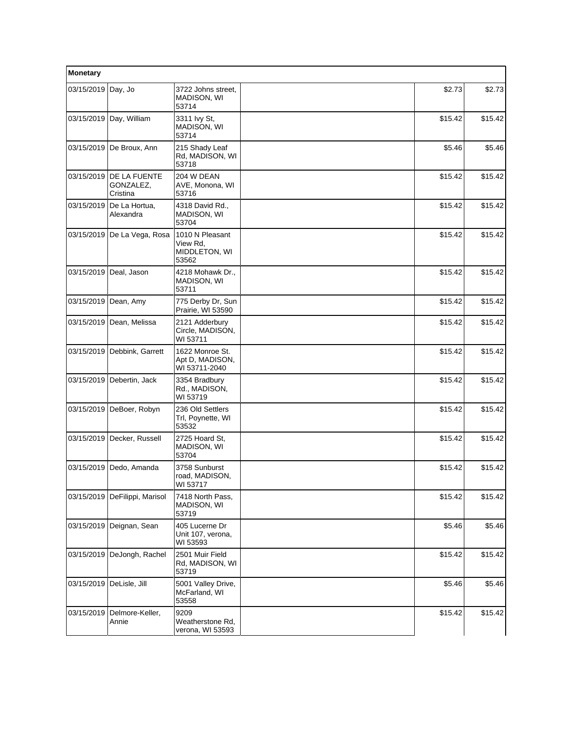| Monetary | | | | | |
|---|---|---|---|---|---|
| 03/15/2019 | Day, Jo | 3722 Johns street, MADISON, WI 53714 | | $2.73 | $2.73 |
| 03/15/2019 | Day, William | 3311 Ivy St, MADISON, WI 53714 | | $15.42 | $15.42 |
| 03/15/2019 | De Broux, Ann | 215 Shady Leaf Rd, MADISON, WI 53718 | | $5.46 | $5.46 |
| 03/15/2019 | DE LA FUENTE GONZALEZ, Cristina | 204 W DEAN AVE, Monona, WI 53716 | | $15.42 | $15.42 |
| 03/15/2019 | De La Hortua, Alexandra | 4318 David Rd., MADISON, WI 53704 | | $15.42 | $15.42 |
| 03/15/2019 | De La Vega, Rosa | 1010 N Pleasant View Rd, MIDDLETON, WI 53562 | | $15.42 | $15.42 |
| 03/15/2019 | Deal, Jason | 4218 Mohawk Dr., MADISON, WI 53711 | | $15.42 | $15.42 |
| 03/15/2019 | Dean, Amy | 775 Derby Dr, Sun Prairie, WI 53590 | | $15.42 | $15.42 |
| 03/15/2019 | Dean, Melissa | 2121 Adderbury Circle, MADISON, WI 53711 | | $15.42 | $15.42 |
| 03/15/2019 | Debbink, Garrett | 1622 Monroe St. Apt D, MADISON, WI 53711-2040 | | $15.42 | $15.42 |
| 03/15/2019 | Debertin, Jack | 3354 Bradbury Rd., MADISON, WI 53719 | | $15.42 | $15.42 |
| 03/15/2019 | DeBoer, Robyn | 236 Old Settlers Trl, Poynette, WI 53532 | | $15.42 | $15.42 |
| 03/15/2019 | Decker, Russell | 2725 Hoard St, MADISON, WI 53704 | | $15.42 | $15.42 |
| 03/15/2019 | Dedo, Amanda | 3758 Sunburst road, MADISON, WI 53717 | | $15.42 | $15.42 |
| 03/15/2019 | DeFilippi, Marisol | 7418 North Pass, MADISON, WI 53719 | | $15.42 | $15.42 |
| 03/15/2019 | Deignan, Sean | 405 Lucerne Dr Unit 107, verona, WI 53593 | | $5.46 | $5.46 |
| 03/15/2019 | DeJongh, Rachel | 2501 Muir Field Rd, MADISON, WI 53719 | | $15.42 | $15.42 |
| 03/15/2019 | DeLisle, Jill | 5001 Valley Drive, McFarland, WI 53558 | | $5.46 | $5.46 |
| 03/15/2019 | Delmore-Keller, Annie | 9209 Weatherstone Rd, verona, WI 53593 | | $15.42 | $15.42 |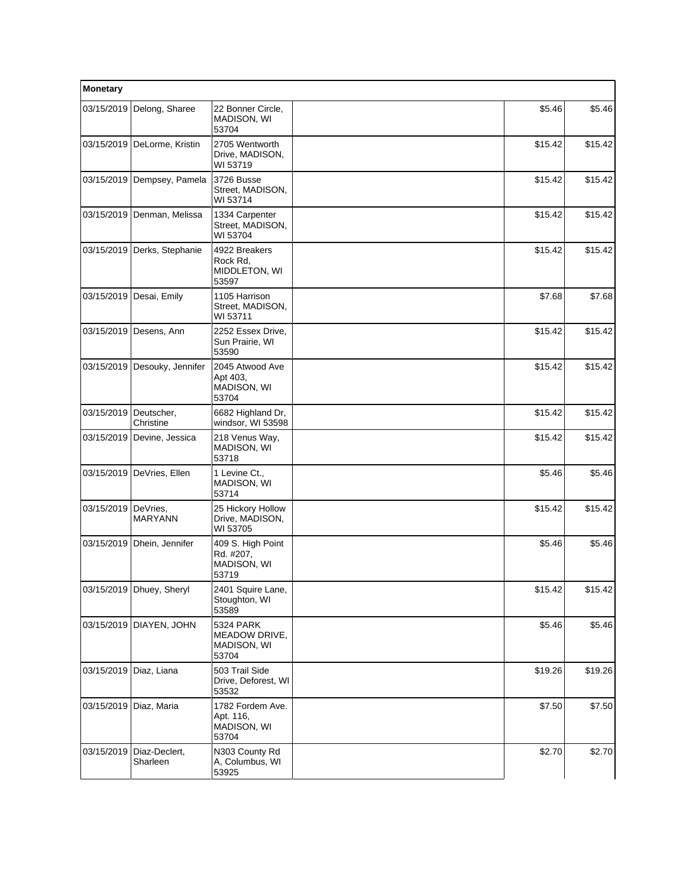| Monetary | | | | | |
|---|---|---|---|---|---|
| 03/15/2019 | Delong, Sharee | 22 Bonner Circle, MADISON, WI 53704 | | $5.46 | $5.46 |
| 03/15/2019 | DeLorme, Kristin | 2705 Wentworth Drive, MADISON, WI 53719 | | $15.42 | $15.42 |
| 03/15/2019 | Dempsey, Pamela | 3726 Busse Street, MADISON, WI 53714 | | $15.42 | $15.42 |
| 03/15/2019 | Denman, Melissa | 1334 Carpenter Street, MADISON, WI 53704 | | $15.42 | $15.42 |
| 03/15/2019 | Derks, Stephanie | 4922 Breakers Rock Rd, MIDDLETON, WI 53597 | | $15.42 | $15.42 |
| 03/15/2019 | Desai, Emily | 1105 Harrison Street, MADISON, WI 53711 | | $7.68 | $7.68 |
| 03/15/2019 | Desens, Ann | 2252 Essex Drive, Sun Prairie, WI 53590 | | $15.42 | $15.42 |
| 03/15/2019 | Desouky, Jennifer | 2045 Atwood Ave Apt 403, MADISON, WI 53704 | | $15.42 | $15.42 |
| 03/15/2019 | Deutscher, Christine | 6682 Highland Dr, windsor, WI 53598 | | $15.42 | $15.42 |
| 03/15/2019 | Devine, Jessica | 218 Venus Way, MADISON, WI 53718 | | $15.42 | $15.42 |
| 03/15/2019 | DeVries, Ellen | 1 Levine Ct., MADISON, WI 53714 | | $5.46 | $5.46 |
| 03/15/2019 | DeVries, MARYANN | 25 Hickory Hollow Drive, MADISON, WI 53705 | | $15.42 | $15.42 |
| 03/15/2019 | Dhein, Jennifer | 409 S. High Point Rd. #207, MADISON, WI 53719 | | $5.46 | $5.46 |
| 03/15/2019 | Dhuey, Sheryl | 2401 Squire Lane, Stoughton, WI 53589 | | $15.42 | $15.42 |
| 03/15/2019 | DIAYEN, JOHN | 5324 PARK MEADOW DRIVE, MADISON, WI 53704 | | $5.46 | $5.46 |
| 03/15/2019 | Diaz, Liana | 503 Trail Side Drive, Deforest, WI 53532 | | $19.26 | $19.26 |
| 03/15/2019 | Diaz, Maria | 1782 Fordem Ave. Apt. 116, MADISON, WI 53704 | | $7.50 | $7.50 |
| 03/15/2019 | Diaz-Declert, Sharleen | N303 County Rd A, Columbus, WI 53925 | | $2.70 | $2.70 |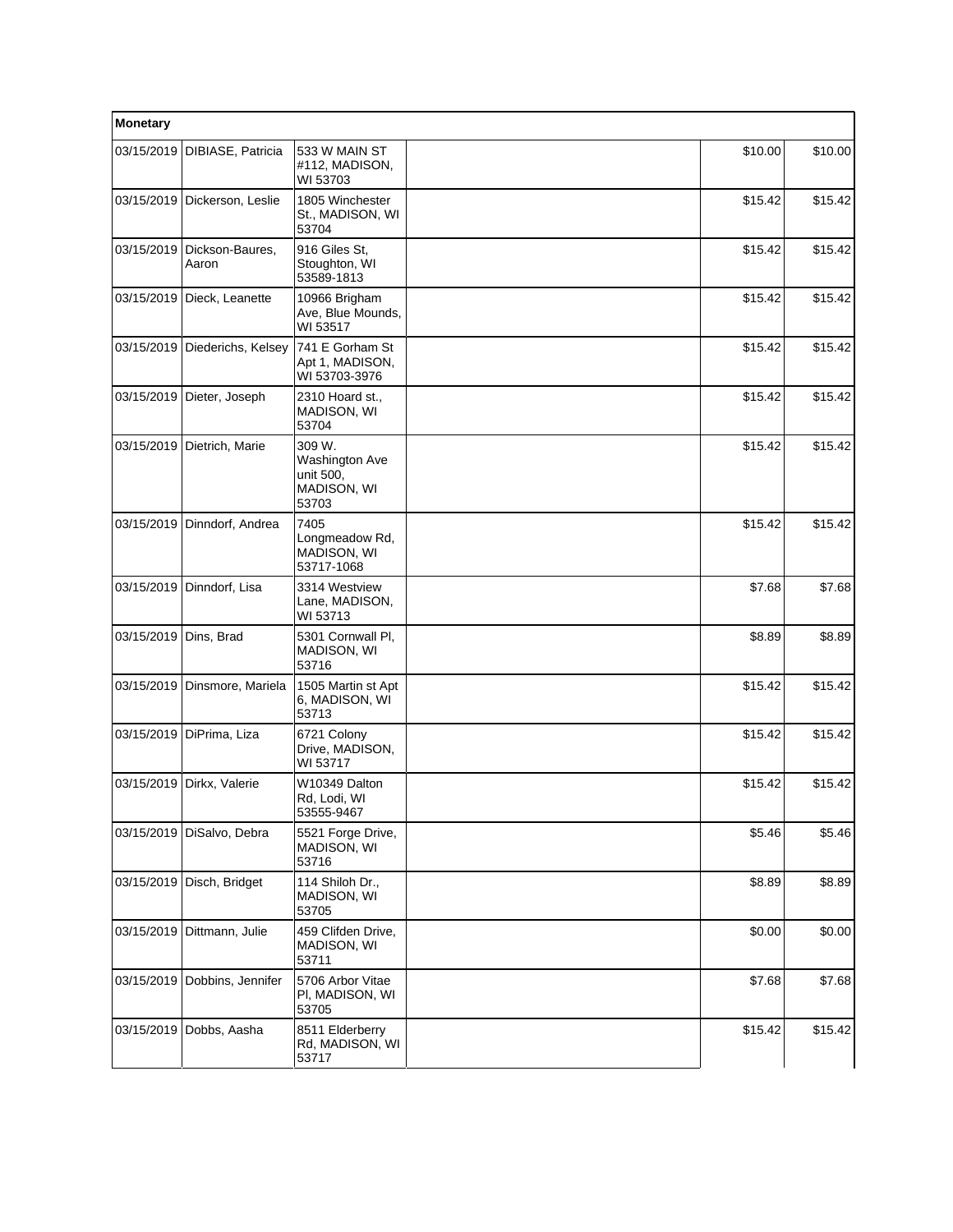| Monetary | | | | | |
|---|---|---|---|---|---|
| 03/15/2019 | DIBIASE, Patricia | 533 W MAIN ST #112, MADISON, WI 53703 | | $10.00 | $10.00 |
| 03/15/2019 | Dickerson, Leslie | 1805 Winchester St., MADISON, WI 53704 | | $15.42 | $15.42 |
| 03/15/2019 | Dickson-Baures, Aaron | 916 Giles St, Stoughton, WI 53589-1813 | | $15.42 | $15.42 |
| 03/15/2019 | Dieck, Leanette | 10966 Brigham Ave, Blue Mounds, WI 53517 | | $15.42 | $15.42 |
| 03/15/2019 | Diederichs, Kelsey | 741 E Gorham St Apt 1, MADISON, WI 53703-3976 | | $15.42 | $15.42 |
| 03/15/2019 | Dieter, Joseph | 2310 Hoard st., MADISON, WI 53704 | | $15.42 | $15.42 |
| 03/15/2019 | Dietrich, Marie | 309 W. Washington Ave unit 500, MADISON, WI 53703 | | $15.42 | $15.42 |
| 03/15/2019 | Dinndorf, Andrea | 7405 Longmeadow Rd, MADISON, WI 53717-1068 | | $15.42 | $15.42 |
| 03/15/2019 | Dinndorf, Lisa | 3314 Westview Lane, MADISON, WI 53713 | | $7.68 | $7.68 |
| 03/15/2019 | Dins, Brad | 5301 Cornwall Pl, MADISON, WI 53716 | | $8.89 | $8.89 |
| 03/15/2019 | Dinsmore, Mariela | 1505 Martin st Apt 6, MADISON, WI 53713 | | $15.42 | $15.42 |
| 03/15/2019 | DiPrima, Liza | 6721 Colony Drive, MADISON, WI 53717 | | $15.42 | $15.42 |
| 03/15/2019 | Dirkx, Valerie | W10349 Dalton Rd, Lodi, WI 53555-9467 | | $15.42 | $15.42 |
| 03/15/2019 | DiSalvo, Debra | 5521 Forge Drive, MADISON, WI 53716 | | $5.46 | $5.46 |
| 03/15/2019 | Disch, Bridget | 114 Shiloh Dr., MADISON, WI 53705 | | $8.89 | $8.89 |
| 03/15/2019 | Dittmann, Julie | 459 Clifden Drive, MADISON, WI 53711 | | $0.00 | $0.00 |
| 03/15/2019 | Dobbins, Jennifer | 5706 Arbor Vitae Pl, MADISON, WI 53705 | | $7.68 | $7.68 |
| 03/15/2019 | Dobbs, Aasha | 8511 Elderberry Rd, MADISON, WI 53717 | | $15.42 | $15.42 |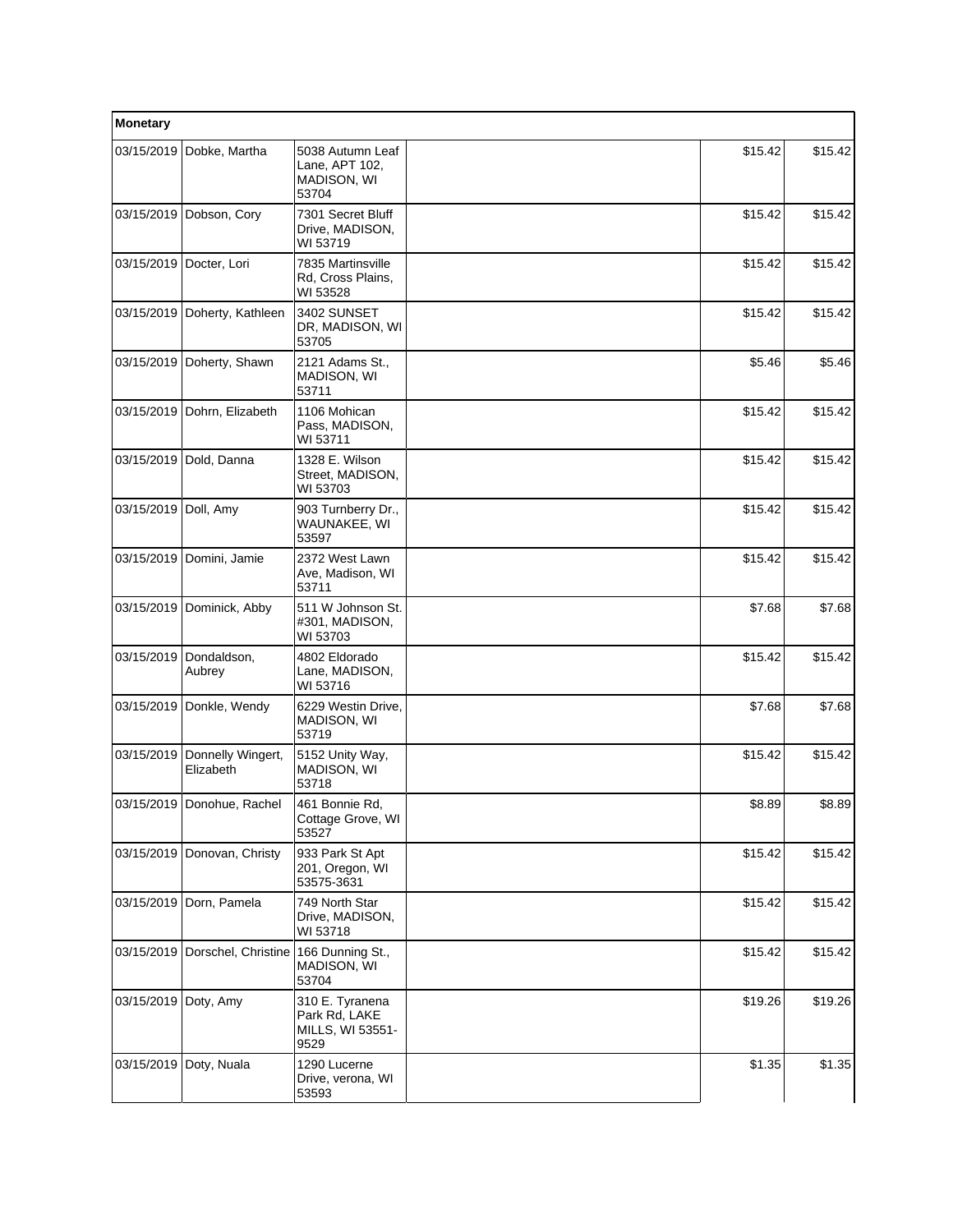| Monetary | | | | | |
|---|---|---|---|---|---|
| 03/15/2019 | Dobke, Martha | 5038 Autumn Leaf Lane, APT 102, MADISON, WI 53704 | | $15.42 | $15.42 |
| 03/15/2019 | Dobson, Cory | 7301 Secret Bluff Drive, MADISON, WI 53719 | | $15.42 | $15.42 |
| 03/15/2019 | Docter, Lori | 7835 Martinsville Rd, Cross Plains, WI 53528 | | $15.42 | $15.42 |
| 03/15/2019 | Doherty, Kathleen | 3402 SUNSET DR, MADISON, WI 53705 | | $15.42 | $15.42 |
| 03/15/2019 | Doherty, Shawn | 2121 Adams St., MADISON, WI 53711 | | $5.46 | $5.46 |
| 03/15/2019 | Dohrn, Elizabeth | 1106 Mohican Pass, MADISON, WI 53711 | | $15.42 | $15.42 |
| 03/15/2019 | Dold, Danna | 1328 E. Wilson Street, MADISON, WI 53703 | | $15.42 | $15.42 |
| 03/15/2019 | Doll, Amy | 903 Turnberry Dr., WAUNAKEE, WI 53597 | | $15.42 | $15.42 |
| 03/15/2019 | Domini, Jamie | 2372 West Lawn Ave, Madison, WI 53711 | | $15.42 | $15.42 |
| 03/15/2019 | Dominick, Abby | 511 W Johnson St. #301, MADISON, WI 53703 | | $7.68 | $7.68 |
| 03/15/2019 | Dondaldson, Aubrey | 4802 Eldorado Lane, MADISON, WI 53716 | | $15.42 | $15.42 |
| 03/15/2019 | Donkle, Wendy | 6229 Westin Drive, MADISON, WI 53719 | | $7.68 | $7.68 |
| 03/15/2019 | Donnelly Wingert, Elizabeth | 5152 Unity Way, MADISON, WI 53718 | | $15.42 | $15.42 |
| 03/15/2019 | Donohue, Rachel | 461 Bonnie Rd, Cottage Grove, WI 53527 | | $8.89 | $8.89 |
| 03/15/2019 | Donovan, Christy | 933 Park St Apt 201, Oregon, WI 53575-3631 | | $15.42 | $15.42 |
| 03/15/2019 | Dorn, Pamela | 749 North Star Drive, MADISON, WI 53718 | | $15.42 | $15.42 |
| 03/15/2019 | Dorschel, Christine | 166 Dunning St., MADISON, WI 53704 | | $15.42 | $15.42 |
| 03/15/2019 | Doty, Amy | 310 E. Tyranena Park Rd, LAKE MILLS, WI 53551-9529 | | $19.26 | $19.26 |
| 03/15/2019 | Doty, Nuala | 1290 Lucerne Drive, verona, WI 53593 | | $1.35 | $1.35 |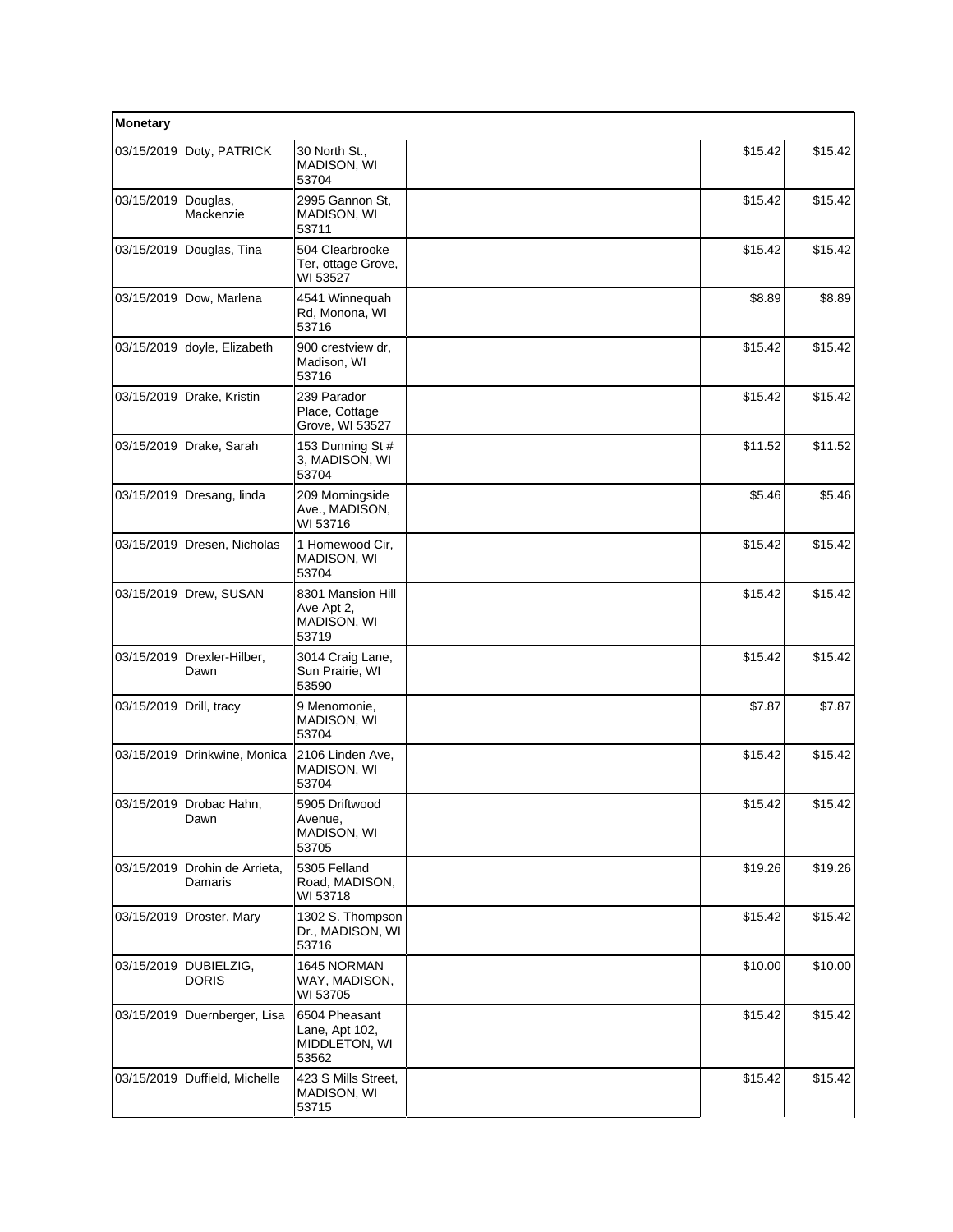| Monetary | | | | | |
|---|---|---|---|---|---|
| 03/15/2019 | Doty, PATRICK | 30 North St., MADISON, WI 53704 | | $15.42 | $15.42 |
| 03/15/2019 | Douglas, Mackenzie | 2995 Gannon St, MADISON, WI 53711 | | $15.42 | $15.42 |
| 03/15/2019 | Douglas, Tina | 504 Clearbrooke Ter, ottage Grove, WI 53527 | | $15.42 | $15.42 |
| 03/15/2019 | Dow, Marlena | 4541 Winnequah Rd, Monona, WI 53716 | | $8.89 | $8.89 |
| 03/15/2019 | doyle, Elizabeth | 900 crestview dr, Madison, WI 53716 | | $15.42 | $15.42 |
| 03/15/2019 | Drake, Kristin | 239 Parador Place, Cottage Grove, WI 53527 | | $15.42 | $15.42 |
| 03/15/2019 | Drake, Sarah | 153 Dunning St # 3, MADISON, WI 53704 | | $11.52 | $11.52 |
| 03/15/2019 | Dresang, linda | 209 Morningside Ave., MADISON, WI 53716 | | $5.46 | $5.46 |
| 03/15/2019 | Dresen, Nicholas | 1 Homewood Cir, MADISON, WI 53704 | | $15.42 | $15.42 |
| 03/15/2019 | Drew, SUSAN | 8301 Mansion Hill Ave Apt 2, MADISON, WI 53719 | | $15.42 | $15.42 |
| 03/15/2019 | Drexler-Hilber, Dawn | 3014 Craig Lane, Sun Prairie, WI 53590 | | $15.42 | $15.42 |
| 03/15/2019 | Drill, tracy | 9 Menomonie, MADISON, WI 53704 | | $7.87 | $7.87 |
| 03/15/2019 | Drinkwine, Monica | 2106 Linden Ave, MADISON, WI 53704 | | $15.42 | $15.42 |
| 03/15/2019 | Drobac Hahn, Dawn | 5905 Driftwood Avenue, MADISON, WI 53705 | | $15.42 | $15.42 |
| 03/15/2019 | Drohin de Arrieta, Damaris | 5305 Felland Road, MADISON, WI 53718 | | $19.26 | $19.26 |
| 03/15/2019 | Droster, Mary | 1302 S. Thompson Dr., MADISON, WI 53716 | | $15.42 | $15.42 |
| 03/15/2019 | DUBIELZIG, DORIS | 1645 NORMAN WAY, MADISON, WI 53705 | | $10.00 | $10.00 |
| 03/15/2019 | Duernberger, Lisa | 6504 Pheasant Lane, Apt 102, MIDDLETON, WI 53562 | | $15.42 | $15.42 |
| 03/15/2019 | Duffield, Michelle | 423 S Mills Street, MADISON, WI 53715 | | $15.42 | $15.42 |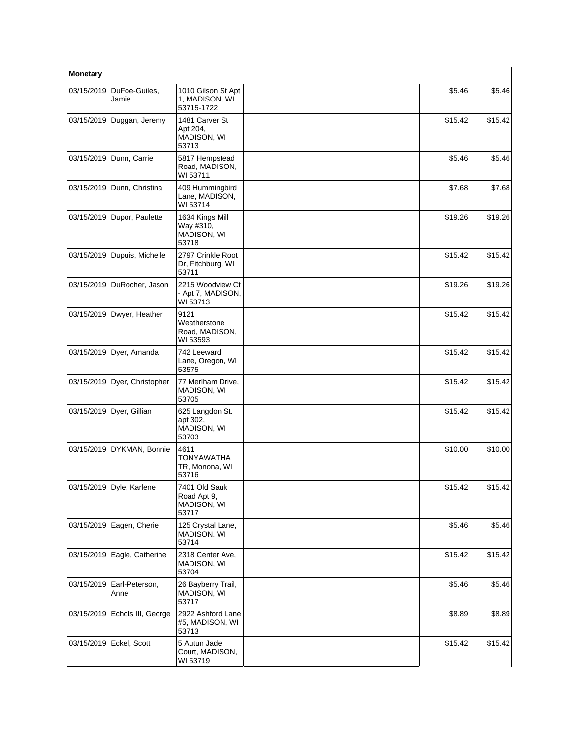| Monetary | | | | | |
|---|---|---|---|---|---|
| 03/15/2019 | DuFoe-Guiles, Jamie | 1010 Gilson St Apt 1, MADISON, WI 53715-1722 | | $5.46 | $5.46 |
| 03/15/2019 | Duggan, Jeremy | 1481 Carver St Apt 204, MADISON, WI 53713 | | $15.42 | $15.42 |
| 03/15/2019 | Dunn, Carrie | 5817 Hempstead Road, MADISON, WI 53711 | | $5.46 | $5.46 |
| 03/15/2019 | Dunn, Christina | 409 Hummingbird Lane, MADISON, WI 53714 | | $7.68 | $7.68 |
| 03/15/2019 | Dupor, Paulette | 1634 Kings Mill Way #310, MADISON, WI 53718 | | $19.26 | $19.26 |
| 03/15/2019 | Dupuis, Michelle | 2797 Crinkle Root Dr, Fitchburg, WI 53711 | | $15.42 | $15.42 |
| 03/15/2019 | DuRocher, Jason | 2215 Woodview Ct - Apt 7, MADISON, WI 53713 | | $19.26 | $19.26 |
| 03/15/2019 | Dwyer, Heather | 9121 Weatherstone Road, MADISON, WI 53593 | | $15.42 | $15.42 |
| 03/15/2019 | Dyer, Amanda | 742 Leeward Lane, Oregon, WI 53575 | | $15.42 | $15.42 |
| 03/15/2019 | Dyer, Christopher | 77 Merlham Drive, MADISON, WI 53705 | | $15.42 | $15.42 |
| 03/15/2019 | Dyer, Gillian | 625 Langdon St. apt 302, MADISON, WI 53703 | | $15.42 | $15.42 |
| 03/15/2019 | DYKMAN, Bonnie | 4611 TONYAWATHA TR, Monona, WI 53716 | | $10.00 | $10.00 |
| 03/15/2019 | Dyle, Karlene | 7401 Old Sauk Road Apt 9, MADISON, WI 53717 | | $15.42 | $15.42 |
| 03/15/2019 | Eagen, Cherie | 125 Crystal Lane, MADISON, WI 53714 | | $5.46 | $5.46 |
| 03/15/2019 | Eagle, Catherine | 2318 Center Ave, MADISON, WI 53704 | | $15.42 | $15.42 |
| 03/15/2019 | Earl-Peterson, Anne | 26 Bayberry Trail, MADISON, WI 53717 | | $5.46 | $5.46 |
| 03/15/2019 | Echols III, George | 2922 Ashford Lane #5, MADISON, WI 53713 | | $8.89 | $8.89 |
| 03/15/2019 | Eckel, Scott | 5 Autun Jade Court, MADISON, WI 53719 | | $15.42 | $15.42 |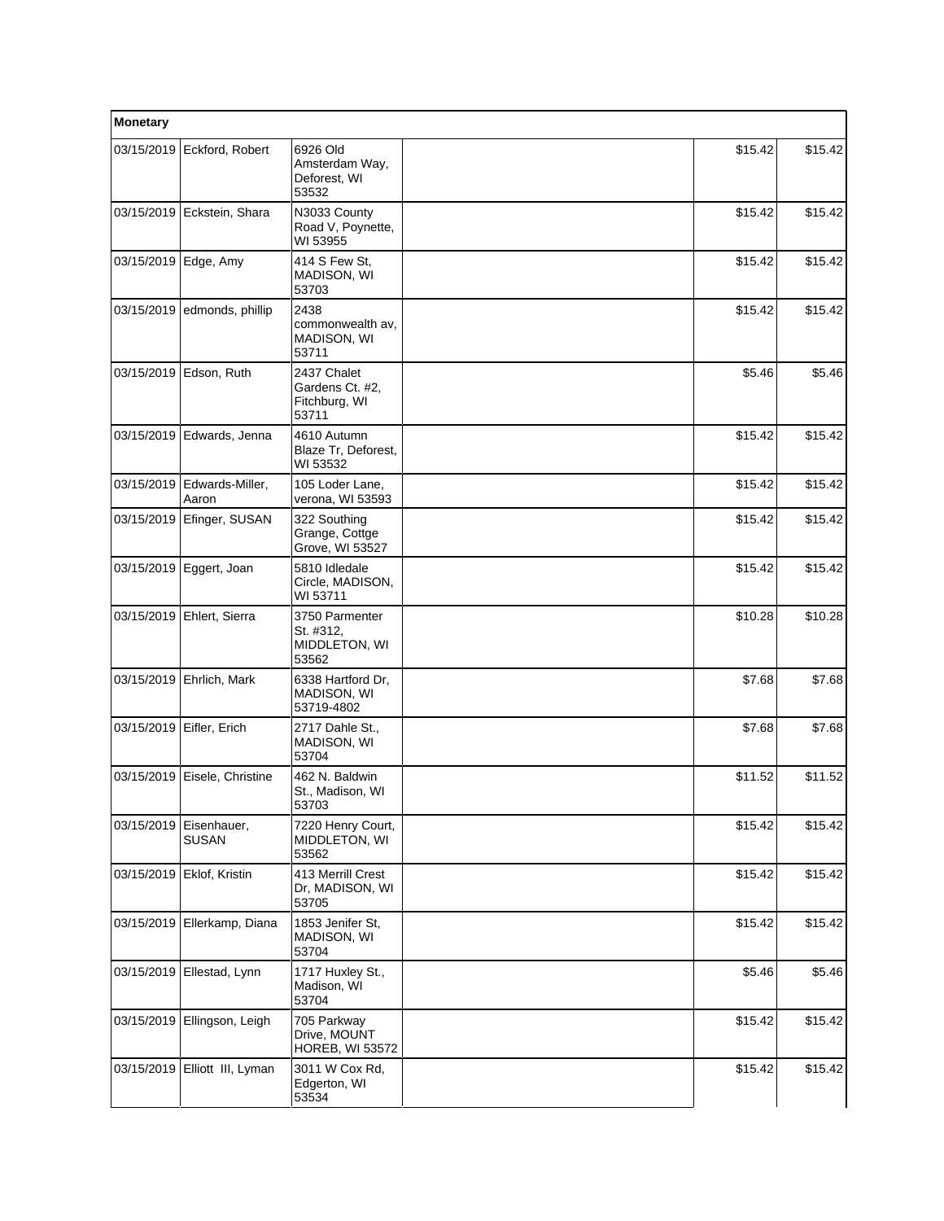| Monetary | | | | | |
|---|---|---|---|---|---|
| 03/15/2019 | Eckford, Robert | 6926 Old Amsterdam Way, Deforest, WI 53532 | | $15.42 | $15.42 |
| 03/15/2019 | Eckstein, Shara | N3033 County Road V, Poynette, WI 53955 | | $15.42 | $15.42 |
| 03/15/2019 | Edge, Amy | 414 S Few St, MADISON, WI 53703 | | $15.42 | $15.42 |
| 03/15/2019 | edmonds, phillip | 2438 commonwealth av, MADISON, WI 53711 | | $15.42 | $15.42 |
| 03/15/2019 | Edson, Ruth | 2437 Chalet Gardens Ct. #2, Fitchburg, WI 53711 | | $5.46 | $5.46 |
| 03/15/2019 | Edwards, Jenna | 4610 Autumn Blaze Tr, Deforest, WI 53532 | | $15.42 | $15.42 |
| 03/15/2019 | Edwards-Miller, Aaron | 105 Loder Lane, verona, WI 53593 | | $15.42 | $15.42 |
| 03/15/2019 | Efinger, SUSAN | 322 Southing Grange, Cottge Grove, WI 53527 | | $15.42 | $15.42 |
| 03/15/2019 | Eggert, Joan | 5810 Idledale Circle, MADISON, WI 53711 | | $15.42 | $15.42 |
| 03/15/2019 | Ehlert, Sierra | 3750 Parmenter St. #312, MIDDLETON, WI 53562 | | $10.28 | $10.28 |
| 03/15/2019 | Ehrlich, Mark | 6338 Hartford Dr, MADISON, WI 53719-4802 | | $7.68 | $7.68 |
| 03/15/2019 | Eifler, Erich | 2717 Dahle St., MADISON, WI 53704 | | $7.68 | $7.68 |
| 03/15/2019 | Eisele, Christine | 462 N. Baldwin St., Madison, WI 53703 | | $11.52 | $11.52 |
| 03/15/2019 | Eisenhauer, SUSAN | 7220 Henry Court, MIDDLETON, WI 53562 | | $15.42 | $15.42 |
| 03/15/2019 | Eklof, Kristin | 413 Merrill Crest Dr, MADISON, WI 53705 | | $15.42 | $15.42 |
| 03/15/2019 | Ellerkamp, Diana | 1853 Jenifer St, MADISON, WI 53704 | | $15.42 | $15.42 |
| 03/15/2019 | Ellestad, Lynn | 1717 Huxley St., Madison, WI 53704 | | $5.46 | $5.46 |
| 03/15/2019 | Ellingson, Leigh | 705 Parkway Drive, MOUNT HOREB, WI 53572 | | $15.42 | $15.42 |
| 03/15/2019 | Elliott III, Lyman | 3011 W Cox Rd, Edgerton, WI 53534 | | $15.42 | $15.42 |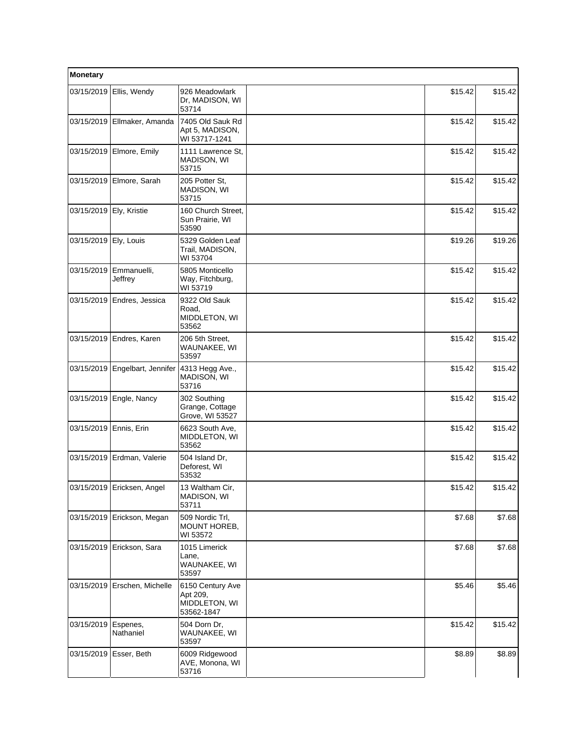| Monetary | | | | | |
|---|---|---|---|---|---|
| 03/15/2019 | Ellis, Wendy | 926 Meadowlark Dr, MADISON, WI 53714 | | $15.42 | $15.42 |
| 03/15/2019 | Ellmaker, Amanda | 7405 Old Sauk Rd Apt 5, MADISON, WI 53717-1241 | | $15.42 | $15.42 |
| 03/15/2019 | Elmore, Emily | 1111 Lawrence St, MADISON, WI 53715 | | $15.42 | $15.42 |
| 03/15/2019 | Elmore, Sarah | 205 Potter St, MADISON, WI 53715 | | $15.42 | $15.42 |
| 03/15/2019 | Ely, Kristie | 160 Church Street, Sun Prairie, WI 53590 | | $15.42 | $15.42 |
| 03/15/2019 | Ely, Louis | 5329 Golden Leaf Trail, MADISON, WI 53704 | | $19.26 | $19.26 |
| 03/15/2019 | Emmanuelli, Jeffrey | 5805 Monticello Way, Fitchburg, WI 53719 | | $15.42 | $15.42 |
| 03/15/2019 | Endres, Jessica | 9322 Old Sauk Road, MIDDLETON, WI 53562 | | $15.42 | $15.42 |
| 03/15/2019 | Endres, Karen | 206 5th Street, WAUNAKEE, WI 53597 | | $15.42 | $15.42 |
| 03/15/2019 | Engelbart, Jennifer | 4313 Hegg Ave., MADISON, WI 53716 | | $15.42 | $15.42 |
| 03/15/2019 | Engle, Nancy | 302 Southing Grange, Cottage Grove, WI 53527 | | $15.42 | $15.42 |
| 03/15/2019 | Ennis, Erin | 6623 South Ave, MIDDLETON, WI 53562 | | $15.42 | $15.42 |
| 03/15/2019 | Erdman, Valerie | 504 Island Dr, Deforest, WI 53532 | | $15.42 | $15.42 |
| 03/15/2019 | Ericksen, Angel | 13 Waltham Cir, MADISON, WI 53711 | | $15.42 | $15.42 |
| 03/15/2019 | Erickson, Megan | 509 Nordic Trl, MOUNT HOREB, WI 53572 | | $7.68 | $7.68 |
| 03/15/2019 | Erickson, Sara | 1015 Limerick Lane, WAUNAKEE, WI 53597 | | $7.68 | $7.68 |
| 03/15/2019 | Erschen, Michelle | 6150 Century Ave Apt 209, MIDDLETON, WI 53562-1847 | | $5.46 | $5.46 |
| 03/15/2019 | Espenes, Nathaniel | 504 Dorn Dr, WAUNAKEE, WI 53597 | | $15.42 | $15.42 |
| 03/15/2019 | Esser, Beth | 6009 Ridgewood AVE, Monona, WI 53716 | | $8.89 | $8.89 |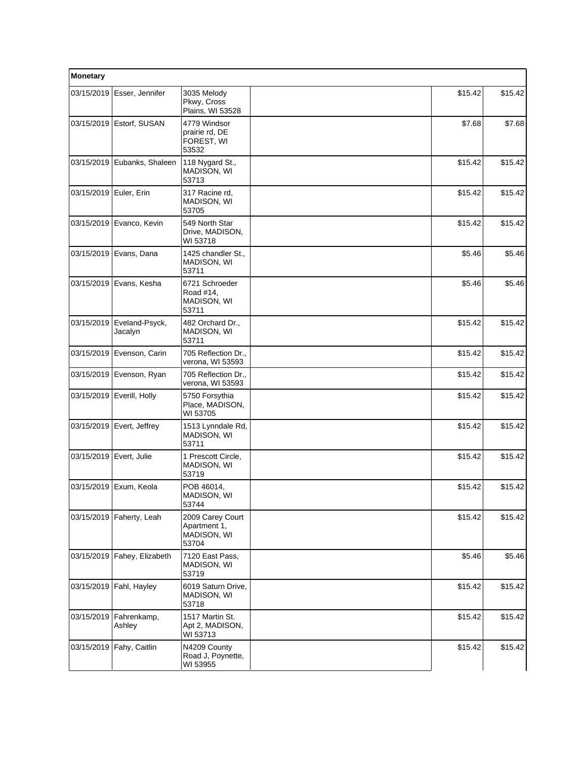| Monetary | | | | | |
|---|---|---|---|---|---|
| 03/15/2019 | Esser, Jennifer | 3035 Melody Pkwy, Cross Plains, WI 53528 | | $15.42 | $15.42 |
| 03/15/2019 | Estorf, SUSAN | 4779 Windsor prairie rd, DE FOREST, WI 53532 | | $7.68 | $7.68 |
| 03/15/2019 | Eubanks, Shaleen | 118 Nygard St., MADISON, WI 53713 | | $15.42 | $15.42 |
| 03/15/2019 | Euler, Erin | 317 Racine rd, MADISON, WI 53705 | | $15.42 | $15.42 |
| 03/15/2019 | Evanco, Kevin | 549 North Star Drive, MADISON, WI 53718 | | $15.42 | $15.42 |
| 03/15/2019 | Evans, Dana | 1425 chandler St., MADISON, WI 53711 | | $5.46 | $5.46 |
| 03/15/2019 | Evans, Kesha | 6721 Schroeder Road #14, MADISON, WI 53711 | | $5.46 | $5.46 |
| 03/15/2019 | Eveland-Psyck, Jacalyn | 482 Orchard Dr., MADISON, WI 53711 | | $15.42 | $15.42 |
| 03/15/2019 | Evenson, Carin | 705 Reflection Dr., verona, WI 53593 | | $15.42 | $15.42 |
| 03/15/2019 | Evenson, Ryan | 705 Reflection Dr., verona, WI 53593 | | $15.42 | $15.42 |
| 03/15/2019 | Everill, Holly | 5750 Forsythia Place, MADISON, WI 53705 | | $15.42 | $15.42 |
| 03/15/2019 | Evert, Jeffrey | 1513 Lynndale Rd, MADISON, WI 53711 | | $15.42 | $15.42 |
| 03/15/2019 | Evert, Julie | 1 Prescott Circle, MADISON, WI 53719 | | $15.42 | $15.42 |
| 03/15/2019 | Exum, Keola | POB 46014, MADISON, WI 53744 | | $15.42 | $15.42 |
| 03/15/2019 | Faherty, Leah | 2009 Carey Court Apartment 1, MADISON, WI 53704 | | $15.42 | $15.42 |
| 03/15/2019 | Fahey, Elizabeth | 7120 East Pass, MADISON, WI 53719 | | $5.46 | $5.46 |
| 03/15/2019 | Fahl, Hayley | 6019 Saturn Drive, MADISON, WI 53718 | | $15.42 | $15.42 |
| 03/15/2019 | Fahrenkamp, Ashley | 1517 Martin St. Apt 2, MADISON, WI 53713 | | $15.42 | $15.42 |
| 03/15/2019 | Fahy, Caitlin | N4209 County Road J, Poynette, WI 53955 | | $15.42 | $15.42 |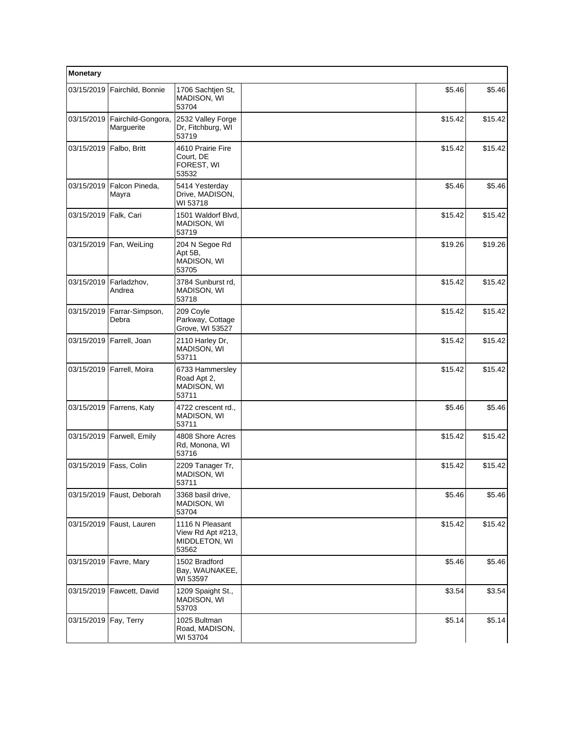| Monetary | | | | | |
|---|---|---|---|---|---|
| 03/15/2019 | Fairchild, Bonnie | 1706 Sachtjen St, MADISON, WI 53704 | | $5.46 | $5.46 |
| 03/15/2019 | Fairchild-Gongora, Marguerite | 2532 Valley Forge Dr, Fitchburg, WI 53719 | | $15.42 | $15.42 |
| 03/15/2019 | Falbo, Britt | 4610 Prairie Fire Court, DE FOREST, WI 53532 | | $15.42 | $15.42 |
| 03/15/2019 | Falcon Pineda, Mayra | 5414 Yesterday Drive, MADISON, WI 53718 | | $5.46 | $5.46 |
| 03/15/2019 | Falk, Cari | 1501 Waldorf Blvd, MADISON, WI 53719 | | $15.42 | $15.42 |
| 03/15/2019 | Fan, WeiLing | 204 N Segoe Rd Apt 5B, MADISON, WI 53705 | | $19.26 | $19.26 |
| 03/15/2019 | Farladzhov, Andrea | 3784 Sunburst rd, MADISON, WI 53718 | | $15.42 | $15.42 |
| 03/15/2019 | Farrar-Simpson, Debra | 209 Coyle Parkway, Cottage Grove, WI 53527 | | $15.42 | $15.42 |
| 03/15/2019 | Farrell, Joan | 2110 Harley Dr, MADISON, WI 53711 | | $15.42 | $15.42 |
| 03/15/2019 | Farrell, Moira | 6733 Hammersley Road Apt 2, MADISON, WI 53711 | | $15.42 | $15.42 |
| 03/15/2019 | Farrens, Katy | 4722 crescent rd., MADISON, WI 53711 | | $5.46 | $5.46 |
| 03/15/2019 | Farwell, Emily | 4808 Shore Acres Rd, Monona, WI 53716 | | $15.42 | $15.42 |
| 03/15/2019 | Fass, Colin | 2209 Tanager Tr, MADISON, WI 53711 | | $15.42 | $15.42 |
| 03/15/2019 | Faust, Deborah | 3368 basil drive, MADISON, WI 53704 | | $5.46 | $5.46 |
| 03/15/2019 | Faust, Lauren | 1116 N Pleasant View Rd Apt #213, MIDDLETON, WI 53562 | | $15.42 | $15.42 |
| 03/15/2019 | Favre, Mary | 1502 Bradford Bay, WAUNAKEE, WI 53597 | | $5.46 | $5.46 |
| 03/15/2019 | Fawcett, David | 1209 Spaight St., MADISON, WI 53703 | | $3.54 | $3.54 |
| 03/15/2019 | Fay, Terry | 1025 Bultman Road, MADISON, WI 53704 | | $5.14 | $5.14 |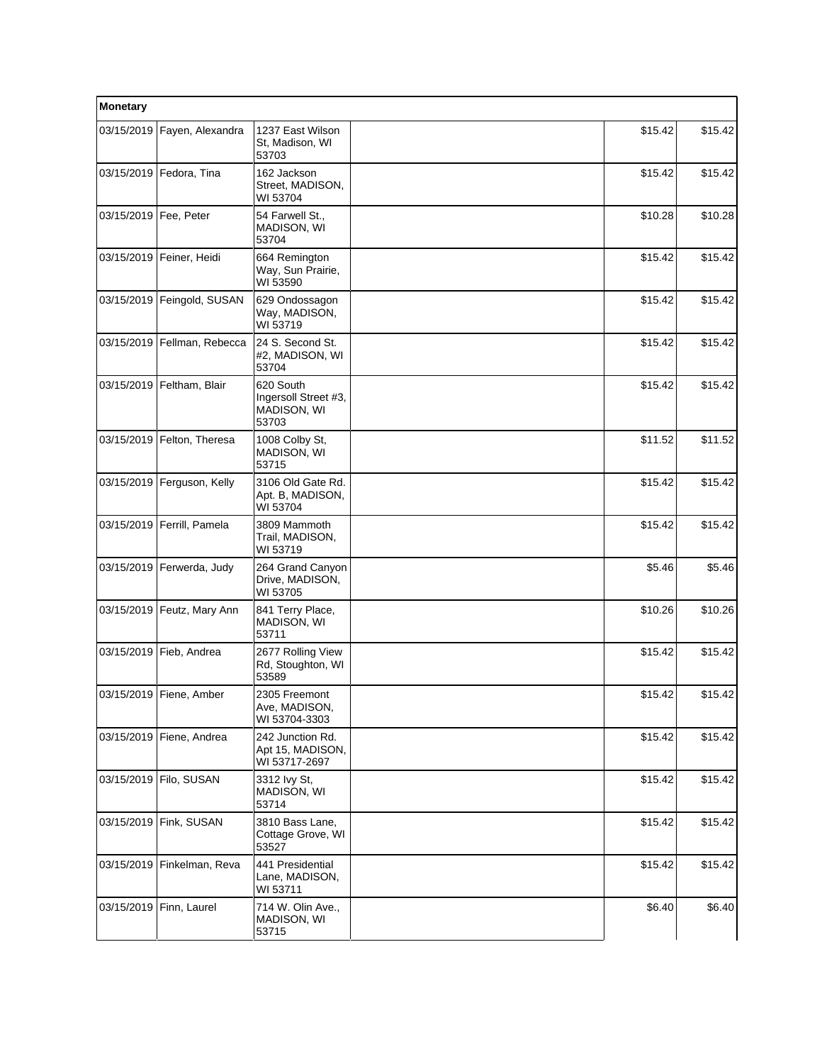| Monetary | | | | | |
|---|---|---|---|---|---|
| 03/15/2019 | Fayen, Alexandra | 1237 East Wilson St, Madison, WI 53703 | | $15.42 | $15.42 |
| 03/15/2019 | Fedora, Tina | 162 Jackson Street, MADISON, WI 53704 | | $15.42 | $15.42 |
| 03/15/2019 | Fee, Peter | 54 Farwell St., MADISON, WI 53704 | | $10.28 | $10.28 |
| 03/15/2019 | Feiner, Heidi | 664 Remington Way, Sun Prairie, WI 53590 | | $15.42 | $15.42 |
| 03/15/2019 | Feingold, SUSAN | 629 Ondossagon Way, MADISON, WI 53719 | | $15.42 | $15.42 |
| 03/15/2019 | Fellman, Rebecca | 24 S. Second St. #2, MADISON, WI 53704 | | $15.42 | $15.42 |
| 03/15/2019 | Feltham, Blair | 620 South Ingersoll Street #3, MADISON, WI 53703 | | $15.42 | $15.42 |
| 03/15/2019 | Felton, Theresa | 1008 Colby St, MADISON, WI 53715 | | $11.52 | $11.52 |
| 03/15/2019 | Ferguson, Kelly | 3106 Old Gate Rd. Apt. B, MADISON, WI 53704 | | $15.42 | $15.42 |
| 03/15/2019 | Ferrill, Pamela | 3809 Mammoth Trail, MADISON, WI 53719 | | $15.42 | $15.42 |
| 03/15/2019 | Ferwerda, Judy | 264 Grand Canyon Drive, MADISON, WI 53705 | | $5.46 | $5.46 |
| 03/15/2019 | Feutz, Mary Ann | 841 Terry Place, MADISON, WI 53711 | | $10.26 | $10.26 |
| 03/15/2019 | Fieb, Andrea | 2677 Rolling View Rd, Stoughton, WI 53589 | | $15.42 | $15.42 |
| 03/15/2019 | Fiene, Amber | 2305 Freemont Ave, MADISON, WI 53704-3303 | | $15.42 | $15.42 |
| 03/15/2019 | Fiene, Andrea | 242 Junction Rd. Apt 15, MADISON, WI 53717-2697 | | $15.42 | $15.42 |
| 03/15/2019 | Filo, SUSAN | 3312 Ivy St, MADISON, WI 53714 | | $15.42 | $15.42 |
| 03/15/2019 | Fink, SUSAN | 3810 Bass Lane, Cottage Grove, WI 53527 | | $15.42 | $15.42 |
| 03/15/2019 | Finkelman, Reva | 441 Presidential Lane, MADISON, WI 53711 | | $15.42 | $15.42 |
| 03/15/2019 | Finn, Laurel | 714 W. Olin Ave., MADISON, WI 53715 | | $6.40 | $6.40 |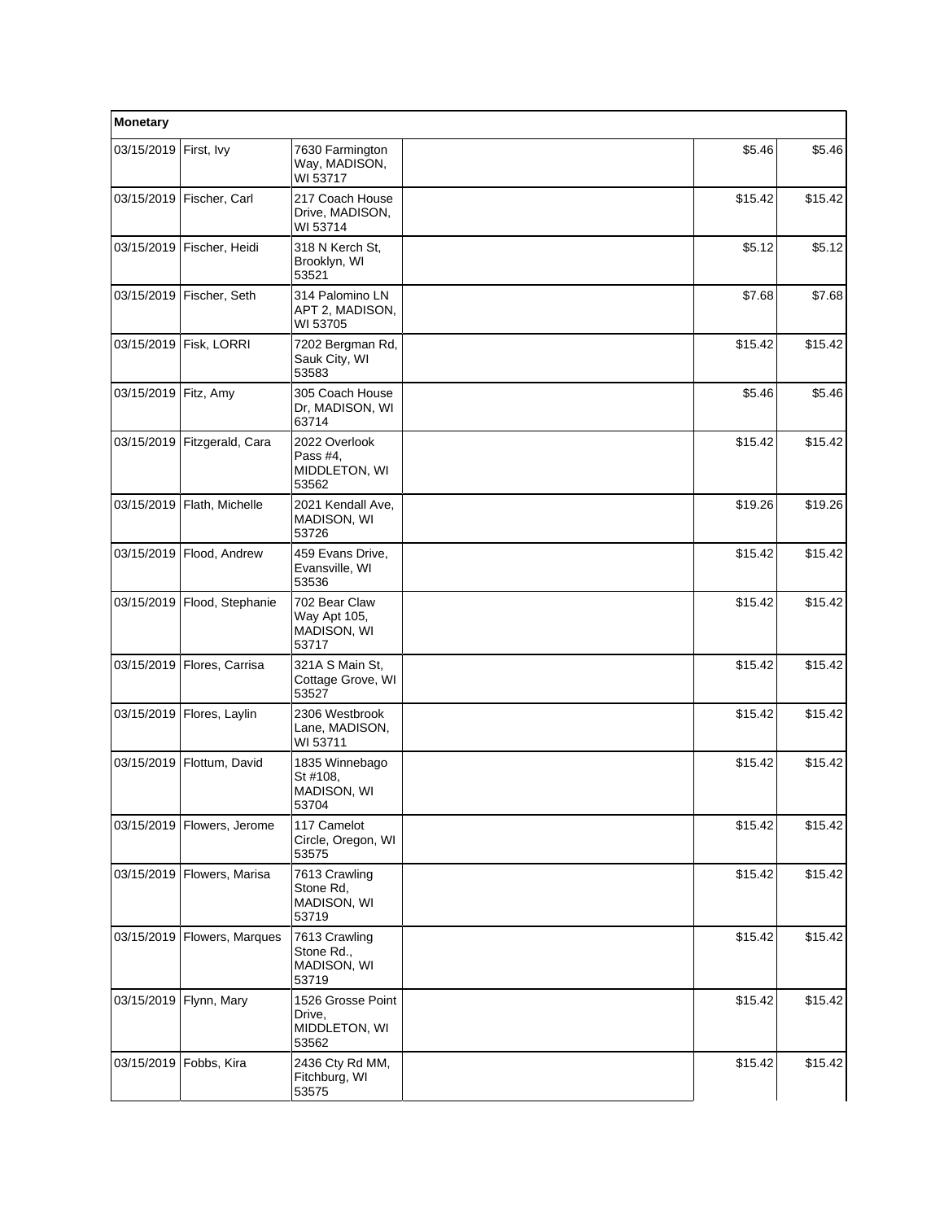| Monetary | | | | | |
|---|---|---|---|---|---|
| 03/15/2019 | First, Ivy | 7630 Farmington Way, MADISON, WI 53717 | | $5.46 | $5.46 |
| 03/15/2019 | Fischer, Carl | 217 Coach House Drive, MADISON, WI 53714 | | $15.42 | $15.42 |
| 03/15/2019 | Fischer, Heidi | 318 N Kerch St, Brooklyn, WI 53521 | | $5.12 | $5.12 |
| 03/15/2019 | Fischer, Seth | 314 Palomino LN APT 2, MADISON, WI 53705 | | $7.68 | $7.68 |
| 03/15/2019 | Fisk, LORRI | 7202 Bergman Rd, Sauk City, WI 53583 | | $15.42 | $15.42 |
| 03/15/2019 | Fitz, Amy | 305 Coach House Dr, MADISON, WI 63714 | | $5.46 | $5.46 |
| 03/15/2019 | Fitzgerald, Cara | 2022 Overlook Pass #4, MIDDLETON, WI 53562 | | $15.42 | $15.42 |
| 03/15/2019 | Flath, Michelle | 2021 Kendall Ave, MADISON, WI 53726 | | $19.26 | $19.26 |
| 03/15/2019 | Flood, Andrew | 459 Evans Drive, Evansville, WI 53536 | | $15.42 | $15.42 |
| 03/15/2019 | Flood, Stephanie | 702 Bear Claw Way Apt 105, MADISON, WI 53717 | | $15.42 | $15.42 |
| 03/15/2019 | Flores, Carrisa | 321A S Main St, Cottage Grove, WI 53527 | | $15.42 | $15.42 |
| 03/15/2019 | Flores, Laylin | 2306 Westbrook Lane, MADISON, WI 53711 | | $15.42 | $15.42 |
| 03/15/2019 | Flottum, David | 1835 Winnebago St #108, MADISON, WI 53704 | | $15.42 | $15.42 |
| 03/15/2019 | Flowers, Jerome | 117 Camelot Circle, Oregon, WI 53575 | | $15.42 | $15.42 |
| 03/15/2019 | Flowers, Marisa | 7613 Crawling Stone Rd, MADISON, WI 53719 | | $15.42 | $15.42 |
| 03/15/2019 | Flowers, Marques | 7613 Crawling Stone Rd., MADISON, WI 53719 | | $15.42 | $15.42 |
| 03/15/2019 | Flynn, Mary | 1526 Grosse Point Drive, MIDDLETON, WI 53562 | | $15.42 | $15.42 |
| 03/15/2019 | Fobbs, Kira | 2436 Cty Rd MM, Fitchburg, WI 53575 | | $15.42 | $15.42 |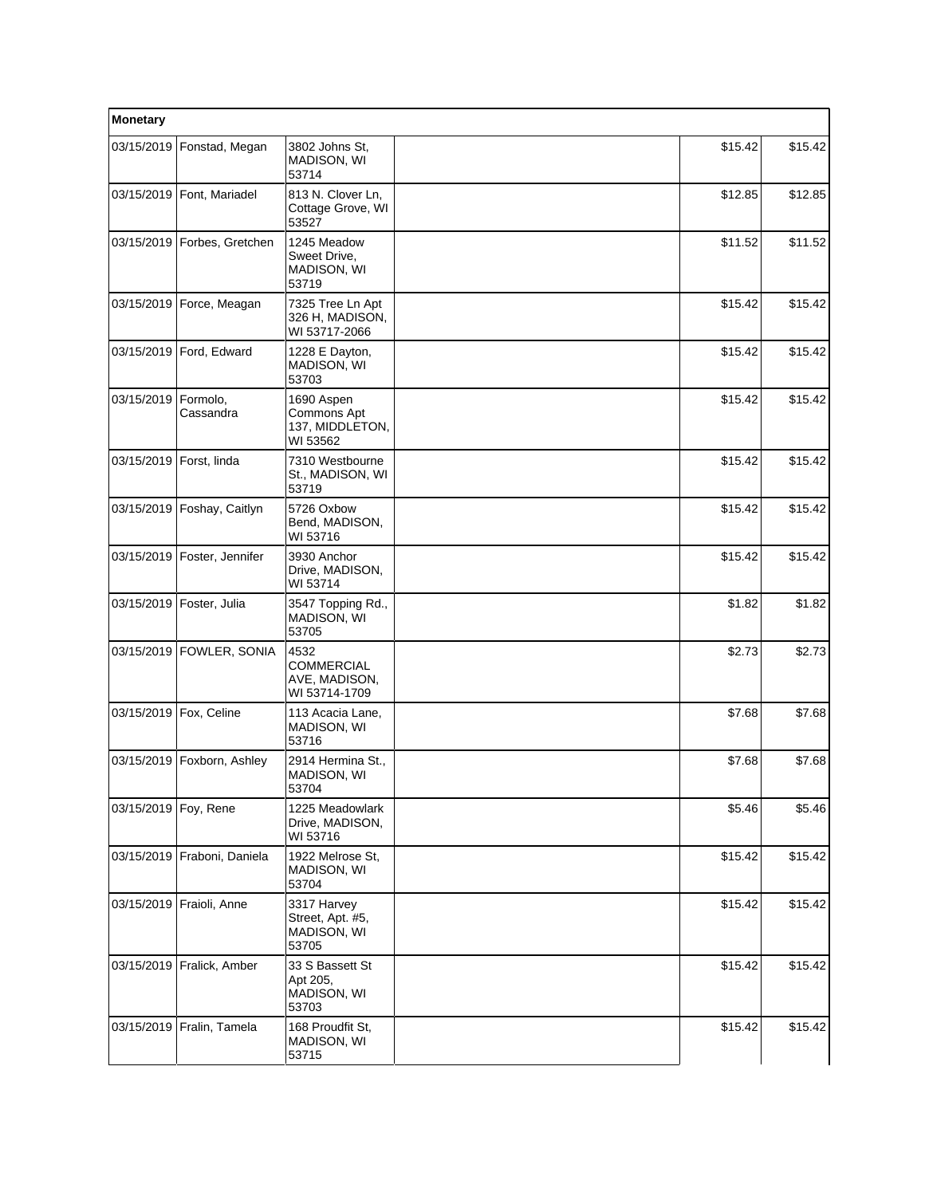| Monetary | | | | | |
|---|---|---|---|---|---|
| 03/15/2019 | Fonstad, Megan | 3802 Johns St, MADISON, WI 53714 | | $15.42 | $15.42 |
| 03/15/2019 | Font, Mariadel | 813 N. Clover Ln, Cottage Grove, WI 53527 | | $12.85 | $12.85 |
| 03/15/2019 | Forbes, Gretchen | 1245 Meadow Sweet Drive, MADISON, WI 53719 | | $11.52 | $11.52 |
| 03/15/2019 | Force, Meagan | 7325 Tree Ln Apt 326 H, MADISON, WI 53717-2066 | | $15.42 | $15.42 |
| 03/15/2019 | Ford, Edward | 1228 E Dayton, MADISON, WI 53703 | | $15.42 | $15.42 |
| 03/15/2019 | Formolo, Cassandra | 1690 Aspen Commons Apt 137, MIDDLETON, WI 53562 | | $15.42 | $15.42 |
| 03/15/2019 | Forst, linda | 7310 Westbourne St., MADISON, WI 53719 | | $15.42 | $15.42 |
| 03/15/2019 | Foshay, Caitlyn | 5726 Oxbow Bend, MADISON, WI 53716 | | $15.42 | $15.42 |
| 03/15/2019 | Foster, Jennifer | 3930 Anchor Drive, MADISON, WI 53714 | | $15.42 | $15.42 |
| 03/15/2019 | Foster, Julia | 3547 Topping Rd., MADISON, WI 53705 | | $1.82 | $1.82 |
| 03/15/2019 | FOWLER, SONIA | 4532 COMMERCIAL AVE, MADISON, WI 53714-1709 | | $2.73 | $2.73 |
| 03/15/2019 | Fox, Celine | 113 Acacia Lane, MADISON, WI 53716 | | $7.68 | $7.68 |
| 03/15/2019 | Foxborn, Ashley | 2914 Hermina St., MADISON, WI 53704 | | $7.68 | $7.68 |
| 03/15/2019 | Foy, Rene | 1225 Meadowlark Drive, MADISON, WI 53716 | | $5.46 | $5.46 |
| 03/15/2019 | Fraboni, Daniela | 1922 Melrose St, MADISON, WI 53704 | | $15.42 | $15.42 |
| 03/15/2019 | Fraioli, Anne | 3317 Harvey Street, Apt. #5, MADISON, WI 53705 | | $15.42 | $15.42 |
| 03/15/2019 | Fralick, Amber | 33 S Bassett St Apt 205, MADISON, WI 53703 | | $15.42 | $15.42 |
| 03/15/2019 | Fralin, Tamela | 168 Proudfit St, MADISON, WI 53715 | | $15.42 | $15.42 |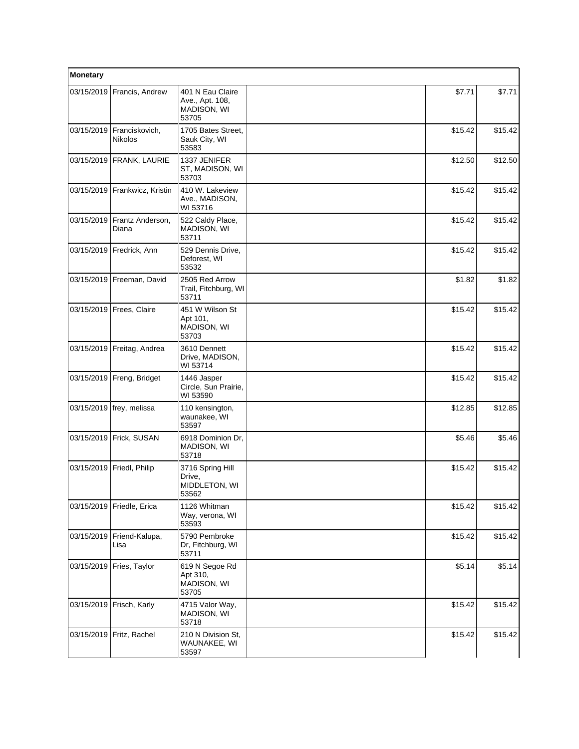| Monetary | | | | | |
|---|---|---|---|---|---|
| 03/15/2019 | Francis, Andrew | 401 N Eau Claire Ave., Apt. 108, MADISON, WI 53705 | | $7.71 | $7.71 |
| 03/15/2019 | Franciskovich, Nikolos | 1705 Bates Street, Sauk City, WI 53583 | | $15.42 | $15.42 |
| 03/15/2019 | FRANK, LAURIE | 1337 JENIFER ST, MADISON, WI 53703 | | $12.50 | $12.50 |
| 03/15/2019 | Frankwicz, Kristin | 410 W. Lakeview Ave., MADISON, WI 53716 | | $15.42 | $15.42 |
| 03/15/2019 | Frantz Anderson, Diana | 522 Caldy Place, MADISON, WI 53711 | | $15.42 | $15.42 |
| 03/15/2019 | Fredrick, Ann | 529 Dennis Drive, Deforest, WI 53532 | | $15.42 | $15.42 |
| 03/15/2019 | Freeman, David | 2505 Red Arrow Trail, Fitchburg, WI 53711 | | $1.82 | $1.82 |
| 03/15/2019 | Frees, Claire | 451 W Wilson St Apt 101, MADISON, WI 53703 | | $15.42 | $15.42 |
| 03/15/2019 | Freitag, Andrea | 3610 Dennett Drive, MADISON, WI 53714 | | $15.42 | $15.42 |
| 03/15/2019 | Freng, Bridget | 1446 Jasper Circle, Sun Prairie, WI 53590 | | $15.42 | $15.42 |
| 03/15/2019 | frey, melissa | 110 kensington, waunakee, WI 53597 | | $12.85 | $12.85 |
| 03/15/2019 | Frick, SUSAN | 6918 Dominion Dr, MADISON, WI 53718 | | $5.46 | $5.46 |
| 03/15/2019 | Friedl, Philip | 3716 Spring Hill Drive, MIDDLETON, WI 53562 | | $15.42 | $15.42 |
| 03/15/2019 | Friedle, Erica | 1126 Whitman Way, verona, WI 53593 | | $15.42 | $15.42 |
| 03/15/2019 | Friend-Kalupa, Lisa | 5790 Pembroke Dr, Fitchburg, WI 53711 | | $15.42 | $15.42 |
| 03/15/2019 | Fries, Taylor | 619 N Segoe Rd Apt 310, MADISON, WI 53705 | | $5.14 | $5.14 |
| 03/15/2019 | Frisch, Karly | 4715 Valor Way, MADISON, WI 53718 | | $15.42 | $15.42 |
| 03/15/2019 | Fritz, Rachel | 210 N Division St, WAUNAKEE, WI 53597 | | $15.42 | $15.42 |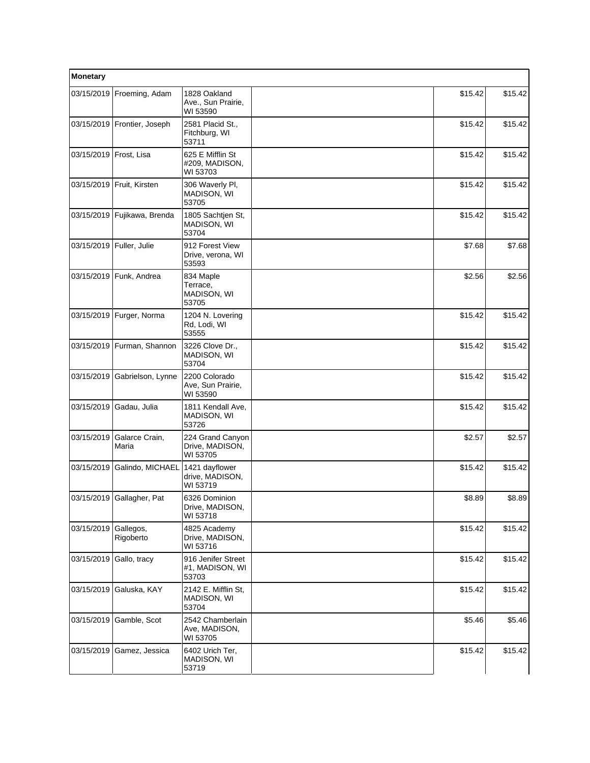| Monetary | | | | | |
|---|---|---|---|---|---|
| 03/15/2019 | Froeming, Adam | 1828 Oakland Ave., Sun Prairie, WI 53590 | | $15.42 | $15.42 |
| 03/15/2019 | Frontier, Joseph | 2581 Placid St., Fitchburg, WI 53711 | | $15.42 | $15.42 |
| 03/15/2019 | Frost, Lisa | 625 E Mifflin St #209, MADISON, WI 53703 | | $15.42 | $15.42 |
| 03/15/2019 | Fruit, Kirsten | 306 Waverly Pl, MADISON, WI 53705 | | $15.42 | $15.42 |
| 03/15/2019 | Fujikawa, Brenda | 1805 Sachtjen St, MADISON, WI 53704 | | $15.42 | $15.42 |
| 03/15/2019 | Fuller, Julie | 912 Forest View Drive, verona, WI 53593 | | $7.68 | $7.68 |
| 03/15/2019 | Funk, Andrea | 834 Maple Terrace, MADISON, WI 53705 | | $2.56 | $2.56 |
| 03/15/2019 | Furger, Norma | 1204 N. Lovering Rd, Lodi, WI 53555 | | $15.42 | $15.42 |
| 03/15/2019 | Furman, Shannon | 3226 Clove Dr., MADISON, WI 53704 | | $15.42 | $15.42 |
| 03/15/2019 | Gabrielson, Lynne | 2200 Colorado Ave, Sun Prairie, WI 53590 | | $15.42 | $15.42 |
| 03/15/2019 | Gadau, Julia | 1811 Kendall Ave, MADISON, WI 53726 | | $15.42 | $15.42 |
| 03/15/2019 | Galarce Crain, Maria | 224 Grand Canyon Drive, MADISON, WI 53705 | | $2.57 | $2.57 |
| 03/15/2019 | Galindo, MICHAEL | 1421 dayflower drive, MADISON, WI 53719 | | $15.42 | $15.42 |
| 03/15/2019 | Gallagher, Pat | 6326 Dominion Drive, MADISON, WI 53718 | | $8.89 | $8.89 |
| 03/15/2019 | Gallegos, Rigoberto | 4825 Academy Drive, MADISON, WI 53716 | | $15.42 | $15.42 |
| 03/15/2019 | Gallo, tracy | 916 Jenifer Street #1, MADISON, WI 53703 | | $15.42 | $15.42 |
| 03/15/2019 | Galuska, KAY | 2142 E. Mifflin St, MADISON, WI 53704 | | $15.42 | $15.42 |
| 03/15/2019 | Gamble, Scot | 2542 Chamberlain Ave, MADISON, WI 53705 | | $5.46 | $5.46 |
| 03/15/2019 | Gamez, Jessica | 6402 Urich Ter, MADISON, WI 53719 | | $15.42 | $15.42 |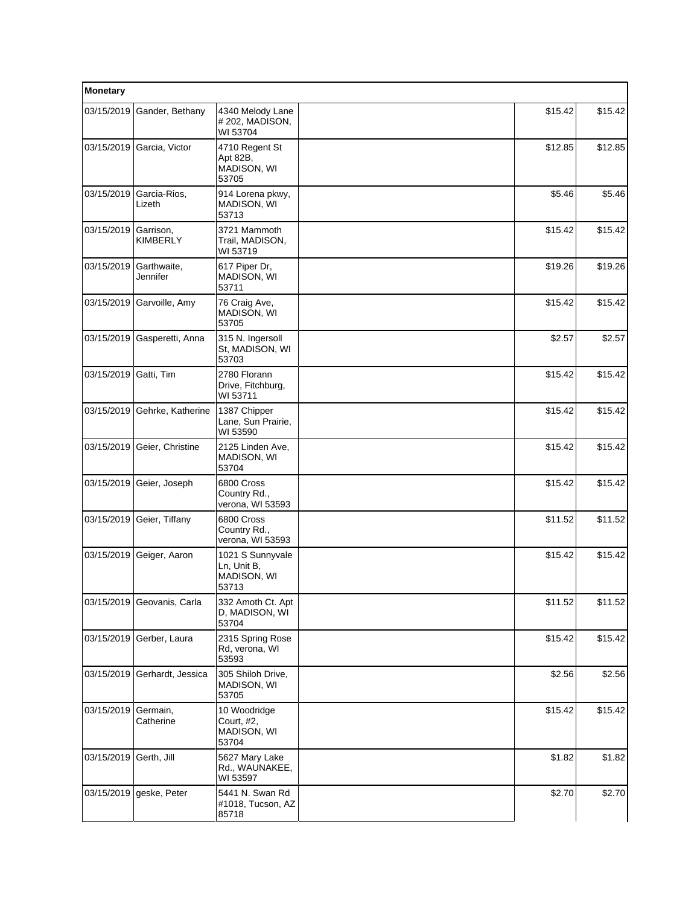| Monetary | | | | | |
|---|---|---|---|---|---|
| 03/15/2019 | Gander, Bethany | 4340 Melody Lane # 202, MADISON, WI 53704 | | $15.42 | $15.42 |
| 03/15/2019 | Garcia, Victor | 4710 Regent St Apt 82B, MADISON, WI 53705 | | $12.85 | $12.85 |
| 03/15/2019 | Garcia-Rios, Lizeth | 914 Lorena pkwy, MADISON, WI 53713 | | $5.46 | $5.46 |
| 03/15/2019 | Garrison, KIMBERLY | 3721 Mammoth Trail, MADISON, WI 53719 | | $15.42 | $15.42 |
| 03/15/2019 | Garthwaite, Jennifer | 617 Piper Dr, MADISON, WI 53711 | | $19.26 | $19.26 |
| 03/15/2019 | Garvoille, Amy | 76 Craig Ave, MADISON, WI 53705 | | $15.42 | $15.42 |
| 03/15/2019 | Gasperetti, Anna | 315 N. Ingersoll St, MADISON, WI 53703 | | $2.57 | $2.57 |
| 03/15/2019 | Gatti, Tim | 2780 Florann Drive, Fitchburg, WI 53711 | | $15.42 | $15.42 |
| 03/15/2019 | Gehrke, Katherine | 1387 Chipper Lane, Sun Prairie, WI 53590 | | $15.42 | $15.42 |
| 03/15/2019 | Geier, Christine | 2125 Linden Ave, MADISON, WI 53704 | | $15.42 | $15.42 |
| 03/15/2019 | Geier, Joseph | 6800 Cross Country Rd., verona, WI 53593 | | $15.42 | $15.42 |
| 03/15/2019 | Geier, Tiffany | 6800 Cross Country Rd., verona, WI 53593 | | $11.52 | $11.52 |
| 03/15/2019 | Geiger, Aaron | 1021 S Sunnyvale Ln, Unit B, MADISON, WI 53713 | | $15.42 | $15.42 |
| 03/15/2019 | Geovanis, Carla | 332 Amoth Ct. Apt D, MADISON, WI 53704 | | $11.52 | $11.52 |
| 03/15/2019 | Gerber, Laura | 2315 Spring Rose Rd, verona, WI 53593 | | $15.42 | $15.42 |
| 03/15/2019 | Gerhardt, Jessica | 305 Shiloh Drive, MADISON, WI 53705 | | $2.56 | $2.56 |
| 03/15/2019 | Germain, Catherine | 10 Woodridge Court, #2, MADISON, WI 53704 | | $15.42 | $15.42 |
| 03/15/2019 | Gerth, Jill | 5627 Mary Lake Rd., WAUNAKEE, WI 53597 | | $1.82 | $1.82 |
| 03/15/2019 | geske, Peter | 5441 N. Swan Rd #1018, Tucson, AZ 85718 | | $2.70 | $2.70 |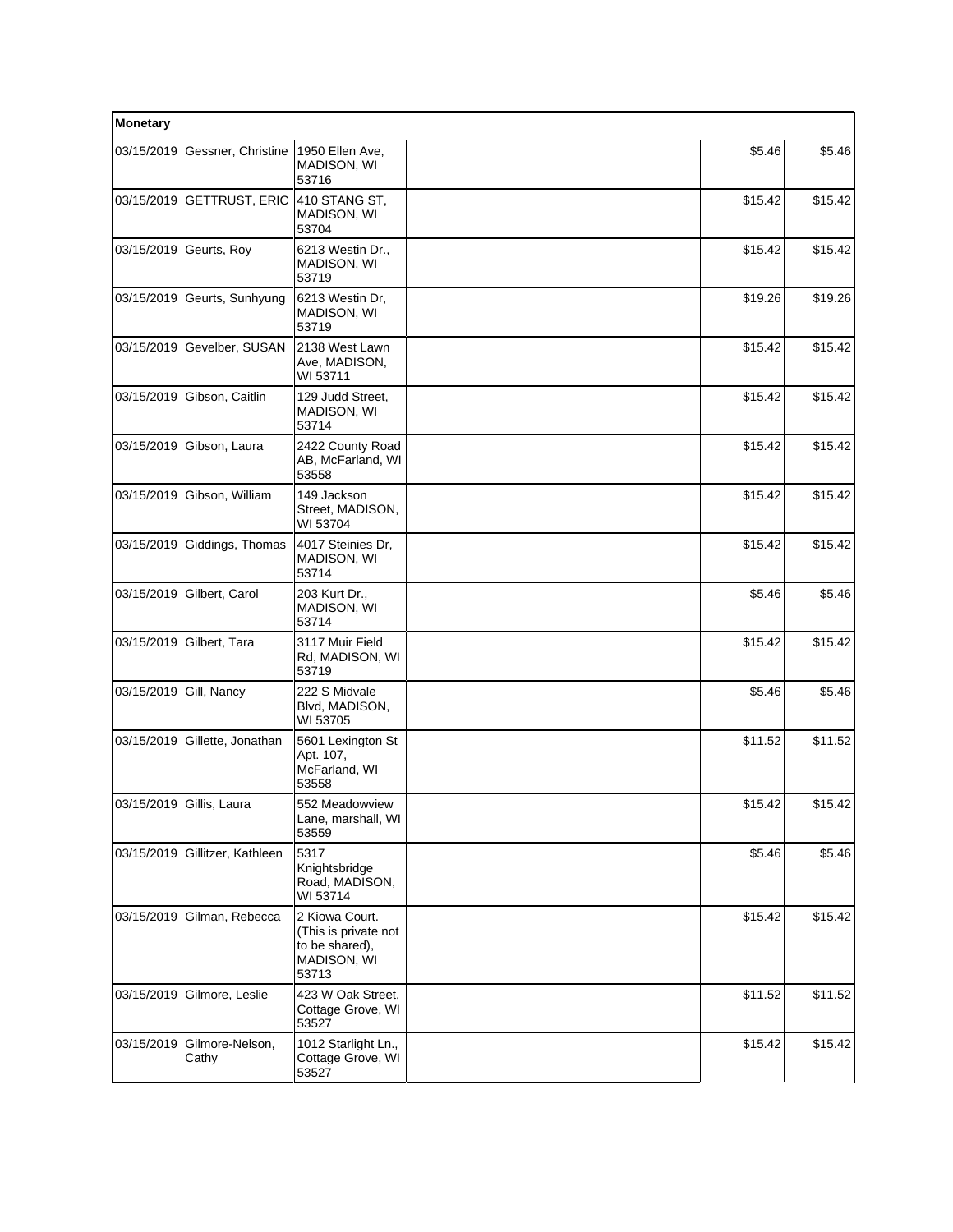| Monetary | | | | | |
|---|---|---|---|---|---|
| 03/15/2019 | Gessner, Christine | 1950 Ellen Ave, MADISON, WI 53716 | | $5.46 | $5.46 |
| 03/15/2019 | GETTRUST, ERIC | 410 STANG ST, MADISON, WI 53704 | | $15.42 | $15.42 |
| 03/15/2019 | Geurts, Roy | 6213 Westin Dr., MADISON, WI 53719 | | $15.42 | $15.42 |
| 03/15/2019 | Geurts, Sunhyung | 6213 Westin Dr, MADISON, WI 53719 | | $19.26 | $19.26 |
| 03/15/2019 | Gevelber, SUSAN | 2138 West Lawn Ave, MADISON, WI 53711 | | $15.42 | $15.42 |
| 03/15/2019 | Gibson, Caitlin | 129 Judd Street, MADISON, WI 53714 | | $15.42 | $15.42 |
| 03/15/2019 | Gibson, Laura | 2422 County Road AB, McFarland, WI 53558 | | $15.42 | $15.42 |
| 03/15/2019 | Gibson, William | 149 Jackson Street, MADISON, WI 53704 | | $15.42 | $15.42 |
| 03/15/2019 | Giddings, Thomas | 4017 Steinies Dr, MADISON, WI 53714 | | $15.42 | $15.42 |
| 03/15/2019 | Gilbert, Carol | 203 Kurt Dr., MADISON, WI 53714 | | $5.46 | $5.46 |
| 03/15/2019 | Gilbert, Tara | 3117 Muir Field Rd, MADISON, WI 53719 | | $15.42 | $15.42 |
| 03/15/2019 | Gill, Nancy | 222 S Midvale Blvd, MADISON, WI 53705 | | $5.46 | $5.46 |
| 03/15/2019 | Gillette, Jonathan | 5601 Lexington St Apt. 107, McFarland, WI 53558 | | $11.52 | $11.52 |
| 03/15/2019 | Gillis, Laura | 552 Meadowview Lane, marshall, WI 53559 | | $15.42 | $15.42 |
| 03/15/2019 | Gillitzer, Kathleen | 5317 Knightsbridge Road, MADISON, WI 53714 | | $5.46 | $5.46 |
| 03/15/2019 | Gilman, Rebecca | 2 Kiowa Court. (This is private not to be shared), MADISON, WI 53713 | | $15.42 | $15.42 |
| 03/15/2019 | Gilmore, Leslie | 423 W Oak Street, Cottage Grove, WI 53527 | | $11.52 | $11.52 |
| 03/15/2019 | Gilmore-Nelson, Cathy | 1012 Starlight Ln., Cottage Grove, WI 53527 | | $15.42 | $15.42 |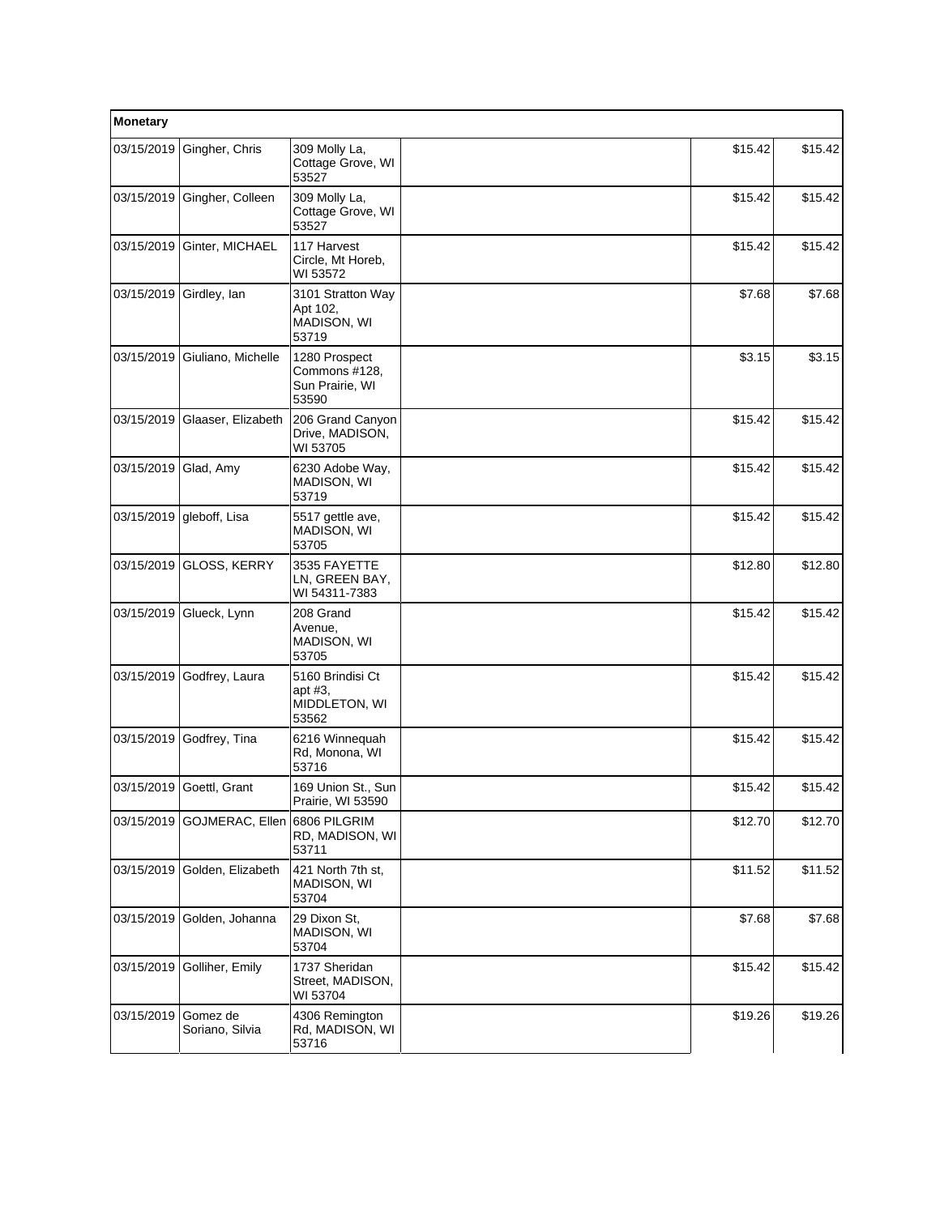| Monetary | | | | | |
|---|---|---|---|---|---|
| 03/15/2019 | Gingher, Chris | 309 Molly La, Cottage Grove, WI 53527 | | $15.42 | $15.42 |
| 03/15/2019 | Gingher, Colleen | 309 Molly La, Cottage Grove, WI 53527 | | $15.42 | $15.42 |
| 03/15/2019 | Ginter, MICHAEL | 117 Harvest Circle, Mt Horeb, WI 53572 | | $15.42 | $15.42 |
| 03/15/2019 | Girdley, Ian | 3101 Stratton Way Apt 102, MADISON, WI 53719 | | $7.68 | $7.68 |
| 03/15/2019 | Giuliano, Michelle | 1280 Prospect Commons #128, Sun Prairie, WI 53590 | | $3.15 | $3.15 |
| 03/15/2019 | Glaaser, Elizabeth | 206 Grand Canyon Drive, MADISON, WI 53705 | | $15.42 | $15.42 |
| 03/15/2019 | Glad, Amy | 6230 Adobe Way, MADISON, WI 53719 | | $15.42 | $15.42 |
| 03/15/2019 | gleboff, Lisa | 5517 gettle ave, MADISON, WI 53705 | | $15.42 | $15.42 |
| 03/15/2019 | GLOSS, KERRY | 3535 FAYETTE LN, GREEN BAY, WI 54311-7383 | | $12.80 | $12.80 |
| 03/15/2019 | Glueck, Lynn | 208 Grand Avenue, MADISON, WI 53705 | | $15.42 | $15.42 |
| 03/15/2019 | Godfrey, Laura | 5160 Brindisi Ct apt #3, MIDDLETON, WI 53562 | | $15.42 | $15.42 |
| 03/15/2019 | Godfrey, Tina | 6216 Winnequah Rd, Monona, WI 53716 | | $15.42 | $15.42 |
| 03/15/2019 | Goettl, Grant | 169 Union St., Sun Prairie, WI 53590 | | $15.42 | $15.42 |
| 03/15/2019 | GOJMERAC, Ellen | 6806 PILGRIM RD, MADISON, WI 53711 | | $12.70 | $12.70 |
| 03/15/2019 | Golden, Elizabeth | 421 North 7th st, MADISON, WI 53704 | | $11.52 | $11.52 |
| 03/15/2019 | Golden, Johanna | 29 Dixon St, MADISON, WI 53704 | | $7.68 | $7.68 |
| 03/15/2019 | Golliher, Emily | 1737 Sheridan Street, MADISON, WI 53704 | | $15.42 | $15.42 |
| 03/15/2019 | Gomez de Soriano, Silvia | 4306 Remington Rd, MADISON, WI 53716 | | $19.26 | $19.26 |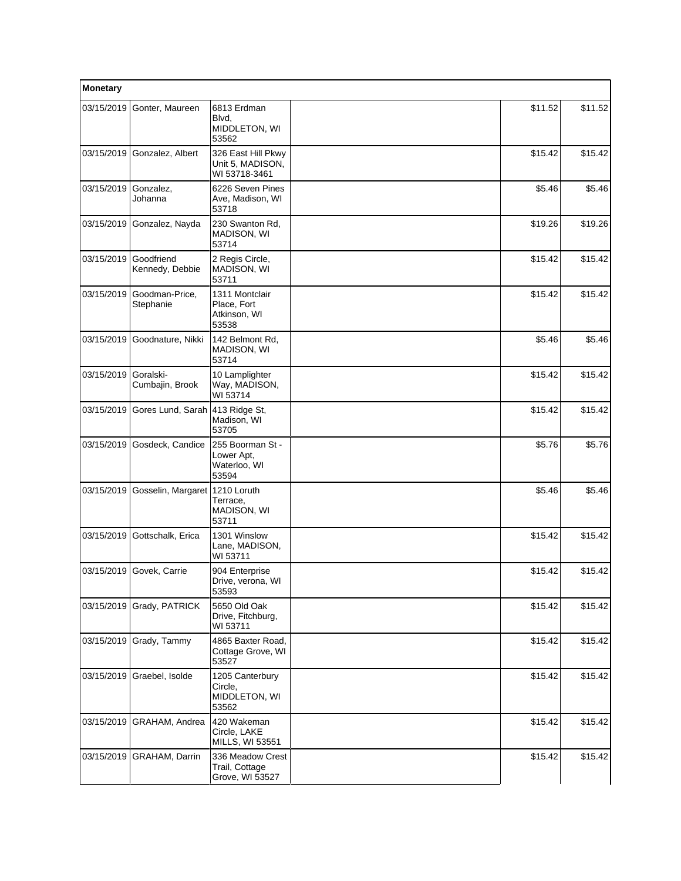| Monetary | | | | | |
|---|---|---|---|---|---|
| 03/15/2019 | Gonter, Maureen | 6813 Erdman Blvd, MIDDLETON, WI 53562 | | $11.52 | $11.52 |
| 03/15/2019 | Gonzalez, Albert | 326 East Hill Pkwy Unit 5, MADISON, WI 53718-3461 | | $15.42 | $15.42 |
| 03/15/2019 | Gonzalez, Johanna | 6226 Seven Pines Ave, Madison, WI 53718 | | $5.46 | $5.46 |
| 03/15/2019 | Gonzalez, Nayda | 230 Swanton Rd, MADISON, WI 53714 | | $19.26 | $19.26 |
| 03/15/2019 | Goodfriend Kennedy, Debbie | 2 Regis Circle, MADISON, WI 53711 | | $15.42 | $15.42 |
| 03/15/2019 | Goodman-Price, Stephanie | 1311 Montclair Place, Fort Atkinson, WI 53538 | | $15.42 | $15.42 |
| 03/15/2019 | Goodnature, Nikki | 142 Belmont Rd, MADISON, WI 53714 | | $5.46 | $5.46 |
| 03/15/2019 | Goralski-Cumbajin, Brook | 10 Lamplighter Way, MADISON, WI 53714 | | $15.42 | $15.42 |
| 03/15/2019 | Gores Lund, Sarah | 413 Ridge St, Madison, WI 53705 | | $15.42 | $15.42 |
| 03/15/2019 | Gosdeck, Candice | 255 Boorman St - Lower Apt, Waterloo, WI 53594 | | $5.76 | $5.76 |
| 03/15/2019 | Gosselin, Margaret | 1210 Loruth Terrace, MADISON, WI 53711 | | $5.46 | $5.46 |
| 03/15/2019 | Gottschalk, Erica | 1301 Winslow Lane, MADISON, WI 53711 | | $15.42 | $15.42 |
| 03/15/2019 | Govek, Carrie | 904 Enterprise Drive, verona, WI 53593 | | $15.42 | $15.42 |
| 03/15/2019 | Grady, PATRICK | 5650 Old Oak Drive, Fitchburg, WI 53711 | | $15.42 | $15.42 |
| 03/15/2019 | Grady, Tammy | 4865 Baxter Road, Cottage Grove, WI 53527 | | $15.42 | $15.42 |
| 03/15/2019 | Graebel, Isolde | 1205 Canterbury Circle, MIDDLETON, WI 53562 | | $15.42 | $15.42 |
| 03/15/2019 | GRAHAM, Andrea | 420 Wakeman Circle, LAKE MILLS, WI 53551 | | $15.42 | $15.42 |
| 03/15/2019 | GRAHAM, Darrin | 336 Meadow Crest Trail, Cottage Grove, WI 53527 | | $15.42 | $15.42 |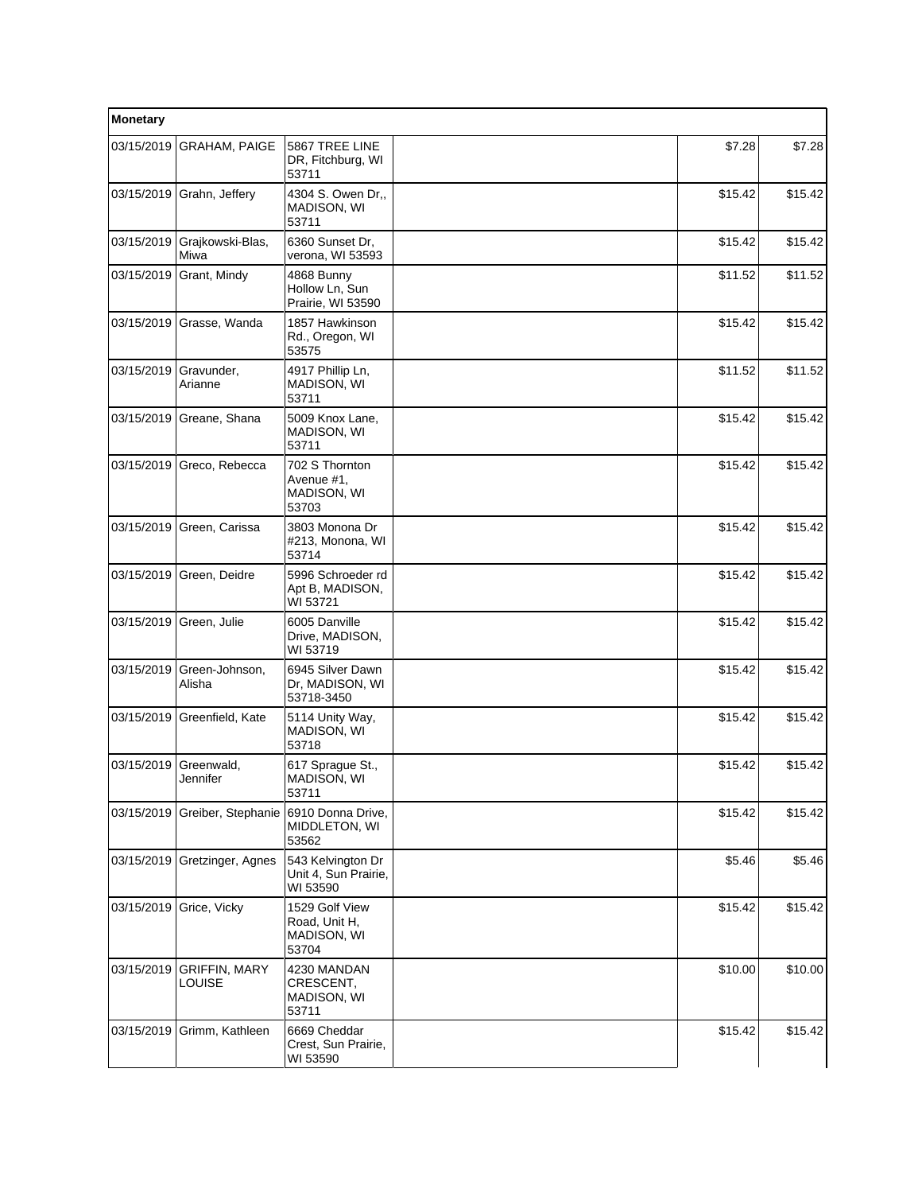| Monetary | | | | | |
|---|---|---|---|---|---|
| 03/15/2019 | GRAHAM, PAIGE | 5867 TREE LINE DR, Fitchburg, WI 53711 | | $7.28 | $7.28 |
| 03/15/2019 | Grahn, Jeffery | 4304 S. Owen Dr,, MADISON, WI 53711 | | $15.42 | $15.42 |
| 03/15/2019 | Grajkowski-Blas, Miwa | 6360 Sunset Dr, verona, WI 53593 | | $15.42 | $15.42 |
| 03/15/2019 | Grant, Mindy | 4868 Bunny Hollow Ln, Sun Prairie, WI 53590 | | $11.52 | $11.52 |
| 03/15/2019 | Grasse, Wanda | 1857 Hawkinson Rd., Oregon, WI 53575 | | $15.42 | $15.42 |
| 03/15/2019 | Gravunder, Arianne | 4917 Phillip Ln, MADISON, WI 53711 | | $11.52 | $11.52 |
| 03/15/2019 | Greane, Shana | 5009 Knox Lane, MADISON, WI 53711 | | $15.42 | $15.42 |
| 03/15/2019 | Greco, Rebecca | 702 S Thornton Avenue #1, MADISON, WI 53703 | | $15.42 | $15.42 |
| 03/15/2019 | Green, Carissa | 3803 Monona Dr #213, Monona, WI 53714 | | $15.42 | $15.42 |
| 03/15/2019 | Green, Deidre | 5996 Schroeder rd Apt B, MADISON, WI 53721 | | $15.42 | $15.42 |
| 03/15/2019 | Green, Julie | 6005 Danville Drive, MADISON, WI 53719 | | $15.42 | $15.42 |
| 03/15/2019 | Green-Johnson, Alisha | 6945 Silver Dawn Dr, MADISON, WI 53718-3450 | | $15.42 | $15.42 |
| 03/15/2019 | Greenfield, Kate | 5114 Unity Way, MADISON, WI 53718 | | $15.42 | $15.42 |
| 03/15/2019 | Greenwald, Jennifer | 617 Sprague St., MADISON, WI 53711 | | $15.42 | $15.42 |
| 03/15/2019 | Greiber, Stephanie | 6910 Donna Drive, MIDDLETON, WI 53562 | | $15.42 | $15.42 |
| 03/15/2019 | Gretzinger, Agnes | 543 Kelvington Dr Unit 4, Sun Prairie, WI 53590 | | $5.46 | $5.46 |
| 03/15/2019 | Grice, Vicky | 1529 Golf View Road, Unit H, MADISON, WI 53704 | | $15.42 | $15.42 |
| 03/15/2019 | GRIFFIN, MARY LOUISE | 4230 MANDAN CRESCENT, MADISON, WI 53711 | | $10.00 | $10.00 |
| 03/15/2019 | Grimm, Kathleen | 6669 Cheddar Crest, Sun Prairie, WI 53590 | | $15.42 | $15.42 |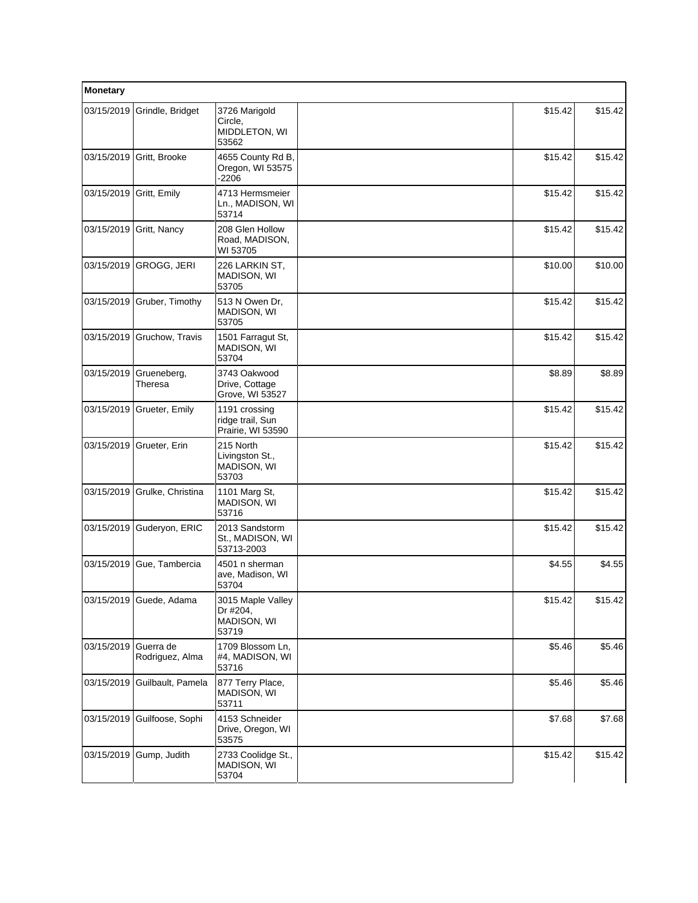| Monetary | | | | | |
|---|---|---|---|---|---|
| 03/15/2019 | Grindle, Bridget | 3726 Marigold Circle, MIDDLETON, WI 53562 | | $15.42 | $15.42 |
| 03/15/2019 | Gritt, Brooke | 4655 County Rd B, Oregon, WI 53575 -2206 | | $15.42 | $15.42 |
| 03/15/2019 | Gritt, Emily | 4713 Hermsmeier Ln., MADISON, WI 53714 | | $15.42 | $15.42 |
| 03/15/2019 | Gritt, Nancy | 208 Glen Hollow Road, MADISON, WI 53705 | | $15.42 | $15.42 |
| 03/15/2019 | GROGG, JERI | 226 LARKIN ST, MADISON, WI 53705 | | $10.00 | $10.00 |
| 03/15/2019 | Gruber, Timothy | 513 N Owen Dr, MADISON, WI 53705 | | $15.42 | $15.42 |
| 03/15/2019 | Gruchow, Travis | 1501 Farragut St, MADISON, WI 53704 | | $15.42 | $15.42 |
| 03/15/2019 | Grueneberg, Theresa | 3743 Oakwood Drive, Cottage Grove, WI 53527 | | $8.89 | $8.89 |
| 03/15/2019 | Grueter, Emily | 1191 crossing ridge trail, Sun Prairie, WI 53590 | | $15.42 | $15.42 |
| 03/15/2019 | Grueter, Erin | 215 North Livingston St., MADISON, WI 53703 | | $15.42 | $15.42 |
| 03/15/2019 | Grulke, Christina | 1101 Marg St, MADISON, WI 53716 | | $15.42 | $15.42 |
| 03/15/2019 | Guderyon, ERIC | 2013 Sandstorm St., MADISON, WI 53713-2003 | | $15.42 | $15.42 |
| 03/15/2019 | Gue, Tambercia | 4501 n sherman ave, Madison, WI 53704 | | $4.55 | $4.55 |
| 03/15/2019 | Guede, Adama | 3015 Maple Valley Dr #204, MADISON, WI 53719 | | $15.42 | $15.42 |
| 03/15/2019 | Guerra de Rodriguez, Alma | 1709 Blossom Ln, #4, MADISON, WI 53716 | | $5.46 | $5.46 |
| 03/15/2019 | Guilbault, Pamela | 877 Terry Place, MADISON, WI 53711 | | $5.46 | $5.46 |
| 03/15/2019 | Guilfoose, Sophi | 4153 Schneider Drive, Oregon, WI 53575 | | $7.68 | $7.68 |
| 03/15/2019 | Gump, Judith | 2733 Coolidge St., MADISON, WI 53704 | | $15.42 | $15.42 |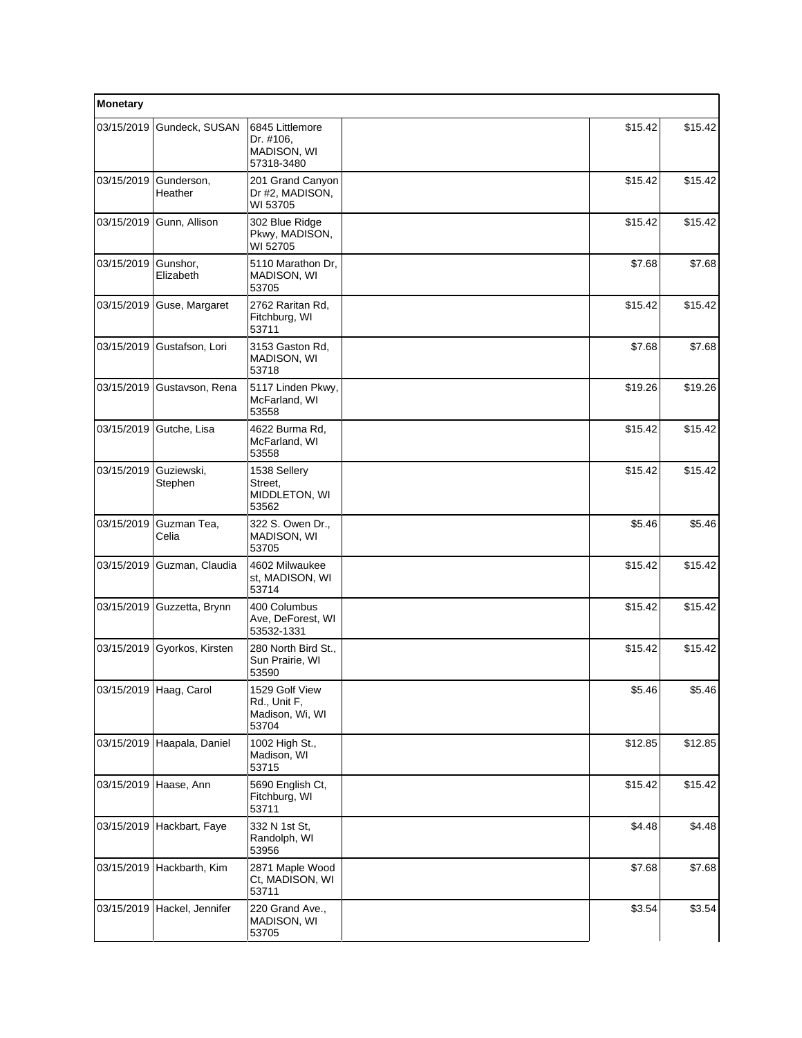| Monetary | | | | | |
|---|---|---|---|---|---|
| 03/15/2019 | Gundeck, SUSAN | 6845 Littlemore Dr. #106, MADISON, WI 57318-3480 | | $15.42 | $15.42 |
| 03/15/2019 | Gunderson, Heather | 201 Grand Canyon Dr #2, MADISON, WI 53705 | | $15.42 | $15.42 |
| 03/15/2019 | Gunn, Allison | 302 Blue Ridge Pkwy, MADISON, WI 52705 | | $15.42 | $15.42 |
| 03/15/2019 | Gunshor, Elizabeth | 5110 Marathon Dr, MADISON, WI 53705 | | $7.68 | $7.68 |
| 03/15/2019 | Guse, Margaret | 2762 Raritan Rd, Fitchburg, WI 53711 | | $15.42 | $15.42 |
| 03/15/2019 | Gustafson, Lori | 3153 Gaston Rd, MADISON, WI 53718 | | $7.68 | $7.68 |
| 03/15/2019 | Gustavson, Rena | 5117 Linden Pkwy, McFarland, WI 53558 | | $19.26 | $19.26 |
| 03/15/2019 | Gutche, Lisa | 4622 Burma Rd, McFarland, WI 53558 | | $15.42 | $15.42 |
| 03/15/2019 | Guziewski, Stephen | 1538 Sellery Street, MIDDLETON, WI 53562 | | $15.42 | $15.42 |
| 03/15/2019 | Guzman Tea, Celia | 322 S. Owen Dr., MADISON, WI 53705 | | $5.46 | $5.46 |
| 03/15/2019 | Guzman, Claudia | 4602 Milwaukee st, MADISON, WI 53714 | | $15.42 | $15.42 |
| 03/15/2019 | Guzzetta, Brynn | 400 Columbus Ave, DeForest, WI 53532-1331 | | $15.42 | $15.42 |
| 03/15/2019 | Gyorkos, Kirsten | 280 North Bird St., Sun Prairie, WI 53590 | | $15.42 | $15.42 |
| 03/15/2019 | Haag, Carol | 1529 Golf View Rd., Unit F, Madison, Wi, WI 53704 | | $5.46 | $5.46 |
| 03/15/2019 | Haapala, Daniel | 1002 High St., Madison, WI 53715 | | $12.85 | $12.85 |
| 03/15/2019 | Haase, Ann | 5690 English Ct, Fitchburg, WI 53711 | | $15.42 | $15.42 |
| 03/15/2019 | Hackbart, Faye | 332 N 1st St, Randolph, WI 53956 | | $4.48 | $4.48 |
| 03/15/2019 | Hackbarth, Kim | 2871 Maple Wood Ct, MADISON, WI 53711 | | $7.68 | $7.68 |
| 03/15/2019 | Hackel, Jennifer | 220 Grand Ave., MADISON, WI 53705 | | $3.54 | $3.54 |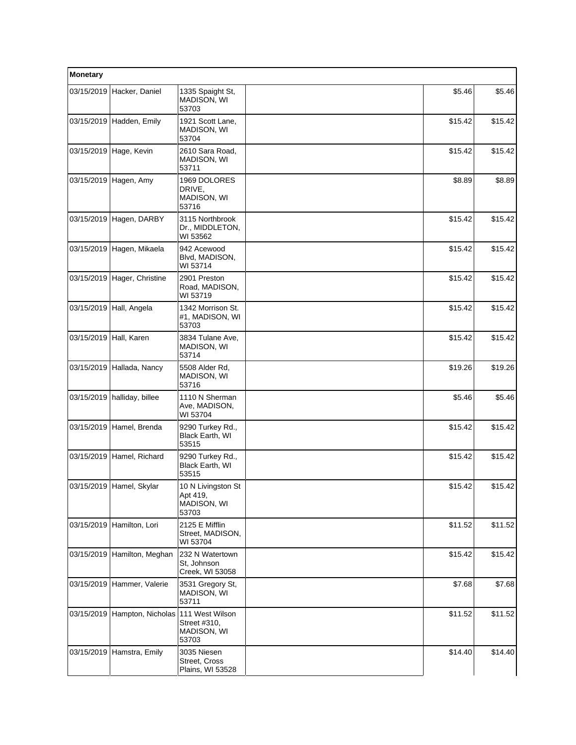| Monetary | | | | | |
|---|---|---|---|---|---|
| 03/15/2019 | Hacker, Daniel | 1335 Spaight St, MADISON, WI 53703 | | $5.46 | $5.46 |
| 03/15/2019 | Hadden, Emily | 1921 Scott Lane, MADISON, WI 53704 | | $15.42 | $15.42 |
| 03/15/2019 | Hage, Kevin | 2610 Sara Road, MADISON, WI 53711 | | $15.42 | $15.42 |
| 03/15/2019 | Hagen, Amy | 1969 DOLORES DRIVE, MADISON, WI 53716 | | $8.89 | $8.89 |
| 03/15/2019 | Hagen, DARBY | 3115 Northbrook Dr., MIDDLETON, WI 53562 | | $15.42 | $15.42 |
| 03/15/2019 | Hagen, Mikaela | 942 Acewood Blvd, MADISON, WI 53714 | | $15.42 | $15.42 |
| 03/15/2019 | Hager, Christine | 2901 Preston Road, MADISON, WI 53719 | | $15.42 | $15.42 |
| 03/15/2019 | Hall, Angela | 1342 Morrison St. #1, MADISON, WI 53703 | | $15.42 | $15.42 |
| 03/15/2019 | Hall, Karen | 3834 Tulane Ave, MADISON, WI 53714 | | $15.42 | $15.42 |
| 03/15/2019 | Hallada, Nancy | 5508 Alder Rd, MADISON, WI 53716 | | $19.26 | $19.26 |
| 03/15/2019 | halliday, billee | 1110 N Sherman Ave, MADISON, WI 53704 | | $5.46 | $5.46 |
| 03/15/2019 | Hamel, Brenda | 9290 Turkey Rd., Black Earth, WI 53515 | | $15.42 | $15.42 |
| 03/15/2019 | Hamel, Richard | 9290 Turkey Rd., Black Earth, WI 53515 | | $15.42 | $15.42 |
| 03/15/2019 | Hamel, Skylar | 10 N Livingston St Apt 419, MADISON, WI 53703 | | $15.42 | $15.42 |
| 03/15/2019 | Hamilton, Lori | 2125 E Mifflin Street, MADISON, WI 53704 | | $11.52 | $11.52 |
| 03/15/2019 | Hamilton, Meghan | 232 N Watertown St, Johnson Creek, WI 53058 | | $15.42 | $15.42 |
| 03/15/2019 | Hammer, Valerie | 3531 Gregory St, MADISON, WI 53711 | | $7.68 | $7.68 |
| 03/15/2019 | Hampton, Nicholas | 111 West Wilson Street #310, MADISON, WI 53703 | | $11.52 | $11.52 |
| 03/15/2019 | Hamstra, Emily | 3035 Niesen Street, Cross Plains, WI 53528 | | $14.40 | $14.40 |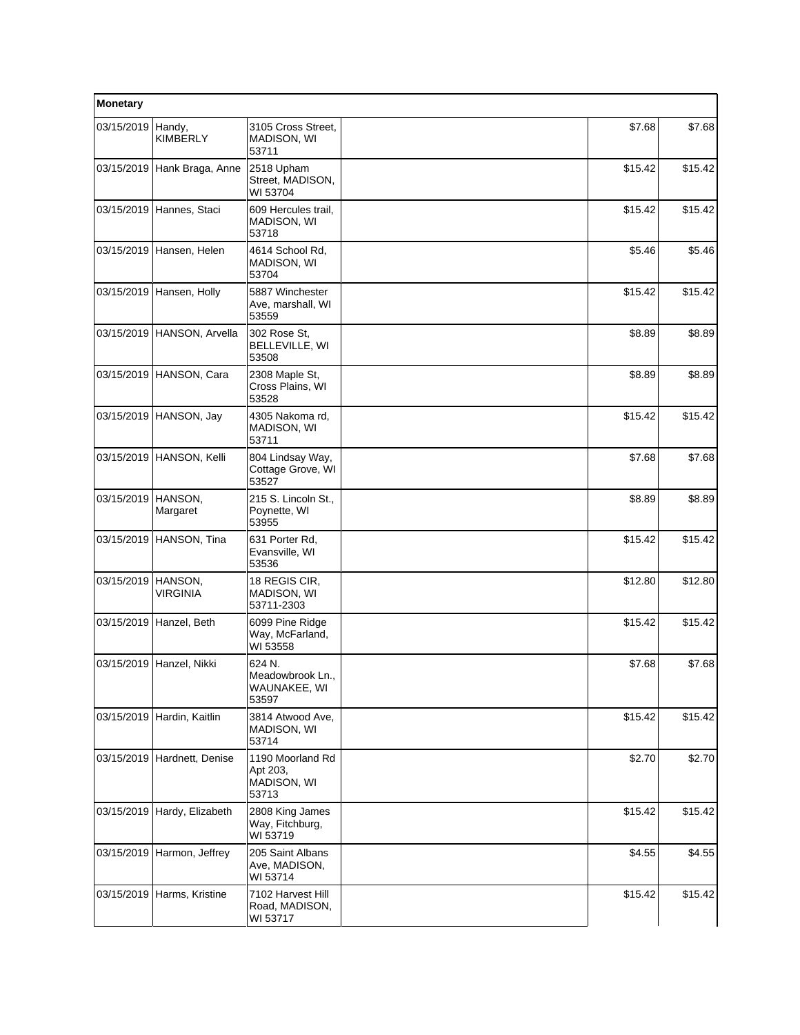| Monetary | | | | | |
|---|---|---|---|---|---|
| 03/15/2019 | Handy, KIMBERLY | 3105 Cross Street, MADISON, WI 53711 | | $7.68 | $7.68 |
| 03/15/2019 | Hank Braga, Anne | 2518 Upham Street, MADISON, WI 53704 | | $15.42 | $15.42 |
| 03/15/2019 | Hannes, Staci | 609 Hercules trail, MADISON, WI 53718 | | $15.42 | $15.42 |
| 03/15/2019 | Hansen, Helen | 4614 School Rd, MADISON, WI 53704 | | $5.46 | $5.46 |
| 03/15/2019 | Hansen, Holly | 5887 Winchester Ave, marshall, WI 53559 | | $15.42 | $15.42 |
| 03/15/2019 | HANSON, Arvella | 302 Rose St, BELLEVILLE, WI 53508 | | $8.89 | $8.89 |
| 03/15/2019 | HANSON, Cara | 2308 Maple St, Cross Plains, WI 53528 | | $8.89 | $8.89 |
| 03/15/2019 | HANSON, Jay | 4305 Nakoma rd, MADISON, WI 53711 | | $15.42 | $15.42 |
| 03/15/2019 | HANSON, Kelli | 804 Lindsay Way, Cottage Grove, WI 53527 | | $7.68 | $7.68 |
| 03/15/2019 | HANSON, Margaret | 215 S. Lincoln St., Poynette, WI 53955 | | $8.89 | $8.89 |
| 03/15/2019 | HANSON, Tina | 631 Porter Rd, Evansville, WI 53536 | | $15.42 | $15.42 |
| 03/15/2019 | HANSON, VIRGINIA | 18 REGIS CIR, MADISON, WI 53711-2303 | | $12.80 | $12.80 |
| 03/15/2019 | Hanzel, Beth | 6099 Pine Ridge Way, McFarland, WI 53558 | | $15.42 | $15.42 |
| 03/15/2019 | Hanzel, Nikki | 624 N. Meadowbrook Ln., WAUNAKEE, WI 53597 | | $7.68 | $7.68 |
| 03/15/2019 | Hardin, Kaitlin | 3814 Atwood Ave, MADISON, WI 53714 | | $15.42 | $15.42 |
| 03/15/2019 | Hardnett, Denise | 1190 Moorland Rd Apt 203, MADISON, WI 53713 | | $2.70 | $2.70 |
| 03/15/2019 | Hardy, Elizabeth | 2808 King James Way, Fitchburg, WI 53719 | | $15.42 | $15.42 |
| 03/15/2019 | Harmon, Jeffrey | 205 Saint Albans Ave, MADISON, WI 53714 | | $4.55 | $4.55 |
| 03/15/2019 | Harms, Kristine | 7102 Harvest Hill Road, MADISON, WI 53717 | | $15.42 | $15.42 |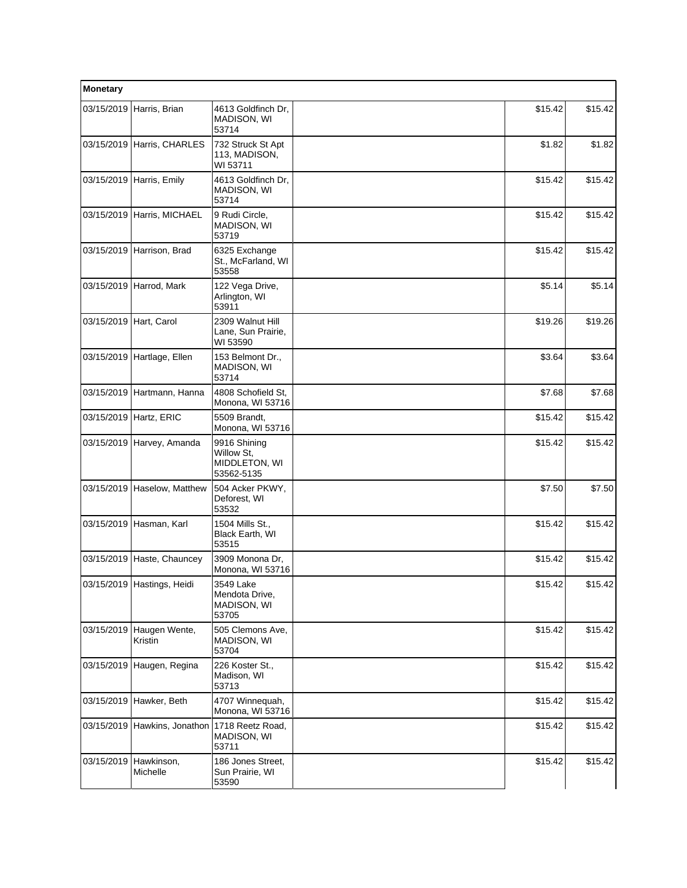| Monetary | | | | | |
|---|---|---|---|---|---|
| 03/15/2019 | Harris, Brian | 4613 Goldfinch Dr, MADISON, WI 53714 | | $15.42 | $15.42 |
| 03/15/2019 | Harris, CHARLES | 732 Struck St Apt 113, MADISON, WI 53711 | | $1.82 | $1.82 |
| 03/15/2019 | Harris, Emily | 4613 Goldfinch Dr, MADISON, WI 53714 | | $15.42 | $15.42 |
| 03/15/2019 | Harris, MICHAEL | 9 Rudi Circle, MADISON, WI 53719 | | $15.42 | $15.42 |
| 03/15/2019 | Harrison, Brad | 6325 Exchange St., McFarland, WI 53558 | | $15.42 | $15.42 |
| 03/15/2019 | Harrod, Mark | 122 Vega Drive, Arlington, WI 53911 | | $5.14 | $5.14 |
| 03/15/2019 | Hart, Carol | 2309 Walnut Hill Lane, Sun Prairie, WI 53590 | | $19.26 | $19.26 |
| 03/15/2019 | Hartlage, Ellen | 153 Belmont Dr., MADISON, WI 53714 | | $3.64 | $3.64 |
| 03/15/2019 | Hartmann, Hanna | 4808 Schofield St, Monona, WI 53716 | | $7.68 | $7.68 |
| 03/15/2019 | Hartz, ERIC | 5509 Brandt, Monona, WI 53716 | | $15.42 | $15.42 |
| 03/15/2019 | Harvey, Amanda | 9916 Shining Willow St, MIDDLETON, WI 53562-5135 | | $15.42 | $15.42 |
| 03/15/2019 | Haselow, Matthew | 504 Acker PKWY, Deforest, WI 53532 | | $7.50 | $7.50 |
| 03/15/2019 | Hasman, Karl | 1504 Mills St., Black Earth, WI 53515 | | $15.42 | $15.42 |
| 03/15/2019 | Haste, Chauncey | 3909 Monona Dr, Monona, WI 53716 | | $15.42 | $15.42 |
| 03/15/2019 | Hastings, Heidi | 3549 Lake Mendota Drive, MADISON, WI 53705 | | $15.42 | $15.42 |
| 03/15/2019 | Haugen Wente, Kristin | 505 Clemons Ave, MADISON, WI 53704 | | $15.42 | $15.42 |
| 03/15/2019 | Haugen, Regina | 226 Koster St., Madison, WI 53713 | | $15.42 | $15.42 |
| 03/15/2019 | Hawker, Beth | 4707 Winnequah, Monona, WI 53716 | | $15.42 | $15.42 |
| 03/15/2019 | Hawkins, Jonathon | 1718 Reetz Road, MADISON, WI 53711 | | $15.42 | $15.42 |
| 03/15/2019 | Hawkinson, Michelle | 186 Jones Street, Sun Prairie, WI 53590 | | $15.42 | $15.42 |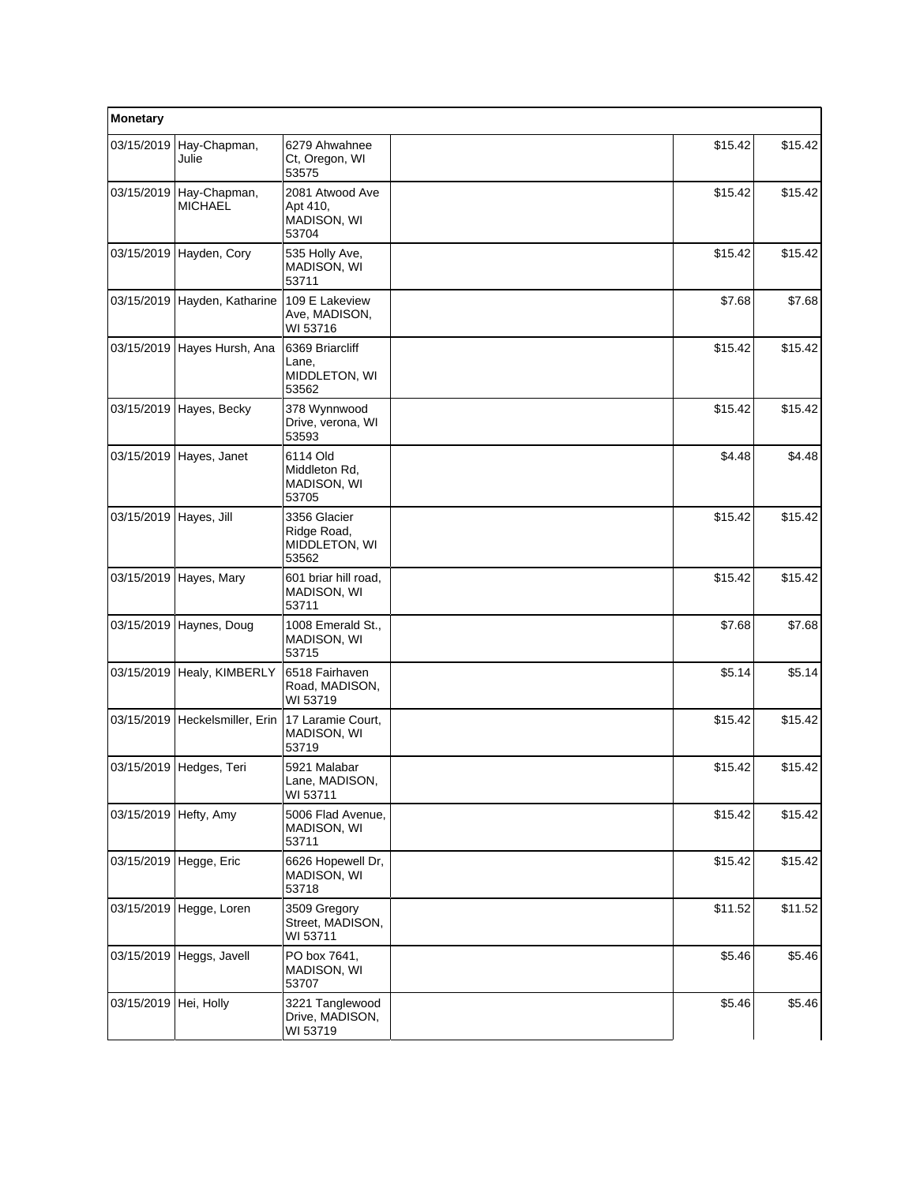| Monetary | | | | | |
|---|---|---|---|---|---|
| 03/15/2019 | Hay-Chapman, Julie | 6279 Ahwahnee Ct, Oregon, WI 53575 | | $15.42 | $15.42 |
| 03/15/2019 | Hay-Chapman, MICHAEL | 2081 Atwood Ave Apt 410, MADISON, WI 53704 | | $15.42 | $15.42 |
| 03/15/2019 | Hayden, Cory | 535 Holly Ave, MADISON, WI 53711 | | $15.42 | $15.42 |
| 03/15/2019 | Hayden, Katharine | 109 E Lakeview Ave, MADISON, WI 53716 | | $7.68 | $7.68 |
| 03/15/2019 | Hayes Hursh, Ana | 6369 Briarcliff Lane, MIDDLETON, WI 53562 | | $15.42 | $15.42 |
| 03/15/2019 | Hayes, Becky | 378 Wynnwood Drive, verona, WI 53593 | | $15.42 | $15.42 |
| 03/15/2019 | Hayes, Janet | 6114 Old Middleton Rd, MADISON, WI 53705 | | $4.48 | $4.48 |
| 03/15/2019 | Hayes, Jill | 3356 Glacier Ridge Road, MIDDLETON, WI 53562 | | $15.42 | $15.42 |
| 03/15/2019 | Hayes, Mary | 601 briar hill road, MADISON, WI 53711 | | $15.42 | $15.42 |
| 03/15/2019 | Haynes, Doug | 1008 Emerald St., MADISON, WI 53715 | | $7.68 | $7.68 |
| 03/15/2019 | Healy, KIMBERLY | 6518 Fairhaven Road, MADISON, WI 53719 | | $5.14 | $5.14 |
| 03/15/2019 | Heckelsmiller, Erin | 17 Laramie Court, MADISON, WI 53719 | | $15.42 | $15.42 |
| 03/15/2019 | Hedges, Teri | 5921 Malabar Lane, MADISON, WI 53711 | | $15.42 | $15.42 |
| 03/15/2019 | Hefty, Amy | 5006 Flad Avenue, MADISON, WI 53711 | | $15.42 | $15.42 |
| 03/15/2019 | Hegge, Eric | 6626 Hopewell Dr, MADISON, WI 53718 | | $15.42 | $15.42 |
| 03/15/2019 | Hegge, Loren | 3509 Gregory Street, MADISON, WI 53711 | | $11.52 | $11.52 |
| 03/15/2019 | Heggs, Javell | PO box 7641, MADISON, WI 53707 | | $5.46 | $5.46 |
| 03/15/2019 | Hei, Holly | 3221 Tanglewood Drive, MADISON, WI 53719 | | $5.46 | $5.46 |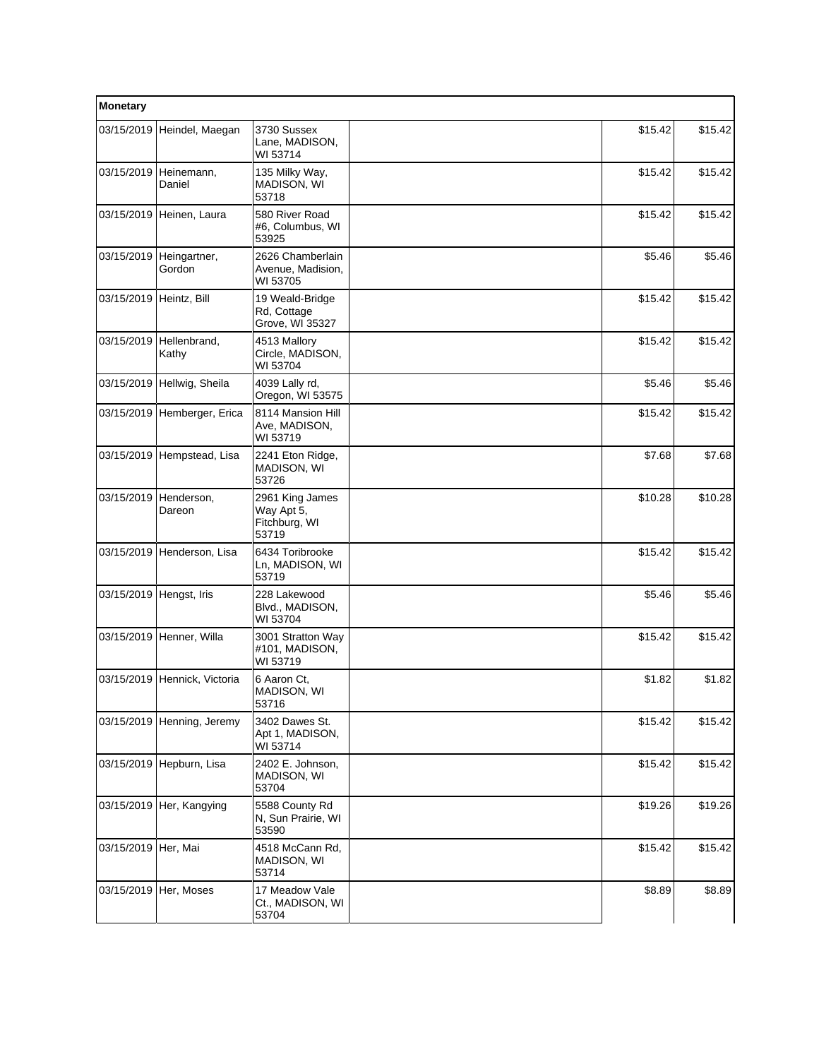| Monetary | | | | | |
|---|---|---|---|---|---|
| 03/15/2019 | Heindel, Maegan | 3730 Sussex Lane, MADISON, WI 53714 | | $15.42 | $15.42 |
| 03/15/2019 | Heinemann, Daniel | 135 Milky Way, MADISON, WI 53718 | | $15.42 | $15.42 |
| 03/15/2019 | Heinen, Laura | 580 River Road #6, Columbus, WI 53925 | | $15.42 | $15.42 |
| 03/15/2019 | Heingartner, Gordon | 2626 Chamberlain Avenue, Madision, WI 53705 | | $5.46 | $5.46 |
| 03/15/2019 | Heintz, Bill | 19 Weald-Bridge Rd, Cottage Grove, WI 35327 | | $15.42 | $15.42 |
| 03/15/2019 | Hellenbrand, Kathy | 4513 Mallory Circle, MADISON, WI 53704 | | $15.42 | $15.42 |
| 03/15/2019 | Hellwig, Sheila | 4039 Lally rd, Oregon, WI 53575 | | $5.46 | $5.46 |
| 03/15/2019 | Hemberger, Erica | 8114 Mansion Hill Ave, MADISON, WI 53719 | | $15.42 | $15.42 |
| 03/15/2019 | Hempstead, Lisa | 2241 Eton Ridge, MADISON, WI 53726 | | $7.68 | $7.68 |
| 03/15/2019 | Henderson, Dareon | 2961 King James Way Apt 5, Fitchburg, WI 53719 | | $10.28 | $10.28 |
| 03/15/2019 | Henderson, Lisa | 6434 Toribrooke Ln, MADISON, WI 53719 | | $15.42 | $15.42 |
| 03/15/2019 | Hengst, Iris | 228 Lakewood Blvd., MADISON, WI 53704 | | $5.46 | $5.46 |
| 03/15/2019 | Henner, Willa | 3001 Stratton Way #101, MADISON, WI 53719 | | $15.42 | $15.42 |
| 03/15/2019 | Hennick, Victoria | 6 Aaron Ct, MADISON, WI 53716 | | $1.82 | $1.82 |
| 03/15/2019 | Henning, Jeremy | 3402 Dawes St. Apt 1, MADISON, WI 53714 | | $15.42 | $15.42 |
| 03/15/2019 | Hepburn, Lisa | 2402 E. Johnson, MADISON, WI 53704 | | $15.42 | $15.42 |
| 03/15/2019 | Her, Kangying | 5588 County Rd N, Sun Prairie, WI 53590 | | $19.26 | $19.26 |
| 03/15/2019 | Her, Mai | 4518 McCann Rd, MADISON, WI 53714 | | $15.42 | $15.42 |
| 03/15/2019 | Her, Moses | 17 Meadow Vale Ct., MADISON, WI 53704 | | $8.89 | $8.89 |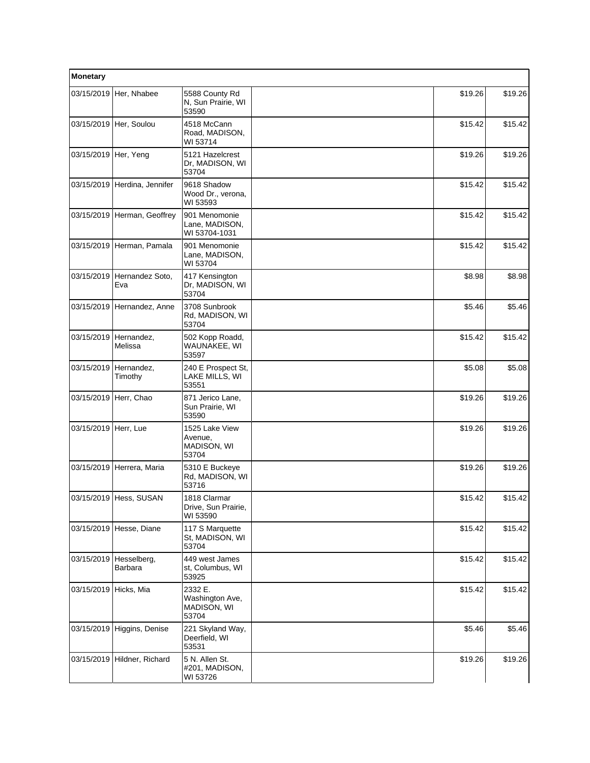| Monetary | | | | | |
|---|---|---|---|---|---|
| 03/15/2019 | Her, Nhabee | 5588 County Rd N, Sun Prairie, WI 53590 | | $19.26 | $19.26 |
| 03/15/2019 | Her, Soulou | 4518 McCann Road, MADISON, WI 53714 | | $15.42 | $15.42 |
| 03/15/2019 | Her, Yeng | 5121 Hazelcrest Dr, MADISON, WI 53704 | | $19.26 | $19.26 |
| 03/15/2019 | Herdina, Jennifer | 9618 Shadow Wood Dr., verona, WI 53593 | | $15.42 | $15.42 |
| 03/15/2019 | Herman, Geoffrey | 901 Menomonie Lane, MADISON, WI 53704-1031 | | $15.42 | $15.42 |
| 03/15/2019 | Herman, Pamala | 901 Menomonie Lane, MADISON, WI 53704 | | $15.42 | $15.42 |
| 03/15/2019 | Hernandez Soto, Eva | 417 Kensington Dr, MADISON, WI 53704 | | $8.98 | $8.98 |
| 03/15/2019 | Hernandez, Anne | 3708 Sunbrook Rd, MADISON, WI 53704 | | $5.46 | $5.46 |
| 03/15/2019 | Hernandez, Melissa | 502 Kopp Roadd, WAUNAKEE, WI 53597 | | $15.42 | $15.42 |
| 03/15/2019 | Hernandez, Timothy | 240 E Prospect St, LAKE MILLS, WI 53551 | | $5.08 | $5.08 |
| 03/15/2019 | Herr, Chao | 871 Jerico Lane, Sun Prairie, WI 53590 | | $19.26 | $19.26 |
| 03/15/2019 | Herr, Lue | 1525 Lake View Avenue, MADISON, WI 53704 | | $19.26 | $19.26 |
| 03/15/2019 | Herrera, Maria | 5310 E Buckeye Rd, MADISON, WI 53716 | | $19.26 | $19.26 |
| 03/15/2019 | Hess, SUSAN | 1818 Clarmar Drive, Sun Prairie, WI 53590 | | $15.42 | $15.42 |
| 03/15/2019 | Hesse, Diane | 117 S Marquette St, MADISON, WI 53704 | | $15.42 | $15.42 |
| 03/15/2019 | Hesselberg, Barbara | 449 west James st, Columbus, WI 53925 | | $15.42 | $15.42 |
| 03/15/2019 | Hicks, Mia | 2332 E. Washington Ave, MADISON, WI 53704 | | $15.42 | $15.42 |
| 03/15/2019 | Higgins, Denise | 221 Skyland Way, Deerfield, WI 53531 | | $5.46 | $5.46 |
| 03/15/2019 | Hildner, Richard | 5 N. Allen St. #201, MADISON, WI 53726 | | $19.26 | $19.26 |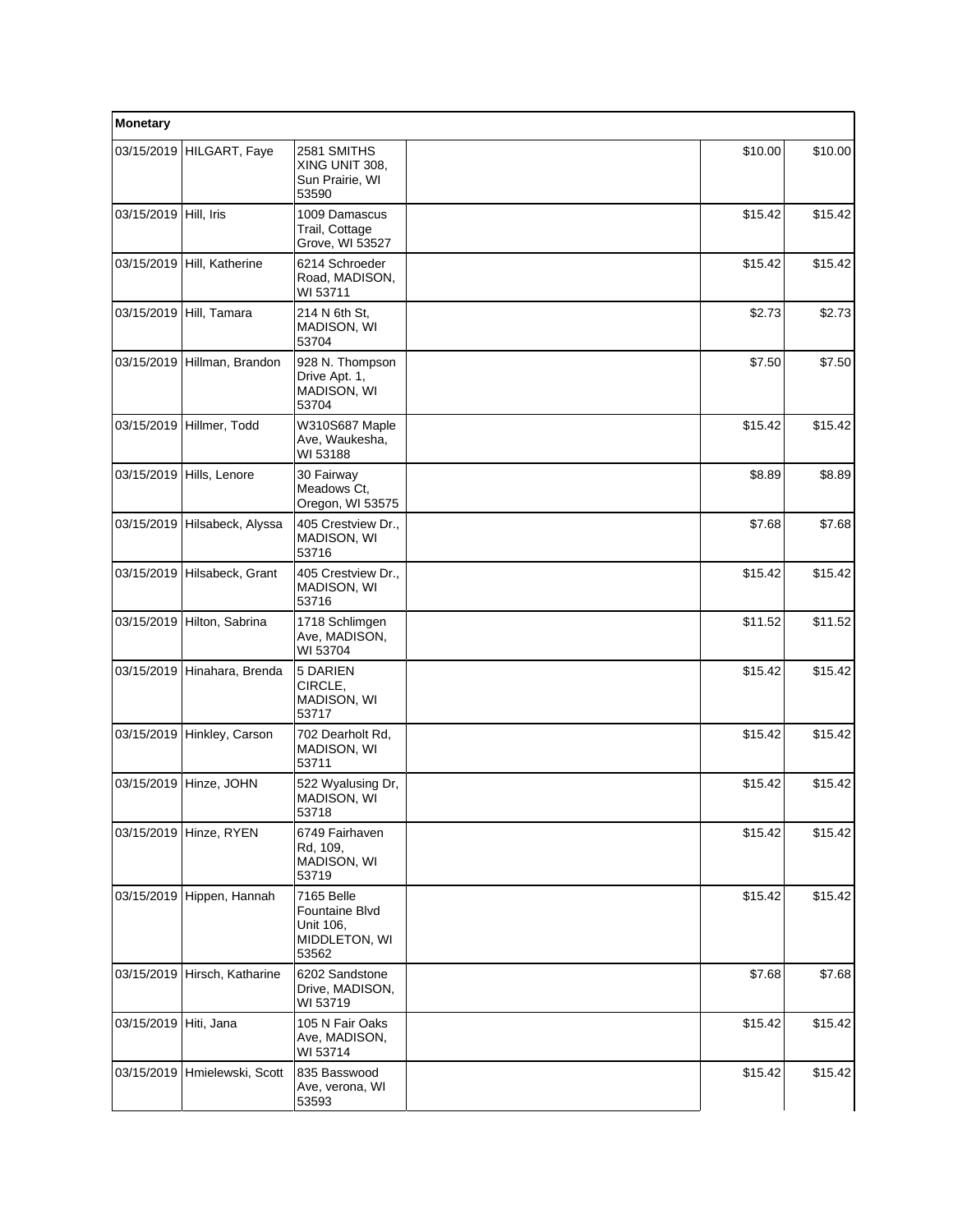| Monetary | | | | | |
|---|---|---|---|---|---|
| 03/15/2019 | HILGART, Faye | 2581 SMITHS XING UNIT 308, Sun Prairie, WI 53590 | | $10.00 | $10.00 |
| 03/15/2019 | Hill, Iris | 1009 Damascus Trail, Cottage Grove, WI 53527 | | $15.42 | $15.42 |
| 03/15/2019 | Hill, Katherine | 6214 Schroeder Road, MADISON, WI 53711 | | $15.42 | $15.42 |
| 03/15/2019 | Hill, Tamara | 214 N 6th St, MADISON, WI 53704 | | $2.73 | $2.73 |
| 03/15/2019 | Hillman, Brandon | 928 N. Thompson Drive Apt. 1, MADISON, WI 53704 | | $7.50 | $7.50 |
| 03/15/2019 | Hillmer, Todd | W310S687 Maple Ave, Waukesha, WI 53188 | | $15.42 | $15.42 |
| 03/15/2019 | Hills, Lenore | 30 Fairway Meadows Ct, Oregon, WI 53575 | | $8.89 | $8.89 |
| 03/15/2019 | Hilsabeck, Alyssa | 405 Crestview Dr., MADISON, WI 53716 | | $7.68 | $7.68 |
| 03/15/2019 | Hilsabeck, Grant | 405 Crestview Dr., MADISON, WI 53716 | | $15.42 | $15.42 |
| 03/15/2019 | Hilton, Sabrina | 1718 Schlimgen Ave, MADISON, WI 53704 | | $11.52 | $11.52 |
| 03/15/2019 | Hinahara, Brenda | 5 DARIEN CIRCLE, MADISON, WI 53717 | | $15.42 | $15.42 |
| 03/15/2019 | Hinkley, Carson | 702 Dearholt Rd, MADISON, WI 53711 | | $15.42 | $15.42 |
| 03/15/2019 | Hinze, JOHN | 522 Wyalusing Dr, MADISON, WI 53718 | | $15.42 | $15.42 |
| 03/15/2019 | Hinze, RYEN | 6749 Fairhaven Rd, 109, MADISON, WI 53719 | | $15.42 | $15.42 |
| 03/15/2019 | Hippen, Hannah | 7165 Belle Fountaine Blvd Unit 106, MIDDLETON, WI 53562 | | $15.42 | $15.42 |
| 03/15/2019 | Hirsch, Katharine | 6202 Sandstone Drive, MADISON, WI 53719 | | $7.68 | $7.68 |
| 03/15/2019 | Hiti, Jana | 105 N Fair Oaks Ave, MADISON, WI 53714 | | $15.42 | $15.42 |
| 03/15/2019 | Hmielewski, Scott | 835 Basswood Ave, verona, WI 53593 | | $15.42 | $15.42 |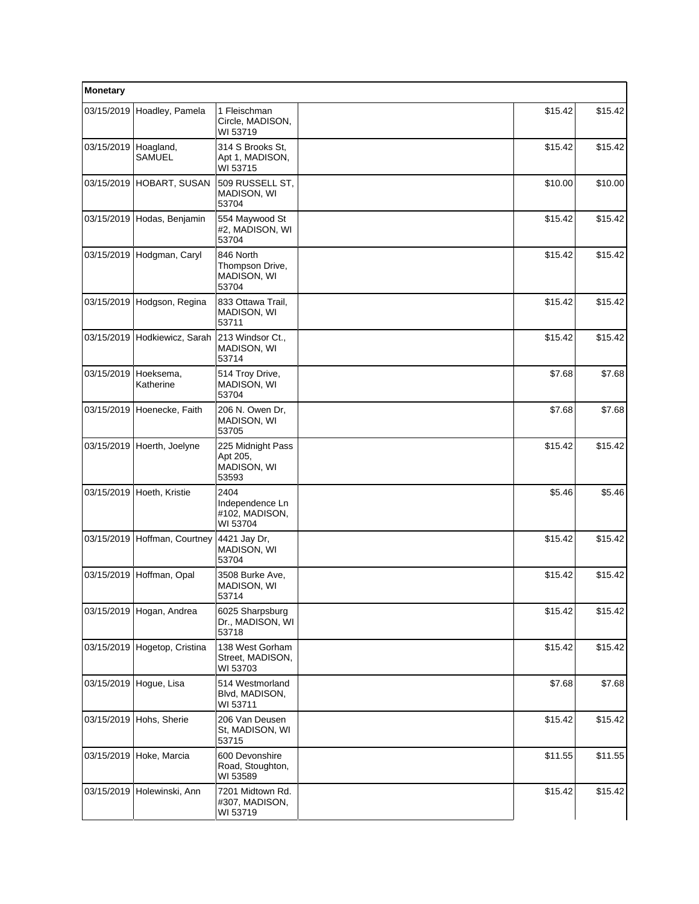| Monetary | | | | | |
|---|---|---|---|---|---|
| 03/15/2019 | Hoadley, Pamela | 1 Fleischman Circle, MADISON, WI 53719 | | $15.42 | $15.42 |
| 03/15/2019 | Hoagland, SAMUEL | 314 S Brooks St, Apt 1, MADISON, WI 53715 | | $15.42 | $15.42 |
| 03/15/2019 | HOBART, SUSAN | 509 RUSSELL ST, MADISON, WI 53704 | | $10.00 | $10.00 |
| 03/15/2019 | Hodas, Benjamin | 554 Maywood St #2, MADISON, WI 53704 | | $15.42 | $15.42 |
| 03/15/2019 | Hodgman, Caryl | 846 North Thompson Drive, MADISON, WI 53704 | | $15.42 | $15.42 |
| 03/15/2019 | Hodgson, Regina | 833 Ottawa Trail, MADISON, WI 53711 | | $15.42 | $15.42 |
| 03/15/2019 | Hodkiewicz, Sarah | 213 Windsor Ct., MADISON, WI 53714 | | $15.42 | $15.42 |
| 03/15/2019 | Hoeksema, Katherine | 514 Troy Drive, MADISON, WI 53704 | | $7.68 | $7.68 |
| 03/15/2019 | Hoenecke, Faith | 206 N. Owen Dr, MADISON, WI 53705 | | $7.68 | $7.68 |
| 03/15/2019 | Hoerth, Joelyne | 225 Midnight Pass Apt 205, MADISON, WI 53593 | | $15.42 | $15.42 |
| 03/15/2019 | Hoeth, Kristie | 2404 Independence Ln #102, MADISON, WI 53704 | | $5.46 | $5.46 |
| 03/15/2019 | Hoffman, Courtney | 4421 Jay Dr, MADISON, WI 53704 | | $15.42 | $15.42 |
| 03/15/2019 | Hoffman, Opal | 3508 Burke Ave, MADISON, WI 53714 | | $15.42 | $15.42 |
| 03/15/2019 | Hogan, Andrea | 6025 Sharpsburg Dr., MADISON, WI 53718 | | $15.42 | $15.42 |
| 03/15/2019 | Hogetop, Cristina | 138 West Gorham Street, MADISON, WI 53703 | | $15.42 | $15.42 |
| 03/15/2019 | Hogue, Lisa | 514 Westmorland Blvd, MADISON, WI 53711 | | $7.68 | $7.68 |
| 03/15/2019 | Hohs, Sherie | 206 Van Deusen St, MADISON, WI 53715 | | $15.42 | $15.42 |
| 03/15/2019 | Hoke, Marcia | 600 Devonshire Road, Stoughton, WI 53589 | | $11.55 | $11.55 |
| 03/15/2019 | Holewinski, Ann | 7201 Midtown Rd. #307, MADISON, WI 53719 | | $15.42 | $15.42 |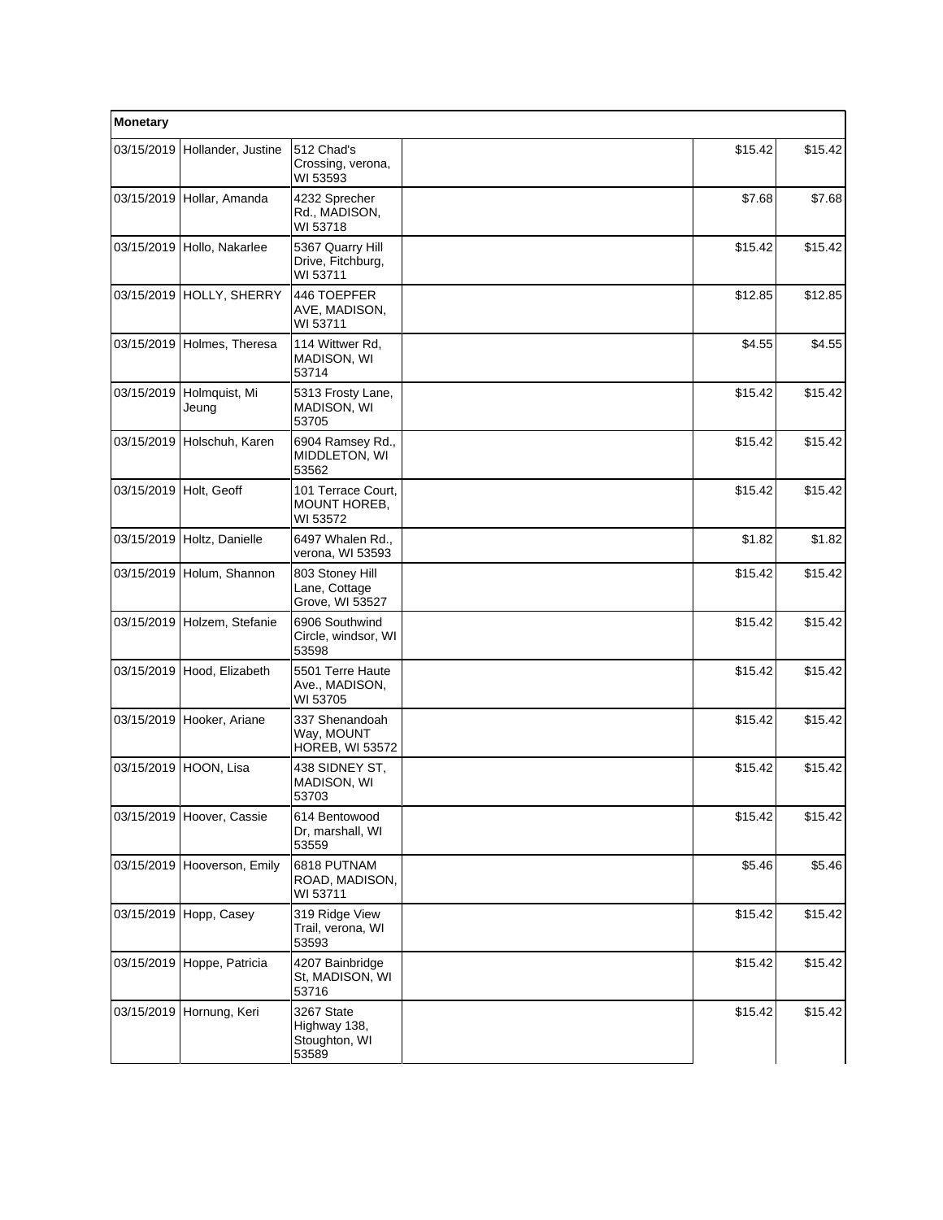| Monetary | | | | | |
|---|---|---|---|---|---|
| 03/15/2019 | Hollander, Justine | 512 Chad's Crossing, verona, WI 53593 | | $15.42 | $15.42 |
| 03/15/2019 | Hollar, Amanda | 4232 Sprecher Rd., MADISON, WI 53718 | | $7.68 | $7.68 |
| 03/15/2019 | Hollo, Nakarlee | 5367 Quarry Hill Drive, Fitchburg, WI 53711 | | $15.42 | $15.42 |
| 03/15/2019 | HOLLY, SHERRY | 446 TOEPFER AVE, MADISON, WI 53711 | | $12.85 | $12.85 |
| 03/15/2019 | Holmes, Theresa | 114 Wittwer Rd, MADISON, WI 53714 | | $4.55 | $4.55 |
| 03/15/2019 | Holmquist, Mi Jeung | 5313 Frosty Lane, MADISON, WI 53705 | | $15.42 | $15.42 |
| 03/15/2019 | Holschuh, Karen | 6904 Ramsey Rd., MIDDLETON, WI 53562 | | $15.42 | $15.42 |
| 03/15/2019 | Holt, Geoff | 101 Terrace Court, MOUNT HOREB, WI 53572 | | $15.42 | $15.42 |
| 03/15/2019 | Holtz, Danielle | 6497 Whalen Rd., verona, WI 53593 | | $1.82 | $1.82 |
| 03/15/2019 | Holum, Shannon | 803 Stoney Hill Lane, Cottage Grove, WI 53527 | | $15.42 | $15.42 |
| 03/15/2019 | Holzem, Stefanie | 6906 Southwind Circle, windsor, WI 53598 | | $15.42 | $15.42 |
| 03/15/2019 | Hood, Elizabeth | 5501 Terre Haute Ave., MADISON, WI 53705 | | $15.42 | $15.42 |
| 03/15/2019 | Hooker, Ariane | 337 Shenandoah Way, MOUNT HOREB, WI 53572 | | $15.42 | $15.42 |
| 03/15/2019 | HOON, Lisa | 438 SIDNEY ST, MADISON, WI 53703 | | $15.42 | $15.42 |
| 03/15/2019 | Hoover, Cassie | 614 Bentowood Dr, marshall, WI 53559 | | $15.42 | $15.42 |
| 03/15/2019 | Hooverson, Emily | 6818 PUTNAM ROAD, MADISON, WI 53711 | | $5.46 | $5.46 |
| 03/15/2019 | Hopp, Casey | 319 Ridge View Trail, verona, WI 53593 | | $15.42 | $15.42 |
| 03/15/2019 | Hoppe, Patricia | 4207 Bainbridge St, MADISON, WI 53716 | | $15.42 | $15.42 |
| 03/15/2019 | Hornung, Keri | 3267 State Highway 138, Stoughton, WI 53589 | | $15.42 | $15.42 |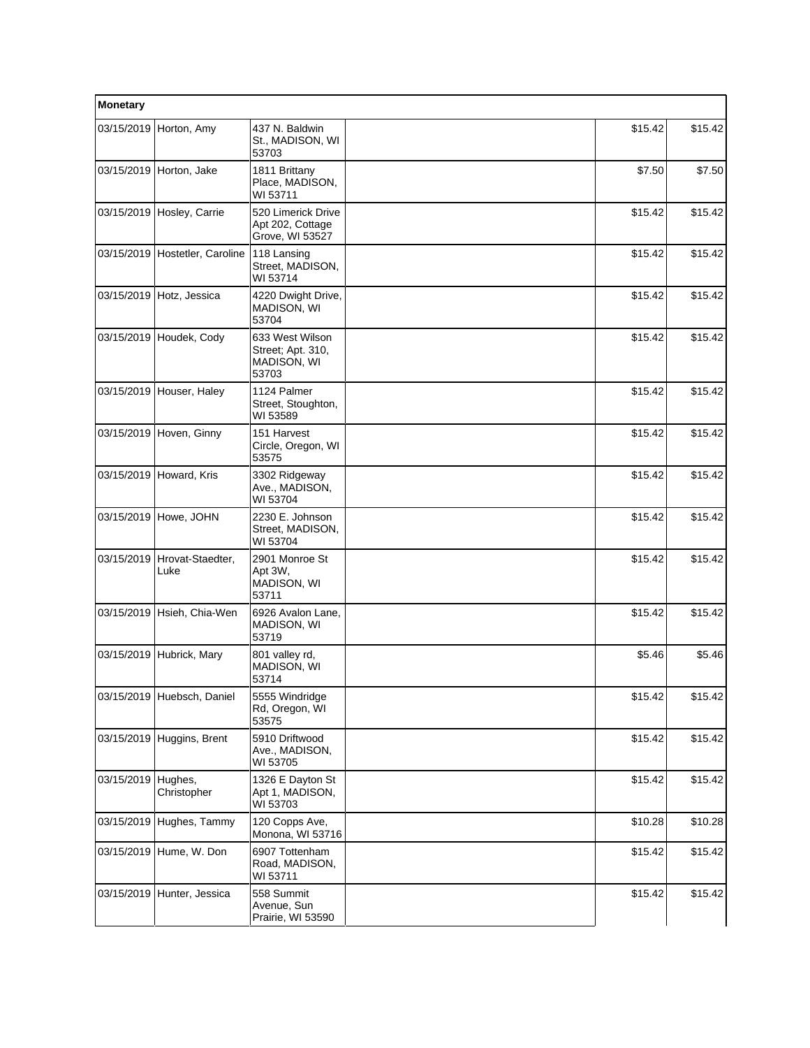| Monetary | | | | | |
|---|---|---|---|---|---|
| 03/15/2019 | Horton, Amy | 437 N. Baldwin St., MADISON, WI 53703 | | $15.42 | $15.42 |
| 03/15/2019 | Horton, Jake | 1811 Brittany Place, MADISON, WI 53711 | | $7.50 | $7.50 |
| 03/15/2019 | Hosley, Carrie | 520 Limerick Drive Apt 202, Cottage Grove, WI 53527 | | $15.42 | $15.42 |
| 03/15/2019 | Hostetler, Caroline | 118 Lansing Street, MADISON, WI 53714 | | $15.42 | $15.42 |
| 03/15/2019 | Hotz, Jessica | 4220 Dwight Drive, MADISON, WI 53704 | | $15.42 | $15.42 |
| 03/15/2019 | Houdek, Cody | 633 West Wilson Street; Apt. 310, MADISON, WI 53703 | | $15.42 | $15.42 |
| 03/15/2019 | Houser, Haley | 1124 Palmer Street, Stoughton, WI 53589 | | $15.42 | $15.42 |
| 03/15/2019 | Hoven, Ginny | 151 Harvest Circle, Oregon, WI 53575 | | $15.42 | $15.42 |
| 03/15/2019 | Howard, Kris | 3302 Ridgeway Ave., MADISON, WI 53704 | | $15.42 | $15.42 |
| 03/15/2019 | Howe, JOHN | 2230 E. Johnson Street, MADISON, WI 53704 | | $15.42 | $15.42 |
| 03/15/2019 | Hrovat-Staedter, Luke | 2901 Monroe St Apt 3W, MADISON, WI 53711 | | $15.42 | $15.42 |
| 03/15/2019 | Hsieh, Chia-Wen | 6926 Avalon Lane, MADISON, WI 53719 | | $15.42 | $15.42 |
| 03/15/2019 | Hubrick, Mary | 801 valley rd, MADISON, WI 53714 | | $5.46 | $5.46 |
| 03/15/2019 | Huebsch, Daniel | 5555 Windridge Rd, Oregon, WI 53575 | | $15.42 | $15.42 |
| 03/15/2019 | Huggins, Brent | 5910 Driftwood Ave., MADISON, WI 53705 | | $15.42 | $15.42 |
| 03/15/2019 | Hughes, Christopher | 1326 E Dayton St Apt 1, MADISON, WI 53703 | | $15.42 | $15.42 |
| 03/15/2019 | Hughes, Tammy | 120 Copps Ave, Monona, WI 53716 | | $10.28 | $10.28 |
| 03/15/2019 | Hume, W. Don | 6907 Tottenham Road, MADISON, WI 53711 | | $15.42 | $15.42 |
| 03/15/2019 | Hunter, Jessica | 558 Summit Avenue, Sun Prairie, WI 53590 | | $15.42 | $15.42 |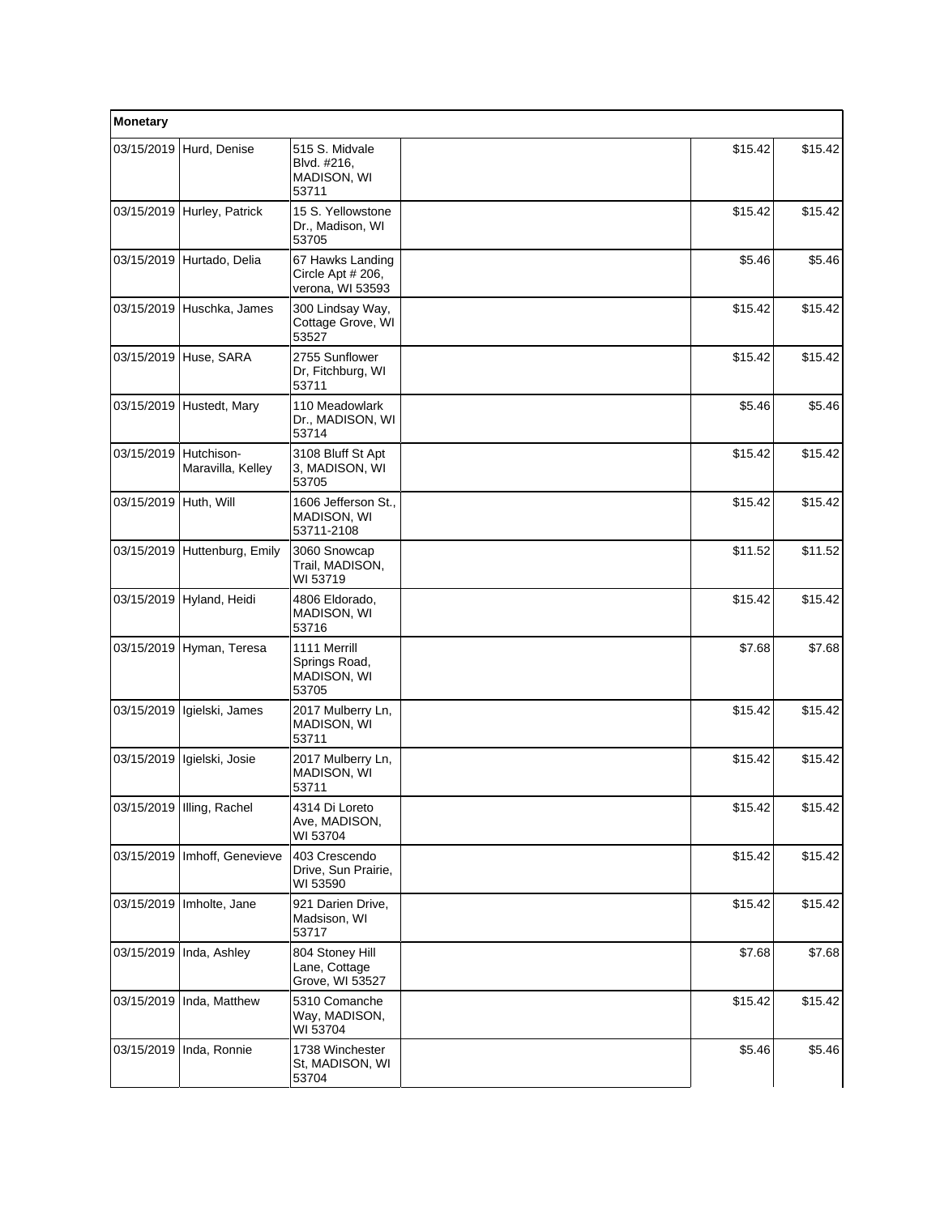| Monetary | | | | | |
|---|---|---|---|---|---|
| 03/15/2019 | Hurd, Denise | 515 S. Midvale Blvd. #216, MADISON, WI 53711 | | $15.42 | $15.42 |
| 03/15/2019 | Hurley, Patrick | 15 S. Yellowstone Dr., Madison, WI 53705 | | $15.42 | $15.42 |
| 03/15/2019 | Hurtado, Delia | 67 Hawks Landing Circle Apt # 206, verona, WI 53593 | | $5.46 | $5.46 |
| 03/15/2019 | Huschka, James | 300 Lindsay Way, Cottage Grove, WI 53527 | | $15.42 | $15.42 |
| 03/15/2019 | Huse, SARA | 2755 Sunflower Dr, Fitchburg, WI 53711 | | $15.42 | $15.42 |
| 03/15/2019 | Hustedt, Mary | 110 Meadowlark Dr., MADISON, WI 53714 | | $5.46 | $5.46 |
| 03/15/2019 | Hutchison-Maravilla, Kelley | 3108 Bluff St Apt 3, MADISON, WI 53705 | | $15.42 | $15.42 |
| 03/15/2019 | Huth, Will | 1606 Jefferson St., MADISON, WI 53711-2108 | | $15.42 | $15.42 |
| 03/15/2019 | Huttenburg, Emily | 3060 Snowcap Trail, MADISON, WI 53719 | | $11.52 | $11.52 |
| 03/15/2019 | Hyland, Heidi | 4806 Eldorado, MADISON, WI 53716 | | $15.42 | $15.42 |
| 03/15/2019 | Hyman, Teresa | 1111 Merrill Springs Road, MADISON, WI 53705 | | $7.68 | $7.68 |
| 03/15/2019 | Igielski, James | 2017 Mulberry Ln, MADISON, WI 53711 | | $15.42 | $15.42 |
| 03/15/2019 | Igielski, Josie | 2017 Mulberry Ln, MADISON, WI 53711 | | $15.42 | $15.42 |
| 03/15/2019 | Illing, Rachel | 4314 Di Loreto Ave, MADISON, WI 53704 | | $15.42 | $15.42 |
| 03/15/2019 | Imhoff, Genevieve | 403 Crescendo Drive, Sun Prairie, WI 53590 | | $15.42 | $15.42 |
| 03/15/2019 | Imholte, Jane | 921 Darien Drive, Madsision, WI 53717 | | $15.42 | $15.42 |
| 03/15/2019 | Inda, Ashley | 804 Stoney Hill Lane, Cottage Grove, WI 53527 | | $7.68 | $7.68 |
| 03/15/2019 | Inda, Matthew | 5310 Comanche Way, MADISON, WI 53704 | | $15.42 | $15.42 |
| 03/15/2019 | Inda, Ronnie | 1738 Winchester St, MADISON, WI 53704 | | $5.46 | $5.46 |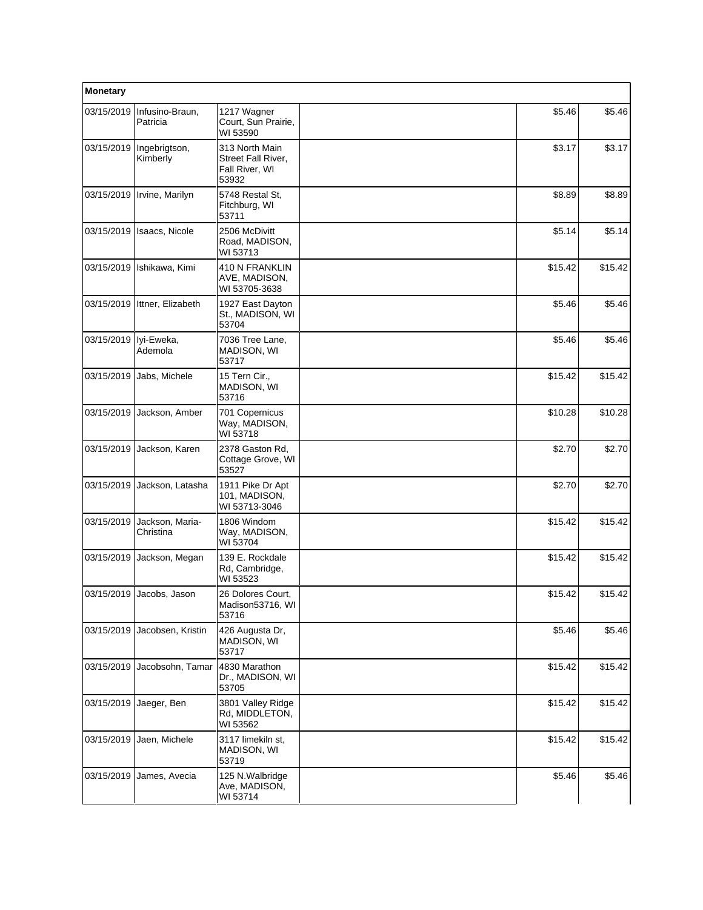| Monetary | | | | | |
|---|---|---|---|---|---|
| 03/15/2019 | Infusino-Braun, Patricia | 1217 Wagner Court, Sun Prairie, WI 53590 | | $5.46 | $5.46 |
| 03/15/2019 | Ingebrigtson, Kimberly | 313 North Main Street Fall River, Fall River, WI 53932 | | $3.17 | $3.17 |
| 03/15/2019 | Irvine, Marilyn | 5748 Restal St, Fitchburg, WI 53711 | | $8.89 | $8.89 |
| 03/15/2019 | Isaacs, Nicole | 2506 McDivitt Road, MADISON, WI 53713 | | $5.14 | $5.14 |
| 03/15/2019 | Ishikawa, Kimi | 410 N FRANKLIN AVE, MADISON, WI 53705-3638 | | $15.42 | $15.42 |
| 03/15/2019 | Ittner, Elizabeth | 1927 East Dayton St., MADISON, WI 53704 | | $5.46 | $5.46 |
| 03/15/2019 | Iyi-Eweka, Ademola | 7036 Tree Lane, MADISON, WI 53717 | | $5.46 | $5.46 |
| 03/15/2019 | Jabs, Michele | 15 Tern Cir., MADISON, WI 53716 | | $15.42 | $15.42 |
| 03/15/2019 | Jackson, Amber | 701 Copernicus Way, MADISON, WI 53718 | | $10.28 | $10.28 |
| 03/15/2019 | Jackson, Karen | 2378 Gaston Rd, Cottage Grove, WI 53527 | | $2.70 | $2.70 |
| 03/15/2019 | Jackson, Latasha | 1911 Pike Dr Apt 101, MADISON, WI 53713-3046 | | $2.70 | $2.70 |
| 03/15/2019 | Jackson, Maria-Christina | 1806 Windom Way, MADISON, WI 53704 | | $15.42 | $15.42 |
| 03/15/2019 | Jackson, Megan | 139 E. Rockdale Rd, Cambridge, WI 53523 | | $15.42 | $15.42 |
| 03/15/2019 | Jacobs, Jason | 26 Dolores Court, Madison53716, WI 53716 | | $15.42 | $15.42 |
| 03/15/2019 | Jacobsen, Kristin | 426 Augusta Dr, MADISON, WI 53717 | | $5.46 | $5.46 |
| 03/15/2019 | Jacobsohn, Tamar | 4830 Marathon Dr., MADISON, WI 53705 | | $15.42 | $15.42 |
| 03/15/2019 | Jaeger, Ben | 3801 Valley Ridge Rd, MIDDLETON, WI 53562 | | $15.42 | $15.42 |
| 03/15/2019 | Jaen, Michele | 3117 limekiln st, MADISON, WI 53719 | | $15.42 | $15.42 |
| 03/15/2019 | James, Avecia | 125 N.Walbridge Ave, MADISON, WI 53714 | | $5.46 | $5.46 |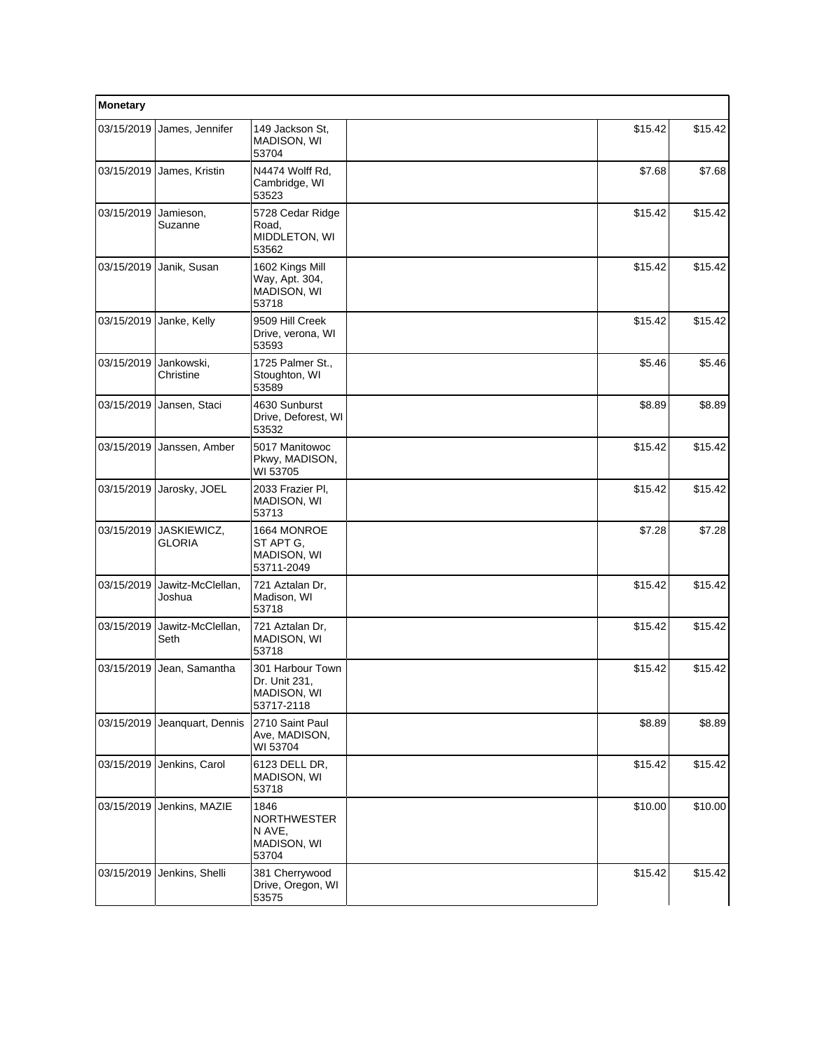| Monetary | | | | | |
|---|---|---|---|---|---|
| 03/15/2019 | James, Jennifer | 149 Jackson St, MADISON, WI 53704 | | $15.42 | $15.42 |
| 03/15/2019 | James, Kristin | N4474 Wolff Rd, Cambridge, WI 53523 | | $7.68 | $7.68 |
| 03/15/2019 | Jamieson, Suzanne | 5728 Cedar Ridge Road, MIDDLETON, WI 53562 | | $15.42 | $15.42 |
| 03/15/2019 | Janik, Susan | 1602 Kings Mill Way, Apt. 304, MADISON, WI 53718 | | $15.42 | $15.42 |
| 03/15/2019 | Janke, Kelly | 9509 Hill Creek Drive, verona, WI 53593 | | $15.42 | $15.42 |
| 03/15/2019 | Jankowski, Christine | 1725 Palmer St., Stoughton, WI 53589 | | $5.46 | $5.46 |
| 03/15/2019 | Jansen, Staci | 4630 Sunburst Drive, Deforest, WI 53532 | | $8.89 | $8.89 |
| 03/15/2019 | Janssen, Amber | 5017 Manitowoc Pkwy, MADISON, WI 53705 | | $15.42 | $15.42 |
| 03/15/2019 | Jarosky, JOEL | 2033 Frazier Pl, MADISON, WI 53713 | | $15.42 | $15.42 |
| 03/15/2019 | JASKIEWICZ, GLORIA | 1664 MONROE ST APT G, MADISON, WI 53711-2049 | | $7.28 | $7.28 |
| 03/15/2019 | Jawitz-McClellan, Joshua | 721 Aztalan Dr, Madison, WI 53718 | | $15.42 | $15.42 |
| 03/15/2019 | Jawitz-McClellan, Seth | 721 Aztalan Dr, MADISON, WI 53718 | | $15.42 | $15.42 |
| 03/15/2019 | Jean, Samantha | 301 Harbour Town Dr. Unit 231, MADISON, WI 53717-2118 | | $15.42 | $15.42 |
| 03/15/2019 | Jeanquart, Dennis | 2710 Saint Paul Ave, MADISON, WI 53704 | | $8.89 | $8.89 |
| 03/15/2019 | Jenkins, Carol | 6123 DELL DR, MADISON, WI 53718 | | $15.42 | $15.42 |
| 03/15/2019 | Jenkins, MAZIE | 1846 NORTHWESTERN AVE, MADISON, WI 53704 | | $10.00 | $10.00 |
| 03/15/2019 | Jenkins, Shelli | 381 Cherrywood Drive, Oregon, WI 53575 | | $15.42 | $15.42 |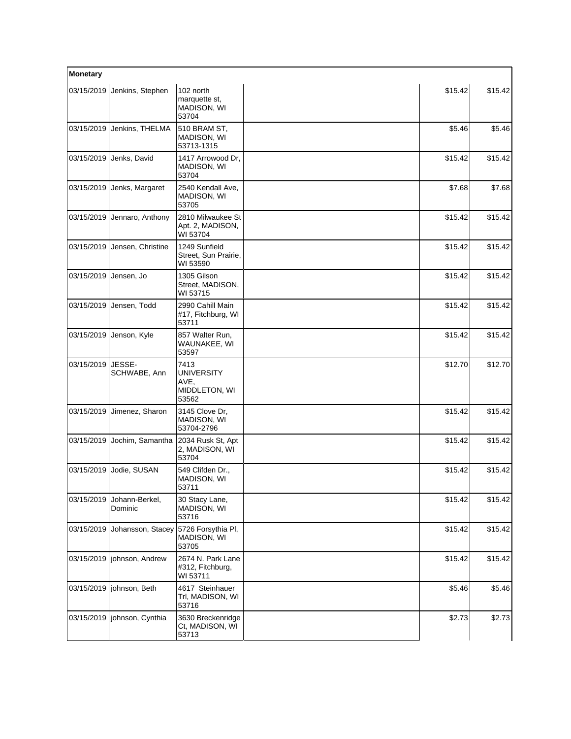| Monetary | | | | | |
|---|---|---|---|---|---|
| 03/15/2019 | Jenkins, Stephen | 102 north marquette st, MADISON, WI 53704 | | $15.42 | $15.42 |
| 03/15/2019 | Jenkins, THELMA | 510 BRAM ST, MADISON, WI 53713-1315 | | $5.46 | $5.46 |
| 03/15/2019 | Jenks, David | 1417 Arrowood Dr, MADISON, WI 53704 | | $15.42 | $15.42 |
| 03/15/2019 | Jenks, Margaret | 2540 Kendall Ave, MADISON, WI 53705 | | $7.68 | $7.68 |
| 03/15/2019 | Jennaro, Anthony | 2810 Milwaukee St Apt. 2, MADISON, WI 53704 | | $15.42 | $15.42 |
| 03/15/2019 | Jensen, Christine | 1249 Sunfield Street, Sun Prairie, WI 53590 | | $15.42 | $15.42 |
| 03/15/2019 | Jensen, Jo | 1305 Gilson Street, MADISON, WI 53715 | | $15.42 | $15.42 |
| 03/15/2019 | Jensen, Todd | 2990 Cahill Main #17, Fitchburg, WI 53711 | | $15.42 | $15.42 |
| 03/15/2019 | Jenson, Kyle | 857 Walter Run, WAUNAKEE, WI 53597 | | $15.42 | $15.42 |
| 03/15/2019 | JESSE-SCHWABE, Ann | 7413 UNIVERSITY AVE, MIDDLETON, WI 53562 | | $12.70 | $12.70 |
| 03/15/2019 | Jimenez, Sharon | 3145 Clove Dr, MADISON, WI 53704-2796 | | $15.42 | $15.42 |
| 03/15/2019 | Jochim, Samantha | 2034 Rusk St, Apt 2, MADISON, WI 53704 | | $15.42 | $15.42 |
| 03/15/2019 | Jodie, SUSAN | 549 Clifden Dr., MADISON, WI 53711 | | $15.42 | $15.42 |
| 03/15/2019 | Johann-Berkel, Dominic | 30 Stacy Lane, MADISON, WI 53716 | | $15.42 | $15.42 |
| 03/15/2019 | Johansson, Stacey | 5726 Forsythia Pl, MADISON, WI 53705 | | $15.42 | $15.42 |
| 03/15/2019 | johnson, Andrew | 2674 N. Park Lane #312, Fitchburg, WI 53711 | | $15.42 | $15.42 |
| 03/15/2019 | johnson, Beth | 4617 Steinhauer Trl, MADISON, WI 53716 | | $5.46 | $5.46 |
| 03/15/2019 | johnson, Cynthia | 3630 Breckenridge Ct, MADISON, WI 53713 | | $2.73 | $2.73 |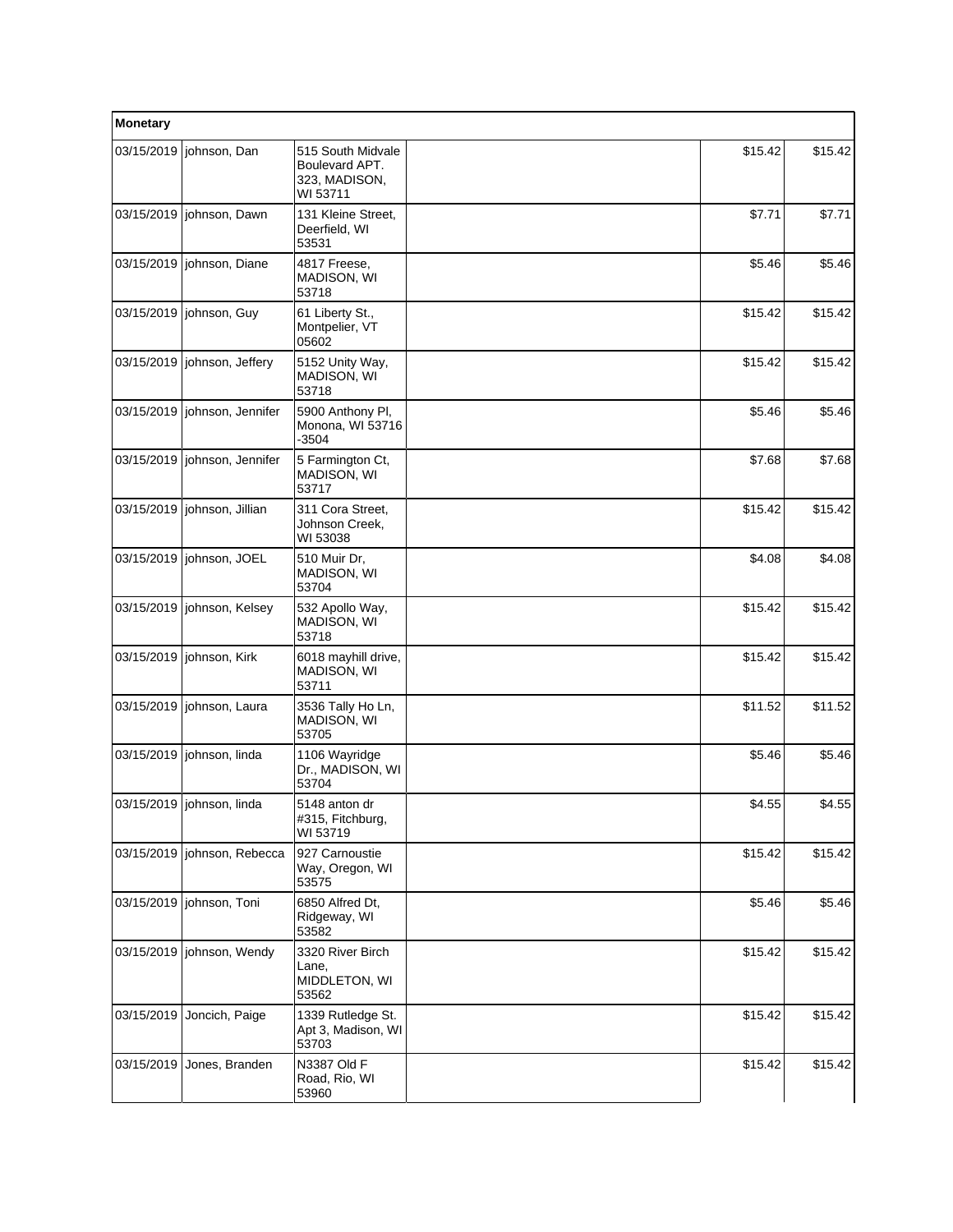| Monetary | | | | | |
|---|---|---|---|---|---|
| 03/15/2019 | johnson, Dan | 515 South Midvale Boulevard APT. 323, MADISON, WI 53711 | | $15.42 | $15.42 |
| 03/15/2019 | johnson, Dawn | 131 Kleine Street, Deerfield, WI 53531 | | $7.71 | $7.71 |
| 03/15/2019 | johnson, Diane | 4817 Freese, MADISON, WI 53718 | | $5.46 | $5.46 |
| 03/15/2019 | johnson, Guy | 61 Liberty St., Montpelier, VT 05602 | | $15.42 | $15.42 |
| 03/15/2019 | johnson, Jeffery | 5152 Unity Way, MADISON, WI 53718 | | $15.42 | $15.42 |
| 03/15/2019 | johnson, Jennifer | 5900 Anthony Pl, Monona, WI 53716 -3504 | | $5.46 | $5.46 |
| 03/15/2019 | johnson, Jennifer | 5 Farmington Ct, MADISON, WI 53717 | | $7.68 | $7.68 |
| 03/15/2019 | johnson, Jillian | 311 Cora Street, Johnson Creek, WI 53038 | | $15.42 | $15.42 |
| 03/15/2019 | johnson, JOEL | 510 Muir Dr, MADISON, WI 53704 | | $4.08 | $4.08 |
| 03/15/2019 | johnson, Kelsey | 532 Apollo Way, MADISON, WI 53718 | | $15.42 | $15.42 |
| 03/15/2019 | johnson, Kirk | 6018 mayhill drive, MADISON, WI 53711 | | $15.42 | $15.42 |
| 03/15/2019 | johnson, Laura | 3536 Tally Ho Ln, MADISON, WI 53705 | | $11.52 | $11.52 |
| 03/15/2019 | johnson, linda | 1106 Wayridge Dr., MADISON, WI 53704 | | $5.46 | $5.46 |
| 03/15/2019 | johnson, linda | 5148 anton dr #315, Fitchburg, WI 53719 | | $4.55 | $4.55 |
| 03/15/2019 | johnson, Rebecca | 927 Carnoustie Way, Oregon, WI 53575 | | $15.42 | $15.42 |
| 03/15/2019 | johnson, Toni | 6850 Alfred Dt, Ridgeway, WI 53582 | | $5.46 | $5.46 |
| 03/15/2019 | johnson, Wendy | 3320 River Birch Lane, MIDDLETON, WI 53562 | | $15.42 | $15.42 |
| 03/15/2019 | Joncich, Paige | 1339 Rutledge St. Apt 3, Madison, WI 53703 | | $15.42 | $15.42 |
| 03/15/2019 | Jones, Branden | N3387 Old F Road, Rio, WI 53960 | | $15.42 | $15.42 |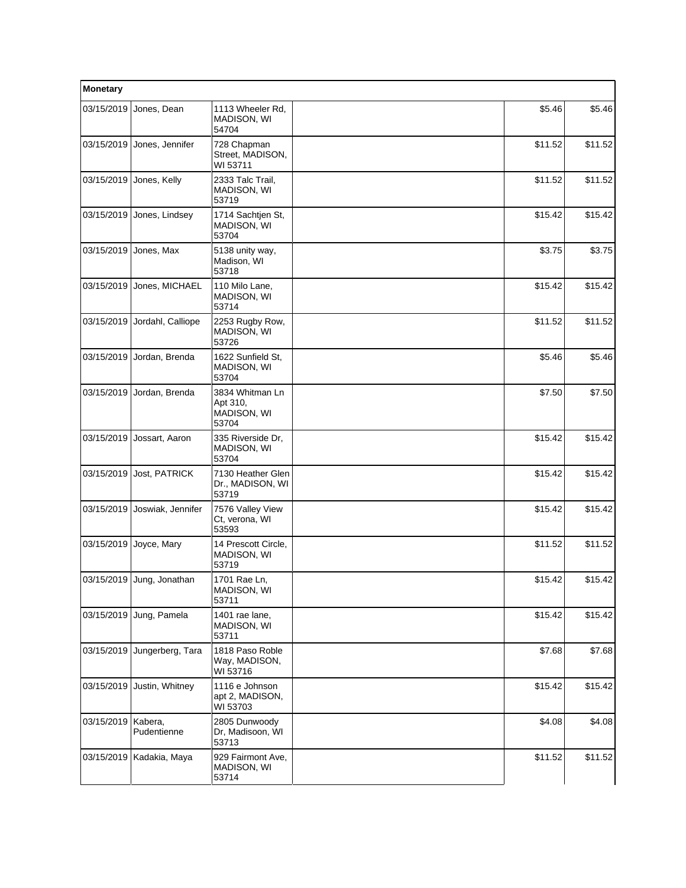| Monetary | | | | | |
|---|---|---|---|---|---|
| 03/15/2019 | Jones, Dean | 1113 Wheeler Rd, MADISON, WI 54704 | | $5.46 | $5.46 |
| 03/15/2019 | Jones, Jennifer | 728 Chapman Street, MADISON, WI 53711 | | $11.52 | $11.52 |
| 03/15/2019 | Jones, Kelly | 2333 Talc Trail, MADISON, WI 53719 | | $11.52 | $11.52 |
| 03/15/2019 | Jones, Lindsey | 1714 Sachtjen St, MADISON, WI 53704 | | $15.42 | $15.42 |
| 03/15/2019 | Jones, Max | 5138 unity way, Madison, WI 53718 | | $3.75 | $3.75 |
| 03/15/2019 | Jones, MICHAEL | 110 Milo Lane, MADISON, WI 53714 | | $15.42 | $15.42 |
| 03/15/2019 | Jordahl, Calliope | 2253 Rugby Row, MADISON, WI 53726 | | $11.52 | $11.52 |
| 03/15/2019 | Jordan, Brenda | 1622 Sunfield St, MADISON, WI 53704 | | $5.46 | $5.46 |
| 03/15/2019 | Jordan, Brenda | 3834 Whitman Ln Apt 310, MADISON, WI 53704 | | $7.50 | $7.50 |
| 03/15/2019 | Jossart, Aaron | 335 Riverside Dr, MADISON, WI 53704 | | $15.42 | $15.42 |
| 03/15/2019 | Jost, PATRICK | 7130 Heather Glen Dr., MADISON, WI 53719 | | $15.42 | $15.42 |
| 03/15/2019 | Joswiak, Jennifer | 7576 Valley View Ct, verona, WI 53593 | | $15.42 | $15.42 |
| 03/15/2019 | Joyce, Mary | 14 Prescott Circle, MADISON, WI 53719 | | $11.52 | $11.52 |
| 03/15/2019 | Jung, Jonathan | 1701 Rae Ln, MADISON, WI 53711 | | $15.42 | $15.42 |
| 03/15/2019 | Jung, Pamela | 1401 rae lane, MADISON, WI 53711 | | $15.42 | $15.42 |
| 03/15/2019 | Jungerberg, Tara | 1818 Paso Roble Way, MADISON, WI 53716 | | $7.68 | $7.68 |
| 03/15/2019 | Justin, Whitney | 1116 e Johnson apt 2, MADISON, WI 53703 | | $15.42 | $15.42 |
| 03/15/2019 | Kabera, Pudentienne | 2805 Dunwoody Dr, Madisoon, WI 53713 | | $4.08 | $4.08 |
| 03/15/2019 | Kadakia, Maya | 929 Fairmont Ave, MADISON, WI 53714 | | $11.52 | $11.52 |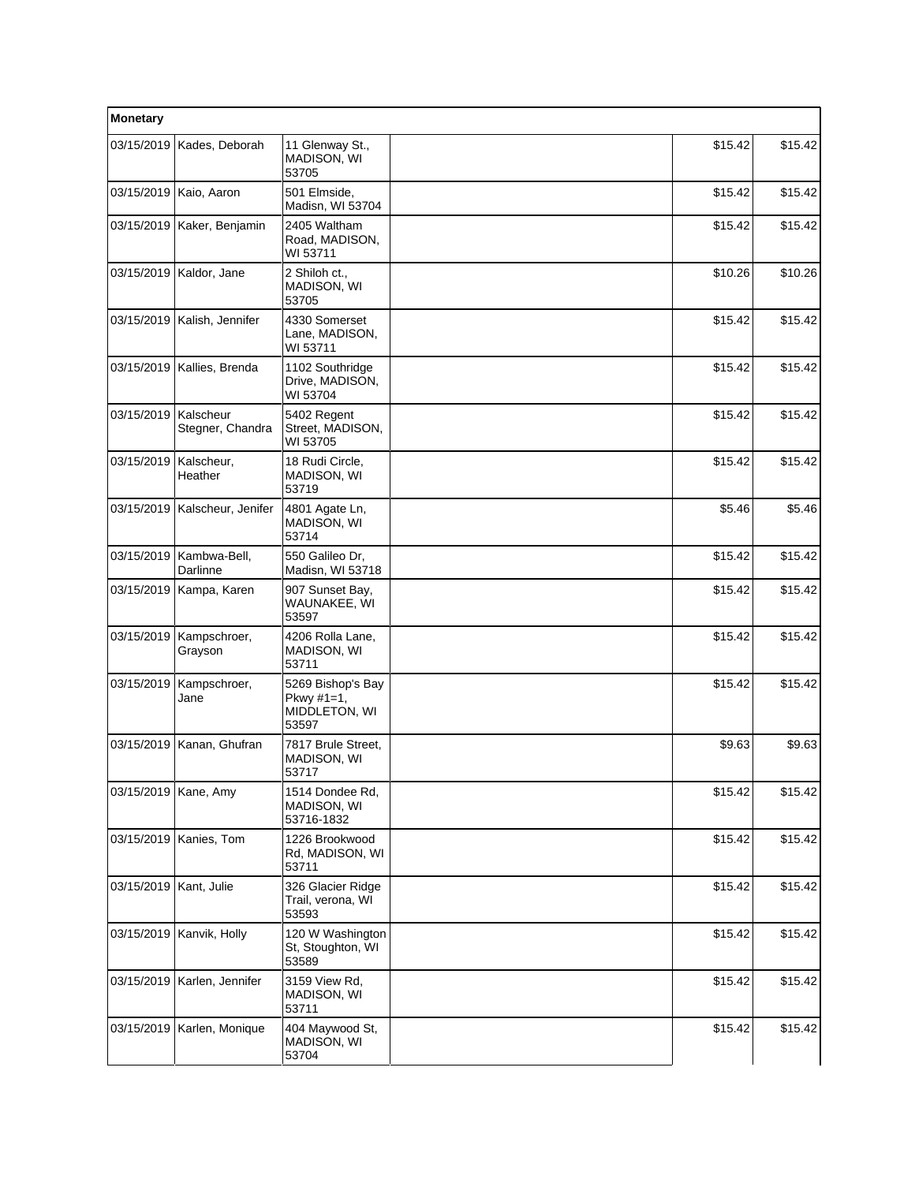| Monetary | | | | | |
|---|---|---|---|---|---|
| 03/15/2019 | Kades, Deborah | 11 Glenway St., MADISON, WI 53705 | | $15.42 | $15.42 |
| 03/15/2019 | Kaio, Aaron | 501 Elmside, Madisn, WI 53704 | | $15.42 | $15.42 |
| 03/15/2019 | Kaker, Benjamin | 2405 Waltham Road, MADISON, WI 53711 | | $15.42 | $15.42 |
| 03/15/2019 | Kaldor, Jane | 2 Shiloh ct., MADISON, WI 53705 | | $10.26 | $10.26 |
| 03/15/2019 | Kalish, Jennifer | 4330 Somerset Lane, MADISON, WI 53711 | | $15.42 | $15.42 |
| 03/15/2019 | Kallies, Brenda | 1102 Southridge Drive, MADISON, WI 53704 | | $15.42 | $15.42 |
| 03/15/2019 | Kalscheur Stegner, Chandra | 5402 Regent Street, MADISON, WI 53705 | | $15.42 | $15.42 |
| 03/15/2019 | Kalscheur, Heather | 18 Rudi Circle, MADISON, WI 53719 | | $15.42 | $15.42 |
| 03/15/2019 | Kalscheur, Jenifer | 4801 Agate Ln, MADISON, WI 53714 | | $5.46 | $5.46 |
| 03/15/2019 | Kambwa-Bell, Darlinne | 550 Galileo Dr, Madisn, WI 53718 | | $15.42 | $15.42 |
| 03/15/2019 | Kampa, Karen | 907 Sunset Bay, WAUNAKEE, WI 53597 | | $15.42 | $15.42 |
| 03/15/2019 | Kampschroer, Grayson | 4206 Rolla Lane, MADISON, WI 53711 | | $15.42 | $15.42 |
| 03/15/2019 | Kampschroer, Jane | 5269 Bishop's Bay Pkwy #1=1, MIDDLETON, WI 53597 | | $15.42 | $15.42 |
| 03/15/2019 | Kanan, Ghufran | 7817 Brule Street, MADISON, WI 53717 | | $9.63 | $9.63 |
| 03/15/2019 | Kane, Amy | 1514 Dondee Rd, MADISON, WI 53716-1832 | | $15.42 | $15.42 |
| 03/15/2019 | Kanies, Tom | 1226 Brookwood Rd, MADISON, WI 53711 | | $15.42 | $15.42 |
| 03/15/2019 | Kant, Julie | 326 Glacier Ridge Trail, verona, WI 53593 | | $15.42 | $15.42 |
| 03/15/2019 | Kanvik, Holly | 120 W Washington St, Stoughton, WI 53589 | | $15.42 | $15.42 |
| 03/15/2019 | Karlen, Jennifer | 3159 View Rd, MADISON, WI 53711 | | $15.42 | $15.42 |
| 03/15/2019 | Karlen, Monique | 404 Maywood St, MADISON, WI 53704 | | $15.42 | $15.42 |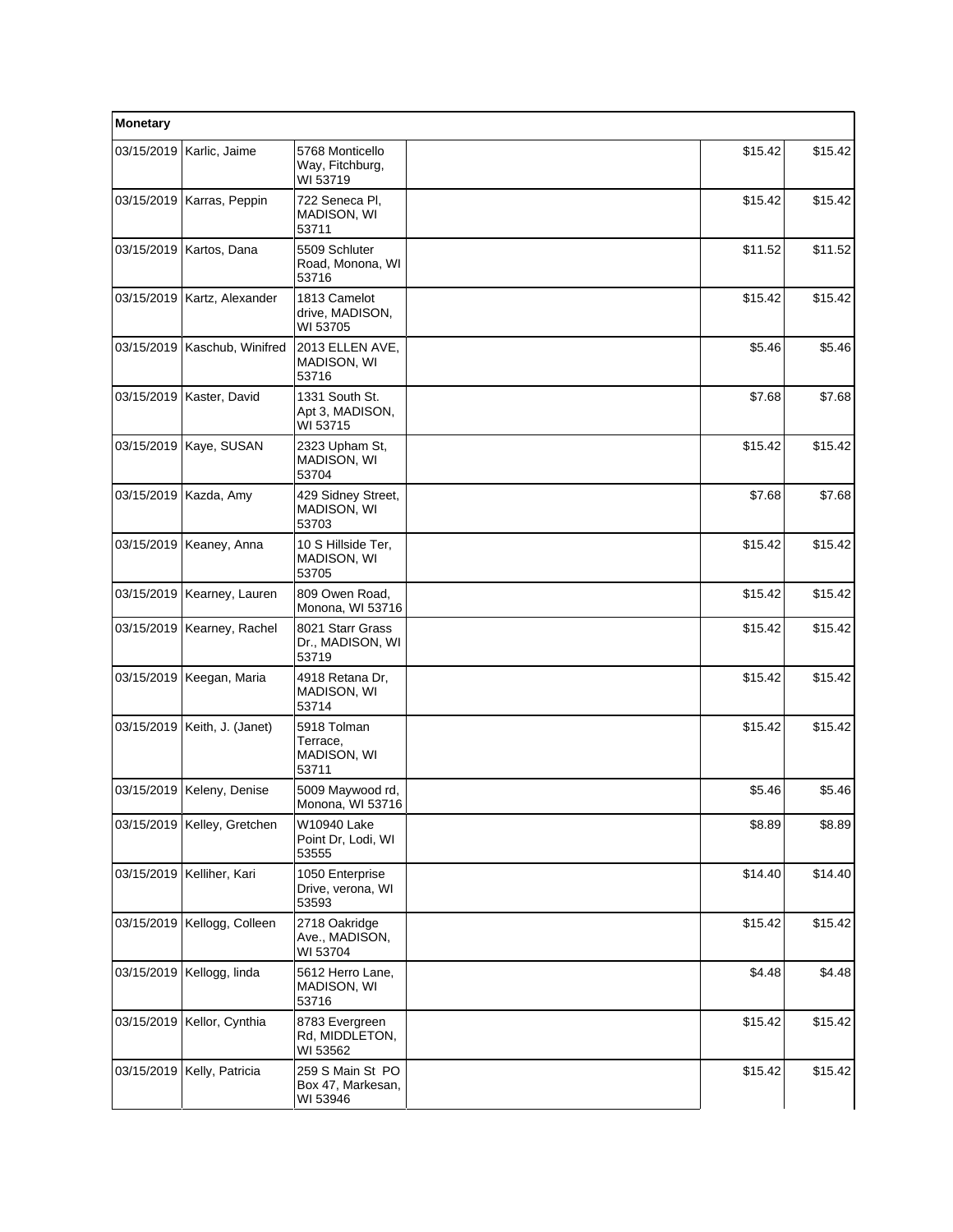| Monetary | | | | | |
|---|---|---|---|---|---|
| 03/15/2019 | Karlic, Jaime | 5768 Monticello Way, Fitchburg, WI 53719 | | $15.42 | $15.42 |
| 03/15/2019 | Karras, Peppin | 722 Seneca Pl, MADISON, WI 53711 | | $15.42 | $15.42 |
| 03/15/2019 | Kartos, Dana | 5509 Schluter Road, Monona, WI 53716 | | $11.52 | $11.52 |
| 03/15/2019 | Kartz, Alexander | 1813 Camelot drive, MADISON, WI 53705 | | $15.42 | $15.42 |
| 03/15/2019 | Kaschub, Winifred | 2013 ELLEN AVE, MADISON, WI 53716 | | $5.46 | $5.46 |
| 03/15/2019 | Kaster, David | 1331 South St. Apt 3, MADISON, WI 53715 | | $7.68 | $7.68 |
| 03/15/2019 | Kaye, SUSAN | 2323 Upham St, MADISON, WI 53704 | | $15.42 | $15.42 |
| 03/15/2019 | Kazda, Amy | 429 Sidney Street, MADISON, WI 53703 | | $7.68 | $7.68 |
| 03/15/2019 | Keaney, Anna | 10 S Hillside Ter, MADISON, WI 53705 | | $15.42 | $15.42 |
| 03/15/2019 | Kearney, Lauren | 809 Owen Road, Monona, WI 53716 | | $15.42 | $15.42 |
| 03/15/2019 | Kearney, Rachel | 8021 Starr Grass Dr., MADISON, WI 53719 | | $15.42 | $15.42 |
| 03/15/2019 | Keegan, Maria | 4918 Retana Dr, MADISON, WI 53714 | | $15.42 | $15.42 |
| 03/15/2019 | Keith, J. (Janet) | 5918 Tolman Terrace, MADISON, WI 53711 | | $15.42 | $15.42 |
| 03/15/2019 | Keleny, Denise | 5009 Maywood rd, Monona, WI 53716 | | $5.46 | $5.46 |
| 03/15/2019 | Kelley, Gretchen | W10940 Lake Point Dr, Lodi, WI 53555 | | $8.89 | $8.89 |
| 03/15/2019 | Kelliher, Kari | 1050 Enterprise Drive, verona, WI 53593 | | $14.40 | $14.40 |
| 03/15/2019 | Kellogg, Colleen | 2718 Oakridge Ave., MADISON, WI 53704 | | $15.42 | $15.42 |
| 03/15/2019 | Kellogg, linda | 5612 Herro Lane, MADISON, WI 53716 | | $4.48 | $4.48 |
| 03/15/2019 | Kellor, Cynthia | 8783 Evergreen Rd, MIDDLETON, WI 53562 | | $15.42 | $15.42 |
| 03/15/2019 | Kelly, Patricia | 259 S Main St PO Box 47, Markesan, WI 53946 | | $15.42 | $15.42 |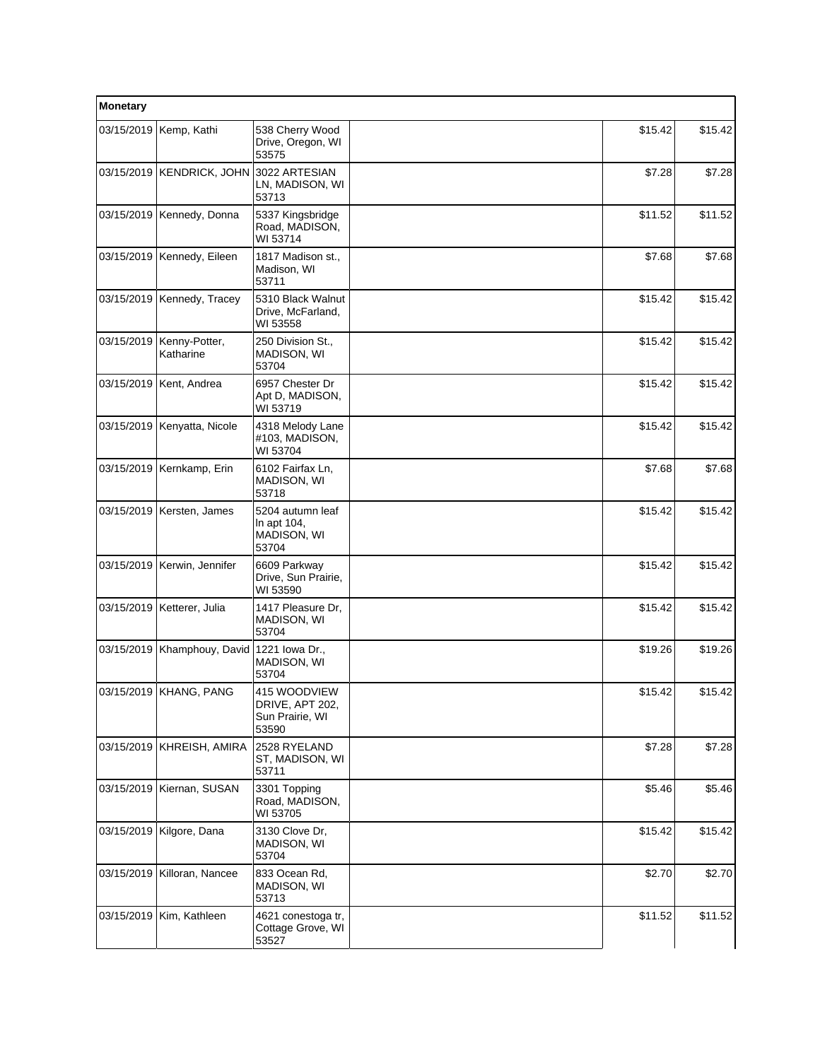| Monetary | | | | | |
|---|---|---|---|---|---|
| 03/15/2019 | Kemp, Kathi | 538 Cherry Wood Drive, Oregon, WI 53575 | | $15.42 | $15.42 |
| 03/15/2019 | KENDRICK, JOHN | 3022 ARTESIAN LN, MADISON, WI 53713 | | $7.28 | $7.28 |
| 03/15/2019 | Kennedy, Donna | 5337 Kingsbridge Road, MADISON, WI 53714 | | $11.52 | $11.52 |
| 03/15/2019 | Kennedy, Eileen | 1817 Madison st., Madison, WI 53711 | | $7.68 | $7.68 |
| 03/15/2019 | Kennedy, Tracey | 5310 Black Walnut Drive, McFarland, WI 53558 | | $15.42 | $15.42 |
| 03/15/2019 | Kenny-Potter, Katharine | 250 Division St., MADISON, WI 53704 | | $15.42 | $15.42 |
| 03/15/2019 | Kent, Andrea | 6957 Chester Dr Apt D, MADISON, WI 53719 | | $15.42 | $15.42 |
| 03/15/2019 | Kenyatta, Nicole | 4318 Melody Lane #103, MADISON, WI 53704 | | $15.42 | $15.42 |
| 03/15/2019 | Kernkamp, Erin | 6102 Fairfax Ln, MADISON, WI 53718 | | $7.68 | $7.68 |
| 03/15/2019 | Kersten, James | 5204 autumn leaf ln apt 104, MADISON, WI 53704 | | $15.42 | $15.42 |
| 03/15/2019 | Kerwin, Jennifer | 6609 Parkway Drive, Sun Prairie, WI 53590 | | $15.42 | $15.42 |
| 03/15/2019 | Ketterer, Julia | 1417 Pleasure Dr, MADISON, WI 53704 | | $15.42 | $15.42 |
| 03/15/2019 | Khamphouy, David | 1221 Iowa Dr., MADISON, WI 53704 | | $19.26 | $19.26 |
| 03/15/2019 | KHANG, PANG | 415 WOODVIEW DRIVE, APT 202, Sun Prairie, WI 53590 | | $15.42 | $15.42 |
| 03/15/2019 | KHREISH, AMIRA | 2528 RYELAND ST, MADISON, WI 53711 | | $7.28 | $7.28 |
| 03/15/2019 | Kiernan, SUSAN | 3301 Topping Road, MADISON, WI 53705 | | $5.46 | $5.46 |
| 03/15/2019 | Kilgore, Dana | 3130 Clove Dr, MADISON, WI 53704 | | $15.42 | $15.42 |
| 03/15/2019 | Killoran, Nancee | 833 Ocean Rd, MADISON, WI 53713 | | $2.70 | $2.70 |
| 03/15/2019 | Kim, Kathleen | 4621 conestoga tr, Cottage Grove, WI 53527 | | $11.52 | $11.52 |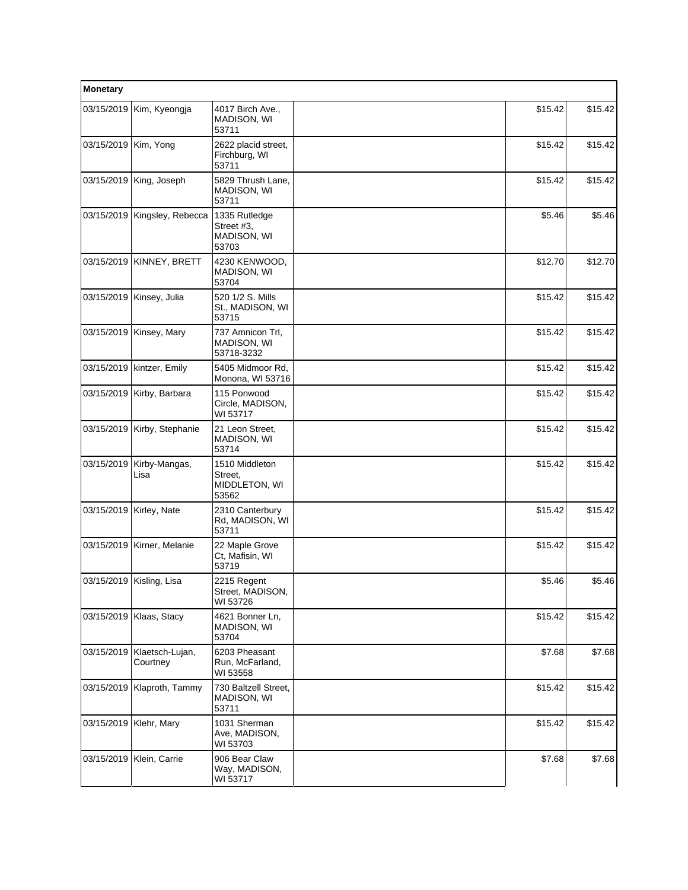| Monetary | | | | | |
|---|---|---|---|---|---|
| 03/15/2019 | Kim, Kyeongja | 4017 Birch Ave., MADISON, WI 53711 | | $15.42 | $15.42 |
| 03/15/2019 | Kim, Yong | 2622 placid street, Firchburg, WI 53711 | | $15.42 | $15.42 |
| 03/15/2019 | King, Joseph | 5829 Thrush Lane, MADISON, WI 53711 | | $15.42 | $15.42 |
| 03/15/2019 | Kingsley, Rebecca | 1335 Rutledge Street #3, MADISON, WI 53703 | | $5.46 | $5.46 |
| 03/15/2019 | KINNEY, BRETT | 4230 KENWOOD, MADISON, WI 53704 | | $12.70 | $12.70 |
| 03/15/2019 | Kinsey, Julia | 520 1/2 S. Mills St., MADISON, WI 53715 | | $15.42 | $15.42 |
| 03/15/2019 | Kinsey, Mary | 737 Amnicon Trl, MADISON, WI 53718-3232 | | $15.42 | $15.42 |
| 03/15/2019 | kintzer, Emily | 5405 Midmoor Rd, Monona, WI 53716 | | $15.42 | $15.42 |
| 03/15/2019 | Kirby, Barbara | 115 Ponwood Circle, MADISON, WI 53717 | | $15.42 | $15.42 |
| 03/15/2019 | Kirby, Stephanie | 21 Leon Street, MADISON, WI 53714 | | $15.42 | $15.42 |
| 03/15/2019 | Kirby-Mangas, Lisa | 1510 Middleton Street, MIDDLETON, WI 53562 | | $15.42 | $15.42 |
| 03/15/2019 | Kirley, Nate | 2310 Canterbury Rd, MADISON, WI 53711 | | $15.42 | $15.42 |
| 03/15/2019 | Kirner, Melanie | 22 Maple Grove Ct, Mafisin, WI 53719 | | $15.42 | $15.42 |
| 03/15/2019 | Kisling, Lisa | 2215 Regent Street, MADISON, WI 53726 | | $5.46 | $5.46 |
| 03/15/2019 | Klaas, Stacy | 4621 Bonner Ln, MADISON, WI 53704 | | $15.42 | $15.42 |
| 03/15/2019 | Klaetsch-Lujan, Courtney | 6203 Pheasant Run, McFarland, WI 53558 | | $7.68 | $7.68 |
| 03/15/2019 | Klaproth, Tammy | 730 Baltzell Street, MADISON, WI 53711 | | $15.42 | $15.42 |
| 03/15/2019 | Klehr, Mary | 1031 Sherman Ave, MADISON, WI 53703 | | $15.42 | $15.42 |
| 03/15/2019 | Klein, Carrie | 906 Bear Claw Way, MADISON, WI 53717 | | $7.68 | $7.68 |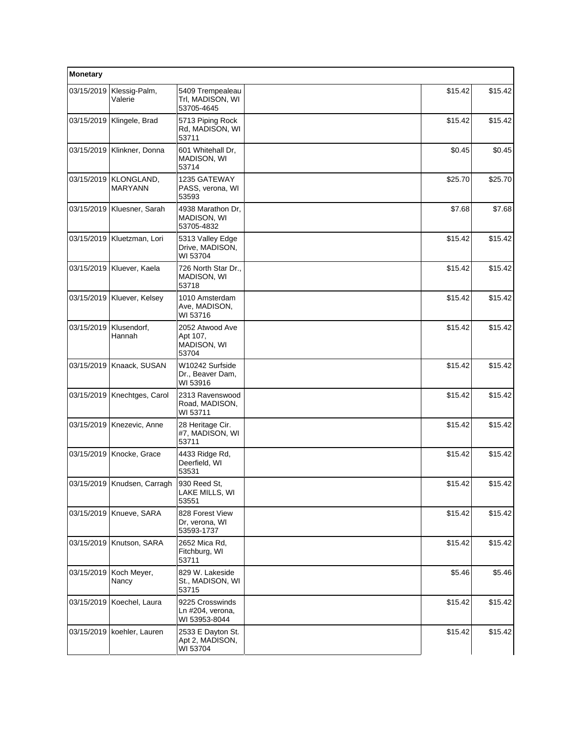| Monetary | | | | | |
|---|---|---|---|---|---|
| 03/15/2019 | Klessig-Palm, Valerie | 5409 Trempealeau Trl, MADISON, WI 53705-4645 | | $15.42 | $15.42 |
| 03/15/2019 | Klingele, Brad | 5713 Piping Rock Rd, MADISON, WI 53711 | | $15.42 | $15.42 |
| 03/15/2019 | Klinkner, Donna | 601 Whitehall Dr, MADISON, WI 53714 | | $0.45 | $0.45 |
| 03/15/2019 | KLONGLAND, MARYANN | 1235 GATEWAY PASS, verona, WI 53593 | | $25.70 | $25.70 |
| 03/15/2019 | Kluesner, Sarah | 4938 Marathon Dr, MADISON, WI 53705-4832 | | $7.68 | $7.68 |
| 03/15/2019 | Kluetzman, Lori | 5313 Valley Edge Drive, MADISON, WI 53704 | | $15.42 | $15.42 |
| 03/15/2019 | Kluever, Kaela | 726 North Star Dr., MADISON, WI 53718 | | $15.42 | $15.42 |
| 03/15/2019 | Kluever, Kelsey | 1010 Amsterdam Ave, MADISON, WI 53716 | | $15.42 | $15.42 |
| 03/15/2019 | Klusendorf, Hannah | 2052 Atwood Ave Apt 107, MADISON, WI 53704 | | $15.42 | $15.42 |
| 03/15/2019 | Knaack, SUSAN | W10242 Surfside Dr., Beaver Dam, WI 53916 | | $15.42 | $15.42 |
| 03/15/2019 | Knechtges, Carol | 2313 Ravenswood Road, MADISON, WI 53711 | | $15.42 | $15.42 |
| 03/15/2019 | Knezevic, Anne | 28 Heritage Cir. #7, MADISON, WI 53711 | | $15.42 | $15.42 |
| 03/15/2019 | Knocke, Grace | 4433 Ridge Rd, Deerfield, WI 53531 | | $15.42 | $15.42 |
| 03/15/2019 | Knudsen, Carragh | 930 Reed St, LAKE MILLS, WI 53551 | | $15.42 | $15.42 |
| 03/15/2019 | Knueve, SARA | 828 Forest View Dr, verona, WI 53593-1737 | | $15.42 | $15.42 |
| 03/15/2019 | Knutson, SARA | 2652 Mica Rd, Fitchburg, WI 53711 | | $15.42 | $15.42 |
| 03/15/2019 | Koch Meyer, Nancy | 829 W. Lakeside St., MADISON, WI 53715 | | $5.46 | $5.46 |
| 03/15/2019 | Koechel, Laura | 9225 Crosswinds Ln #204, verona, WI 53953-8044 | | $15.42 | $15.42 |
| 03/15/2019 | koehler, Lauren | 2533 E Dayton St. Apt 2, MADISON, WI 53704 | | $15.42 | $15.42 |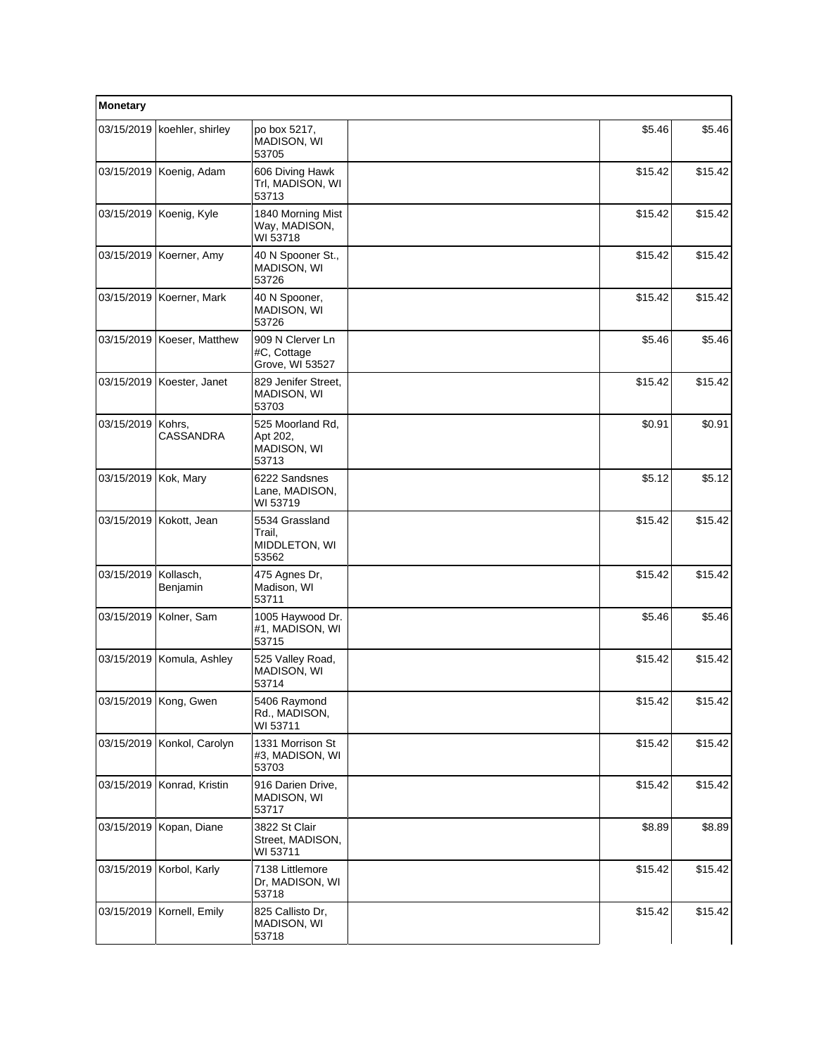| Monetary | | | | | |
|---|---|---|---|---|---|
| 03/15/2019 | koehler, shirley | po box 5217, MADISON, WI 53705 | | $5.46 | $5.46 |
| 03/15/2019 | Koenig, Adam | 606 Diving Hawk Trl, MADISON, WI 53713 | | $15.42 | $15.42 |
| 03/15/2019 | Koenig, Kyle | 1840 Morning Mist Way, MADISON, WI 53718 | | $15.42 | $15.42 |
| 03/15/2019 | Koerner, Amy | 40 N Spooner St., MADISON, WI 53726 | | $15.42 | $15.42 |
| 03/15/2019 | Koerner, Mark | 40 N Spooner, MADISON, WI 53726 | | $15.42 | $15.42 |
| 03/15/2019 | Koeser, Matthew | 909 N Clerver Ln #C, Cottage Grove, WI 53527 | | $5.46 | $5.46 |
| 03/15/2019 | Koester, Janet | 829 Jenifer Street, MADISON, WI 53703 | | $15.42 | $15.42 |
| 03/15/2019 | Kohrs, CASSANDRA | 525 Moorland Rd, Apt 202, MADISON, WI 53713 | | $0.91 | $0.91 |
| 03/15/2019 | Kok, Mary | 6222 Sandsnes Lane, MADISON, WI 53719 | | $5.12 | $5.12 |
| 03/15/2019 | Kokott, Jean | 5534 Grassland Trail, MIDDLETON, WI 53562 | | $15.42 | $15.42 |
| 03/15/2019 | Kollasch, Benjamin | 475 Agnes Dr, Madison, WI 53711 | | $15.42 | $15.42 |
| 03/15/2019 | Kolner, Sam | 1005 Haywood Dr. #1, MADISON, WI 53715 | | $5.46 | $5.46 |
| 03/15/2019 | Komula, Ashley | 525 Valley Road, MADISON, WI 53714 | | $15.42 | $15.42 |
| 03/15/2019 | Kong, Gwen | 5406 Raymond Rd., MADISON, WI 53711 | | $15.42 | $15.42 |
| 03/15/2019 | Konkol, Carolyn | 1331 Morrison St #3, MADISON, WI 53703 | | $15.42 | $15.42 |
| 03/15/2019 | Konrad, Kristin | 916 Darien Drive, MADISON, WI 53717 | | $15.42 | $15.42 |
| 03/15/2019 | Kopan, Diane | 3822 St Clair Street, MADISON, WI 53711 | | $8.89 | $8.89 |
| 03/15/2019 | Korbol, Karly | 7138 Littlemore Dr, MADISON, WI 53718 | | $15.42 | $15.42 |
| 03/15/2019 | Kornell, Emily | 825 Callisto Dr, MADISON, WI 53718 | | $15.42 | $15.42 |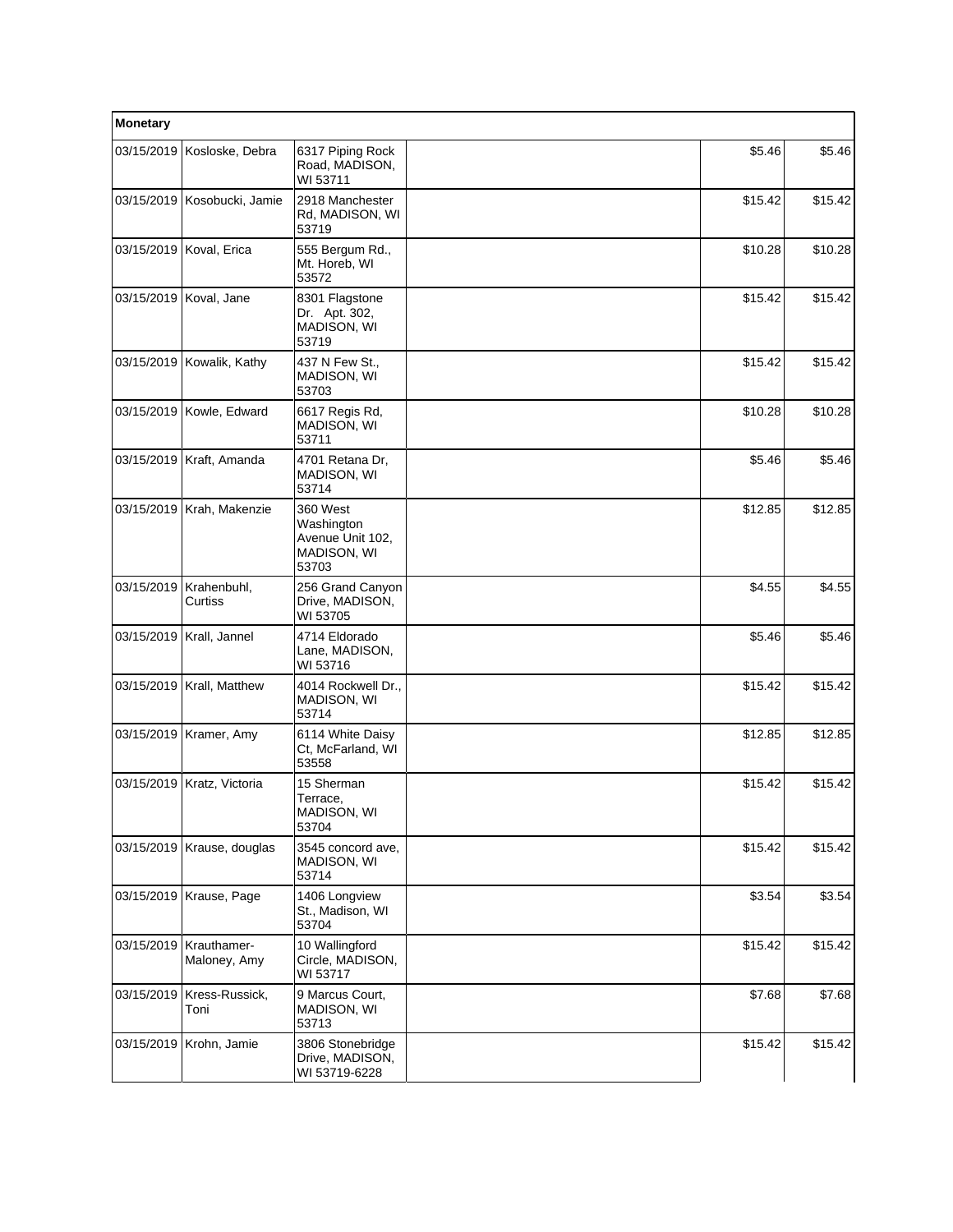| Monetary | | | | | |
|---|---|---|---|---|---|
| 03/15/2019 | Kosloske, Debra | 6317 Piping Rock Road, MADISON, WI 53711 | | $5.46 | $5.46 |
| 03/15/2019 | Kosobucki, Jamie | 2918 Manchester Rd, MADISON, WI 53719 | | $15.42 | $15.42 |
| 03/15/2019 | Koval, Erica | 555 Bergum Rd., Mt. Horeb, WI 53572 | | $10.28 | $10.28 |
| 03/15/2019 | Koval, Jane | 8301 Flagstone Dr. Apt. 302, MADISON, WI 53719 | | $15.42 | $15.42 |
| 03/15/2019 | Kowalik, Kathy | 437 N Few St., MADISON, WI 53703 | | $15.42 | $15.42 |
| 03/15/2019 | Kowle, Edward | 6617 Regis Rd, MADISON, WI 53711 | | $10.28 | $10.28 |
| 03/15/2019 | Kraft, Amanda | 4701 Retana Dr, MADISON, WI 53714 | | $5.46 | $5.46 |
| 03/15/2019 | Krah, Makenzie | 360 West Washington Avenue Unit 102, MADISON, WI 53703 | | $12.85 | $12.85 |
| 03/15/2019 | Krahenbuhl, Curtiss | 256 Grand Canyon Drive, MADISON, WI 53705 | | $4.55 | $4.55 |
| 03/15/2019 | Krall, Jannel | 4714 Eldorado Lane, MADISON, WI 53716 | | $5.46 | $5.46 |
| 03/15/2019 | Krall, Matthew | 4014 Rockwell Dr., MADISON, WI 53714 | | $15.42 | $15.42 |
| 03/15/2019 | Kramer, Amy | 6114 White Daisy Ct, McFarland, WI 53558 | | $12.85 | $12.85 |
| 03/15/2019 | Kratz, Victoria | 15 Sherman Terrace, MADISON, WI 53704 | | $15.42 | $15.42 |
| 03/15/2019 | Krause, douglas | 3545 concord ave, MADISON, WI 53714 | | $15.42 | $15.42 |
| 03/15/2019 | Krause, Page | 1406 Longview St., Madison, WI 53704 | | $3.54 | $3.54 |
| 03/15/2019 | Krauthamer-Maloney, Amy | 10 Wallingford Circle, MADISON, WI 53717 | | $15.42 | $15.42 |
| 03/15/2019 | Kress-Russick, Toni | 9 Marcus Court, MADISON, WI 53713 | | $7.68 | $7.68 |
| 03/15/2019 | Krohn, Jamie | 3806 Stonebridge Drive, MADISON, WI 53719-6228 | | $15.42 | $15.42 |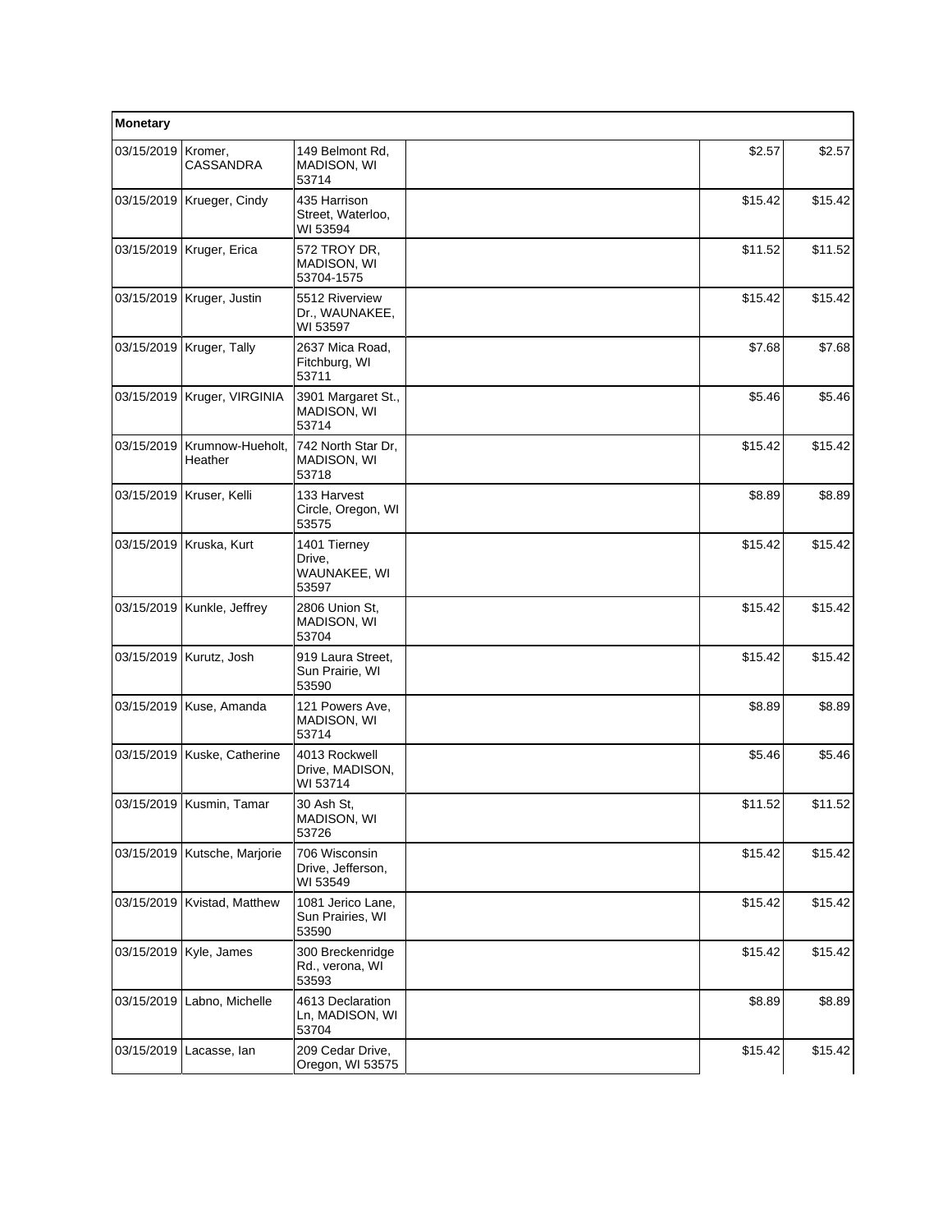| Monetary | | | | | |
|---|---|---|---|---|---|
| 03/15/2019 | Kromer, CASSANDRA | 149 Belmont Rd, MADISON, WI 53714 | | $2.57 | $2.57 |
| 03/15/2019 | Krueger, Cindy | 435 Harrison Street, Waterloo, WI 53594 | | $15.42 | $15.42 |
| 03/15/2019 | Kruger, Erica | 572 TROY DR, MADISON, WI 53704-1575 | | $11.52 | $11.52 |
| 03/15/2019 | Kruger, Justin | 5512 Riverview Dr., WAUNAKEE, WI 53597 | | $15.42 | $15.42 |
| 03/15/2019 | Kruger, Tally | 2637 Mica Road, Fitchburg, WI 53711 | | $7.68 | $7.68 |
| 03/15/2019 | Kruger, VIRGINIA | 3901 Margaret St., MADISON, WI 53714 | | $5.46 | $5.46 |
| 03/15/2019 | Krumnow-Hueholt, Heather | 742 North Star Dr, MADISON, WI 53718 | | $15.42 | $15.42 |
| 03/15/2019 | Kruser, Kelli | 133 Harvest Circle, Oregon, WI 53575 | | $8.89 | $8.89 |
| 03/15/2019 | Kruska, Kurt | 1401 Tierney Drive, WAUNAKEE, WI 53597 | | $15.42 | $15.42 |
| 03/15/2019 | Kunkle, Jeffrey | 2806 Union St, MADISON, WI 53704 | | $15.42 | $15.42 |
| 03/15/2019 | Kurutz, Josh | 919 Laura Street, Sun Prairie, WI 53590 | | $15.42 | $15.42 |
| 03/15/2019 | Kuse, Amanda | 121 Powers Ave, MADISON, WI 53714 | | $8.89 | $8.89 |
| 03/15/2019 | Kuske, Catherine | 4013 Rockwell Drive, MADISON, WI 53714 | | $5.46 | $5.46 |
| 03/15/2019 | Kusmin, Tamar | 30 Ash St, MADISON, WI 53726 | | $11.52 | $11.52 |
| 03/15/2019 | Kutsche, Marjorie | 706 Wisconsin Drive, Jefferson, WI 53549 | | $15.42 | $15.42 |
| 03/15/2019 | Kvistad, Matthew | 1081 Jerico Lane, Sun Prairies, WI 53590 | | $15.42 | $15.42 |
| 03/15/2019 | Kyle, James | 300 Breckenridge Rd., verona, WI 53593 | | $15.42 | $15.42 |
| 03/15/2019 | Labno, Michelle | 4613 Declaration Ln, MADISON, WI 53704 | | $8.89 | $8.89 |
| 03/15/2019 | Lacasse, Ian | 209 Cedar Drive, Oregon, WI 53575 | | $15.42 | $15.42 |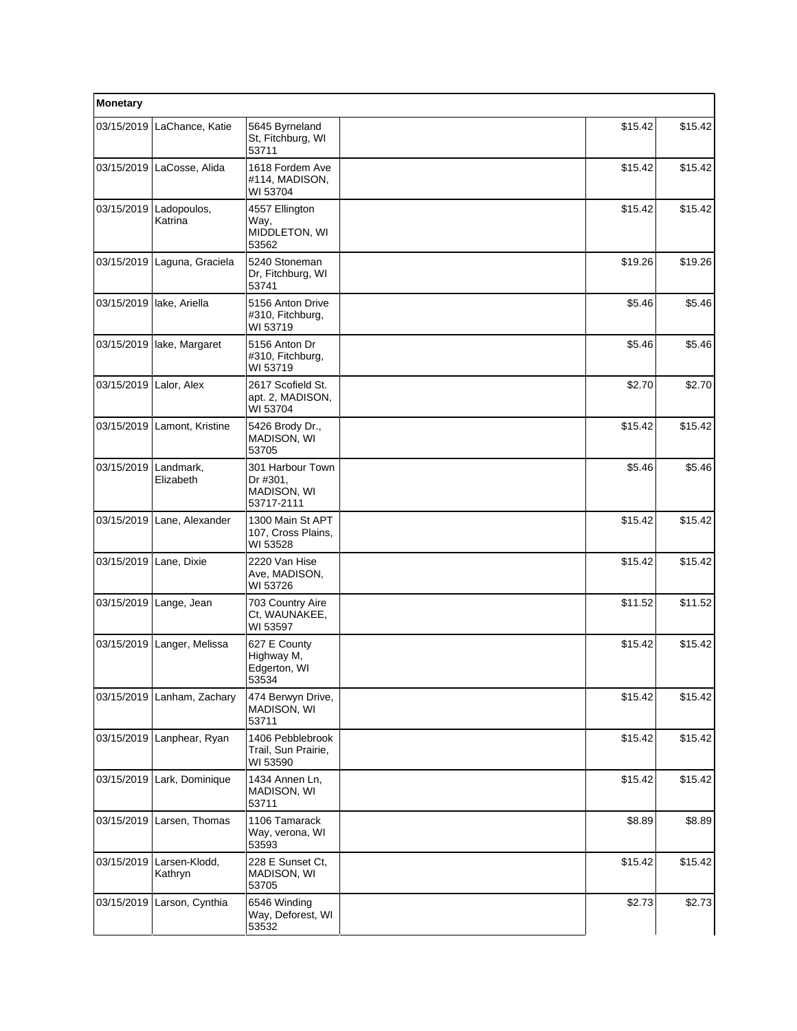| Monetary | | | | | |
|---|---|---|---|---|---|
| 03/15/2019 | LaChance, Katie | 5645 Byrneland St, Fitchburg, WI 53711 | | $15.42 | $15.42 |
| 03/15/2019 | LaCosse, Alida | 1618 Fordem Ave #114, MADISON, WI 53704 | | $15.42 | $15.42 |
| 03/15/2019 | Ladopoulos, Katrina | 4557 Ellington Way, MIDDLETON, WI 53562 | | $15.42 | $15.42 |
| 03/15/2019 | Laguna, Graciela | 5240 Stoneman Dr, Fitchburg, WI 53741 | | $19.26 | $19.26 |
| 03/15/2019 | lake, Ariella | 5156 Anton Drive #310, Fitchburg, WI 53719 | | $5.46 | $5.46 |
| 03/15/2019 | lake, Margaret | 5156 Anton Dr #310, Fitchburg, WI 53719 | | $5.46 | $5.46 |
| 03/15/2019 | Lalor, Alex | 2617 Scofield St. apt. 2, MADISON, WI 53704 | | $2.70 | $2.70 |
| 03/15/2019 | Lamont, Kristine | 5426 Brody Dr., MADISON, WI 53705 | | $15.42 | $15.42 |
| 03/15/2019 | Landmark, Elizabeth | 301 Harbour Town Dr #301, MADISON, WI 53717-2111 | | $5.46 | $5.46 |
| 03/15/2019 | Lane, Alexander | 1300 Main St APT 107, Cross Plains, WI 53528 | | $15.42 | $15.42 |
| 03/15/2019 | Lane, Dixie | 2220 Van Hise Ave, MADISON, WI 53726 | | $15.42 | $15.42 |
| 03/15/2019 | Lange, Jean | 703 Country Aire Ct, WAUNAKEE, WI 53597 | | $11.52 | $11.52 |
| 03/15/2019 | Langer, Melissa | 627 E County Highway M, Edgerton, WI 53534 | | $15.42 | $15.42 |
| 03/15/2019 | Lanham, Zachary | 474 Berwyn Drive, MADISON, WI 53711 | | $15.42 | $15.42 |
| 03/15/2019 | Lanphear, Ryan | 1406 Pebblebrook Trail, Sun Prairie, WI 53590 | | $15.42 | $15.42 |
| 03/15/2019 | Lark, Dominique | 1434 Annen Ln, MADISON, WI 53711 | | $15.42 | $15.42 |
| 03/15/2019 | Larsen, Thomas | 1106 Tamarack Way, verona, WI 53593 | | $8.89 | $8.89 |
| 03/15/2019 | Larsen-Klodd, Kathryn | 228 E Sunset Ct, MADISON, WI 53705 | | $15.42 | $15.42 |
| 03/15/2019 | Larson, Cynthia | 6546 Winding Way, Deforest, WI 53532 | | $2.73 | $2.73 |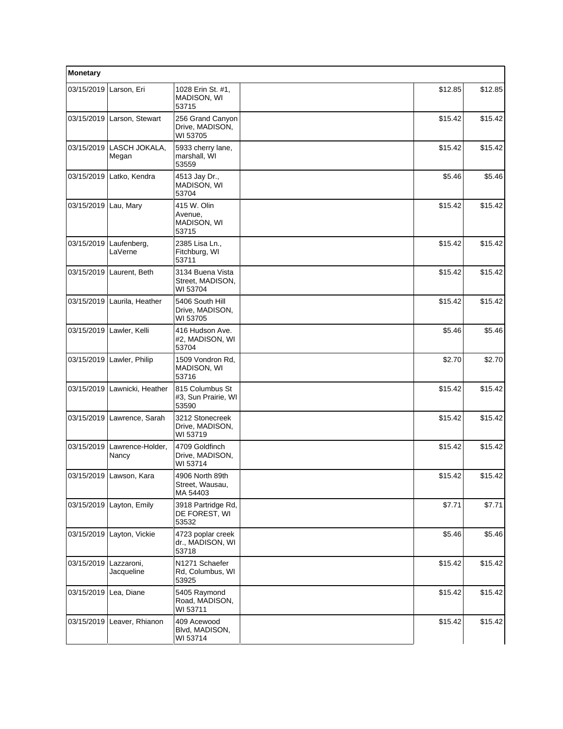| Monetary | | | | | |
|---|---|---|---|---|---|
| 03/15/2019 | Larson, Eri | 1028 Erin St. #1, MADISON, WI 53715 | | $12.85 | $12.85 |
| 03/15/2019 | Larson, Stewart | 256 Grand Canyon Drive, MADISON, WI 53705 | | $15.42 | $15.42 |
| 03/15/2019 | LASCH JOKALA, Megan | 5933 cherry lane, marshall, WI 53559 | | $15.42 | $15.42 |
| 03/15/2019 | Latko, Kendra | 4513 Jay Dr., MADISON, WI 53704 | | $5.46 | $5.46 |
| 03/15/2019 | Lau, Mary | 415 W. Olin Avenue, MADISON, WI 53715 | | $15.42 | $15.42 |
| 03/15/2019 | Laufenberg, LaVerne | 2385 Lisa Ln., Fitchburg, WI 53711 | | $15.42 | $15.42 |
| 03/15/2019 | Laurent, Beth | 3134 Buena Vista Street, MADISON, WI 53704 | | $15.42 | $15.42 |
| 03/15/2019 | Laurila, Heather | 5406 South Hill Drive, MADISON, WI 53705 | | $15.42 | $15.42 |
| 03/15/2019 | Lawler, Kelli | 416 Hudson Ave. #2, MADISON, WI 53704 | | $5.46 | $5.46 |
| 03/15/2019 | Lawler, Philip | 1509 Vondron Rd, MADISON, WI 53716 | | $2.70 | $2.70 |
| 03/15/2019 | Lawnicki, Heather | 815 Columbus St #3, Sun Prairie, WI 53590 | | $15.42 | $15.42 |
| 03/15/2019 | Lawrence, Sarah | 3212 Stonecreek Drive, MADISON, WI 53719 | | $15.42 | $15.42 |
| 03/15/2019 | Lawrence-Holder, Nancy | 4709 Goldfinch Drive, MADISON, WI 53714 | | $15.42 | $15.42 |
| 03/15/2019 | Lawson, Kara | 4906 North 89th Street, Wausau, MA 54403 | | $15.42 | $15.42 |
| 03/15/2019 | Layton, Emily | 3918 Partridge Rd, DE FOREST, WI 53532 | | $7.71 | $7.71 |
| 03/15/2019 | Layton, Vickie | 4723 poplar creek dr., MADISON, WI 53718 | | $5.46 | $5.46 |
| 03/15/2019 | Lazzaroni, Jacqueline | N1271 Schaefer Rd, Columbus, WI 53925 | | $15.42 | $15.42 |
| 03/15/2019 | Lea, Diane | 5405 Raymond Road, MADISON, WI 53711 | | $15.42 | $15.42 |
| 03/15/2019 | Leaver, Rhianon | 409 Acewood Blvd, MADISON, WI 53714 | | $15.42 | $15.42 |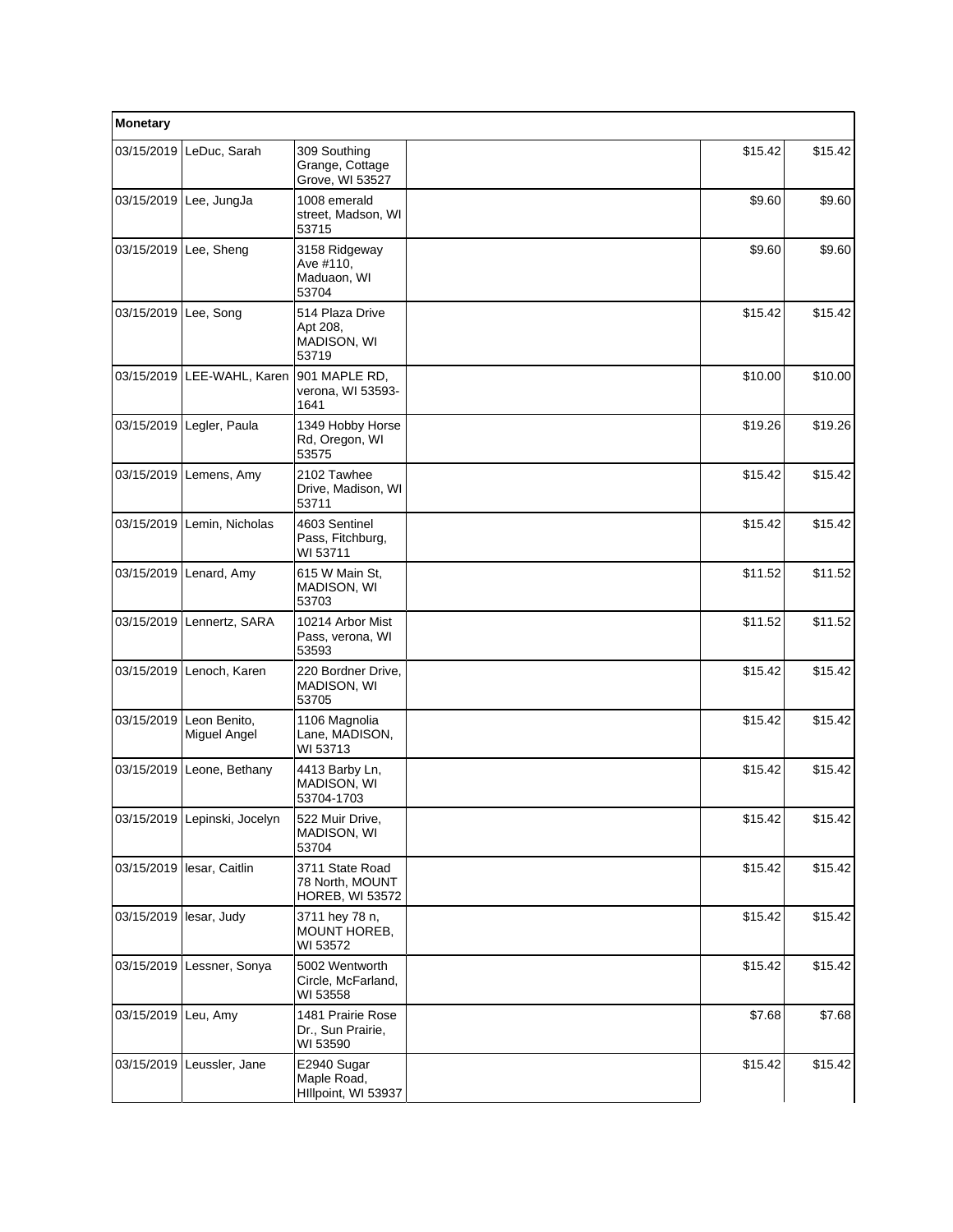| Monetary | | | | | |
|---|---|---|---|---|---|
| 03/15/2019 | LeDuc, Sarah | 309 Southing Grange, Cottage Grove, WI 53527 | | $15.42 | $15.42 |
| 03/15/2019 | Lee, JungJa | 1008 emerald street, Madson, WI 53715 | | $9.60 | $9.60 |
| 03/15/2019 | Lee, Sheng | 3158 Ridgeway Ave #110, Maduaon, WI 53704 | | $9.60 | $9.60 |
| 03/15/2019 | Lee, Song | 514 Plaza Drive Apt 208, MADISON, WI 53719 | | $15.42 | $15.42 |
| 03/15/2019 | LEE-WAHL, Karen | 901 MAPLE RD, verona, WI 53593-1641 | | $10.00 | $10.00 |
| 03/15/2019 | Legler, Paula | 1349 Hobby Horse Rd, Oregon, WI 53575 | | $19.26 | $19.26 |
| 03/15/2019 | Lemens, Amy | 2102 Tawhee Drive, Madison, WI 53711 | | $15.42 | $15.42 |
| 03/15/2019 | Lemin, Nicholas | 4603 Sentinel Pass, Fitchburg, WI 53711 | | $15.42 | $15.42 |
| 03/15/2019 | Lenard, Amy | 615 W Main St, MADISON, WI 53703 | | $11.52 | $11.52 |
| 03/15/2019 | Lennertz, SARA | 10214 Arbor Mist Pass, verona, WI 53593 | | $11.52 | $11.52 |
| 03/15/2019 | Lenoch, Karen | 220 Bordner Drive, MADISON, WI 53705 | | $15.42 | $15.42 |
| 03/15/2019 | Leon Benito, Miguel Angel | 1106 Magnolia Lane, MADISON, WI 53713 | | $15.42 | $15.42 |
| 03/15/2019 | Leone, Bethany | 4413 Barby Ln, MADISON, WI 53704-1703 | | $15.42 | $15.42 |
| 03/15/2019 | Lepinski, Jocelyn | 522 Muir Drive, MADISON, WI 53704 | | $15.42 | $15.42 |
| 03/15/2019 | lesar, Caitlin | 3711 State Road 78 North, MOUNT HOREB, WI 53572 | | $15.42 | $15.42 |
| 03/15/2019 | lesar, Judy | 3711 hey 78 n, MOUNT HOREB, WI 53572 | | $15.42 | $15.42 |
| 03/15/2019 | Lessner, Sonya | 5002 Wentworth Circle, McFarland, WI 53558 | | $15.42 | $15.42 |
| 03/15/2019 | Leu, Amy | 1481 Prairie Rose Dr., Sun Prairie, WI 53590 | | $7.68 | $7.68 |
| 03/15/2019 | Leussler, Jane | E2940 Sugar Maple Road, HIllpoint, WI 53937 | | $15.42 | $15.42 |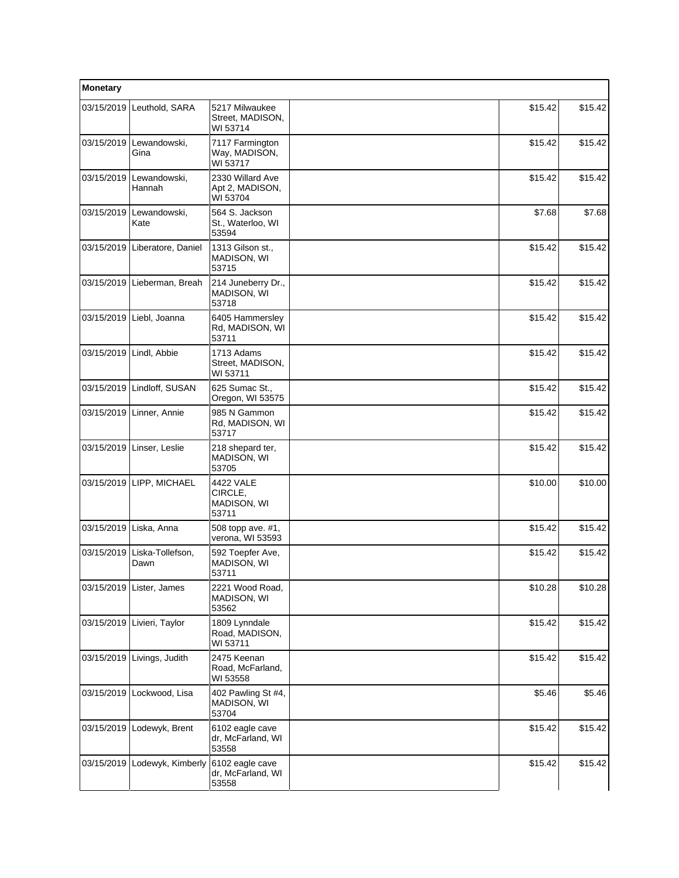| Monetary | | | | | |
|---|---|---|---|---|---|
| 03/15/2019 | Leuthold, SARA | 5217 Milwaukee Street, MADISON, WI 53714 | | $15.42 | $15.42 |
| 03/15/2019 | Lewandowski, Gina | 7117 Farmington Way, MADISON, WI 53717 | | $15.42 | $15.42 |
| 03/15/2019 | Lewandowski, Hannah | 2330 Willard Ave Apt 2, MADISON, WI 53704 | | $15.42 | $15.42 |
| 03/15/2019 | Lewandowski, Kate | 564 S. Jackson St., Waterloo, WI 53594 | | $7.68 | $7.68 |
| 03/15/2019 | Liberatore, Daniel | 1313 Gilson st., MADISON, WI 53715 | | $15.42 | $15.42 |
| 03/15/2019 | Lieberman, Breah | 214 Juneberry Dr., MADISON, WI 53718 | | $15.42 | $15.42 |
| 03/15/2019 | Liebl, Joanna | 6405 Hammersley Rd, MADISON, WI 53711 | | $15.42 | $15.42 |
| 03/15/2019 | Lindl, Abbie | 1713 Adams Street, MADISON, WI 53711 | | $15.42 | $15.42 |
| 03/15/2019 | Lindloff, SUSAN | 625 Sumac St., Oregon, WI 53575 | | $15.42 | $15.42 |
| 03/15/2019 | Linner, Annie | 985 N Gammon Rd, MADISON, WI 53717 | | $15.42 | $15.42 |
| 03/15/2019 | Linser, Leslie | 218 shepard ter, MADISON, WI 53705 | | $15.42 | $15.42 |
| 03/15/2019 | LIPP, MICHAEL | 4422 VALE CIRCLE, MADISON, WI 53711 | | $10.00 | $10.00 |
| 03/15/2019 | Liska, Anna | 508 topp ave. #1, verona, WI 53593 | | $15.42 | $15.42 |
| 03/15/2019 | Liska-Tollefson, Dawn | 592 Toepfer Ave, MADISON, WI 53711 | | $15.42 | $15.42 |
| 03/15/2019 | Lister, James | 2221 Wood Road, MADISON, WI 53562 | | $10.28 | $10.28 |
| 03/15/2019 | Livieri, Taylor | 1809 Lynndale Road, MADISON, WI 53711 | | $15.42 | $15.42 |
| 03/15/2019 | Livings, Judith | 2475 Keenan Road, McFarland, WI 53558 | | $15.42 | $15.42 |
| 03/15/2019 | Lockwood, Lisa | 402 Pawling St #4, MADISON, WI 53704 | | $5.46 | $5.46 |
| 03/15/2019 | Lodewyk, Brent | 6102 eagle cave dr, McFarland, WI 53558 | | $15.42 | $15.42 |
| 03/15/2019 | Lodewyk, Kimberly | 6102 eagle cave dr, McFarland, WI 53558 | | $15.42 | $15.42 |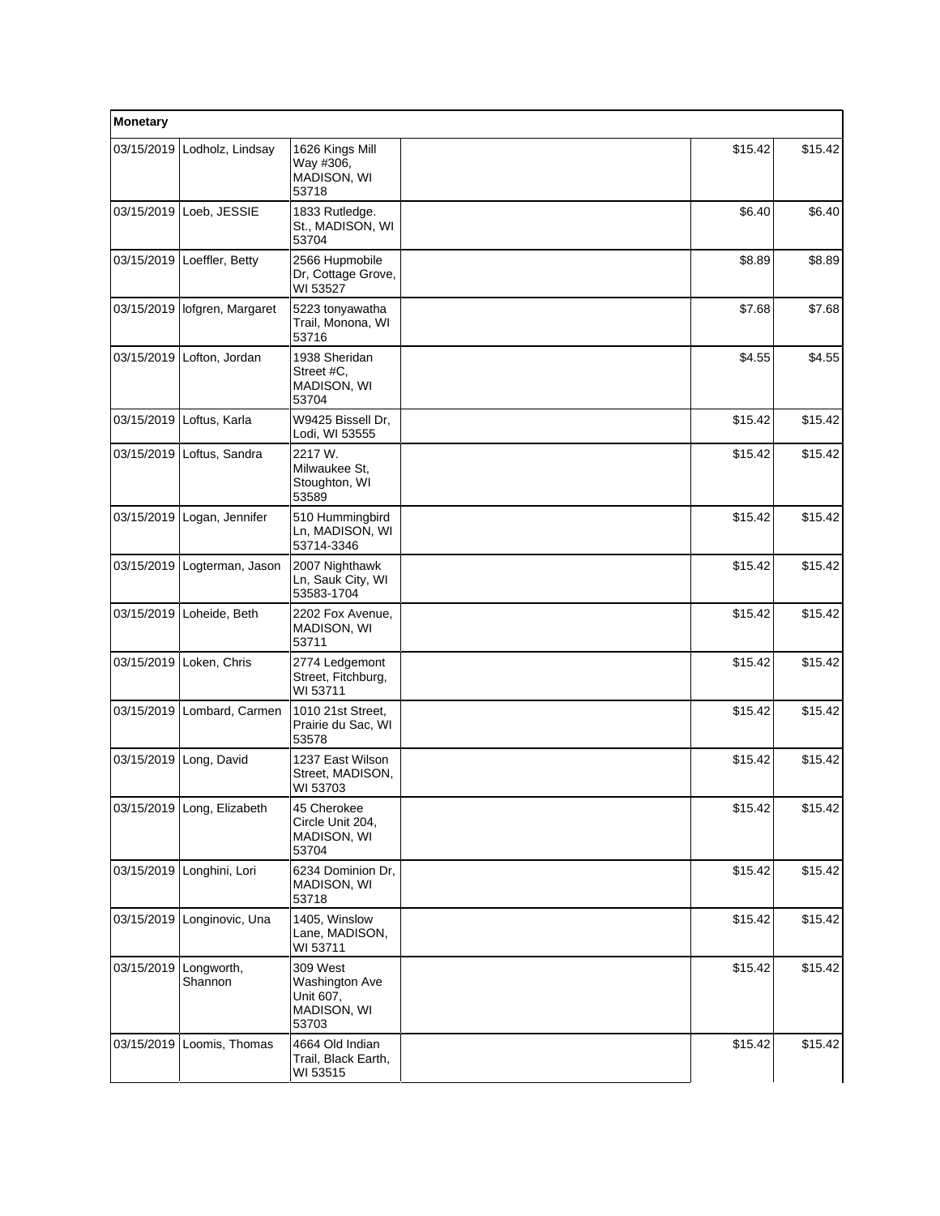| Monetary | | | | | |
|---|---|---|---|---|---|
| 03/15/2019 | Lodholz, Lindsay | 1626 Kings Mill Way #306, MADISON, WI 53718 | | $15.42 | $15.42 |
| 03/15/2019 | Loeb, JESSIE | 1833 Rutledge. St., MADISON, WI 53704 | | $6.40 | $6.40 |
| 03/15/2019 | Loeffler, Betty | 2566 Hupmobile Dr, Cottage Grove, WI 53527 | | $8.89 | $8.89 |
| 03/15/2019 | lofgren, Margaret | 5223 tonyawatha Trail, Monona, WI 53716 | | $7.68 | $7.68 |
| 03/15/2019 | Lofton, Jordan | 1938 Sheridan Street #C, MADISON, WI 53704 | | $4.55 | $4.55 |
| 03/15/2019 | Loftus, Karla | W9425 Bissell Dr, Lodi, WI 53555 | | $15.42 | $15.42 |
| 03/15/2019 | Loftus, Sandra | 2217 W. Milwaukee St, Stoughton, WI 53589 | | $15.42 | $15.42 |
| 03/15/2019 | Logan, Jennifer | 510 Hummingbird Ln, MADISON, WI 53714-3346 | | $15.42 | $15.42 |
| 03/15/2019 | Logterman, Jason | 2007 Nighthawk Ln, Sauk City, WI 53583-1704 | | $15.42 | $15.42 |
| 03/15/2019 | Loheide, Beth | 2202 Fox Avenue, MADISON, WI 53711 | | $15.42 | $15.42 |
| 03/15/2019 | Loken, Chris | 2774 Ledgemont Street, Fitchburg, WI 53711 | | $15.42 | $15.42 |
| 03/15/2019 | Lombard, Carmen | 1010 21st Street, Prairie du Sac, WI 53578 | | $15.42 | $15.42 |
| 03/15/2019 | Long, David | 1237 East Wilson Street, MADISON, WI 53703 | | $15.42 | $15.42 |
| 03/15/2019 | Long, Elizabeth | 45 Cherokee Circle Unit 204, MADISON, WI 53704 | | $15.42 | $15.42 |
| 03/15/2019 | Longhini, Lori | 6234 Dominion Dr, MADISON, WI 53718 | | $15.42 | $15.42 |
| 03/15/2019 | Longinovic, Una | 1405, Winslow Lane, MADISON, WI 53711 | | $15.42 | $15.42 |
| 03/15/2019 | Longworth, Shannon | 309 West Washington Ave Unit 607, MADISON, WI 53703 | | $15.42 | $15.42 |
| 03/15/2019 | Loomis, Thomas | 4664 Old Indian Trail, Black Earth, WI 53515 | | $15.42 | $15.42 |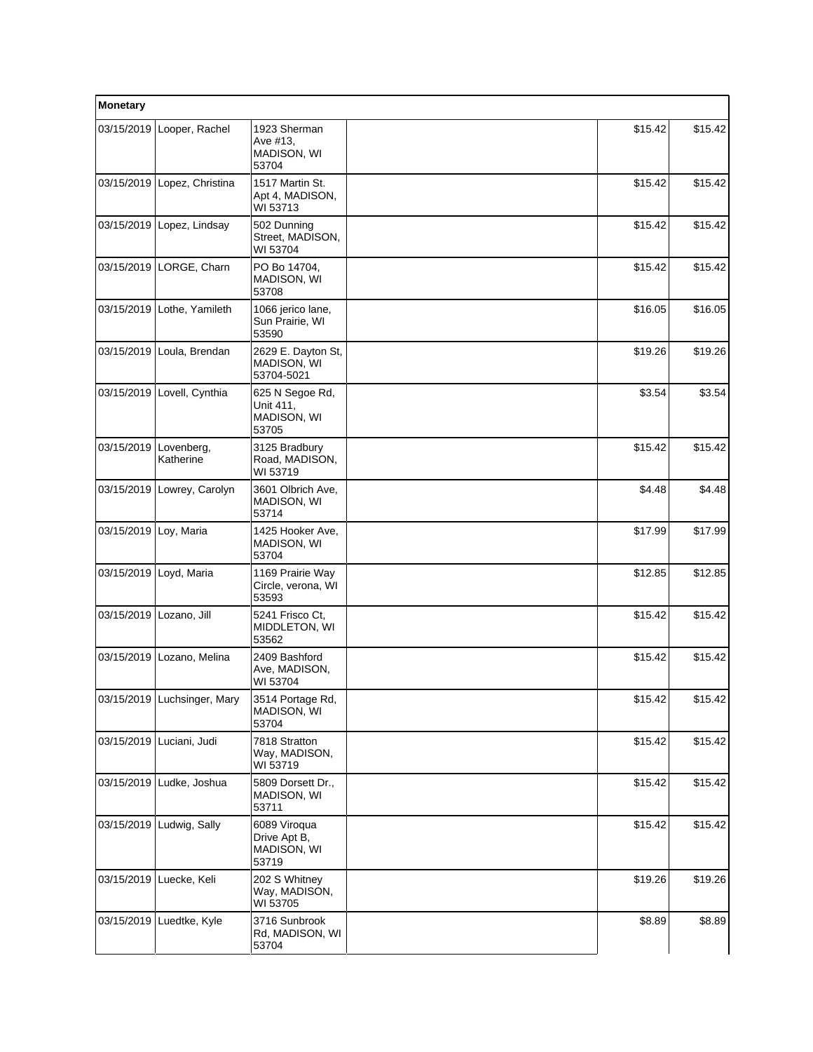| Monetary | | | | | |
|---|---|---|---|---|---|
| 03/15/2019 | Looper, Rachel | 1923 Sherman Ave #13, MADISON, WI 53704 | | $15.42 | $15.42 |
| 03/15/2019 | Lopez, Christina | 1517 Martin St. Apt 4, MADISON, WI 53713 | | $15.42 | $15.42 |
| 03/15/2019 | Lopez, Lindsay | 502 Dunning Street, MADISON, WI 53704 | | $15.42 | $15.42 |
| 03/15/2019 | LORGE, Charn | PO Bo 14704, MADISON, WI 53708 | | $15.42 | $15.42 |
| 03/15/2019 | Lothe, Yamileth | 1066 jerico lane, Sun Prairie, WI 53590 | | $16.05 | $16.05 |
| 03/15/2019 | Loula, Brendan | 2629 E. Dayton St, MADISON, WI 53704-5021 | | $19.26 | $19.26 |
| 03/15/2019 | Lovell, Cynthia | 625 N Segoe Rd, Unit 411, MADISON, WI 53705 | | $3.54 | $3.54 |
| 03/15/2019 | Lovenberg, Katherine | 3125 Bradbury Road, MADISON, WI 53719 | | $15.42 | $15.42 |
| 03/15/2019 | Lowrey, Carolyn | 3601 Olbrich Ave, MADISON, WI 53714 | | $4.48 | $4.48 |
| 03/15/2019 | Loy, Maria | 1425 Hooker Ave, MADISON, WI 53704 | | $17.99 | $17.99 |
| 03/15/2019 | Loyd, Maria | 1169 Prairie Way Circle, verona, WI 53593 | | $12.85 | $12.85 |
| 03/15/2019 | Lozano, Jill | 5241 Frisco Ct, MIDDLETON, WI 53562 | | $15.42 | $15.42 |
| 03/15/2019 | Lozano, Melina | 2409 Bashford Ave, MADISON, WI 53704 | | $15.42 | $15.42 |
| 03/15/2019 | Luchsinger, Mary | 3514 Portage Rd, MADISON, WI 53704 | | $15.42 | $15.42 |
| 03/15/2019 | Luciani, Judi | 7818 Stratton Way, MADISON, WI 53719 | | $15.42 | $15.42 |
| 03/15/2019 | Ludke, Joshua | 5809 Dorsett Dr., MADISON, WI 53711 | | $15.42 | $15.42 |
| 03/15/2019 | Ludwig, Sally | 6089 Viroqua Drive Apt B, MADISON, WI 53719 | | $15.42 | $15.42 |
| 03/15/2019 | Luecke, Keli | 202 S Whitney Way, MADISON, WI 53705 | | $19.26 | $19.26 |
| 03/15/2019 | Luedtke, Kyle | 3716 Sunbrook Rd, MADISON, WI 53704 | | $8.89 | $8.89 |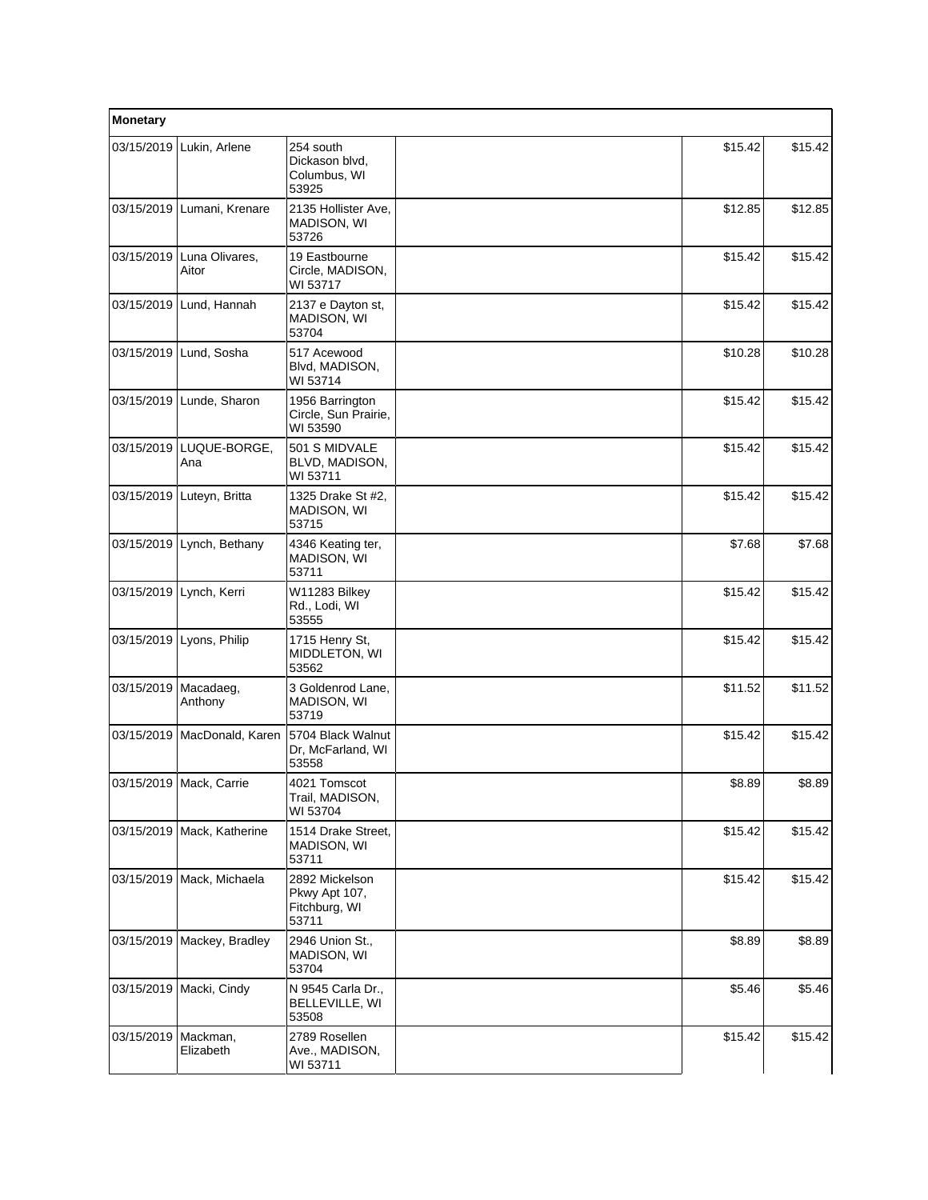| Monetary | | | | | |
|---|---|---|---|---|---|
| 03/15/2019 | Lukin, Arlene | 254 south Dickason blvd, Columbus, WI 53925 | | $15.42 | $15.42 |
| 03/15/2019 | Lumani, Krenare | 2135 Hollister Ave, MADISON, WI 53726 | | $12.85 | $12.85 |
| 03/15/2019 | Luna Olivares, Aitor | 19 Eastbourne Circle, MADISON, WI 53717 | | $15.42 | $15.42 |
| 03/15/2019 | Lund, Hannah | 2137 e Dayton st, MADISON, WI 53704 | | $15.42 | $15.42 |
| 03/15/2019 | Lund, Sosha | 517 Acewood Blvd, MADISON, WI 53714 | | $10.28 | $10.28 |
| 03/15/2019 | Lunde, Sharon | 1956 Barrington Circle, Sun Prairie, WI 53590 | | $15.42 | $15.42 |
| 03/15/2019 | LUQUE-BORGE, Ana | 501 S MIDVALE BLVD, MADISON, WI 53711 | | $15.42 | $15.42 |
| 03/15/2019 | Luteyn, Britta | 1325 Drake St #2, MADISON, WI 53715 | | $15.42 | $15.42 |
| 03/15/2019 | Lynch, Bethany | 4346 Keating ter, MADISON, WI 53711 | | $7.68 | $7.68 |
| 03/15/2019 | Lynch, Kerri | W11283 Bilkey Rd., Lodi, WI 53555 | | $15.42 | $15.42 |
| 03/15/2019 | Lyons, Philip | 1715 Henry St, MIDDLETON, WI 53562 | | $15.42 | $15.42 |
| 03/15/2019 | Macadaeg, Anthony | 3 Goldenrod Lane, MADISON, WI 53719 | | $11.52 | $11.52 |
| 03/15/2019 | MacDonald, Karen | 5704 Black Walnut Dr, McFarland, WI 53558 | | $15.42 | $15.42 |
| 03/15/2019 | Mack, Carrie | 4021 Tomscot Trail, MADISON, WI 53704 | | $8.89 | $8.89 |
| 03/15/2019 | Mack, Katherine | 1514 Drake Street, MADISON, WI 53711 | | $15.42 | $15.42 |
| 03/15/2019 | Mack, Michaela | 2892 Mickelson Pkwy Apt 107, Fitchburg, WI 53711 | | $15.42 | $15.42 |
| 03/15/2019 | Mackey, Bradley | 2946 Union St., MADISON, WI 53704 | | $8.89 | $8.89 |
| 03/15/2019 | Macki, Cindy | N 9545 Carla Dr., BELLEVILLE, WI 53508 | | $5.46 | $5.46 |
| 03/15/2019 | Mackman, Elizabeth | 2789 Rosellen Ave., MADISON, WI 53711 | | $15.42 | $15.42 |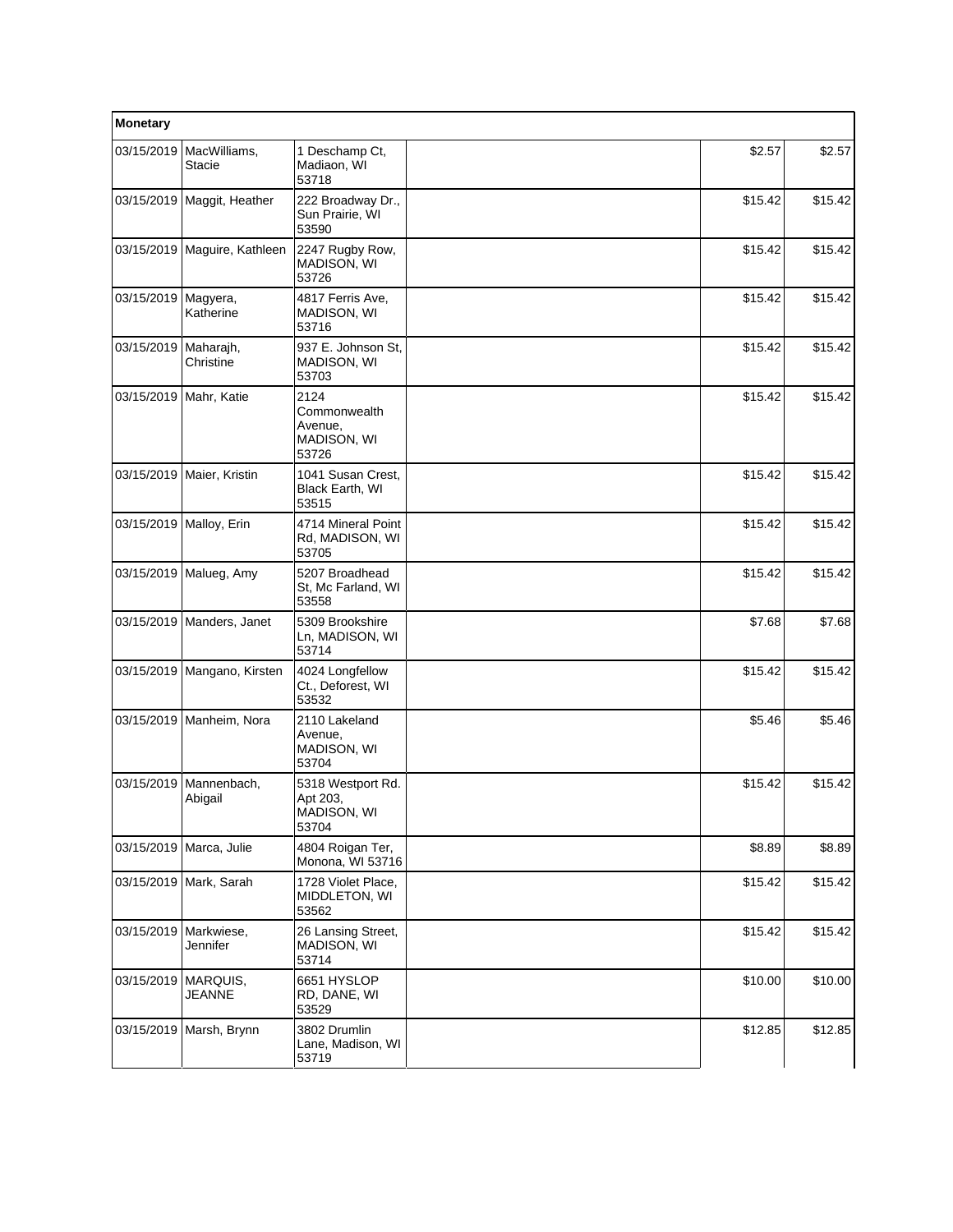| Monetary | | | | | |
|---|---|---|---|---|---|
| 03/15/2019 | MacWilliams, Stacie | 1 Deschamp Ct, Madiaon, WI 53718 | | $2.57 | $2.57 |
| 03/15/2019 | Maggit, Heather | 222 Broadway Dr., Sun Prairie, WI 53590 | | $15.42 | $15.42 |
| 03/15/2019 | Maguire, Kathleen | 2247 Rugby Row, MADISON, WI 53726 | | $15.42 | $15.42 |
| 03/15/2019 | Magyera, Katherine | 4817 Ferris Ave, MADISON, WI 53716 | | $15.42 | $15.42 |
| 03/15/2019 | Maharajh, Christine | 937 E. Johnson St, MADISON, WI 53703 | | $15.42 | $15.42 |
| 03/15/2019 | Mahr, Katie | 2124 Commonwealth Avenue, MADISON, WI 53726 | | $15.42 | $15.42 |
| 03/15/2019 | Maier, Kristin | 1041 Susan Crest, Black Earth, WI 53515 | | $15.42 | $15.42 |
| 03/15/2019 | Malloy, Erin | 4714 Mineral Point Rd, MADISON, WI 53705 | | $15.42 | $15.42 |
| 03/15/2019 | Malueg, Amy | 5207 Broadhead St, Mc Farland, WI 53558 | | $15.42 | $15.42 |
| 03/15/2019 | Manders, Janet | 5309 Brookshire Ln, MADISON, WI 53714 | | $7.68 | $7.68 |
| 03/15/2019 | Mangano, Kirsten | 4024 Longfellow Ct., Deforest, WI 53532 | | $15.42 | $15.42 |
| 03/15/2019 | Manheim, Nora | 2110 Lakeland Avenue, MADISON, WI 53704 | | $5.46 | $5.46 |
| 03/15/2019 | Mannenbach, Abigail | 5318 Westport Rd. Apt 203, MADISON, WI 53704 | | $15.42 | $15.42 |
| 03/15/2019 | Marca, Julie | 4804 Roigan Ter, Monona, WI 53716 | | $8.89 | $8.89 |
| 03/15/2019 | Mark, Sarah | 1728 Violet Place, MIDDLETON, WI 53562 | | $15.42 | $15.42 |
| 03/15/2019 | Markwiese, Jennifer | 26 Lansing Street, MADISON, WI 53714 | | $15.42 | $15.42 |
| 03/15/2019 | MARQUIS, JEANNE | 6651 HYSLOP RD, DANE, WI 53529 | | $10.00 | $10.00 |
| 03/15/2019 | Marsh, Brynn | 3802 Drumlin Lane, Madison, WI 53719 | | $12.85 | $12.85 |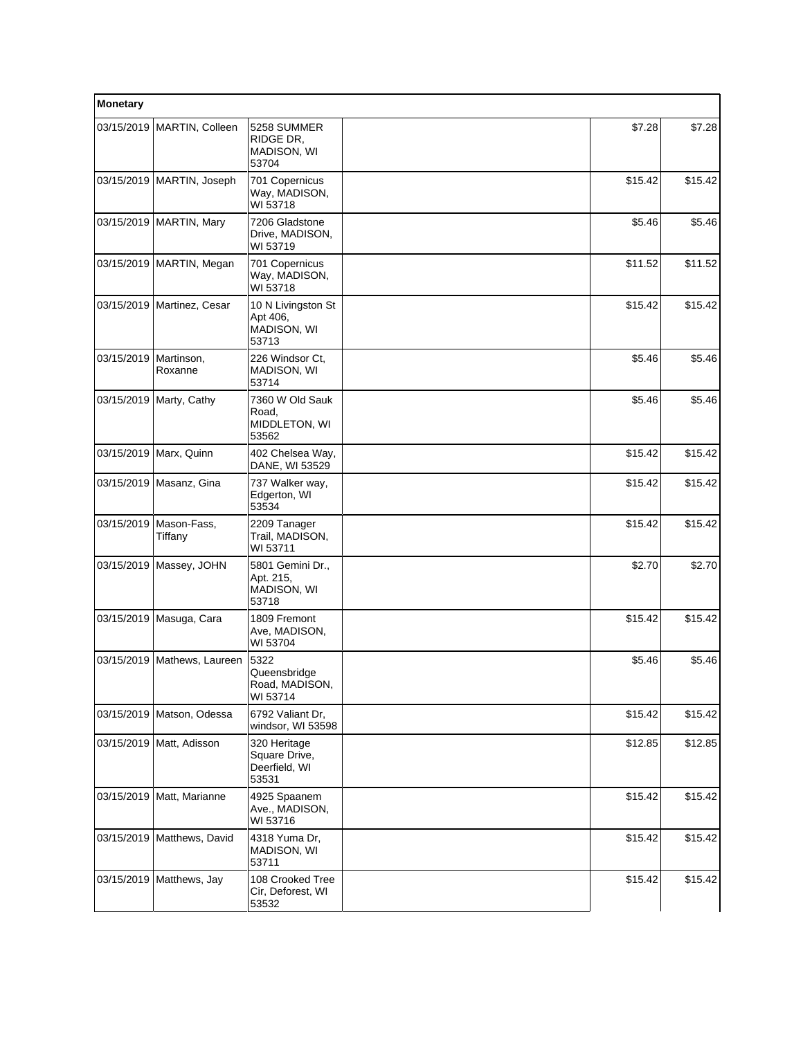| Monetary | | | | | |
|---|---|---|---|---|---|
| 03/15/2019 | MARTIN, Colleen | 5258 SUMMER RIDGE DR, MADISON, WI 53704 | | $7.28 | $7.28 |
| 03/15/2019 | MARTIN, Joseph | 701 Copernicus Way, MADISON, WI 53718 | | $15.42 | $15.42 |
| 03/15/2019 | MARTIN, Mary | 7206 Gladstone Drive, MADISON, WI 53719 | | $5.46 | $5.46 |
| 03/15/2019 | MARTIN, Megan | 701 Copernicus Way, MADISON, WI 53718 | | $11.52 | $11.52 |
| 03/15/2019 | Martinez, Cesar | 10 N Livingston St Apt 406, MADISON, WI 53713 | | $15.42 | $15.42 |
| 03/15/2019 | Martinson, Roxanne | 226 Windsor Ct, MADISON, WI 53714 | | $5.46 | $5.46 |
| 03/15/2019 | Marty, Cathy | 7360 W Old Sauk Road, MIDDLETON, WI 53562 | | $5.46 | $5.46 |
| 03/15/2019 | Marx, Quinn | 402 Chelsea Way, DANE, WI 53529 | | $15.42 | $15.42 |
| 03/15/2019 | Masanz, Gina | 737 Walker way, Edgerton, WI 53534 | | $15.42 | $15.42 |
| 03/15/2019 | Mason-Fass, Tiffany | 2209 Tanager Trail, MADISON, WI 53711 | | $15.42 | $15.42 |
| 03/15/2019 | Massey, JOHN | 5801 Gemini Dr., Apt. 215, MADISON, WI 53718 | | $2.70 | $2.70 |
| 03/15/2019 | Masuga, Cara | 1809 Fremont Ave, MADISON, WI 53704 | | $15.42 | $15.42 |
| 03/15/2019 | Mathews, Laureen | 5322 Queensbridge Road, MADISON, WI 53714 | | $5.46 | $5.46 |
| 03/15/2019 | Matson, Odessa | 6792 Valiant Dr, windsor, WI 53598 | | $15.42 | $15.42 |
| 03/15/2019 | Matt, Adisson | 320 Heritage Square Drive, Deerfield, WI 53531 | | $12.85 | $12.85 |
| 03/15/2019 | Matt, Marianne | 4925 Spaanem Ave., MADISON, WI 53716 | | $15.42 | $15.42 |
| 03/15/2019 | Matthews, David | 4318 Yuma Dr, MADISON, WI 53711 | | $15.42 | $15.42 |
| 03/15/2019 | Matthews, Jay | 108 Crooked Tree Cir, Deforest, WI 53532 | | $15.42 | $15.42 |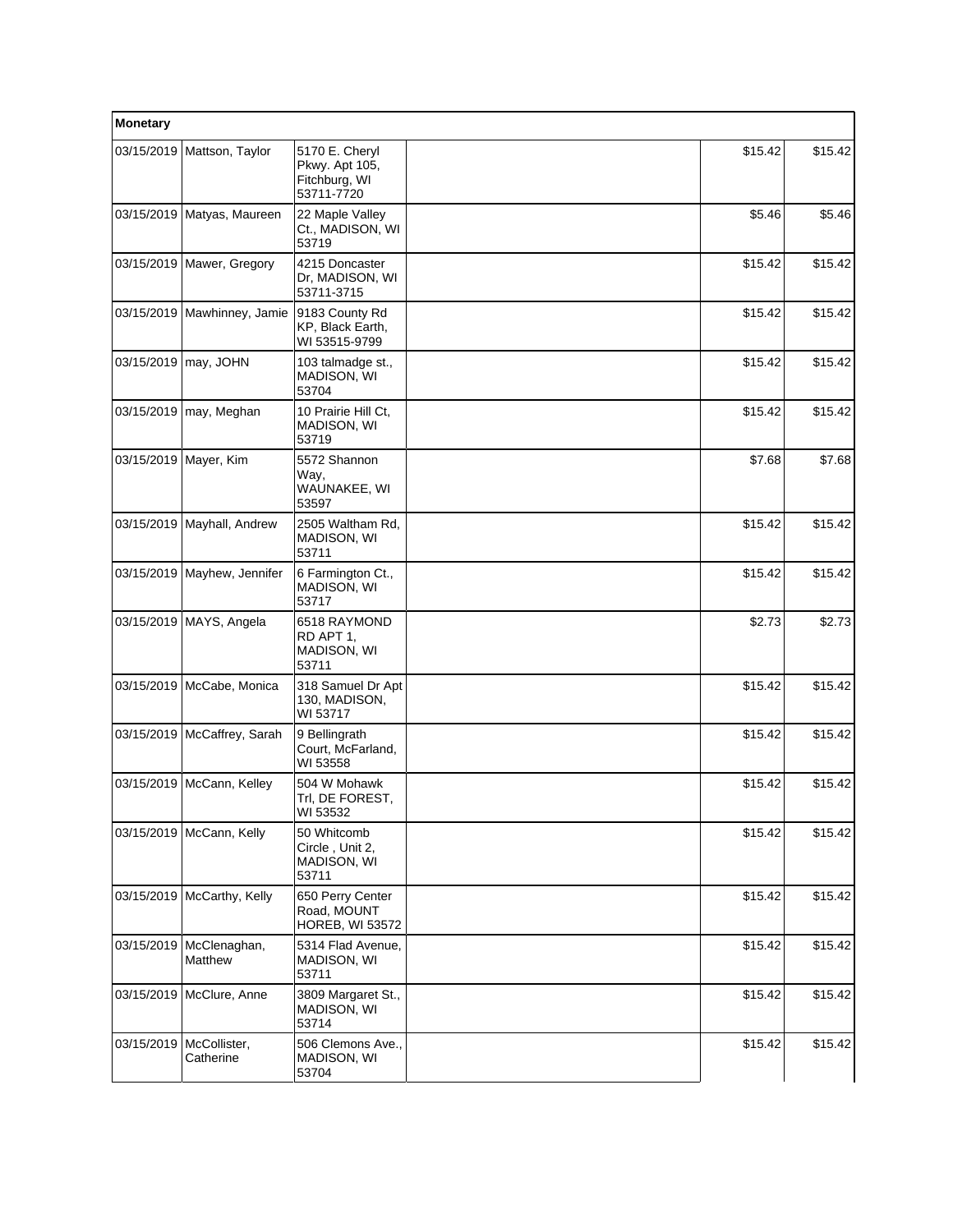| Monetary | | | | | |
|---|---|---|---|---|---|
| 03/15/2019 | Mattson, Taylor | 5170 E. Cheryl Pkwy. Apt 105, Fitchburg, WI 53711-7720 | | $15.42 | $15.42 |
| 03/15/2019 | Matyas, Maureen | 22 Maple Valley Ct., MADISON, WI 53719 | | $5.46 | $5.46 |
| 03/15/2019 | Mawer, Gregory | 4215 Doncaster Dr, MADISON, WI 53711-3715 | | $15.42 | $15.42 |
| 03/15/2019 | Mawhinney, Jamie | 9183 County Rd KP, Black Earth, WI 53515-9799 | | $15.42 | $15.42 |
| 03/15/2019 | may, JOHN | 103 talmadge st., MADISON, WI 53704 | | $15.42 | $15.42 |
| 03/15/2019 | may, Meghan | 10 Prairie Hill Ct, MADISON, WI 53719 | | $15.42 | $15.42 |
| 03/15/2019 | Mayer, Kim | 5572 Shannon Way, WAUNAKEE, WI 53597 | | $7.68 | $7.68 |
| 03/15/2019 | Mayhall, Andrew | 2505 Waltham Rd, MADISON, WI 53711 | | $15.42 | $15.42 |
| 03/15/2019 | Mayhew, Jennifer | 6 Farmington Ct., MADISON, WI 53717 | | $15.42 | $15.42 |
| 03/15/2019 | MAYS, Angela | 6518 RAYMOND RD APT 1, MADISON, WI 53711 | | $2.73 | $2.73 |
| 03/15/2019 | McCabe, Monica | 318 Samuel Dr Apt 130, MADISON, WI 53717 | | $15.42 | $15.42 |
| 03/15/2019 | McCaffrey, Sarah | 9 Bellingrath Court, McFarland, WI 53558 | | $15.42 | $15.42 |
| 03/15/2019 | McCann, Kelley | 504 W Mohawk Trl, DE FOREST, WI 53532 | | $15.42 | $15.42 |
| 03/15/2019 | McCann, Kelly | 50 Whitcomb Circle , Unit 2, MADISON, WI 53711 | | $15.42 | $15.42 |
| 03/15/2019 | McCarthy, Kelly | 650 Perry Center Road, MOUNT HOREB, WI 53572 | | $15.42 | $15.42 |
| 03/15/2019 | McClenaghan, Matthew | 5314 Flad Avenue, MADISON, WI 53711 | | $15.42 | $15.42 |
| 03/15/2019 | McClure, Anne | 3809 Margaret St., MADISON, WI 53714 | | $15.42 | $15.42 |
| 03/15/2019 | McCollister, Catherine | 506 Clemons Ave., MADISON, WI 53704 | | $15.42 | $15.42 |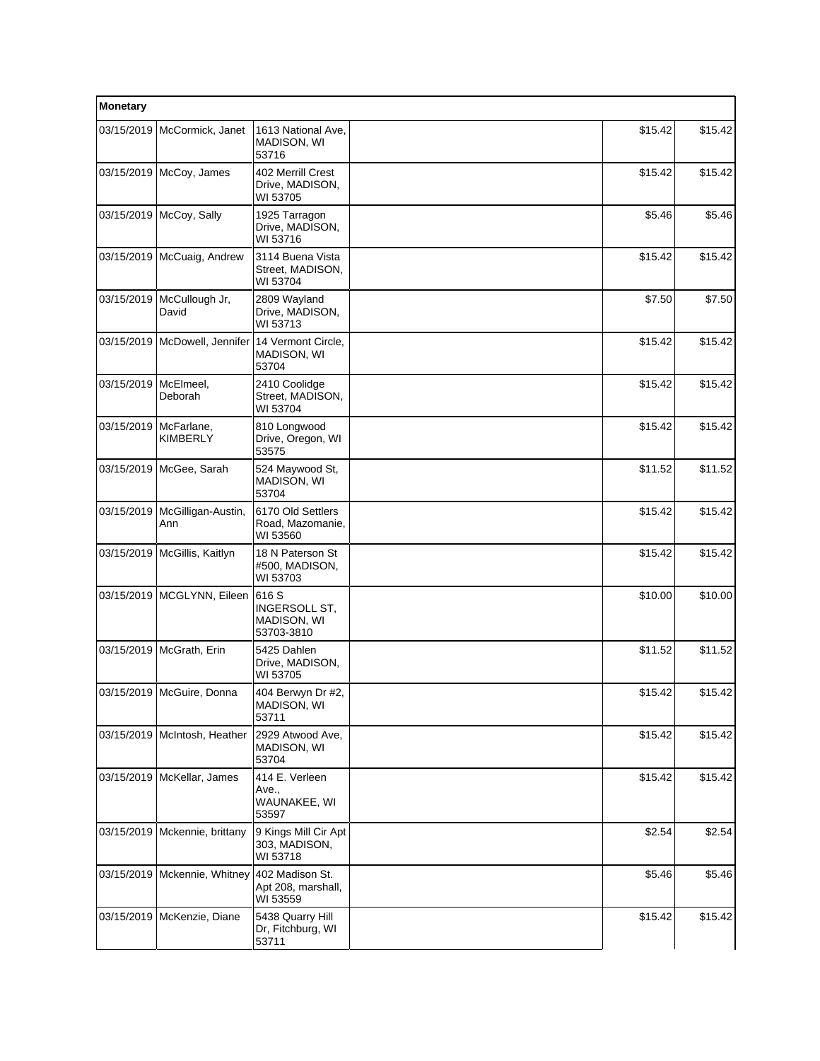| Monetary | | | | | |
|---|---|---|---|---|---|
| 03/15/2019 | McCormick, Janet | 1613 National Ave, MADISON, WI 53716 | | $15.42 | $15.42 |
| 03/15/2019 | McCoy, James | 402 Merrill Crest Drive, MADISON, WI 53705 | | $15.42 | $15.42 |
| 03/15/2019 | McCoy, Sally | 1925 Tarragon Drive, MADISON, WI 53716 | | $5.46 | $5.46 |
| 03/15/2019 | McCuaig, Andrew | 3114 Buena Vista Street, MADISON, WI 53704 | | $15.42 | $15.42 |
| 03/15/2019 | McCullough Jr, David | 2809 Wayland Drive, MADISON, WI 53713 | | $7.50 | $7.50 |
| 03/15/2019 | McDowell, Jennifer | 14 Vermont Circle, MADISON, WI 53704 | | $15.42 | $15.42 |
| 03/15/2019 | McElmeel, Deborah | 2410 Coolidge Street, MADISON, WI 53704 | | $15.42 | $15.42 |
| 03/15/2019 | McFarlane, KIMBERLY | 810 Longwood Drive, Oregon, WI 53575 | | $15.42 | $15.42 |
| 03/15/2019 | McGee, Sarah | 524 Maywood St, MADISON, WI 53704 | | $11.52 | $11.52 |
| 03/15/2019 | McGilligan-Austin, Ann | 6170 Old Settlers Road, Mazomanie, WI 53560 | | $15.42 | $15.42 |
| 03/15/2019 | McGillis, Kaitlyn | 18 N Paterson St #500, MADISON, WI 53703 | | $15.42 | $15.42 |
| 03/15/2019 | MCGLYNN, Eileen | 616 S INGERSOLL ST, MADISON, WI 53703-3810 | | $10.00 | $10.00 |
| 03/15/2019 | McGrath, Erin | 5425 Dahlen Drive, MADISON, WI 53705 | | $11.52 | $11.52 |
| 03/15/2019 | McGuire, Donna | 404 Berwyn Dr #2, MADISON, WI 53711 | | $15.42 | $15.42 |
| 03/15/2019 | McIntosh, Heather | 2929 Atwood Ave, MADISON, WI 53704 | | $15.42 | $15.42 |
| 03/15/2019 | McKellar, James | 414 E. Verleen Ave., WAUNAKEE, WI 53597 | | $15.42 | $15.42 |
| 03/15/2019 | Mckennie, brittany | 9 Kings Mill Cir Apt 303, MADISON, WI 53718 | | $2.54 | $2.54 |
| 03/15/2019 | Mckennie, Whitney | 402 Madison St. Apt 208, marshall, WI 53559 | | $5.46 | $5.46 |
| 03/15/2019 | McKenzie, Diane | 5438 Quarry Hill Dr, Fitchburg, WI 53711 | | $15.42 | $15.42 |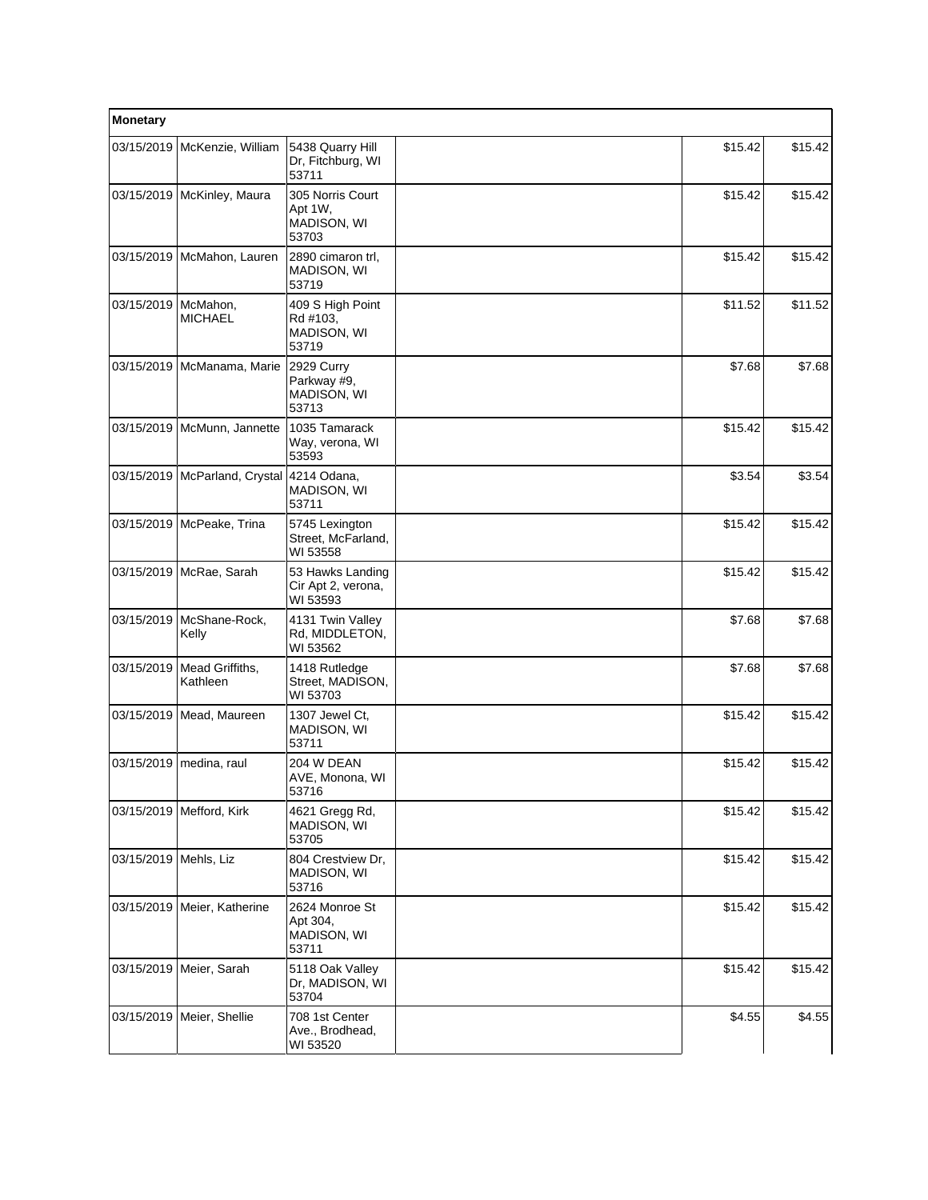| Monetary | | | | | |
|---|---|---|---|---|---|
| 03/15/2019 | McKenzie, William | 5438 Quarry Hill Dr, Fitchburg, WI 53711 | | $15.42 | $15.42 |
| 03/15/2019 | McKinley, Maura | 305 Norris Court Apt 1W, MADISON, WI 53703 | | $15.42 | $15.42 |
| 03/15/2019 | McMahon, Lauren | 2890 cimaron trl, MADISON, WI 53719 | | $15.42 | $15.42 |
| 03/15/2019 | McMahon, MICHAEL | 409 S High Point Rd #103, MADISON, WI 53719 | | $11.52 | $11.52 |
| 03/15/2019 | McManama, Marie | 2929 Curry Parkway #9, MADISON, WI 53713 | | $7.68 | $7.68 |
| 03/15/2019 | McMunn, Jannette | 1035 Tamarack Way, verona, WI 53593 | | $15.42 | $15.42 |
| 03/15/2019 | McParland, Crystal | 4214 Odana, MADISON, WI 53711 | | $3.54 | $3.54 |
| 03/15/2019 | McPeake, Trina | 5745 Lexington Street, McFarland, WI 53558 | | $15.42 | $15.42 |
| 03/15/2019 | McRae, Sarah | 53 Hawks Landing Cir Apt 2, verona, WI 53593 | | $15.42 | $15.42 |
| 03/15/2019 | McShane-Rock, Kelly | 4131 Twin Valley Rd, MIDDLETON, WI 53562 | | $7.68 | $7.68 |
| 03/15/2019 | Mead Griffiths, Kathleen | 1418 Rutledge Street, MADISON, WI 53703 | | $7.68 | $7.68 |
| 03/15/2019 | Mead, Maureen | 1307 Jewel Ct, MADISON, WI 53711 | | $15.42 | $15.42 |
| 03/15/2019 | medina, raul | 204 W DEAN AVE, Monona, WI 53716 | | $15.42 | $15.42 |
| 03/15/2019 | Mefford, Kirk | 4621 Gregg Rd, MADISON, WI 53705 | | $15.42 | $15.42 |
| 03/15/2019 | Mehls, Liz | 804 Crestview Dr, MADISON, WI 53716 | | $15.42 | $15.42 |
| 03/15/2019 | Meier, Katherine | 2624 Monroe St Apt 304, MADISON, WI 53711 | | $15.42 | $15.42 |
| 03/15/2019 | Meier, Sarah | 5118 Oak Valley Dr, MADISON, WI 53704 | | $15.42 | $15.42 |
| 03/15/2019 | Meier, Shellie | 708 1st Center Ave., Brodhead, WI 53520 | | $4.55 | $4.55 |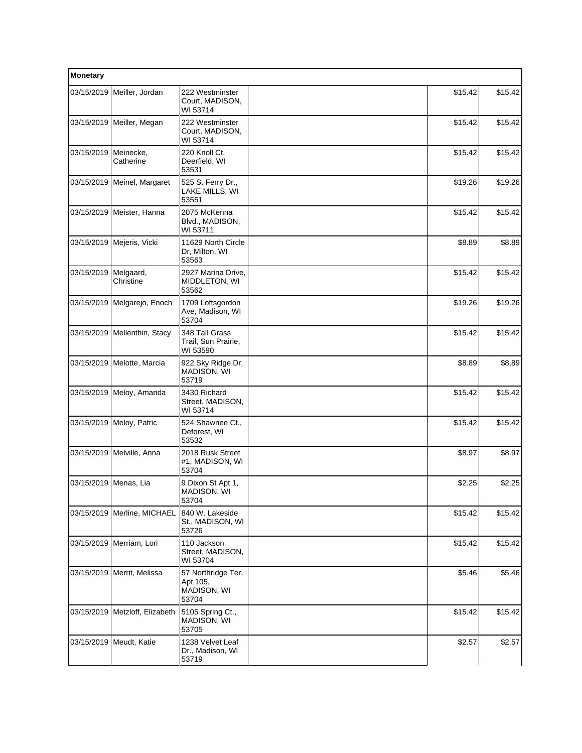| Monetary | | | | | |
|---|---|---|---|---|---|
| 03/15/2019 | Meiller, Jordan | 222 Westminster Court, MADISON, WI 53714 | | $15.42 | $15.42 |
| 03/15/2019 | Meiller, Megan | 222 Westminster Court, MADISON, WI 53714 | | $15.42 | $15.42 |
| 03/15/2019 | Meinecke, Catherine | 220 Knoll Ct, Deerfield, WI 53531 | | $15.42 | $15.42 |
| 03/15/2019 | Meinel, Margaret | 525 S. Ferry Dr., LAKE MILLS, WI 53551 | | $19.26 | $19.26 |
| 03/15/2019 | Meister, Hanna | 2075 McKenna Blvd., MADISON, WI 53711 | | $15.42 | $15.42 |
| 03/15/2019 | Mejeris, Vicki | 11629 North Circle Dr, Milton, WI 53563 | | $8.89 | $8.89 |
| 03/15/2019 | Melgaard, Christine | 2927 Marina Drive, MIDDLETON, WI 53562 | | $15.42 | $15.42 |
| 03/15/2019 | Melgarejo, Enoch | 1709 Loftsgordon Ave, Madison, WI 53704 | | $19.26 | $19.26 |
| 03/15/2019 | Mellenthin, Stacy | 348 Tall Grass Trail, Sun Prairie, WI 53590 | | $15.42 | $15.42 |
| 03/15/2019 | Melotte, Marcia | 922 Sky Ridge Dr, MADISON, WI 53719 | | $8.89 | $8.89 |
| 03/15/2019 | Meloy, Amanda | 3430 Richard Street, MADISON, WI 53714 | | $15.42 | $15.42 |
| 03/15/2019 | Meloy, Patric | 524 Shawnee Ct., Deforest, WI 53532 | | $15.42 | $15.42 |
| 03/15/2019 | Melville, Anna | 2018 Rusk Street #1, MADISON, WI 53704 | | $8.97 | $8.97 |
| 03/15/2019 | Menas, Lia | 9 Dixon St Apt 1, MADISON, WI 53704 | | $2.25 | $2.25 |
| 03/15/2019 | Merline, MICHAEL | 840 W. Lakeside St., MADISON, WI 53726 | | $15.42 | $15.42 |
| 03/15/2019 | Merriam, Lori | 110 Jackson Street, MADISON, WI 53704 | | $15.42 | $15.42 |
| 03/15/2019 | Merrit, Melissa | 57 Northridge Ter, Apt 105, MADISON, WI 53704 | | $5.46 | $5.46 |
| 03/15/2019 | Metzloff, Elizabeth | 5105 Spring Ct., MADISON, WI 53705 | | $15.42 | $15.42 |
| 03/15/2019 | Meudt, Katie | 1238 Velvet Leaf Dr., Madison, WI 53719 | | $2.57 | $2.57 |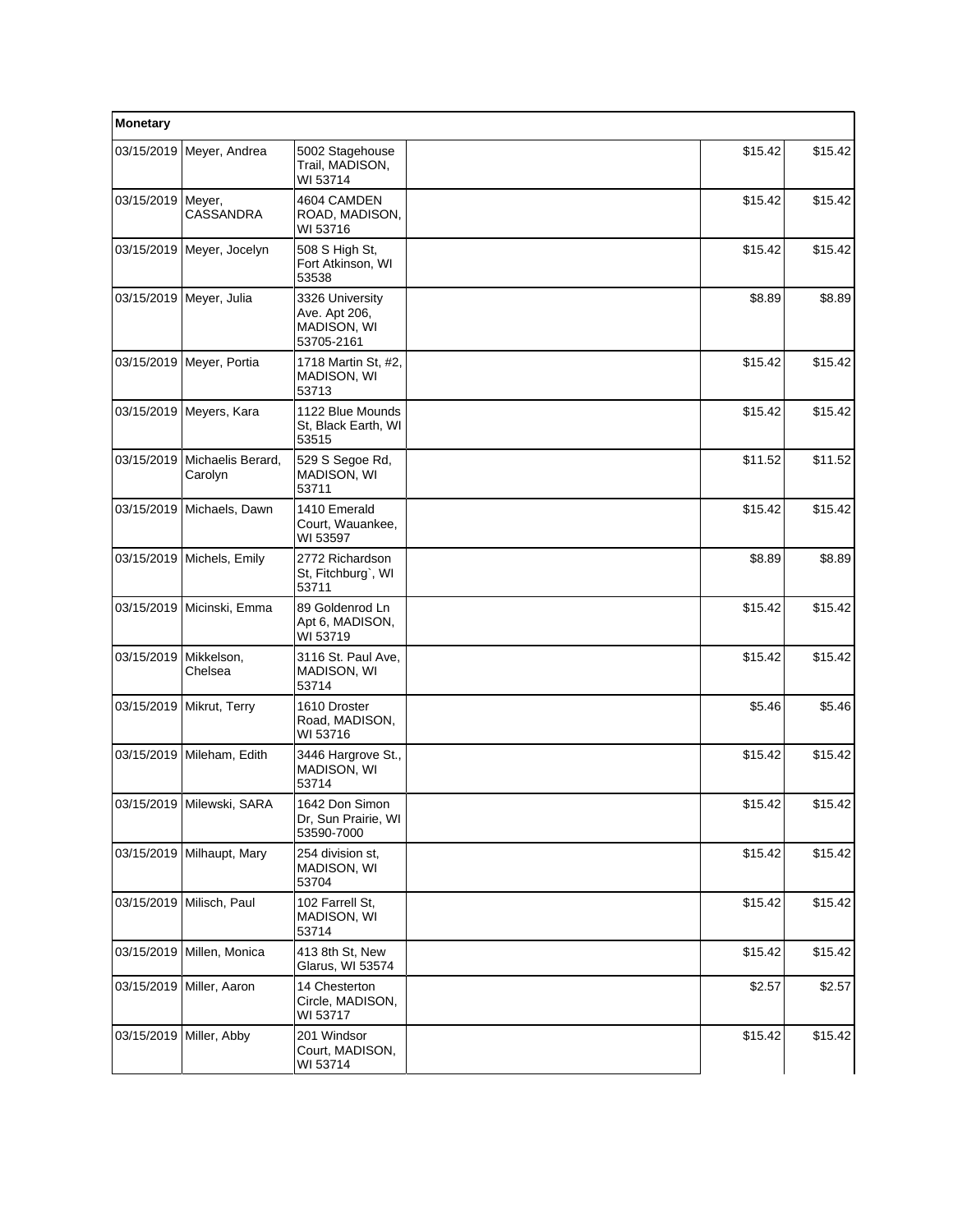| Monetary | | | | | |
|---|---|---|---|---|---|
| 03/15/2019 | Meyer, Andrea | 5002 Stagehouse Trail, MADISON, WI 53714 | | $15.42 | $15.42 |
| 03/15/2019 | Meyer, CASSANDRA | 4604 CAMDEN ROAD, MADISON, WI 53716 | | $15.42 | $15.42 |
| 03/15/2019 | Meyer, Jocelyn | 508 S High St, Fort Atkinson, WI 53538 | | $15.42 | $15.42 |
| 03/15/2019 | Meyer, Julia | 3326 University Ave. Apt 206, MADISON, WI 53705-2161 | | $8.89 | $8.89 |
| 03/15/2019 | Meyer, Portia | 1718 Martin St, #2, MADISON, WI 53713 | | $15.42 | $15.42 |
| 03/15/2019 | Meyers, Kara | 1122 Blue Mounds St, Black Earth, WI 53515 | | $15.42 | $15.42 |
| 03/15/2019 | Michaelis Berard, Carolyn | 529 S Segoe Rd, MADISON, WI 53711 | | $11.52 | $11.52 |
| 03/15/2019 | Michaels, Dawn | 1410 Emerald Court, Wauankee, WI 53597 | | $15.42 | $15.42 |
| 03/15/2019 | Michels, Emily | 2772 Richardson St, Fitchburg`, WI 53711 | | $8.89 | $8.89 |
| 03/15/2019 | Micinski, Emma | 89 Goldenrod Ln Apt 6, MADISON, WI 53719 | | $15.42 | $15.42 |
| 03/15/2019 | Mikkelson, Chelsea | 3116 St. Paul Ave, MADISON, WI 53714 | | $15.42 | $15.42 |
| 03/15/2019 | Mikrut, Terry | 1610 Droster Road, MADISON, WI 53716 | | $5.46 | $5.46 |
| 03/15/2019 | Mileham, Edith | 3446 Hargrove St., MADISON, WI 53714 | | $15.42 | $15.42 |
| 03/15/2019 | Milewski, SARA | 1642 Don Simon Dr, Sun Prairie, WI 53590-7000 | | $15.42 | $15.42 |
| 03/15/2019 | Milhaupt, Mary | 254 division st, MADISON, WI 53704 | | $15.42 | $15.42 |
| 03/15/2019 | Milisch, Paul | 102 Farrell St, MADISON, WI 53714 | | $15.42 | $15.42 |
| 03/15/2019 | Millen, Monica | 413 8th St, New Glarus, WI 53574 | | $15.42 | $15.42 |
| 03/15/2019 | Miller, Aaron | 14 Chesterton Circle, MADISON, WI 53717 | | $2.57 | $2.57 |
| 03/15/2019 | Miller, Abby | 201 Windsor Court, MADISON, WI 53714 | | $15.42 | $15.42 |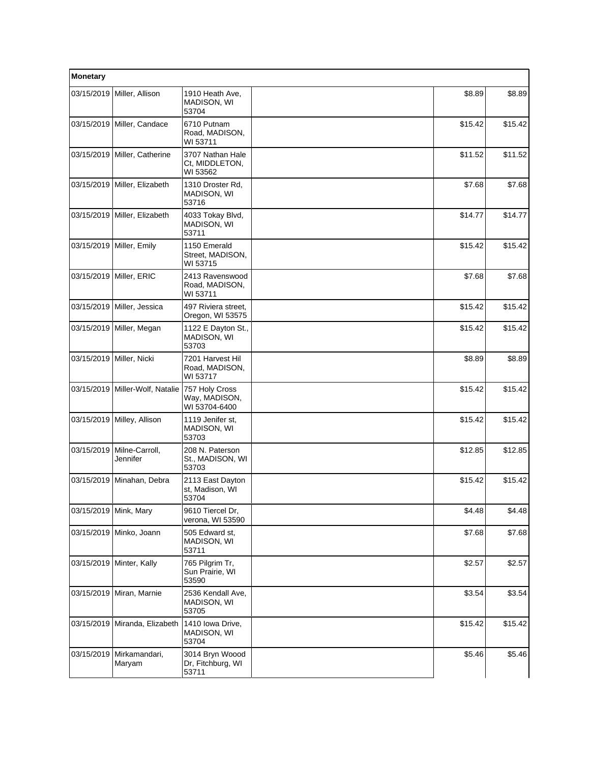| Monetary | | | | | |
|---|---|---|---|---|---|
| 03/15/2019 | Miller, Allison | 1910 Heath Ave, MADISON, WI 53704 | | $8.89 | $8.89 |
| 03/15/2019 | Miller, Candace | 6710 Putnam Road, MADISON, WI 53711 | | $15.42 | $15.42 |
| 03/15/2019 | Miller, Catherine | 3707 Nathan Hale Ct, MIDDLETON, WI 53562 | | $11.52 | $11.52 |
| 03/15/2019 | Miller, Elizabeth | 1310 Droster Rd, MADISON, WI 53716 | | $7.68 | $7.68 |
| 03/15/2019 | Miller, Elizabeth | 4033 Tokay Blvd, MADISON, WI 53711 | | $14.77 | $14.77 |
| 03/15/2019 | Miller, Emily | 1150 Emerald Street, MADISON, WI 53715 | | $15.42 | $15.42 |
| 03/15/2019 | Miller, ERIC | 2413 Ravenswood Road, MADISON, WI 53711 | | $7.68 | $7.68 |
| 03/15/2019 | Miller, Jessica | 497 Riviera street, Oregon, WI 53575 | | $15.42 | $15.42 |
| 03/15/2019 | Miller, Megan | 1122 E Dayton St., MADISON, WI 53703 | | $15.42 | $15.42 |
| 03/15/2019 | Miller, Nicki | 7201 Harvest Hil Road, MADISON, WI 53717 | | $8.89 | $8.89 |
| 03/15/2019 | Miller-Wolf, Natalie | 757 Holy Cross Way, MADISON, WI 53704-6400 | | $15.42 | $15.42 |
| 03/15/2019 | Milley, Allison | 1119 Jenifer st, MADISON, WI 53703 | | $15.42 | $15.42 |
| 03/15/2019 | Milne-Carroll, Jennifer | 208 N. Paterson St., MADISON, WI 53703 | | $12.85 | $12.85 |
| 03/15/2019 | Minahan, Debra | 2113 East Dayton st, Madison, WI 53704 | | $15.42 | $15.42 |
| 03/15/2019 | Mink, Mary | 9610 Tiercel Dr, verona, WI 53590 | | $4.48 | $4.48 |
| 03/15/2019 | Minko, Joann | 505 Edward st, MADISON, WI 53711 | | $7.68 | $7.68 |
| 03/15/2019 | Minter, Kally | 765 Pilgrim Tr, Sun Prairie, WI 53590 | | $2.57 | $2.57 |
| 03/15/2019 | Miran, Marnie | 2536 Kendall Ave, MADISON, WI 53705 | | $3.54 | $3.54 |
| 03/15/2019 | Miranda, Elizabeth | 1410 Iowa Drive, MADISON, WI 53704 | | $15.42 | $15.42 |
| 03/15/2019 | Mirkamandari, Maryam | 3014 Bryn Woood Dr, Fitchburg, WI 53711 | | $5.46 | $5.46 |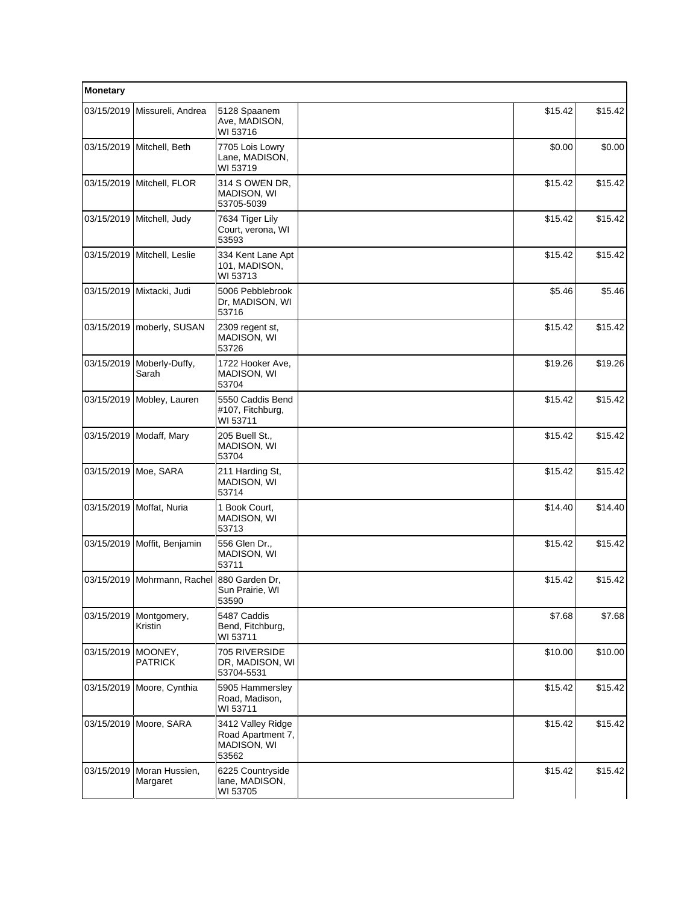| Monetary | | | | | |
|---|---|---|---|---|---|
| 03/15/2019 | Missureli, Andrea | 5128 Spaanem Ave, MADISON, WI 53716 | | $15.42 | $15.42 |
| 03/15/2019 | Mitchell, Beth | 7705 Lois Lowry Lane, MADISON, WI 53719 | | $0.00 | $0.00 |
| 03/15/2019 | Mitchell, FLOR | 314 S OWEN DR, MADISON, WI 53705-5039 | | $15.42 | $15.42 |
| 03/15/2019 | Mitchell, Judy | 7634 Tiger Lily Court, verona, WI 53593 | | $15.42 | $15.42 |
| 03/15/2019 | Mitchell, Leslie | 334 Kent Lane Apt 101, MADISON, WI 53713 | | $15.42 | $15.42 |
| 03/15/2019 | Mixtacki, Judi | 5006 Pebblebrook Dr, MADISON, WI 53716 | | $5.46 | $5.46 |
| 03/15/2019 | moberly, SUSAN | 2309 regent st, MADISON, WI 53726 | | $15.42 | $15.42 |
| 03/15/2019 | Moberly-Duffy, Sarah | 1722 Hooker Ave, MADISON, WI 53704 | | $19.26 | $19.26 |
| 03/15/2019 | Mobley, Lauren | 5550 Caddis Bend #107, Fitchburg, WI 53711 | | $15.42 | $15.42 |
| 03/15/2019 | Modaff, Mary | 205 Buell St., MADISON, WI 53704 | | $15.42 | $15.42 |
| 03/15/2019 | Moe, SARA | 211 Harding St, MADISON, WI 53714 | | $15.42 | $15.42 |
| 03/15/2019 | Moffat, Nuria | 1 Book Court, MADISON, WI 53713 | | $14.40 | $14.40 |
| 03/15/2019 | Moffit, Benjamin | 556 Glen Dr., MADISON, WI 53711 | | $15.42 | $15.42 |
| 03/15/2019 | Mohrmann, Rachel | 880 Garden Dr, Sun Prairie, WI 53590 | | $15.42 | $15.42 |
| 03/15/2019 | Montgomery, Kristin | 5487 Caddis Bend, Fitchburg, WI 53711 | | $7.68 | $7.68 |
| 03/15/2019 | MOONEY, PATRICK | 705 RIVERSIDE DR, MADISON, WI 53704-5531 | | $10.00 | $10.00 |
| 03/15/2019 | Moore, Cynthia | 5905 Hammersley Road, Madison, WI 53711 | | $15.42 | $15.42 |
| 03/15/2019 | Moore, SARA | 3412 Valley Ridge Road Apartment 7, MADISON, WI 53562 | | $15.42 | $15.42 |
| 03/15/2019 | Moran Hussien, Margaret | 6225 Countryside lane, MADISON, WI 53705 | | $15.42 | $15.42 |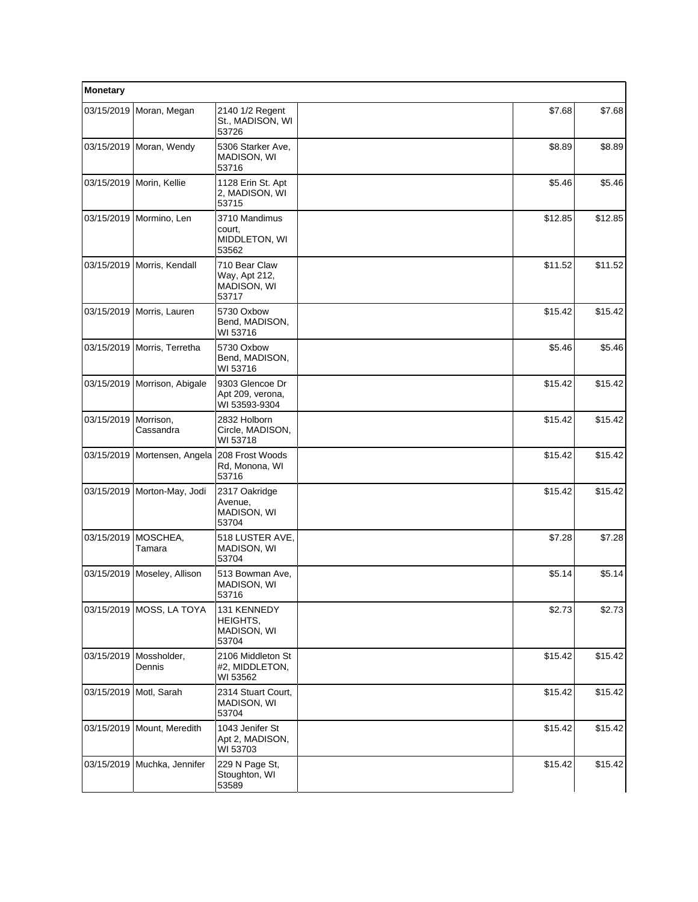| Monetary | | | | | |
|---|---|---|---|---|---|
| 03/15/2019 | Moran, Megan | 2140 1/2 Regent St., MADISON, WI 53726 | | $7.68 | $7.68 |
| 03/15/2019 | Moran, Wendy | 5306 Starker Ave, MADISON, WI 53716 | | $8.89 | $8.89 |
| 03/15/2019 | Morin, Kellie | 1128 Erin St. Apt 2, MADISON, WI 53715 | | $5.46 | $5.46 |
| 03/15/2019 | Mormino, Len | 3710 Mandimus court, MIDDLETON, WI 53562 | | $12.85 | $12.85 |
| 03/15/2019 | Morris, Kendall | 710 Bear Claw Way, Apt 212, MADISON, WI 53717 | | $11.52 | $11.52 |
| 03/15/2019 | Morris, Lauren | 5730 Oxbow Bend, MADISON, WI 53716 | | $15.42 | $15.42 |
| 03/15/2019 | Morris, Terretha | 5730 Oxbow Bend, MADISON, WI 53716 | | $5.46 | $5.46 |
| 03/15/2019 | Morrison, Abigale | 9303 Glencoe Dr Apt 209, verona, WI 53593-9304 | | $15.42 | $15.42 |
| 03/15/2019 | Morrison, Cassandra | 2832 Holborn Circle, MADISON, WI 53718 | | $15.42 | $15.42 |
| 03/15/2019 | Mortensen, Angela | 208 Frost Woods Rd, Monona, WI 53716 | | $15.42 | $15.42 |
| 03/15/2019 | Morton-May, Jodi | 2317 Oakridge Avenue, MADISON, WI 53704 | | $15.42 | $15.42 |
| 03/15/2019 | MOSCHEA, Tamara | 518 LUSTER AVE, MADISON, WI 53704 | | $7.28 | $7.28 |
| 03/15/2019 | Moseley, Allison | 513 Bowman Ave, MADISON, WI 53716 | | $5.14 | $5.14 |
| 03/15/2019 | MOSS, LA TOYA | 131 KENNEDY HEIGHTS, MADISON, WI 53704 | | $2.73 | $2.73 |
| 03/15/2019 | Mossholder, Dennis | 2106 Middleton St #2, MIDDLETON, WI 53562 | | $15.42 | $15.42 |
| 03/15/2019 | Motl, Sarah | 2314 Stuart Court, MADISON, WI 53704 | | $15.42 | $15.42 |
| 03/15/2019 | Mount, Meredith | 1043 Jenifer St Apt 2, MADISON, WI 53703 | | $15.42 | $15.42 |
| 03/15/2019 | Muchka, Jennifer | 229 N Page St, Stoughton, WI 53589 | | $15.42 | $15.42 |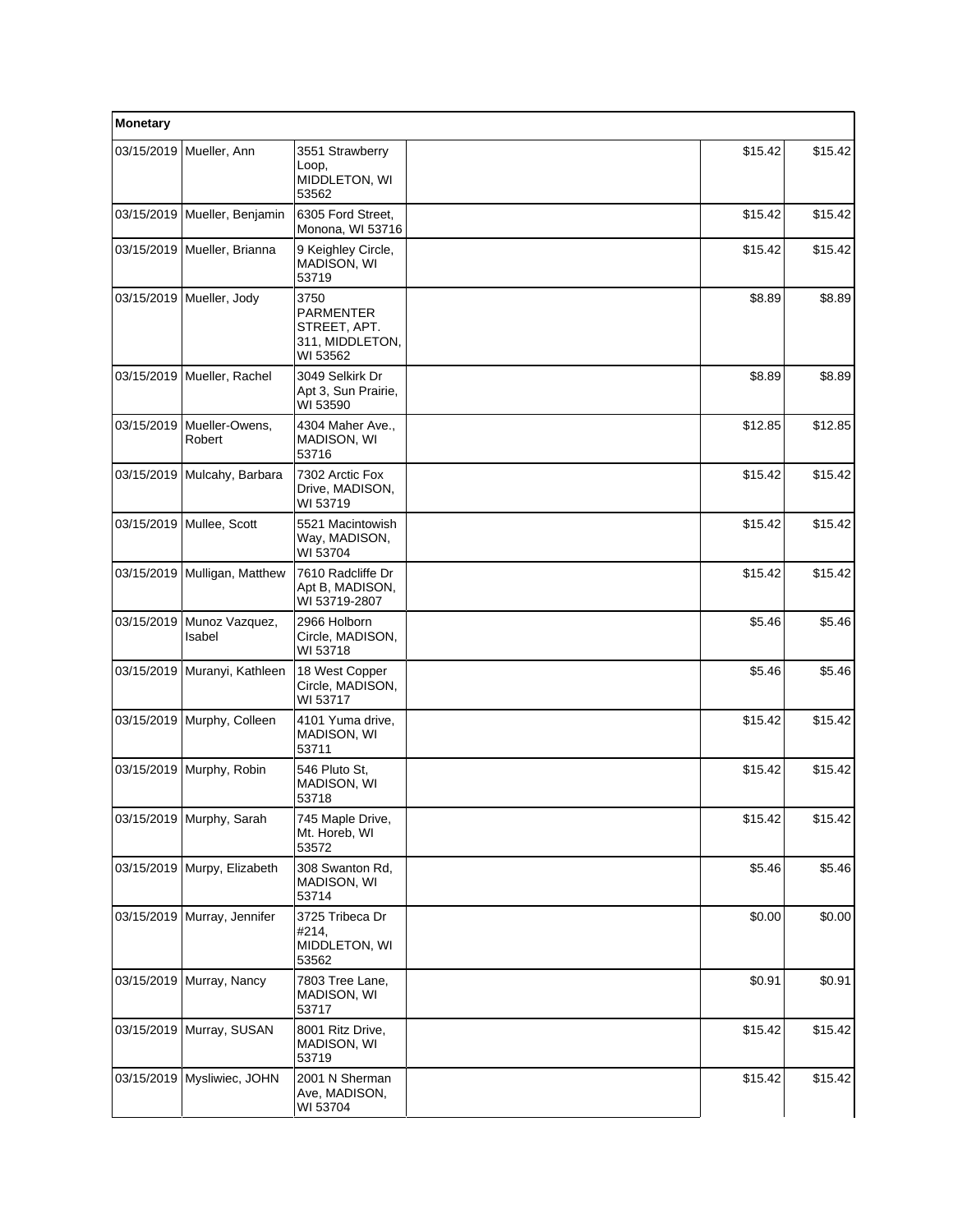| Monetary | | | | | |
|---|---|---|---|---|---|
| 03/15/2019 | Mueller, Ann | 3551 Strawberry Loop, MIDDLETON, WI 53562 | | $15.42 | $15.42 |
| 03/15/2019 | Mueller, Benjamin | 6305 Ford Street, Monona, WI 53716 | | $15.42 | $15.42 |
| 03/15/2019 | Mueller, Brianna | 9 Keighley Circle, MADISON, WI 53719 | | $15.42 | $15.42 |
| 03/15/2019 | Mueller, Jody | 3750 PARMENTER STREET, APT. 311, MIDDLETON, WI 53562 | | $8.89 | $8.89 |
| 03/15/2019 | Mueller, Rachel | 3049 Selkirk Dr Apt 3, Sun Prairie, WI 53590 | | $8.89 | $8.89 |
| 03/15/2019 | Mueller-Owens, Robert | 4304 Maher Ave., MADISON, WI 53716 | | $12.85 | $12.85 |
| 03/15/2019 | Mulcahy, Barbara | 7302 Arctic Fox Drive, MADISON, WI 53719 | | $15.42 | $15.42 |
| 03/15/2019 | Mullee, Scott | 5521 Macintowish Way, MADISON, WI 53704 | | $15.42 | $15.42 |
| 03/15/2019 | Mulligan, Matthew | 7610 Radcliffe Dr Apt B, MADISON, WI 53719-2807 | | $15.42 | $15.42 |
| 03/15/2019 | Munoz Vazquez, Isabel | 2966 Holborn Circle, MADISON, WI 53718 | | $5.46 | $5.46 |
| 03/15/2019 | Muranyi, Kathleen | 18 West Copper Circle, MADISON, WI 53717 | | $5.46 | $5.46 |
| 03/15/2019 | Murphy, Colleen | 4101 Yuma drive, MADISON, WI 53711 | | $15.42 | $15.42 |
| 03/15/2019 | Murphy, Robin | 546 Pluto St, MADISON, WI 53718 | | $15.42 | $15.42 |
| 03/15/2019 | Murphy, Sarah | 745 Maple Drive, Mt. Horeb, WI 53572 | | $15.42 | $15.42 |
| 03/15/2019 | Murpy, Elizabeth | 308 Swanton Rd, MADISON, WI 53714 | | $5.46 | $5.46 |
| 03/15/2019 | Murray, Jennifer | 3725 Tribeca Dr #214, MIDDLETON, WI 53562 | | $0.00 | $0.00 |
| 03/15/2019 | Murray, Nancy | 7803 Tree Lane, MADISON, WI 53717 | | $0.91 | $0.91 |
| 03/15/2019 | Murray, SUSAN | 8001 Ritz Drive, MADISON, WI 53719 | | $15.42 | $15.42 |
| 03/15/2019 | Mysliwiec, JOHN | 2001 N Sherman Ave, MADISON, WI 53704 | | $15.42 | $15.42 |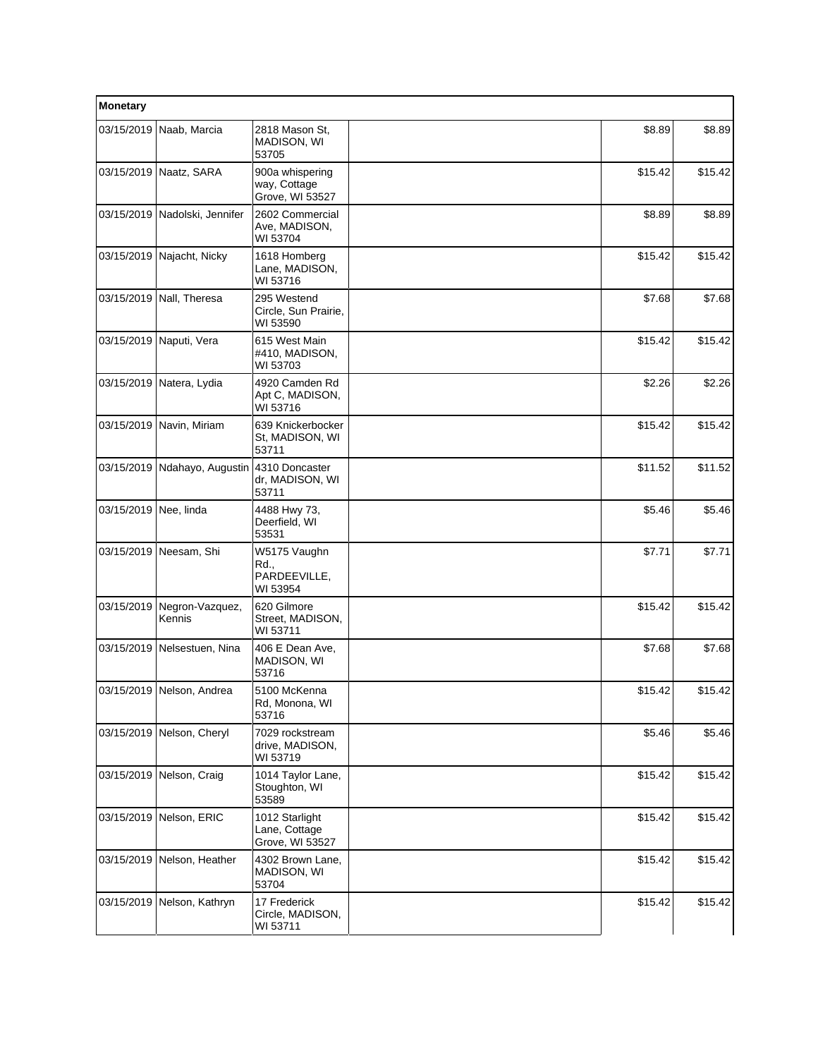| Monetary | | | | | |
|---|---|---|---|---|---|
| 03/15/2019 | Naab, Marcia | 2818 Mason St, MADISON, WI 53705 | | $8.89 | $8.89 |
| 03/15/2019 | Naatz, SARA | 900a whispering way, Cottage Grove, WI 53527 | | $15.42 | $15.42 |
| 03/15/2019 | Nadolski, Jennifer | 2602 Commercial Ave, MADISON, WI 53704 | | $8.89 | $8.89 |
| 03/15/2019 | Najacht, Nicky | 1618 Homberg Lane, MADISON, WI 53716 | | $15.42 | $15.42 |
| 03/15/2019 | Nall, Theresa | 295 Westend Circle, Sun Prairie, WI 53590 | | $7.68 | $7.68 |
| 03/15/2019 | Naputi, Vera | 615 West Main #410, MADISON, WI 53703 | | $15.42 | $15.42 |
| 03/15/2019 | Natera, Lydia | 4920 Camden Rd Apt C, MADISON, WI 53716 | | $2.26 | $2.26 |
| 03/15/2019 | Navin, Miriam | 639 Knickerbocker St, MADISON, WI 53711 | | $15.42 | $15.42 |
| 03/15/2019 | Ndahayo, Augustin | 4310 Doncaster dr, MADISON, WI 53711 | | $11.52 | $11.52 |
| 03/15/2019 | Nee, linda | 4488 Hwy 73, Deerfield, WI 53531 | | $5.46 | $5.46 |
| 03/15/2019 | Neesam, Shi | W5175 Vaughn Rd., PARDEEVILLE, WI 53954 | | $7.71 | $7.71 |
| 03/15/2019 | Negron-Vazquez, Kennis | 620 Gilmore Street, MADISON, WI 53711 | | $15.42 | $15.42 |
| 03/15/2019 | Nelsestuen, Nina | 406 E Dean Ave, MADISON, WI 53716 | | $7.68 | $7.68 |
| 03/15/2019 | Nelson, Andrea | 5100 McKenna Rd, Monona, WI 53716 | | $15.42 | $15.42 |
| 03/15/2019 | Nelson, Cheryl | 7029 rockstream drive, MADISON, WI 53719 | | $5.46 | $5.46 |
| 03/15/2019 | Nelson, Craig | 1014 Taylor Lane, Stoughton, WI 53589 | | $15.42 | $15.42 |
| 03/15/2019 | Nelson, ERIC | 1012 Starlight Lane, Cottage Grove, WI 53527 | | $15.42 | $15.42 |
| 03/15/2019 | Nelson, Heather | 4302 Brown Lane, MADISON, WI 53704 | | $15.42 | $15.42 |
| 03/15/2019 | Nelson, Kathryn | 17 Frederick Circle, MADISON, WI 53711 | | $15.42 | $15.42 |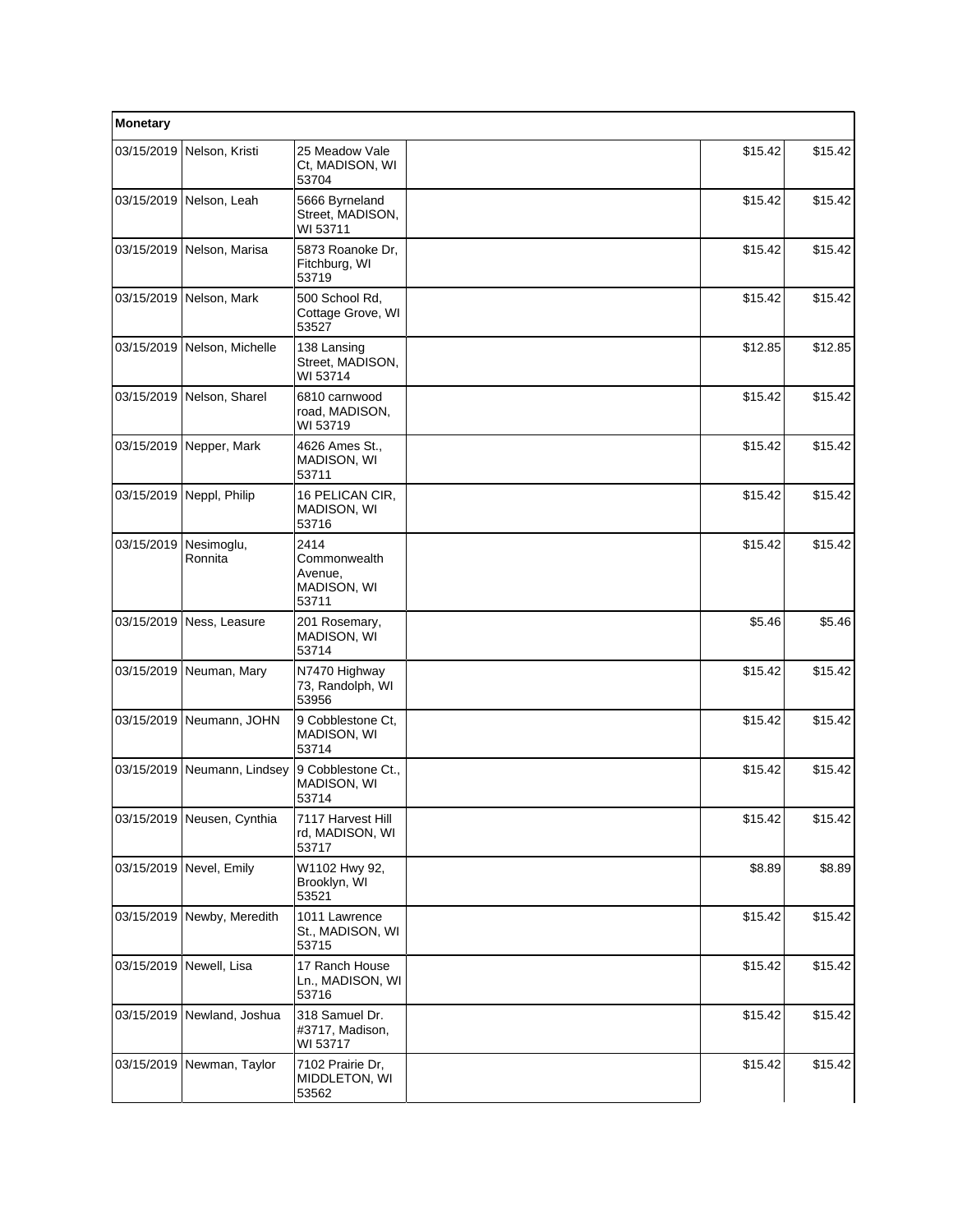| Monetary | | | | | |
|---|---|---|---|---|---|
| 03/15/2019 | Nelson, Kristi | 25 Meadow Vale Ct, MADISON, WI 53704 | | $15.42 | $15.42 |
| 03/15/2019 | Nelson, Leah | 5666 Byrneland Street, MADISON, WI 53711 | | $15.42 | $15.42 |
| 03/15/2019 | Nelson, Marisa | 5873 Roanoke Dr, Fitchburg, WI 53719 | | $15.42 | $15.42 |
| 03/15/2019 | Nelson, Mark | 500 School Rd, Cottage Grove, WI 53527 | | $15.42 | $15.42 |
| 03/15/2019 | Nelson, Michelle | 138 Lansing Street, MADISON, WI 53714 | | $12.85 | $12.85 |
| 03/15/2019 | Nelson, Sharel | 6810 carnwood road, MADISON, WI 53719 | | $15.42 | $15.42 |
| 03/15/2019 | Nepper, Mark | 4626 Ames St., MADISON, WI 53711 | | $15.42 | $15.42 |
| 03/15/2019 | Neppl, Philip | 16 PELICAN CIR, MADISON, WI 53716 | | $15.42 | $15.42 |
| 03/15/2019 | Nesimoglu, Ronnita | 2414 Commonwealth Avenue, MADISON, WI 53711 | | $15.42 | $15.42 |
| 03/15/2019 | Ness, Leasure | 201 Rosemary, MADISON, WI 53714 | | $5.46 | $5.46 |
| 03/15/2019 | Neuman, Mary | N7470 Highway 73, Randolph, WI 53956 | | $15.42 | $15.42 |
| 03/15/2019 | Neumann, JOHN | 9 Cobblestone Ct, MADISON, WI 53714 | | $15.42 | $15.42 |
| 03/15/2019 | Neumann, Lindsey | 9 Cobblestone Ct., MADISON, WI 53714 | | $15.42 | $15.42 |
| 03/15/2019 | Neusen, Cynthia | 7117 Harvest Hill rd, MADISON, WI 53717 | | $15.42 | $15.42 |
| 03/15/2019 | Nevel, Emily | W1102 Hwy 92, Brooklyn, WI 53521 | | $8.89 | $8.89 |
| 03/15/2019 | Newby, Meredith | 1011 Lawrence St., MADISON, WI 53715 | | $15.42 | $15.42 |
| 03/15/2019 | Newell, Lisa | 17 Ranch House Ln., MADISON, WI 53716 | | $15.42 | $15.42 |
| 03/15/2019 | Newland, Joshua | 318 Samuel Dr. #3717, Madison, WI 53717 | | $15.42 | $15.42 |
| 03/15/2019 | Newman, Taylor | 7102 Prairie Dr, MIDDLETON, WI 53562 | | $15.42 | $15.42 |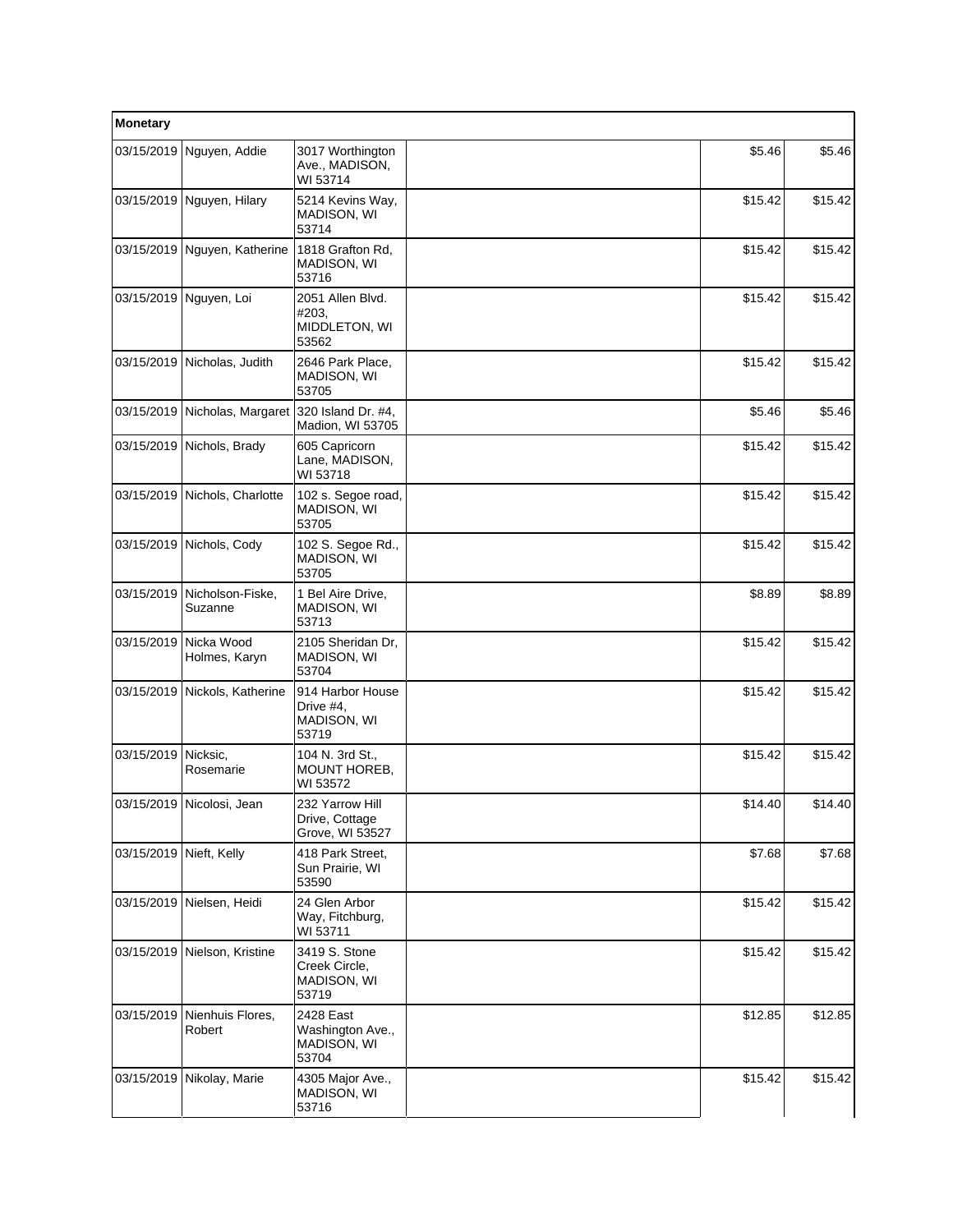| Monetary | | | | | |
|---|---|---|---|---|---|
| 03/15/2019 | Nguyen, Addie | 3017 Worthington Ave., MADISON, WI 53714 | | $5.46 | $5.46 |
| 03/15/2019 | Nguyen, Hilary | 5214 Kevins Way, MADISON, WI 53714 | | $15.42 | $15.42 |
| 03/15/2019 | Nguyen, Katherine | 1818 Grafton Rd, MADISON, WI 53716 | | $15.42 | $15.42 |
| 03/15/2019 | Nguyen, Loi | 2051 Allen Blvd. #203, MIDDLETON, WI 53562 | | $15.42 | $15.42 |
| 03/15/2019 | Nicholas, Judith | 2646 Park Place, MADISON, WI 53705 | | $15.42 | $15.42 |
| 03/15/2019 | Nicholas, Margaret | 320 Island Dr. #4, Madion, WI 53705 | | $5.46 | $5.46 |
| 03/15/2019 | Nichols, Brady | 605 Capricorn Lane, MADISON, WI 53718 | | $15.42 | $15.42 |
| 03/15/2019 | Nichols, Charlotte | 102 s. Segoe road, MADISON, WI 53705 | | $15.42 | $15.42 |
| 03/15/2019 | Nichols, Cody | 102 S. Segoe Rd., MADISON, WI 53705 | | $15.42 | $15.42 |
| 03/15/2019 | Nicholson-Fiske, Suzanne | 1 Bel Aire Drive, MADISON, WI 53713 | | $8.89 | $8.89 |
| 03/15/2019 | Nicka Wood Holmes, Karyn | 2105 Sheridan Dr, MADISON, WI 53704 | | $15.42 | $15.42 |
| 03/15/2019 | Nickols, Katherine | 914 Harbor House Drive #4, MADISON, WI 53719 | | $15.42 | $15.42 |
| 03/15/2019 | Nicksic, Rosemarie | 104 N. 3rd St., MOUNT HOREB, WI 53572 | | $15.42 | $15.42 |
| 03/15/2019 | Nicolosi, Jean | 232 Yarrow Hill Drive, Cottage Grove, WI 53527 | | $14.40 | $14.40 |
| 03/15/2019 | Nieft, Kelly | 418 Park Street, Sun Prairie, WI 53590 | | $7.68 | $7.68 |
| 03/15/2019 | Nielsen, Heidi | 24 Glen Arbor Way, Fitchburg, WI 53711 | | $15.42 | $15.42 |
| 03/15/2019 | Nielson, Kristine | 3419 S. Stone Creek Circle, MADISON, WI 53719 | | $15.42 | $15.42 |
| 03/15/2019 | Nienhuis Flores, Robert | 2428 East Washington Ave., MADISON, WI 53704 | | $12.85 | $12.85 |
| 03/15/2019 | Nikolay, Marie | 4305 Major Ave., MADISON, WI 53716 | | $15.42 | $15.42 |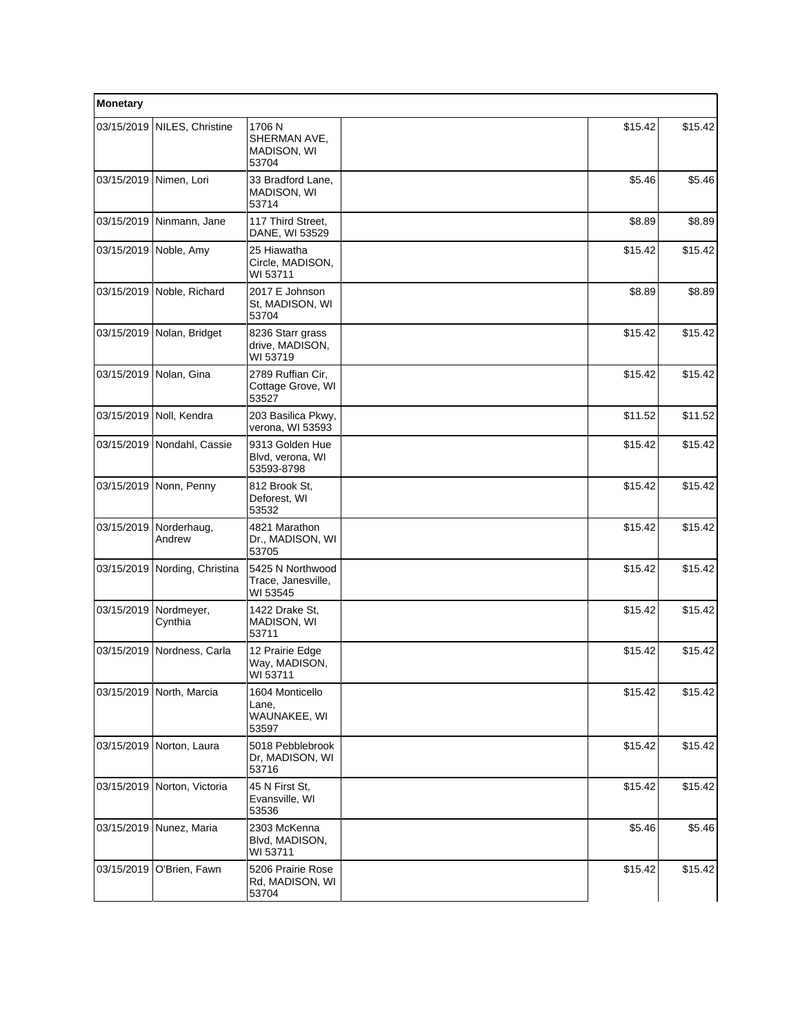| Monetary | | | | | |
|---|---|---|---|---|---|
| 03/15/2019 | NILES, Christine | 1706 N SHERMAN AVE, MADISON, WI 53704 | | $15.42 | $15.42 |
| 03/15/2019 | Nimen, Lori | 33 Bradford Lane, MADISON, WI 53714 | | $5.46 | $5.46 |
| 03/15/2019 | Ninmann, Jane | 117 Third Street, DANE, WI 53529 | | $8.89 | $8.89 |
| 03/15/2019 | Noble, Amy | 25 Hiawatha Circle, MADISON, WI 53711 | | $15.42 | $15.42 |
| 03/15/2019 | Noble, Richard | 2017 E Johnson St, MADISON, WI 53704 | | $8.89 | $8.89 |
| 03/15/2019 | Nolan, Bridget | 8236 Starr grass drive, MADISON, WI 53719 | | $15.42 | $15.42 |
| 03/15/2019 | Nolan, Gina | 2789 Ruffian Cir, Cottage Grove, WI 53527 | | $15.42 | $15.42 |
| 03/15/2019 | Noll, Kendra | 203 Basilica Pkwy, verona, WI 53593 | | $11.52 | $11.52 |
| 03/15/2019 | Nondahl, Cassie | 9313 Golden Hue Blvd, verona, WI 53593-8798 | | $15.42 | $15.42 |
| 03/15/2019 | Nonn, Penny | 812 Brook St, Deforest, WI 53532 | | $15.42 | $15.42 |
| 03/15/2019 | Norderhaug, Andrew | 4821 Marathon Dr., MADISON, WI 53705 | | $15.42 | $15.42 |
| 03/15/2019 | Nording, Christina | 5425 N Northwood Trace, Janesville, WI 53545 | | $15.42 | $15.42 |
| 03/15/2019 | Nordmeyer, Cynthia | 1422 Drake St, MADISON, WI 53711 | | $15.42 | $15.42 |
| 03/15/2019 | Nordness, Carla | 12 Prairie Edge Way, MADISON, WI 53711 | | $15.42 | $15.42 |
| 03/15/2019 | North, Marcia | 1604 Monticello Lane, WAUNAKEE, WI 53597 | | $15.42 | $15.42 |
| 03/15/2019 | Norton, Laura | 5018 Pebblebrook Dr, MADISON, WI 53716 | | $15.42 | $15.42 |
| 03/15/2019 | Norton, Victoria | 45 N First St, Evansville, WI 53536 | | $15.42 | $15.42 |
| 03/15/2019 | Nunez, Maria | 2303 McKenna Blvd, MADISON, WI 53711 | | $5.46 | $5.46 |
| 03/15/2019 | O'Brien, Fawn | 5206 Prairie Rose Rd, MADISON, WI 53704 | | $15.42 | $15.42 |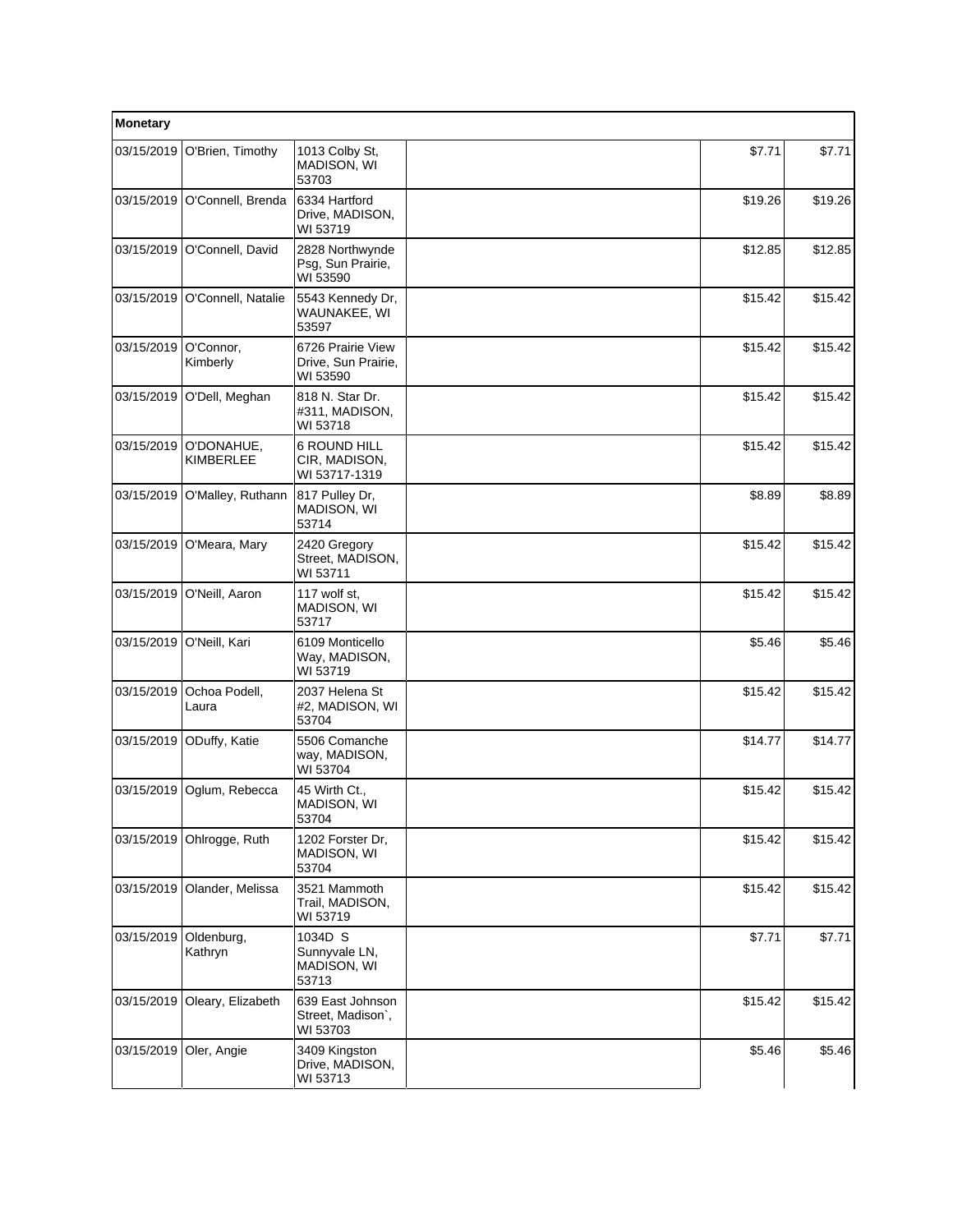| Monetary | | | | | |
|---|---|---|---|---|---|
| 03/15/2019 | O'Brien, Timothy | 1013 Colby St, MADISON, WI 53703 | | $7.71 | $7.71 |
| 03/15/2019 | O'Connell, Brenda | 6334 Hartford Drive, MADISON, WI 53719 | | $19.26 | $19.26 |
| 03/15/2019 | O'Connell, David | 2828 Northwynde Psg, Sun Prairie, WI 53590 | | $12.85 | $12.85 |
| 03/15/2019 | O'Connell, Natalie | 5543 Kennedy Dr, WAUNAKEE, WI 53597 | | $15.42 | $15.42 |
| 03/15/2019 | O'Connor, Kimberly | 6726 Prairie View Drive, Sun Prairie, WI 53590 | | $15.42 | $15.42 |
| 03/15/2019 | O'Dell, Meghan | 818 N. Star Dr. #311, MADISON, WI 53718 | | $15.42 | $15.42 |
| 03/15/2019 | O'DONAHUE, KIMBERLEE | 6 ROUND HILL CIR, MADISON, WI 53717-1319 | | $15.42 | $15.42 |
| 03/15/2019 | O'Malley, Ruthann | 817 Pulley Dr, MADISON, WI 53714 | | $8.89 | $8.89 |
| 03/15/2019 | O'Meara, Mary | 2420 Gregory Street, MADISON, WI 53711 | | $15.42 | $15.42 |
| 03/15/2019 | O'Neill, Aaron | 117 wolf st, MADISON, WI 53717 | | $15.42 | $15.42 |
| 03/15/2019 | O'Neill, Kari | 6109 Monticello Way, MADISON, WI 53719 | | $5.46 | $5.46 |
| 03/15/2019 | Ochoa Podell, Laura | 2037 Helena St #2, MADISON, WI 53704 | | $15.42 | $15.42 |
| 03/15/2019 | ODuffy, Katie | 5506 Comanche way, MADISON, WI 53704 | | $14.77 | $14.77 |
| 03/15/2019 | Oglum, Rebecca | 45 Wirth Ct., MADISON, WI 53704 | | $15.42 | $15.42 |
| 03/15/2019 | Ohlrogge, Ruth | 1202 Forster Dr, MADISON, WI 53704 | | $15.42 | $15.42 |
| 03/15/2019 | Olander, Melissa | 3521 Mammoth Trail, MADISON, WI 53719 | | $15.42 | $15.42 |
| 03/15/2019 | Oldenburg, Kathryn | 1034D S Sunnyvale LN, MADISON, WI 53713 | | $7.71 | $7.71 |
| 03/15/2019 | Oleary, Elizabeth | 639 East Johnson Street, Madison`, WI 53703 | | $15.42 | $15.42 |
| 03/15/2019 | Oler, Angie | 3409 Kingston Drive, MADISON, WI 53713 | | $5.46 | $5.46 |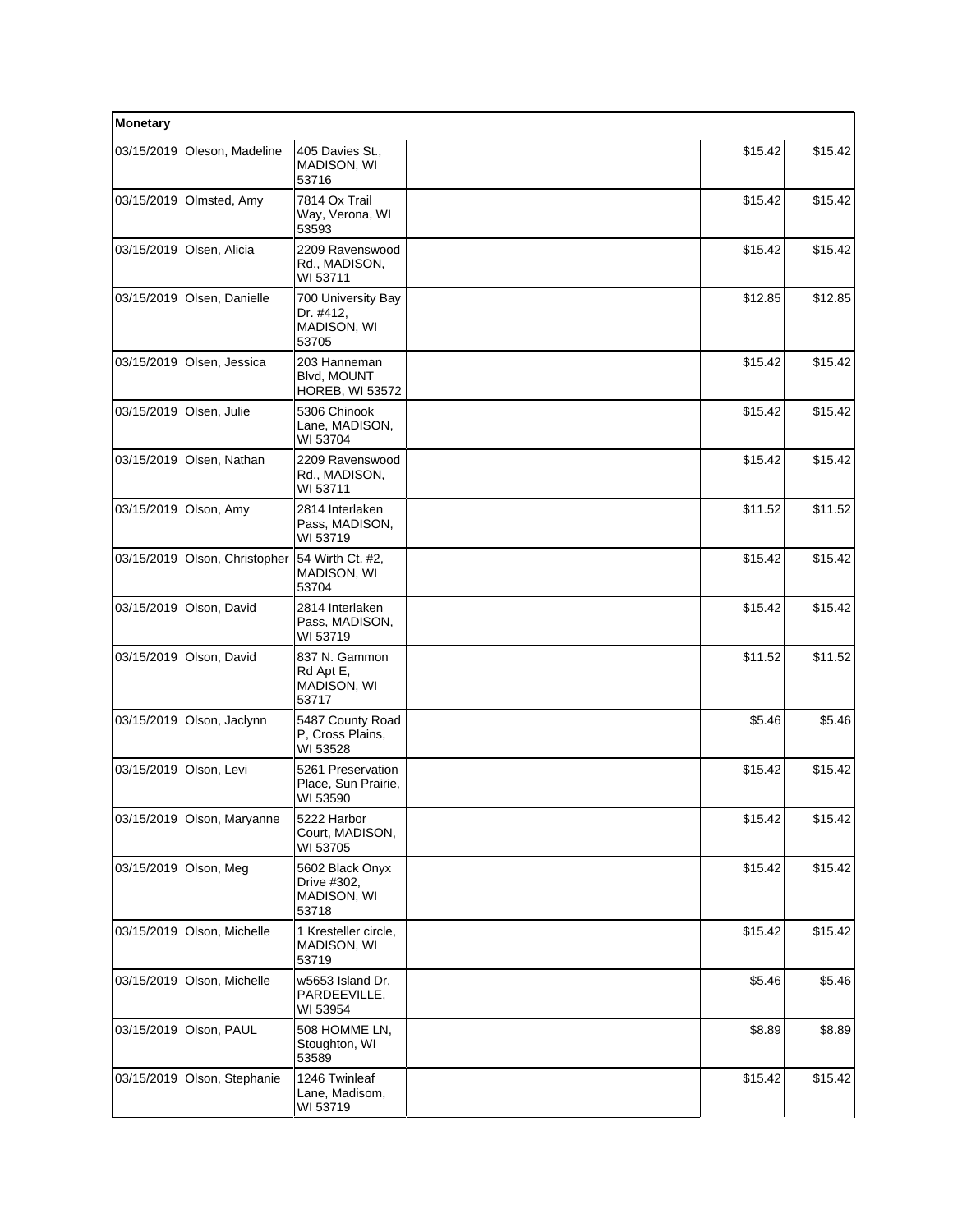| Monetary | | | | | |
|---|---|---|---|---|---|
| 03/15/2019 | Oleson, Madeline | 405 Davies St., MADISON, WI 53716 | | $15.42 | $15.42 |
| 03/15/2019 | Olmsted, Amy | 7814 Ox Trail Way, Verona, WI 53593 | | $15.42 | $15.42 |
| 03/15/2019 | Olsen, Alicia | 2209 Ravenswood Rd., MADISON, WI 53711 | | $15.42 | $15.42 |
| 03/15/2019 | Olsen, Danielle | 700 University Bay Dr. #412, MADISON, WI 53705 | | $12.85 | $12.85 |
| 03/15/2019 | Olsen, Jessica | 203 Hanneman Blvd, MOUNT HOREB, WI 53572 | | $15.42 | $15.42 |
| 03/15/2019 | Olsen, Julie | 5306 Chinook Lane, MADISON, WI 53704 | | $15.42 | $15.42 |
| 03/15/2019 | Olsen, Nathan | 2209 Ravenswood Rd., MADISON, WI 53711 | | $15.42 | $15.42 |
| 03/15/2019 | Olson, Amy | 2814 Interlaken Pass, MADISON, WI 53719 | | $11.52 | $11.52 |
| 03/15/2019 | Olson, Christopher | 54 Wirth Ct. #2, MADISON, WI 53704 | | $15.42 | $15.42 |
| 03/15/2019 | Olson, David | 2814 Interlaken Pass, MADISON, WI 53719 | | $15.42 | $15.42 |
| 03/15/2019 | Olson, David | 837 N. Gammon Rd Apt E, MADISON, WI 53717 | | $11.52 | $11.52 |
| 03/15/2019 | Olson, Jaclynn | 5487 County Road P, Cross Plains, WI 53528 | | $5.46 | $5.46 |
| 03/15/2019 | Olson, Levi | 5261 Preservation Place, Sun Prairie, WI 53590 | | $15.42 | $15.42 |
| 03/15/2019 | Olson, Maryanne | 5222 Harbor Court, MADISON, WI 53705 | | $15.42 | $15.42 |
| 03/15/2019 | Olson, Meg | 5602 Black Onyx Drive #302, MADISON, WI 53718 | | $15.42 | $15.42 |
| 03/15/2019 | Olson, Michelle | 1 Kresteller circle, MADISON, WI 53719 | | $15.42 | $15.42 |
| 03/15/2019 | Olson, Michelle | w5653 Island Dr, PARDEEVILLE, WI 53954 | | $5.46 | $5.46 |
| 03/15/2019 | Olson, PAUL | 508 HOMME LN, Stoughton, WI 53589 | | $8.89 | $8.89 |
| 03/15/2019 | Olson, Stephanie | 1246 Twinleaf Lane, Madisom, WI 53719 | | $15.42 | $15.42 |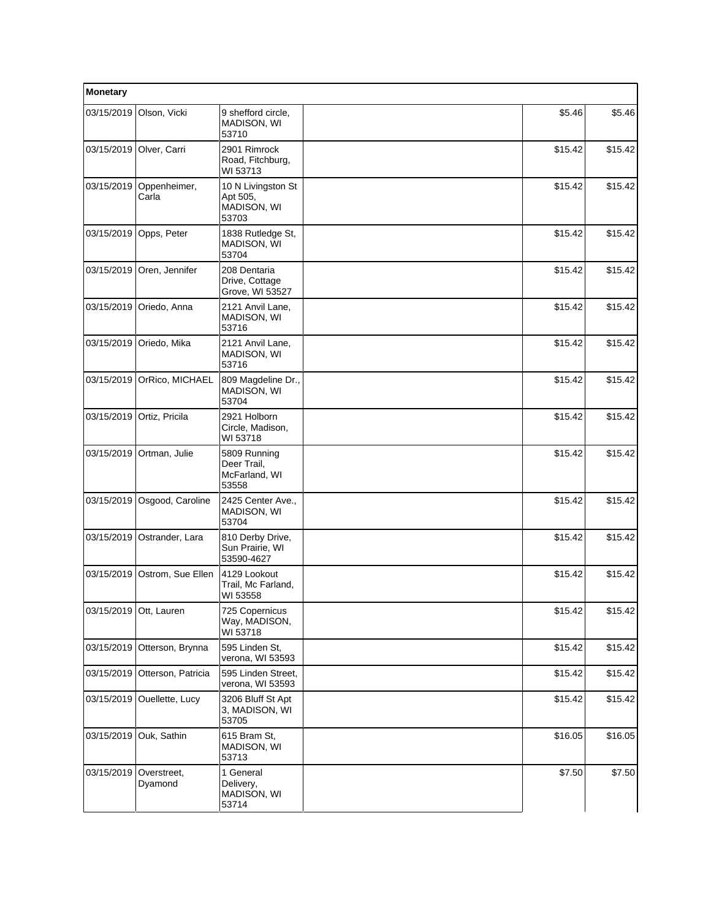| Monetary | | | | | |
|---|---|---|---|---|---|
| 03/15/2019 | Olson, Vicki | 9 shefford circle, MADISON, WI 53710 | | $5.46 | $5.46 |
| 03/15/2019 | Olver, Carri | 2901 Rimrock Road, Fitchburg, WI 53713 | | $15.42 | $15.42 |
| 03/15/2019 | Oppenheimer, Carla | 10 N Livingston St Apt 505, MADISON, WI 53703 | | $15.42 | $15.42 |
| 03/15/2019 | Opps, Peter | 1838 Rutledge St, MADISON, WI 53704 | | $15.42 | $15.42 |
| 03/15/2019 | Oren, Jennifer | 208 Dentaria Drive, Cottage Grove, WI 53527 | | $15.42 | $15.42 |
| 03/15/2019 | Oriedo, Anna | 2121 Anvil Lane, MADISON, WI 53716 | | $15.42 | $15.42 |
| 03/15/2019 | Oriedo, Mika | 2121 Anvil Lane, MADISON, WI 53716 | | $15.42 | $15.42 |
| 03/15/2019 | OrRico, MICHAEL | 809 Magdeline Dr., MADISON, WI 53704 | | $15.42 | $15.42 |
| 03/15/2019 | Ortiz, Pricila | 2921 Holborn Circle, Madison, WI 53718 | | $15.42 | $15.42 |
| 03/15/2019 | Ortman, Julie | 5809 Running Deer Trail, McFarland, WI 53558 | | $15.42 | $15.42 |
| 03/15/2019 | Osgood, Caroline | 2425 Center Ave., MADISON, WI 53704 | | $15.42 | $15.42 |
| 03/15/2019 | Ostrander, Lara | 810 Derby Drive, Sun Prairie, WI 53590-4627 | | $15.42 | $15.42 |
| 03/15/2019 | Ostrom, Sue Ellen | 4129 Lookout Trail, Mc Farland, WI 53558 | | $15.42 | $15.42 |
| 03/15/2019 | Ott, Lauren | 725 Copernicus Way, MADISON, WI 53718 | | $15.42 | $15.42 |
| 03/15/2019 | Otterson, Brynna | 595 Linden St, verona, WI 53593 | | $15.42 | $15.42 |
| 03/15/2019 | Otterson, Patricia | 595 Linden Street, verona, WI 53593 | | $15.42 | $15.42 |
| 03/15/2019 | Ouellette, Lucy | 3206 Bluff St Apt 3, MADISON, WI 53705 | | $15.42 | $15.42 |
| 03/15/2019 | Ouk, Sathin | 615 Bram St, MADISON, WI 53713 | | $16.05 | $16.05 |
| 03/15/2019 | Overstreet, Dyamond | 1 General Delivery, MADISON, WI 53714 | | $7.50 | $7.50 |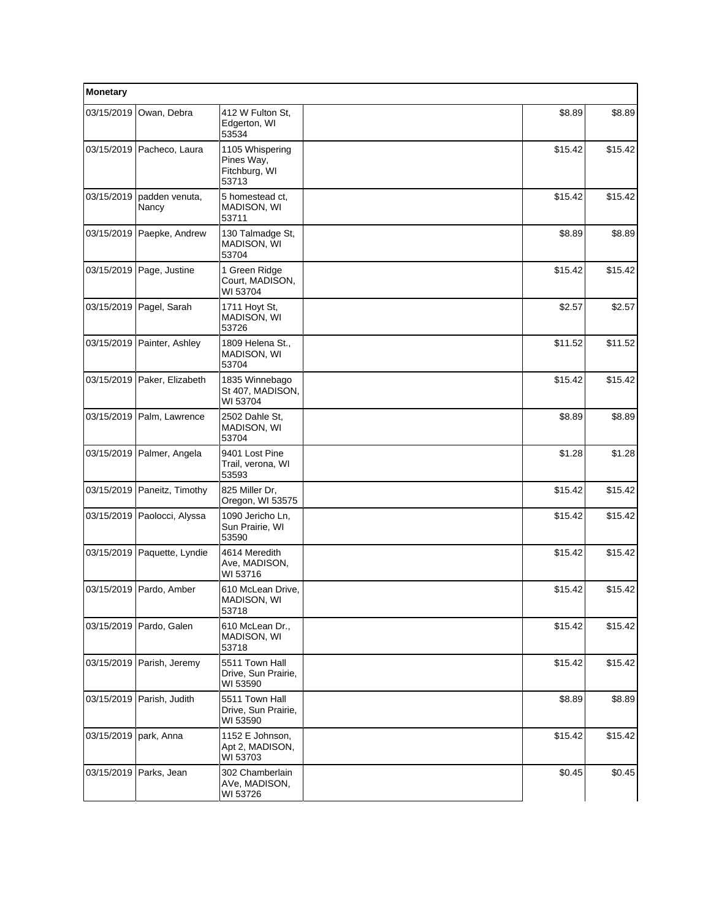| Monetary | | | | | |
|---|---|---|---|---|---|
| 03/15/2019 | Owan, Debra | 412 W Fulton St, Edgerton, WI 53534 | | $8.89 | $8.89 |
| 03/15/2019 | Pacheco, Laura | 1105 Whispering Pines Way, Fitchburg, WI 53713 | | $15.42 | $15.42 |
| 03/15/2019 | padden venuta, Nancy | 5 homestead ct, MADISON, WI 53711 | | $15.42 | $15.42 |
| 03/15/2019 | Paepke, Andrew | 130 Talmadge St, MADISON, WI 53704 | | $8.89 | $8.89 |
| 03/15/2019 | Page, Justine | 1 Green Ridge Court, MADISON, WI 53704 | | $15.42 | $15.42 |
| 03/15/2019 | Pagel, Sarah | 1711 Hoyt St, MADISON, WI 53726 | | $2.57 | $2.57 |
| 03/15/2019 | Painter, Ashley | 1809 Helena St., MADISON, WI 53704 | | $11.52 | $11.52 |
| 03/15/2019 | Paker, Elizabeth | 1835 Winnebago St 407, MADISON, WI 53704 | | $15.42 | $15.42 |
| 03/15/2019 | Palm, Lawrence | 2502 Dahle St, MADISON, WI 53704 | | $8.89 | $8.89 |
| 03/15/2019 | Palmer, Angela | 9401 Lost Pine Trail, verona, WI 53593 | | $1.28 | $1.28 |
| 03/15/2019 | Paneitz, Timothy | 825 Miller Dr, Oregon, WI 53575 | | $15.42 | $15.42 |
| 03/15/2019 | Paolocci, Alyssa | 1090 Jericho Ln, Sun Prairie, WI 53590 | | $15.42 | $15.42 |
| 03/15/2019 | Paquette, Lyndie | 4614 Meredith Ave, MADISON, WI 53716 | | $15.42 | $15.42 |
| 03/15/2019 | Pardo, Amber | 610 McLean Drive, MADISON, WI 53718 | | $15.42 | $15.42 |
| 03/15/2019 | Pardo, Galen | 610 McLean Dr., MADISON, WI 53718 | | $15.42 | $15.42 |
| 03/15/2019 | Parish, Jeremy | 5511 Town Hall Drive, Sun Prairie, WI 53590 | | $15.42 | $15.42 |
| 03/15/2019 | Parish, Judith | 5511 Town Hall Drive, Sun Prairie, WI 53590 | | $8.89 | $8.89 |
| 03/15/2019 | park, Anna | 1152 E Johnson, Apt 2, MADISON, WI 53703 | | $15.42 | $15.42 |
| 03/15/2019 | Parks, Jean | 302 Chamberlain AVe, MADISON, WI 53726 | | $0.45 | $0.45 |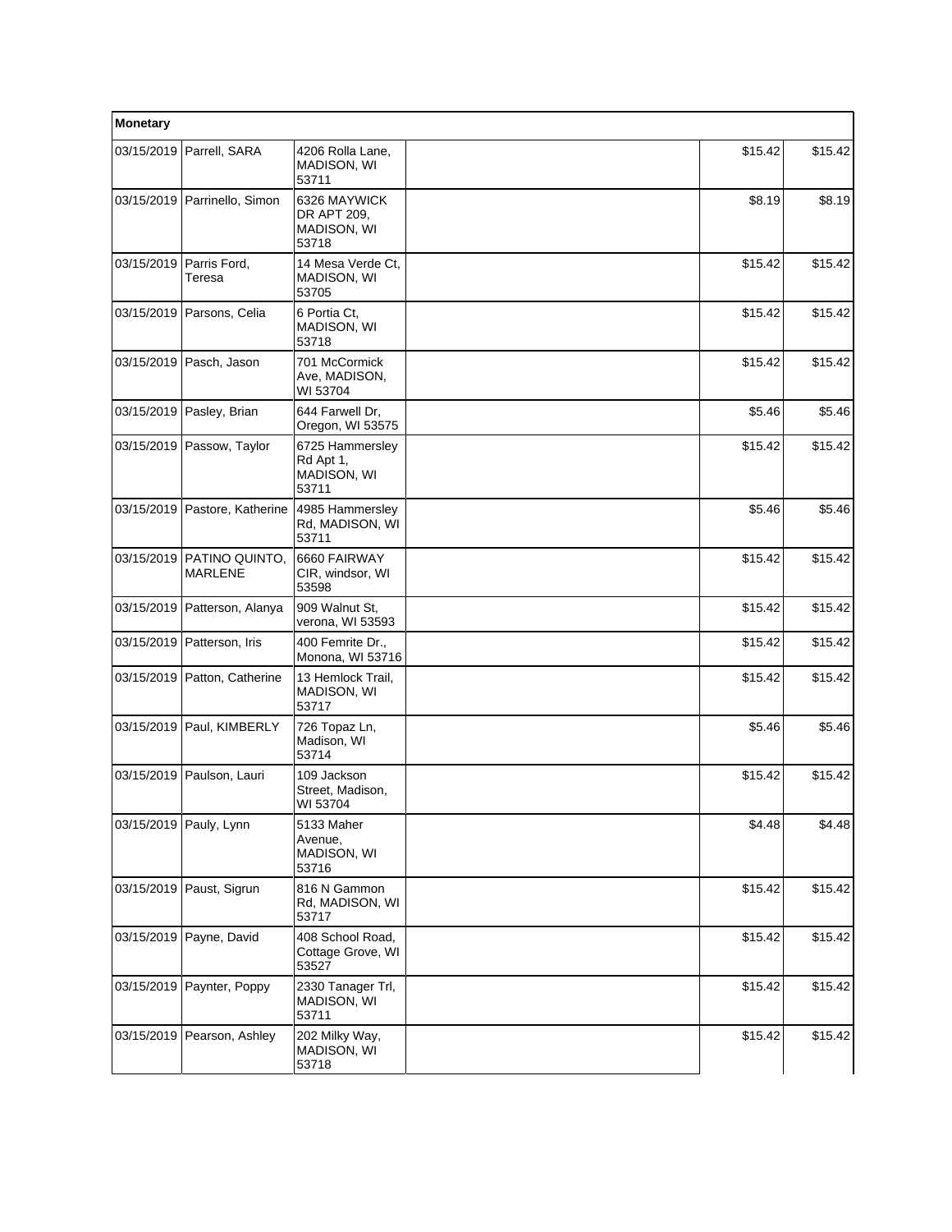| Monetary | | | | | |
|---|---|---|---|---|---|
| 03/15/2019 | Parrell, SARA | 4206 Rolla Lane, MADISON, WI 53711 | | $15.42 | $15.42 |
| 03/15/2019 | Parrinello, Simon | 6326 MAYWICK DR APT 209, MADISON, WI 53718 | | $8.19 | $8.19 |
| 03/15/2019 | Parris Ford, Teresa | 14 Mesa Verde Ct, MADISON, WI 53705 | | $15.42 | $15.42 |
| 03/15/2019 | Parsons, Celia | 6 Portia Ct, MADISON, WI 53718 | | $15.42 | $15.42 |
| 03/15/2019 | Pasch, Jason | 701 McCormick Ave, MADISON, WI 53704 | | $15.42 | $15.42 |
| 03/15/2019 | Pasley, Brian | 644 Farwell Dr, Oregon, WI 53575 | | $5.46 | $5.46 |
| 03/15/2019 | Passow, Taylor | 6725 Hammersley Rd Apt 1, MADISON, WI 53711 | | $15.42 | $15.42 |
| 03/15/2019 | Pastore, Katherine | 4985 Hammersley Rd, MADISON, WI 53711 | | $5.46 | $5.46 |
| 03/15/2019 | PATINO QUINTO, MARLENE | 6660 FAIRWAY CIR, windsor, WI 53598 | | $15.42 | $15.42 |
| 03/15/2019 | Patterson, Alanya | 909 Walnut St, verona, WI 53593 | | $15.42 | $15.42 |
| 03/15/2019 | Patterson, Iris | 400 Femrite Dr., Monona, WI 53716 | | $15.42 | $15.42 |
| 03/15/2019 | Patton, Catherine | 13 Hemlock Trail, MADISON, WI 53717 | | $15.42 | $15.42 |
| 03/15/2019 | Paul, KIMBERLY | 726 Topaz Ln, Madison, WI 53714 | | $5.46 | $5.46 |
| 03/15/2019 | Paulson, Lauri | 109 Jackson Street, Madison, WI 53704 | | $15.42 | $15.42 |
| 03/15/2019 | Pauly, Lynn | 5133 Maher Avenue, MADISON, WI 53716 | | $4.48 | $4.48 |
| 03/15/2019 | Paust, Sigrun | 816 N Gammon Rd, MADISON, WI 53717 | | $15.42 | $15.42 |
| 03/15/2019 | Payne, David | 408 School Road, Cottage Grove, WI 53527 | | $15.42 | $15.42 |
| 03/15/2019 | Paynter, Poppy | 2330 Tanager Trl, MADISON, WI 53711 | | $15.42 | $15.42 |
| 03/15/2019 | Pearson, Ashley | 202 Milky Way, MADISON, WI 53718 | | $15.42 | $15.42 |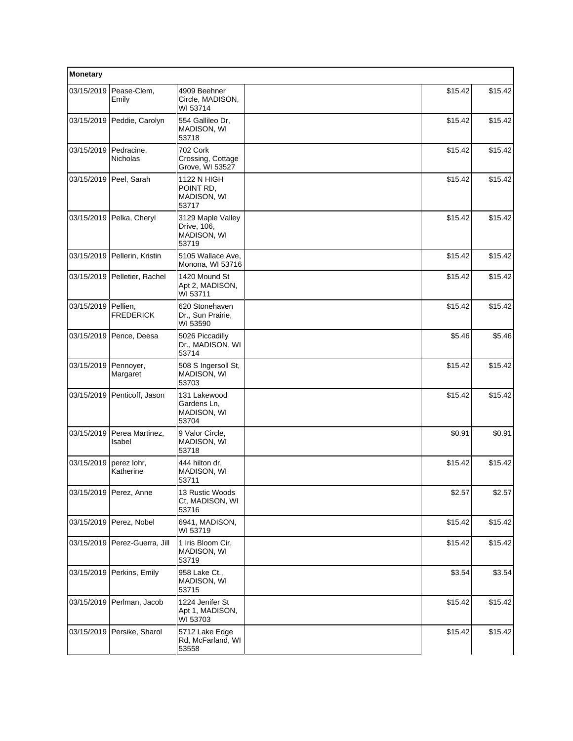| Monetary | | | | | |
|---|---|---|---|---|---|
| 03/15/2019 | Pease-Clem, Emily | 4909 Beehner Circle, MADISON, WI 53714 | | $15.42 | $15.42 |
| 03/15/2019 | Peddie, Carolyn | 554 Gallileo Dr, MADISON, WI 53718 | | $15.42 | $15.42 |
| 03/15/2019 | Pedracine, Nicholas | 702 Cork Crossing, Cottage Grove, WI 53527 | | $15.42 | $15.42 |
| 03/15/2019 | Peel, Sarah | 1122 N HIGH POINT RD, MADISON, WI 53717 | | $15.42 | $15.42 |
| 03/15/2019 | Pelka, Cheryl | 3129 Maple Valley Drive, 106, MADISON, WI 53719 | | $15.42 | $15.42 |
| 03/15/2019 | Pellerin, Kristin | 5105 Wallace Ave, Monona, WI 53716 | | $15.42 | $15.42 |
| 03/15/2019 | Pelletier, Rachel | 1420 Mound St Apt 2, MADISON, WI 53711 | | $15.42 | $15.42 |
| 03/15/2019 | Pellien, FREDERICK | 620 Stonehaven Dr., Sun Prairie, WI 53590 | | $15.42 | $15.42 |
| 03/15/2019 | Pence, Deesa | 5026 Piccadilly Dr., MADISON, WI 53714 | | $5.46 | $5.46 |
| 03/15/2019 | Pennoyer, Margaret | 508 S Ingersoll St, MADISON, WI 53703 | | $15.42 | $15.42 |
| 03/15/2019 | Penticoff, Jason | 131 Lakewood Gardens Ln, MADISON, WI 53704 | | $15.42 | $15.42 |
| 03/15/2019 | Perea Martinez, Isabel | 9 Valor Circle, MADISON, WI 53718 | | $0.91 | $0.91 |
| 03/15/2019 | perez lohr, Katherine | 444 hilton dr, MADISON, WI 53711 | | $15.42 | $15.42 |
| 03/15/2019 | Perez, Anne | 13 Rustic Woods Ct, MADISON, WI 53716 | | $2.57 | $2.57 |
| 03/15/2019 | Perez, Nobel | 6941, MADISON, WI 53719 | | $15.42 | $15.42 |
| 03/15/2019 | Perez-Guerra, Jill | 1 Iris Bloom Cir, MADISON, WI 53719 | | $15.42 | $15.42 |
| 03/15/2019 | Perkins, Emily | 958 Lake Ct., MADISON, WI 53715 | | $3.54 | $3.54 |
| 03/15/2019 | Perlman, Jacob | 1224 Jenifer St Apt 1, MADISON, WI 53703 | | $15.42 | $15.42 |
| 03/15/2019 | Persike, Sharol | 5712 Lake Edge Rd, McFarland, WI 53558 | | $15.42 | $15.42 |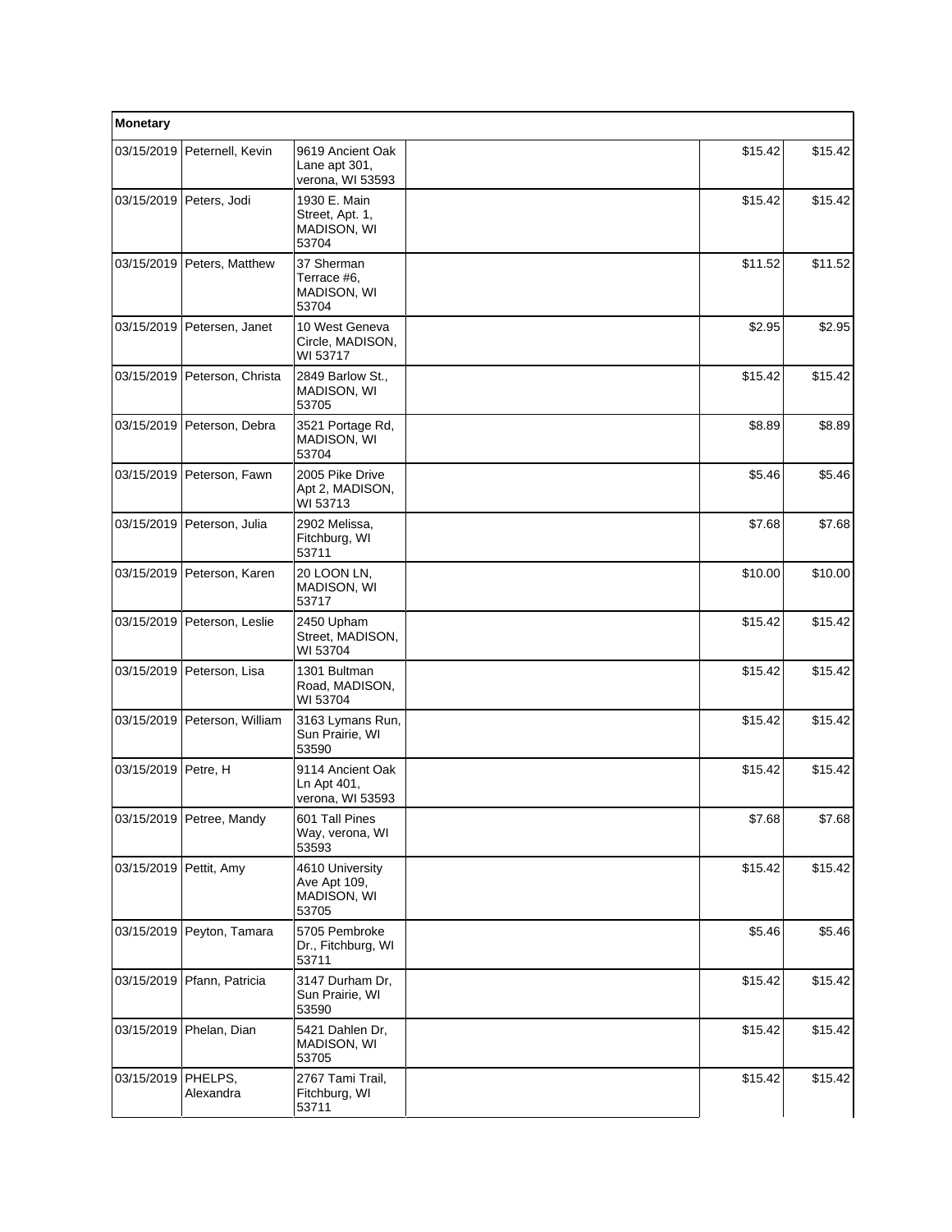| Monetary | | | | | |
|---|---|---|---|---|---|
| 03/15/2019 | Peternell, Kevin | 9619 Ancient Oak Lane apt 301, verona, WI 53593 | | $15.42 | $15.42 |
| 03/15/2019 | Peters, Jodi | 1930 E. Main Street, Apt. 1, MADISON, WI 53704 | | $15.42 | $15.42 |
| 03/15/2019 | Peters, Matthew | 37 Sherman Terrace #6, MADISON, WI 53704 | | $11.52 | $11.52 |
| 03/15/2019 | Petersen, Janet | 10 West Geneva Circle, MADISON, WI 53717 | | $2.95 | $2.95 |
| 03/15/2019 | Peterson, Christa | 2849 Barlow St., MADISON, WI 53705 | | $15.42 | $15.42 |
| 03/15/2019 | Peterson, Debra | 3521 Portage Rd, MADISON, WI 53704 | | $8.89 | $8.89 |
| 03/15/2019 | Peterson, Fawn | 2005 Pike Drive Apt 2, MADISON, WI 53713 | | $5.46 | $5.46 |
| 03/15/2019 | Peterson, Julia | 2902 Melissa, Fitchburg, WI 53711 | | $7.68 | $7.68 |
| 03/15/2019 | Peterson, Karen | 20 LOON LN, MADISON, WI 53717 | | $10.00 | $10.00 |
| 03/15/2019 | Peterson, Leslie | 2450 Upham Street, MADISON, WI 53704 | | $15.42 | $15.42 |
| 03/15/2019 | Peterson, Lisa | 1301 Bultman Road, MADISON, WI 53704 | | $15.42 | $15.42 |
| 03/15/2019 | Peterson, William | 3163 Lymans Run, Sun Prairie, WI 53590 | | $15.42 | $15.42 |
| 03/15/2019 | Petre, H | 9114 Ancient Oak Ln Apt 401, verona, WI 53593 | | $15.42 | $15.42 |
| 03/15/2019 | Petree, Mandy | 601 Tall Pines Way, verona, WI 53593 | | $7.68 | $7.68 |
| 03/15/2019 | Pettit, Amy | 4610 University Ave Apt 109, MADISON, WI 53705 | | $15.42 | $15.42 |
| 03/15/2019 | Peyton, Tamara | 5705 Pembroke Dr., Fitchburg, WI 53711 | | $5.46 | $5.46 |
| 03/15/2019 | Pfann, Patricia | 3147 Durham Dr, Sun Prairie, WI 53590 | | $15.42 | $15.42 |
| 03/15/2019 | Phelan, Dian | 5421 Dahlen Dr, MADISON, WI 53705 | | $15.42 | $15.42 |
| 03/15/2019 | PHELPS, Alexandra | 2767 Tami Trail, Fitchburg, WI 53711 | | $15.42 | $15.42 |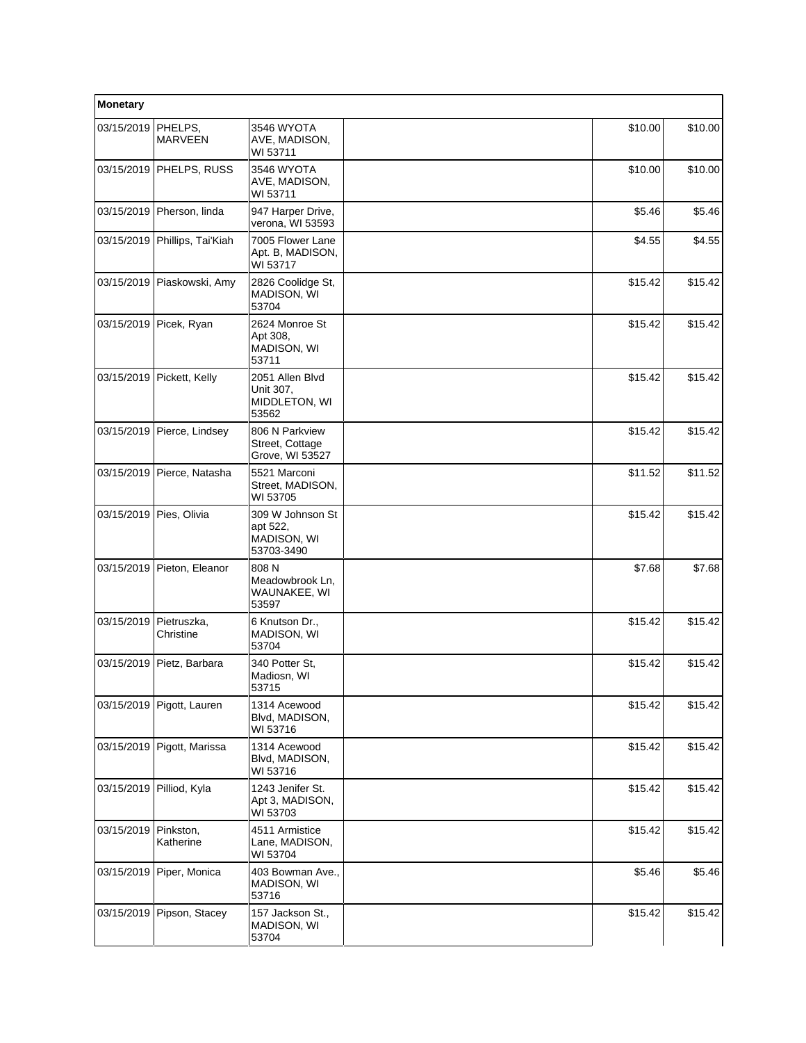| Monetary | | | | | |
|---|---|---|---|---|---|
| 03/15/2019 | PHELPS, MARVEEN | 3546 WYOTA AVE, MADISON, WI 53711 | | $10.00 | $10.00 |
| 03/15/2019 | PHELPS, RUSS | 3546 WYOTA AVE, MADISON, WI 53711 | | $10.00 | $10.00 |
| 03/15/2019 | Pherson, linda | 947 Harper Drive, verona, WI 53593 | | $5.46 | $5.46 |
| 03/15/2019 | Phillips, Tai'Kiah | 7005 Flower Lane Apt. B, MADISON, WI 53717 | | $4.55 | $4.55 |
| 03/15/2019 | Piaskowski, Amy | 2826 Coolidge St, MADISON, WI 53704 | | $15.42 | $15.42 |
| 03/15/2019 | Picek, Ryan | 2624 Monroe St Apt 308, MADISON, WI 53711 | | $15.42 | $15.42 |
| 03/15/2019 | Pickett, Kelly | 2051 Allen Blvd Unit 307, MIDDLETON, WI 53562 | | $15.42 | $15.42 |
| 03/15/2019 | Pierce, Lindsey | 806 N Parkview Street, Cottage Grove, WI 53527 | | $15.42 | $15.42 |
| 03/15/2019 | Pierce, Natasha | 5521 Marconi Street, MADISON, WI 53705 | | $11.52 | $11.52 |
| 03/15/2019 | Pies, Olivia | 309 W Johnson St apt 522, MADISON, WI 53703-3490 | | $15.42 | $15.42 |
| 03/15/2019 | Pieton, Eleanor | 808 N Meadowbrook Ln, WAUNAKEE, WI 53597 | | $7.68 | $7.68 |
| 03/15/2019 | Pietruszka, Christine | 6 Knutson Dr., MADISON, WI 53704 | | $15.42 | $15.42 |
| 03/15/2019 | Pietz, Barbara | 340 Potter St, Madiosn, WI 53715 | | $15.42 | $15.42 |
| 03/15/2019 | Pigott, Lauren | 1314 Acewood Blvd, MADISON, WI 53716 | | $15.42 | $15.42 |
| 03/15/2019 | Pigott, Marissa | 1314 Acewood Blvd, MADISON, WI 53716 | | $15.42 | $15.42 |
| 03/15/2019 | Pilliod, Kyla | 1243 Jenifer St. Apt 3, MADISON, WI 53703 | | $15.42 | $15.42 |
| 03/15/2019 | Pinkston, Katherine | 4511 Armistice Lane, MADISON, WI 53704 | | $15.42 | $15.42 |
| 03/15/2019 | Piper, Monica | 403 Bowman Ave., MADISON, WI 53716 | | $5.46 | $5.46 |
| 03/15/2019 | Pipson, Stacey | 157 Jackson St., MADISON, WI 53704 | | $15.42 | $15.42 |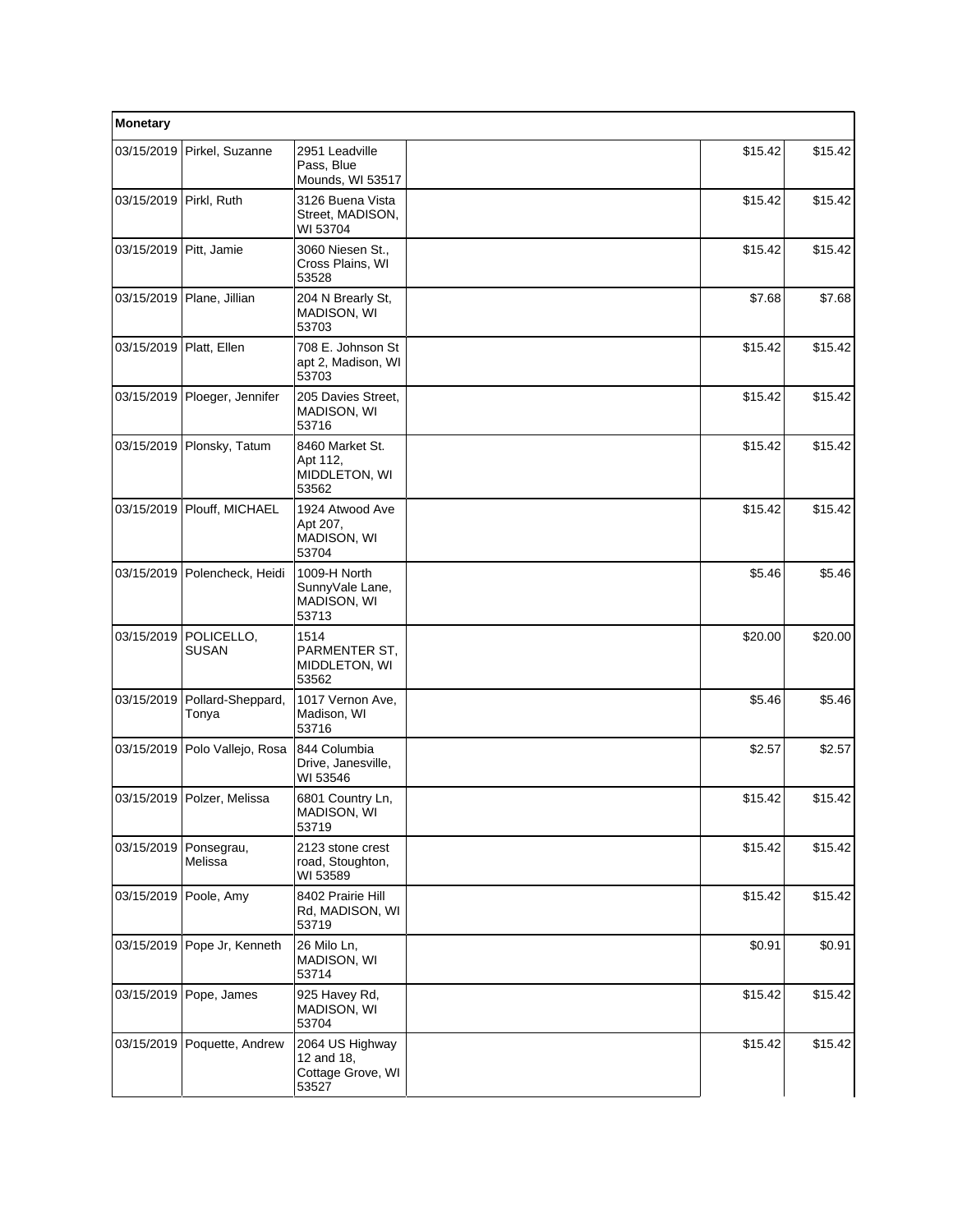| Monetary | | | | | |
|---|---|---|---|---|---|
| 03/15/2019 | Pirkel, Suzanne | 2951 Leadville Pass, Blue Mounds, WI 53517 | | $15.42 | $15.42 |
| 03/15/2019 | Pirkl, Ruth | 3126 Buena Vista Street, MADISON, WI 53704 | | $15.42 | $15.42 |
| 03/15/2019 | Pitt, Jamie | 3060 Niesen St., Cross Plains, WI 53528 | | $15.42 | $15.42 |
| 03/15/2019 | Plane, Jillian | 204 N Brearly St, MADISON, WI 53703 | | $7.68 | $7.68 |
| 03/15/2019 | Platt, Ellen | 708 E. Johnson St apt 2, Madison, WI 53703 | | $15.42 | $15.42 |
| 03/15/2019 | Ploeger, Jennifer | 205 Davies Street, MADISON, WI 53716 | | $15.42 | $15.42 |
| 03/15/2019 | Plonsky, Tatum | 8460 Market St. Apt 112, MIDDLETON, WI 53562 | | $15.42 | $15.42 |
| 03/15/2019 | Plouff, MICHAEL | 1924 Atwood Ave Apt 207, MADISON, WI 53704 | | $15.42 | $15.42 |
| 03/15/2019 | Polencheck, Heidi | 1009-H North SunnyVale Lane, MADISON, WI 53713 | | $5.46 | $5.46 |
| 03/15/2019 | POLICELLO, SUSAN | 1514 PARMENTER ST, MIDDLETON, WI 53562 | | $20.00 | $20.00 |
| 03/15/2019 | Pollard-Sheppard, Tonya | 1017 Vernon Ave, Madison, WI 53716 | | $5.46 | $5.46 |
| 03/15/2019 | Polo Vallejo, Rosa | 844 Columbia Drive, Janesville, WI 53546 | | $2.57 | $2.57 |
| 03/15/2019 | Polzer, Melissa | 6801 Country Ln, MADISON, WI 53719 | | $15.42 | $15.42 |
| 03/15/2019 | Ponsegrau, Melissa | 2123 stone crest road, Stoughton, WI 53589 | | $15.42 | $15.42 |
| 03/15/2019 | Poole, Amy | 8402 Prairie Hill Rd, MADISON, WI 53719 | | $15.42 | $15.42 |
| 03/15/2019 | Pope Jr, Kenneth | 26 Milo Ln, MADISON, WI 53714 | | $0.91 | $0.91 |
| 03/15/2019 | Pope, James | 925 Havey Rd, MADISON, WI 53704 | | $15.42 | $15.42 |
| 03/15/2019 | Poquette, Andrew | 2064 US Highway 12 and 18, Cottage Grove, WI 53527 | | $15.42 | $15.42 |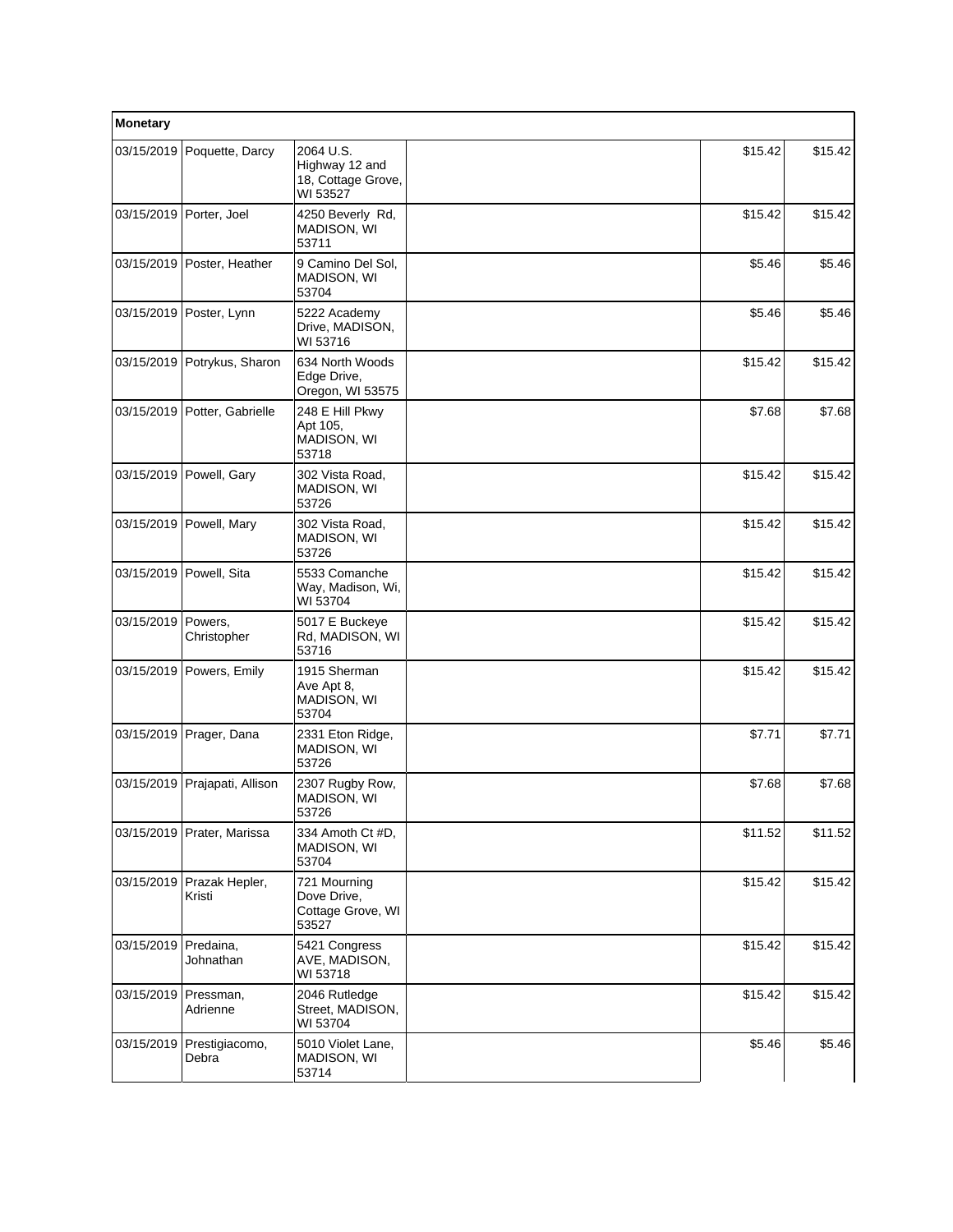| Monetary | | | | | |
|---|---|---|---|---|---|
| 03/15/2019 | Poquette, Darcy | 2064 U.S. Highway 12 and 18, Cottage Grove, WI 53527 | | $15.42 | $15.42 |
| 03/15/2019 | Porter, Joel | 4250 Beverly Rd, MADISON, WI 53711 | | $15.42 | $15.42 |
| 03/15/2019 | Poster, Heather | 9 Camino Del Sol, MADISON, WI 53704 | | $5.46 | $5.46 |
| 03/15/2019 | Poster, Lynn | 5222 Academy Drive, MADISON, WI 53716 | | $5.46 | $5.46 |
| 03/15/2019 | Potrykus, Sharon | 634 North Woods Edge Drive, Oregon, WI 53575 | | $15.42 | $15.42 |
| 03/15/2019 | Potter, Gabrielle | 248 E Hill Pkwy Apt 105, MADISON, WI 53718 | | $7.68 | $7.68 |
| 03/15/2019 | Powell, Gary | 302 Vista Road, MADISON, WI 53726 | | $15.42 | $15.42 |
| 03/15/2019 | Powell, Mary | 302 Vista Road, MADISON, WI 53726 | | $15.42 | $15.42 |
| 03/15/2019 | Powell, Sita | 5533 Comanche Way, Madison, Wi, WI 53704 | | $15.42 | $15.42 |
| 03/15/2019 | Powers, Christopher | 5017 E Buckeye Rd, MADISON, WI 53716 | | $15.42 | $15.42 |
| 03/15/2019 | Powers, Emily | 1915 Sherman Ave Apt 8, MADISON, WI 53704 | | $15.42 | $15.42 |
| 03/15/2019 | Prager, Dana | 2331 Eton Ridge, MADISON, WI 53726 | | $7.71 | $7.71 |
| 03/15/2019 | Prajapati, Allison | 2307 Rugby Row, MADISON, WI 53726 | | $7.68 | $7.68 |
| 03/15/2019 | Prater, Marissa | 334 Amoth Ct #D, MADISON, WI 53704 | | $11.52 | $11.52 |
| 03/15/2019 | Prazak Hepler, Kristi | 721 Mourning Dove Drive, Cottage Grove, WI 53527 | | $15.42 | $15.42 |
| 03/15/2019 | Predaina, Johnathan | 5421 Congress AVE, MADISON, WI 53718 | | $15.42 | $15.42 |
| 03/15/2019 | Pressman, Adrienne | 2046 Rutledge Street, MADISON, WI 53704 | | $15.42 | $15.42 |
| 03/15/2019 | Prestigiacomo, Debra | 5010 Violet Lane, MADISON, WI 53714 | | $5.46 | $5.46 |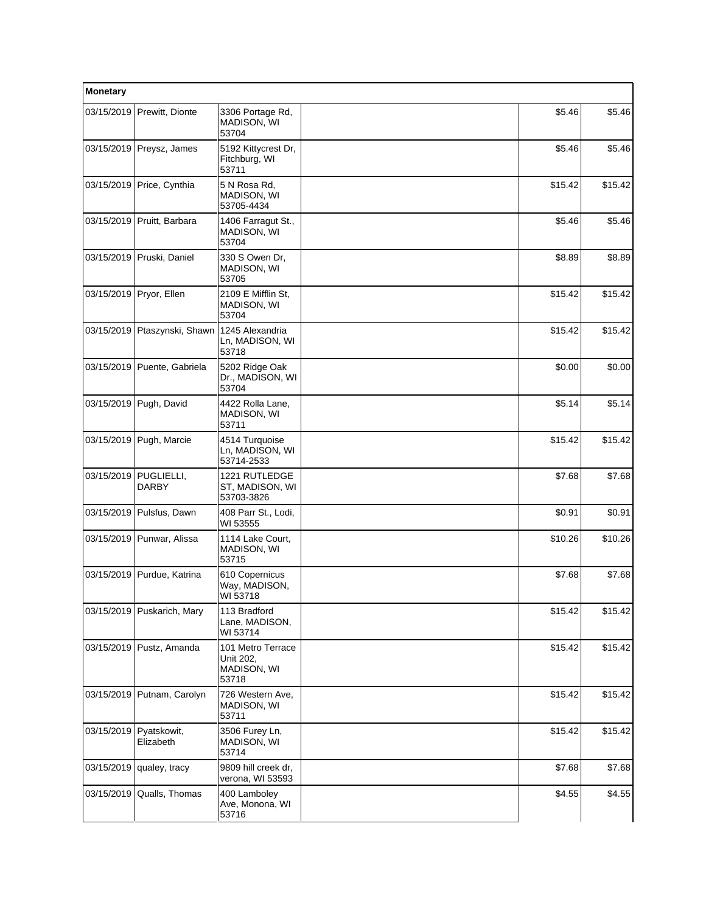| Monetary | | | | | |
|---|---|---|---|---|---|
| 03/15/2019 | Prewitt, Dionte | 3306 Portage Rd, MADISON, WI 53704 | | $5.46 | $5.46 |
| 03/15/2019 | Preysz, James | 5192 Kittycrest Dr, Fitchburg, WI 53711 | | $5.46 | $5.46 |
| 03/15/2019 | Price, Cynthia | 5 N Rosa Rd, MADISON, WI 53705-4434 | | $15.42 | $15.42 |
| 03/15/2019 | Pruitt, Barbara | 1406 Farragut St., MADISON, WI 53704 | | $5.46 | $5.46 |
| 03/15/2019 | Pruski, Daniel | 330 S Owen Dr, MADISON, WI 53705 | | $8.89 | $8.89 |
| 03/15/2019 | Pryor, Ellen | 2109 E Mifflin St, MADISON, WI 53704 | | $15.42 | $15.42 |
| 03/15/2019 | Ptaszynski, Shawn | 1245 Alexandria Ln, MADISON, WI 53718 | | $15.42 | $15.42 |
| 03/15/2019 | Puente, Gabriela | 5202 Ridge Oak Dr., MADISON, WI 53704 | | $0.00 | $0.00 |
| 03/15/2019 | Pugh, David | 4422 Rolla Lane, MADISON, WI 53711 | | $5.14 | $5.14 |
| 03/15/2019 | Pugh, Marcie | 4514 Turquoise Ln, MADISON, WI 53714-2533 | | $15.42 | $15.42 |
| 03/15/2019 | PUGLIELLI, DARBY | 1221 RUTLEDGE ST, MADISON, WI 53703-3826 | | $7.68 | $7.68 |
| 03/15/2019 | Pulsfus, Dawn | 408 Parr St., Lodi, WI 53555 | | $0.91 | $0.91 |
| 03/15/2019 | Punwar, Alissa | 1114 Lake Court, MADISON, WI 53715 | | $10.26 | $10.26 |
| 03/15/2019 | Purdue, Katrina | 610 Copernicus Way, MADISON, WI 53718 | | $7.68 | $7.68 |
| 03/15/2019 | Puskarich, Mary | 113 Bradford Lane, MADISON, WI 53714 | | $15.42 | $15.42 |
| 03/15/2019 | Pustz, Amanda | 101 Metro Terrace Unit 202, MADISON, WI 53718 | | $15.42 | $15.42 |
| 03/15/2019 | Putnam, Carolyn | 726 Western Ave, MADISON, WI 53711 | | $15.42 | $15.42 |
| 03/15/2019 | Pyatskowit, Elizabeth | 3506 Furey Ln, MADISON, WI 53714 | | $15.42 | $15.42 |
| 03/15/2019 | qualey, tracy | 9809 hill creek dr, verona, WI 53593 | | $7.68 | $7.68 |
| 03/15/2019 | Qualls, Thomas | 400 Lamboley Ave, Monona, WI 53716 | | $4.55 | $4.55 |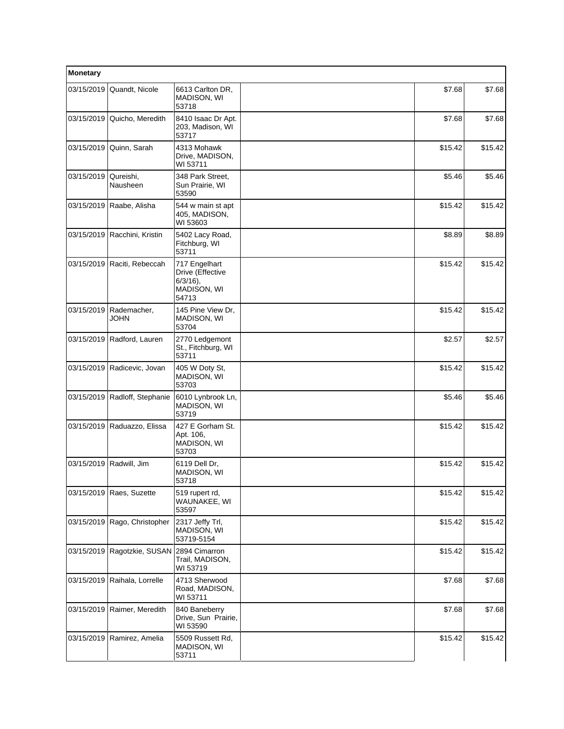| Monetary | | | | | |
|---|---|---|---|---|---|
| 03/15/2019 | Quandt, Nicole | 6613 Carlton DR, MADISON, WI 53718 | | $7.68 | $7.68 |
| 03/15/2019 | Quicho, Meredith | 8410 Isaac Dr Apt. 203, Madison, WI 53717 | | $7.68 | $7.68 |
| 03/15/2019 | Quinn, Sarah | 4313 Mohawk Drive, MADISON, WI 53711 | | $15.42 | $15.42 |
| 03/15/2019 | Qureishi, Nausheen | 348 Park Street, Sun Prairie, WI 53590 | | $5.46 | $5.46 |
| 03/15/2019 | Raabe, Alisha | 544 w main st apt 405, MADISON, WI 53603 | | $15.42 | $15.42 |
| 03/15/2019 | Racchini, Kristin | 5402 Lacy Road, Fitchburg, WI 53711 | | $8.89 | $8.89 |
| 03/15/2019 | Raciti, Rebeccah | 717 Engelhart Drive (Effective 6/3/16), MADISON, WI 54713 | | $15.42 | $15.42 |
| 03/15/2019 | Rademacher, JOHN | 145 Pine View Dr, MADISON, WI 53704 | | $15.42 | $15.42 |
| 03/15/2019 | Radford, Lauren | 2770 Ledgemont St., Fitchburg, WI 53711 | | $2.57 | $2.57 |
| 03/15/2019 | Radicevic, Jovan | 405 W Doty St, MADISON, WI 53703 | | $15.42 | $15.42 |
| 03/15/2019 | Radloff, Stephanie | 6010 Lynbrook Ln, MADISON, WI 53719 | | $5.46 | $5.46 |
| 03/15/2019 | Raduazzo, Elissa | 427 E Gorham St. Apt. 106, MADISON, WI 53703 | | $15.42 | $15.42 |
| 03/15/2019 | Radwill, Jim | 6119 Dell Dr, MADISON, WI 53718 | | $15.42 | $15.42 |
| 03/15/2019 | Raes, Suzette | 519 rupert rd, WAUNAKEE, WI 53597 | | $15.42 | $15.42 |
| 03/15/2019 | Rago, Christopher | 2317 Jeffy Trl, MADISON, WI 53719-5154 | | $15.42 | $15.42 |
| 03/15/2019 | Ragotzkie, SUSAN | 2894 Cimarron Trail, MADISON, WI 53719 | | $15.42 | $15.42 |
| 03/15/2019 | Raihala, Lorrelle | 4713 Sherwood Road, MADISON, WI 53711 | | $7.68 | $7.68 |
| 03/15/2019 | Raimer, Meredith | 840 Baneberry Drive, Sun Prairie, WI 53590 | | $7.68 | $7.68 |
| 03/15/2019 | Ramirez, Amelia | 5509 Russett Rd, MADISON, WI 53711 | | $15.42 | $15.42 |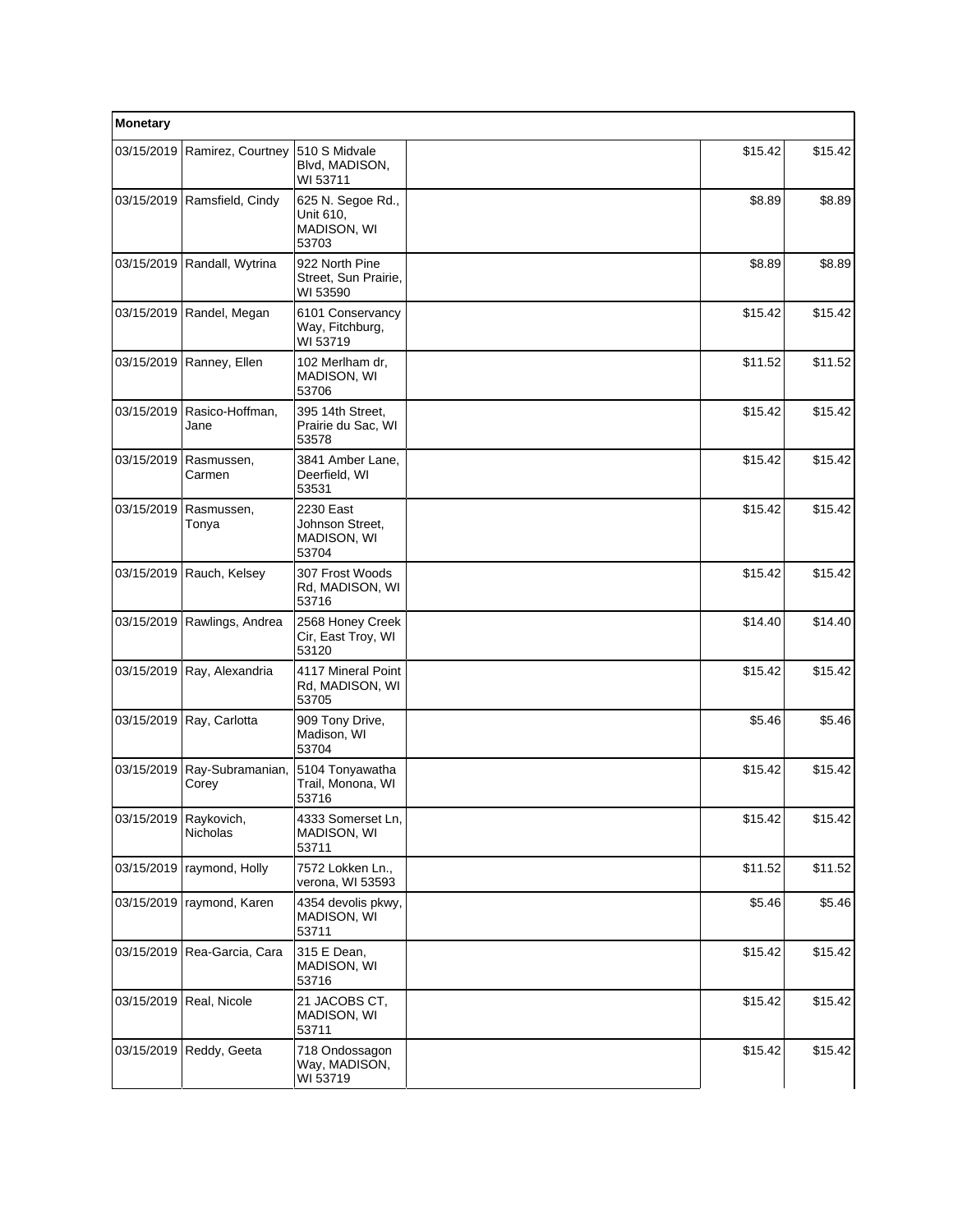| Monetary | | | | | |
|---|---|---|---|---|---|
| 03/15/2019 | Ramirez, Courtney | 510 S Midvale Blvd, MADISON, WI 53711 | | $15.42 | $15.42 |
| 03/15/2019 | Ramsfield, Cindy | 625 N. Segoe Rd., Unit 610, MADISON, WI 53703 | | $8.89 | $8.89 |
| 03/15/2019 | Randall, Wytrina | 922 North Pine Street, Sun Prairie, WI 53590 | | $8.89 | $8.89 |
| 03/15/2019 | Randel, Megan | 6101 Conservancy Way, Fitchburg, WI 53719 | | $15.42 | $15.42 |
| 03/15/2019 | Ranney, Ellen | 102 Merlham dr, MADISON, WI 53706 | | $11.52 | $11.52 |
| 03/15/2019 | Rasico-Hoffman, Jane | 395 14th Street, Prairie du Sac, WI 53578 | | $15.42 | $15.42 |
| 03/15/2019 | Rasmussen, Carmen | 3841 Amber Lane, Deerfield, WI 53531 | | $15.42 | $15.42 |
| 03/15/2019 | Rasmussen, Tonya | 2230 East Johnson Street, MADISON, WI 53704 | | $15.42 | $15.42 |
| 03/15/2019 | Rauch, Kelsey | 307 Frost Woods Rd, MADISON, WI 53716 | | $15.42 | $15.42 |
| 03/15/2019 | Rawlings, Andrea | 2568 Honey Creek Cir, East Troy, WI 53120 | | $14.40 | $14.40 |
| 03/15/2019 | Ray, Alexandria | 4117 Mineral Point Rd, MADISON, WI 53705 | | $15.42 | $15.42 |
| 03/15/2019 | Ray, Carlotta | 909 Tony Drive, Madison, WI 53704 | | $5.46 | $5.46 |
| 03/15/2019 | Ray-Subramanian, Corey | 5104 Tonyawatha Trail, Monona, WI 53716 | | $15.42 | $15.42 |
| 03/15/2019 | Raykovich, Nicholas | 4333 Somerset Ln, MADISON, WI 53711 | | $15.42 | $15.42 |
| 03/15/2019 | raymond, Holly | 7572 Lokken Ln., verona, WI 53593 | | $11.52 | $11.52 |
| 03/15/2019 | raymond, Karen | 4354 devolis pkwy, MADISON, WI 53711 | | $5.46 | $5.46 |
| 03/15/2019 | Rea-Garcia, Cara | 315 E Dean, MADISON, WI 53716 | | $15.42 | $15.42 |
| 03/15/2019 | Real, Nicole | 21 JACOBS CT, MADISON, WI 53711 | | $15.42 | $15.42 |
| 03/15/2019 | Reddy, Geeta | 718 Ondossagon Way, MADISON, WI 53719 | | $15.42 | $15.42 |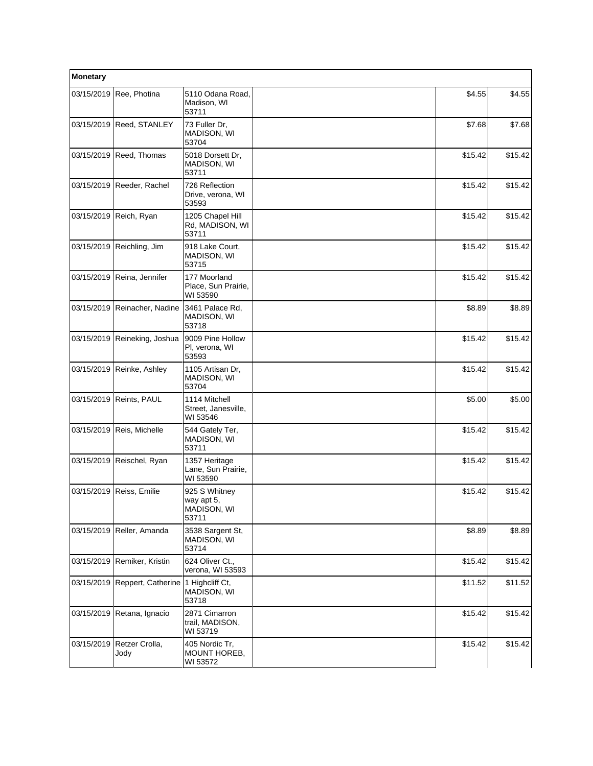| Monetary | | | | | |
|---|---|---|---|---|---|
| 03/15/2019 | Ree, Photina | 5110 Odana Road, Madison, WI 53711 | | $4.55 | $4.55 |
| 03/15/2019 | Reed, STANLEY | 73 Fuller Dr, MADISON, WI 53704 | | $7.68 | $7.68 |
| 03/15/2019 | Reed, Thomas | 5018 Dorsett Dr, MADISON, WI 53711 | | $15.42 | $15.42 |
| 03/15/2019 | Reeder, Rachel | 726 Reflection Drive, verona, WI 53593 | | $15.42 | $15.42 |
| 03/15/2019 | Reich, Ryan | 1205 Chapel Hill Rd, MADISON, WI 53711 | | $15.42 | $15.42 |
| 03/15/2019 | Reichling, Jim | 918 Lake Court, MADISON, WI 53715 | | $15.42 | $15.42 |
| 03/15/2019 | Reina, Jennifer | 177 Moorland Place, Sun Prairie, WI 53590 | | $15.42 | $15.42 |
| 03/15/2019 | Reinacher, Nadine | 3461 Palace Rd, MADISON, WI 53718 | | $8.89 | $8.89 |
| 03/15/2019 | Reineking, Joshua | 9009 Pine Hollow Pl, verona, WI 53593 | | $15.42 | $15.42 |
| 03/15/2019 | Reinke, Ashley | 1105 Artisan Dr, MADISON, WI 53704 | | $15.42 | $15.42 |
| 03/15/2019 | Reints, PAUL | 1114 Mitchell Street, Janesville, WI 53546 | | $5.00 | $5.00 |
| 03/15/2019 | Reis, Michelle | 544 Gately Ter, MADISON, WI 53711 | | $15.42 | $15.42 |
| 03/15/2019 | Reischel, Ryan | 1357 Heritage Lane, Sun Prairie, WI 53590 | | $15.42 | $15.42 |
| 03/15/2019 | Reiss, Emilie | 925 S Whitney way apt 5, MADISON, WI 53711 | | $15.42 | $15.42 |
| 03/15/2019 | Reller, Amanda | 3538 Sargent St, MADISON, WI 53714 | | $8.89 | $8.89 |
| 03/15/2019 | Remiker, Kristin | 624 Oliver Ct., verona, WI 53593 | | $15.42 | $15.42 |
| 03/15/2019 | Reppert, Catherine | 1 Highcliff Ct, MADISON, WI 53718 | | $11.52 | $11.52 |
| 03/15/2019 | Retana, Ignacio | 2871 Cimarron trail, MADISON, WI 53719 | | $15.42 | $15.42 |
| 03/15/2019 | Retzer Crolla, Jody | 405 Nordic Tr, MOUNT HOREB, WI 53572 | | $15.42 | $15.42 |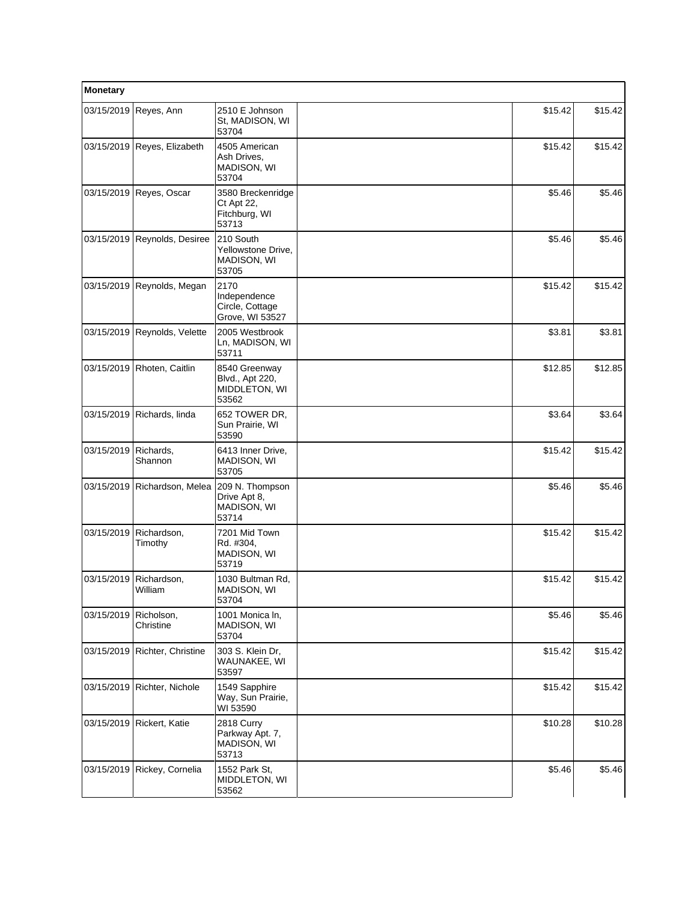| Monetary | | | | | |
|---|---|---|---|---|---|
| 03/15/2019 | Reyes, Ann | 2510 E Johnson St, MADISON, WI 53704 | | $15.42 | $15.42 |
| 03/15/2019 | Reyes, Elizabeth | 4505 American Ash Drives, MADISON, WI 53704 | | $15.42 | $15.42 |
| 03/15/2019 | Reyes, Oscar | 3580 Breckenridge Ct Apt 22, Fitchburg, WI 53713 | | $5.46 | $5.46 |
| 03/15/2019 | Reynolds, Desiree | 210 South Yellowstone Drive, MADISON, WI 53705 | | $5.46 | $5.46 |
| 03/15/2019 | Reynolds, Megan | 2170 Independence Circle, Cottage Grove, WI 53527 | | $15.42 | $15.42 |
| 03/15/2019 | Reynolds, Velette | 2005 Westbrook Ln, MADISON, WI 53711 | | $3.81 | $3.81 |
| 03/15/2019 | Rhoten, Caitlin | 8540 Greenway Blvd., Apt 220, MIDDLETON, WI 53562 | | $12.85 | $12.85 |
| 03/15/2019 | Richards, linda | 652 TOWER DR, Sun Prairie, WI 53590 | | $3.64 | $3.64 |
| 03/15/2019 | Richards, Shannon | 6413 Inner Drive, MADISON, WI 53705 | | $15.42 | $15.42 |
| 03/15/2019 | Richardson, Melea | 209 N. Thompson Drive Apt 8, MADISON, WI 53714 | | $5.46 | $5.46 |
| 03/15/2019 | Richardson, Timothy | 7201 Mid Town Rd. #304, MADISON, WI 53719 | | $15.42 | $15.42 |
| 03/15/2019 | Richardson, William | 1030 Bultman Rd, MADISON, WI 53704 | | $15.42 | $15.42 |
| 03/15/2019 | Richolson, Christine | 1001 Monica ln, MADISON, WI 53704 | | $5.46 | $5.46 |
| 03/15/2019 | Richter, Christine | 303 S. Klein Dr, WAUNAKEE, WI 53597 | | $15.42 | $15.42 |
| 03/15/2019 | Richter, Nichole | 1549 Sapphire Way, Sun Prairie, WI 53590 | | $15.42 | $15.42 |
| 03/15/2019 | Rickert, Katie | 2818 Curry Parkway Apt. 7, MADISON, WI 53713 | | $10.28 | $10.28 |
| 03/15/2019 | Rickey, Cornelia | 1552 Park St, MIDDLETON, WI 53562 | | $5.46 | $5.46 |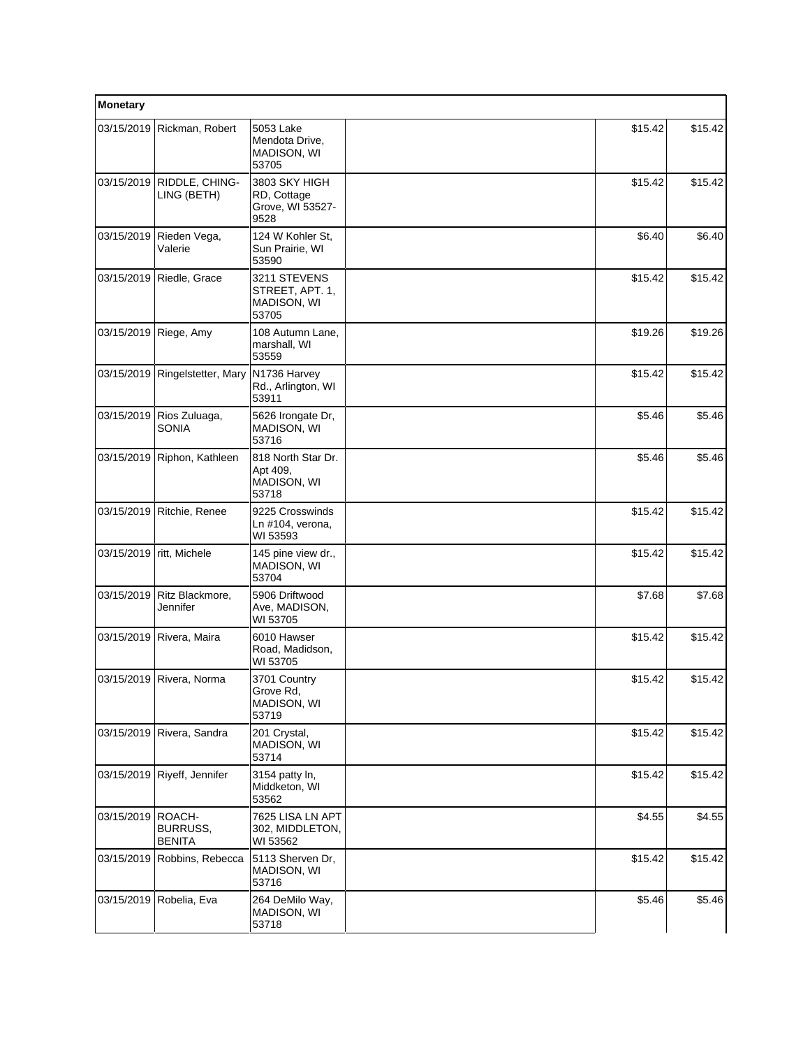| Monetary | | | | | |
|---|---|---|---|---|---|
| 03/15/2019 | Rickman, Robert | 5053 Lake Mendota Drive, MADISON, WI 53705 | | $15.42 | $15.42 |
| 03/15/2019 | RIDDLE, CHING-LING (BETH) | 3803 SKY HIGH RD, Cottage Grove, WI 53527-9528 | | $15.42 | $15.42 |
| 03/15/2019 | Rieden Vega, Valerie | 124 W Kohler St, Sun Prairie, WI 53590 | | $6.40 | $6.40 |
| 03/15/2019 | Riedle, Grace | 3211 STEVENS STREET, APT. 1, MADISON, WI 53705 | | $15.42 | $15.42 |
| 03/15/2019 | Riege, Amy | 108 Autumn Lane, marshall, WI 53559 | | $19.26 | $19.26 |
| 03/15/2019 | Ringelstetter, Mary | N1736 Harvey Rd., Arlington, WI 53911 | | $15.42 | $15.42 |
| 03/15/2019 | Rios Zuluaga, SONIA | 5626 Irongate Dr, MADISON, WI 53716 | | $5.46 | $5.46 |
| 03/15/2019 | Riphon, Kathleen | 818 North Star Dr. Apt 409, MADISON, WI 53718 | | $5.46 | $5.46 |
| 03/15/2019 | Ritchie, Renee | 9225 Crosswinds Ln #104, verona, WI 53593 | | $15.42 | $15.42 |
| 03/15/2019 | ritt, Michele | 145 pine view dr., MADISON, WI 53704 | | $15.42 | $15.42 |
| 03/15/2019 | Ritz Blackmore, Jennifer | 5906 Driftwood Ave, MADISON, WI 53705 | | $7.68 | $7.68 |
| 03/15/2019 | Rivera, Maira | 6010 Hawser Road, Madidson, WI 53705 | | $15.42 | $15.42 |
| 03/15/2019 | Rivera, Norma | 3701 Country Grove Rd, MADISON, WI 53719 | | $15.42 | $15.42 |
| 03/15/2019 | Rivera, Sandra | 201 Crystal, MADISON, WI 53714 | | $15.42 | $15.42 |
| 03/15/2019 | Riyeff, Jennifer | 3154 patty ln, Middketon, WI 53562 | | $15.42 | $15.42 |
| 03/15/2019 | ROACH-BURRUSS, BENITA | 7625 LISA LN APT 302, MIDDLETON, WI 53562 | | $4.55 | $4.55 |
| 03/15/2019 | Robbins, Rebecca | 5113 Sherven Dr, MADISON, WI 53716 | | $15.42 | $15.42 |
| 03/15/2019 | Robelia, Eva | 264 DeMilo Way, MADISON, WI 53718 | | $5.46 | $5.46 |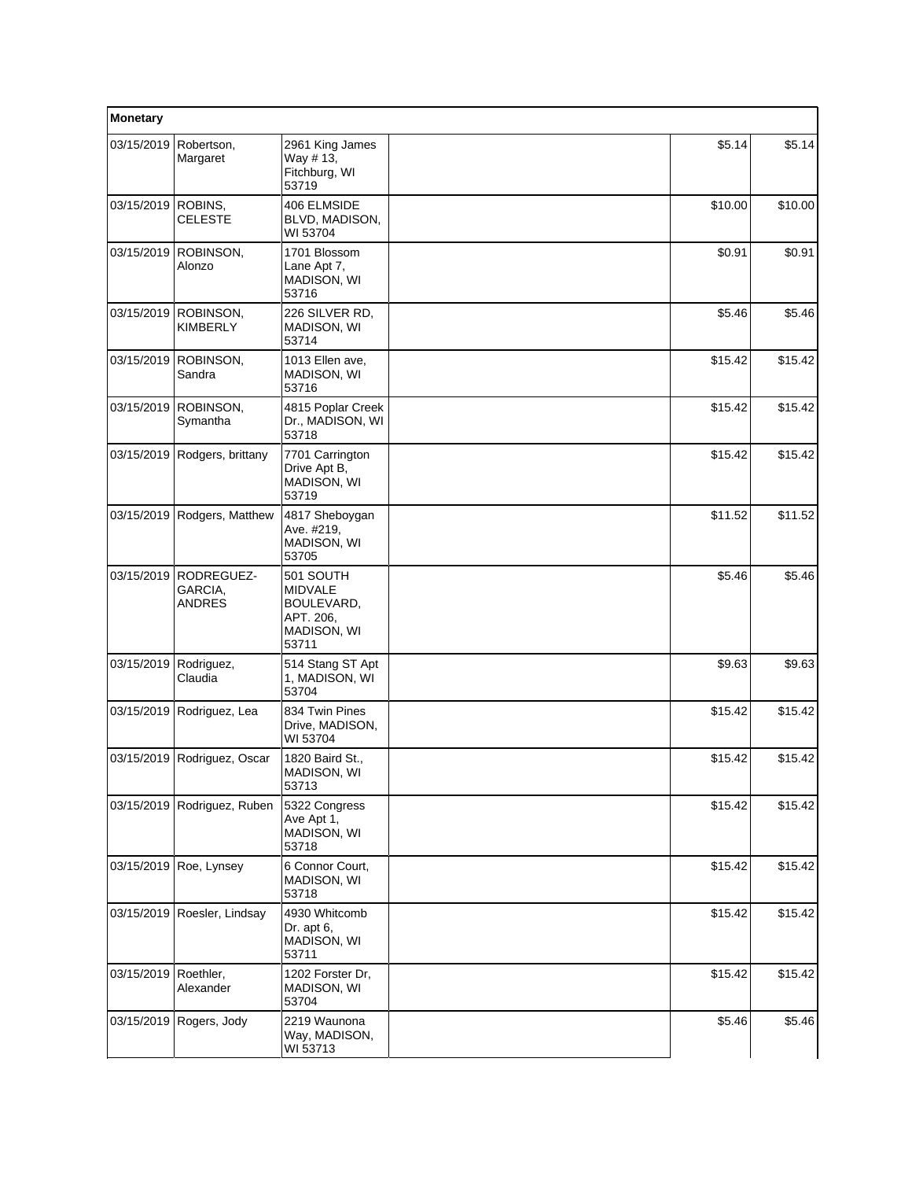| Monetary | | | | | |
|---|---|---|---|---|---|
| 03/15/2019 | Robertson, Margaret | 2961 King James Way # 13, Fitchburg, WI 53719 | | $5.14 | $5.14 |
| 03/15/2019 | ROBINS, CELESTE | 406 ELMSIDE BLVD, MADISON, WI 53704 | | $10.00 | $10.00 |
| 03/15/2019 | ROBINSON, Alonzo | 1701 Blossom Lane Apt 7, MADISON, WI 53716 | | $0.91 | $0.91 |
| 03/15/2019 | ROBINSON, KIMBERLY | 226 SILVER RD, MADISON, WI 53714 | | $5.46 | $5.46 |
| 03/15/2019 | ROBINSON, Sandra | 1013 Ellen ave, MADISON, WI 53716 | | $15.42 | $15.42 |
| 03/15/2019 | ROBINSON, Symantha | 4815 Poplar Creek Dr., MADISON, WI 53718 | | $15.42 | $15.42 |
| 03/15/2019 | Rodgers, brittany | 7701 Carrington Drive Apt B, MADISON, WI 53719 | | $15.42 | $15.42 |
| 03/15/2019 | Rodgers, Matthew | 4817 Sheboygan Ave. #219, MADISON, WI 53705 | | $11.52 | $11.52 |
| 03/15/2019 | RODREGUEZ-GARCIA, ANDRES | 501 SOUTH MIDVALE BOULEVARD, APT. 206, MADISON, WI 53711 | | $5.46 | $5.46 |
| 03/15/2019 | Rodriguez, Claudia | 514 Stang ST Apt 1, MADISON, WI 53704 | | $9.63 | $9.63 |
| 03/15/2019 | Rodriguez, Lea | 834 Twin Pines Drive, MADISON, WI 53704 | | $15.42 | $15.42 |
| 03/15/2019 | Rodriguez, Oscar | 1820 Baird St., MADISON, WI 53713 | | $15.42 | $15.42 |
| 03/15/2019 | Rodriguez, Ruben | 5322 Congress Ave Apt 1, MADISON, WI 53718 | | $15.42 | $15.42 |
| 03/15/2019 | Roe, Lynsey | 6 Connor Court, MADISON, WI 53718 | | $15.42 | $15.42 |
| 03/15/2019 | Roesler, Lindsay | 4930 Whitcomb Dr. apt 6, MADISON, WI 53711 | | $15.42 | $15.42 |
| 03/15/2019 | Roethler, Alexander | 1202 Forster Dr, MADISON, WI 53704 | | $15.42 | $15.42 |
| 03/15/2019 | Rogers, Jody | 2219 Waunona Way, MADISON, WI 53713 | | $5.46 | $5.46 |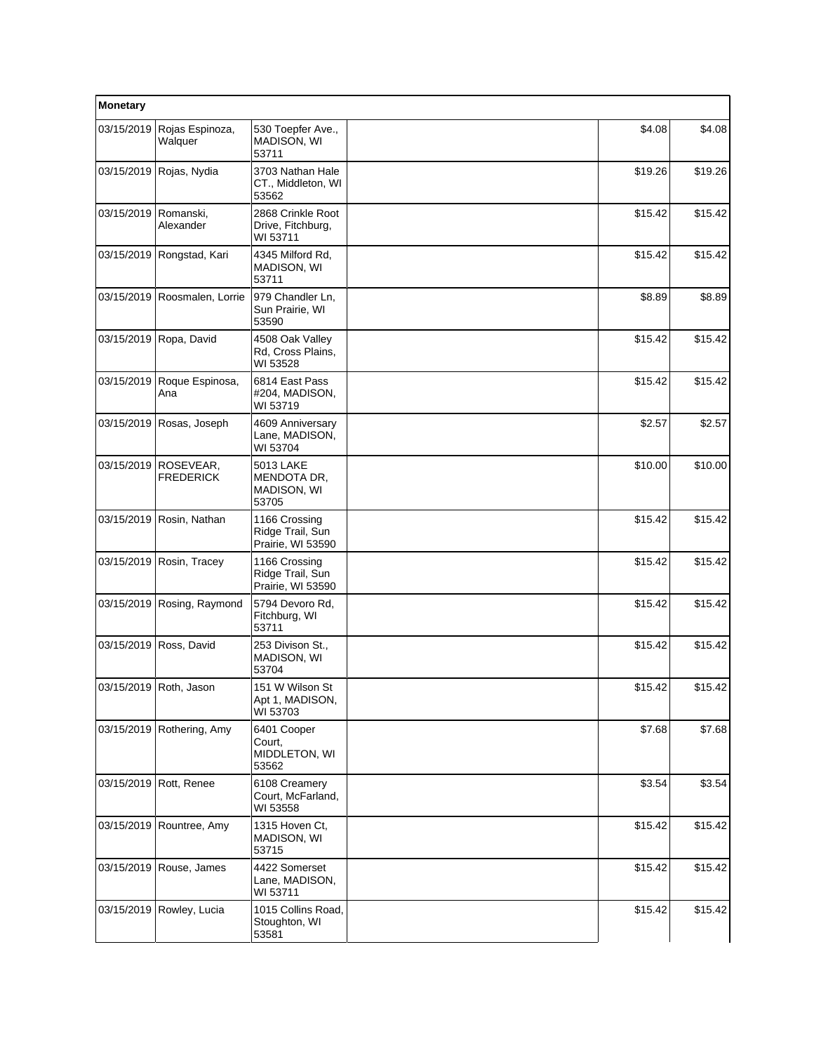| Monetary | | | | | |
|---|---|---|---|---|---|
| 03/15/2019 | Rojas Espinoza, Walquer | 530 Toepfer Ave., MADISON, WI 53711 | | $4.08 | $4.08 |
| 03/15/2019 | Rojas, Nydia | 3703 Nathan Hale CT., Middleton, WI 53562 | | $19.26 | $19.26 |
| 03/15/2019 | Romanski, Alexander | 2868 Crinkle Root Drive, Fitchburg, WI 53711 | | $15.42 | $15.42 |
| 03/15/2019 | Rongstad, Kari | 4345 Milford Rd, MADISON, WI 53711 | | $15.42 | $15.42 |
| 03/15/2019 | Roosmalen, Lorrie | 979 Chandler Ln, Sun Prairie, WI 53590 | | $8.89 | $8.89 |
| 03/15/2019 | Ropa, David | 4508 Oak Valley Rd, Cross Plains, WI 53528 | | $15.42 | $15.42 |
| 03/15/2019 | Roque Espinosa, Ana | 6814 East Pass #204, MADISON, WI 53719 | | $15.42 | $15.42 |
| 03/15/2019 | Rosas, Joseph | 4609 Anniversary Lane, MADISON, WI 53704 | | $2.57 | $2.57 |
| 03/15/2019 | ROSEVEAR, FREDERICK | 5013 LAKE MENDOTA DR, MADISON, WI 53705 | | $10.00 | $10.00 |
| 03/15/2019 | Rosin, Nathan | 1166 Crossing Ridge Trail, Sun Prairie, WI 53590 | | $15.42 | $15.42 |
| 03/15/2019 | Rosin, Tracey | 1166 Crossing Ridge Trail, Sun Prairie, WI 53590 | | $15.42 | $15.42 |
| 03/15/2019 | Rosing, Raymond | 5794 Devoro Rd, Fitchburg, WI 53711 | | $15.42 | $15.42 |
| 03/15/2019 | Ross, David | 253 Divison St., MADISON, WI 53704 | | $15.42 | $15.42 |
| 03/15/2019 | Roth, Jason | 151 W Wilson St Apt 1, MADISON, WI 53703 | | $15.42 | $15.42 |
| 03/15/2019 | Rothering, Amy | 6401 Cooper Court, MIDDLETON, WI 53562 | | $7.68 | $7.68 |
| 03/15/2019 | Rott, Renee | 6108 Creamery Court, McFarland, WI 53558 | | $3.54 | $3.54 |
| 03/15/2019 | Rountree, Amy | 1315 Hoven Ct, MADISON, WI 53715 | | $15.42 | $15.42 |
| 03/15/2019 | Rouse, James | 4422 Somerset Lane, MADISON, WI 53711 | | $15.42 | $15.42 |
| 03/15/2019 | Rowley, Lucia | 1015 Collins Road, Stoughton, WI 53581 | | $15.42 | $15.42 |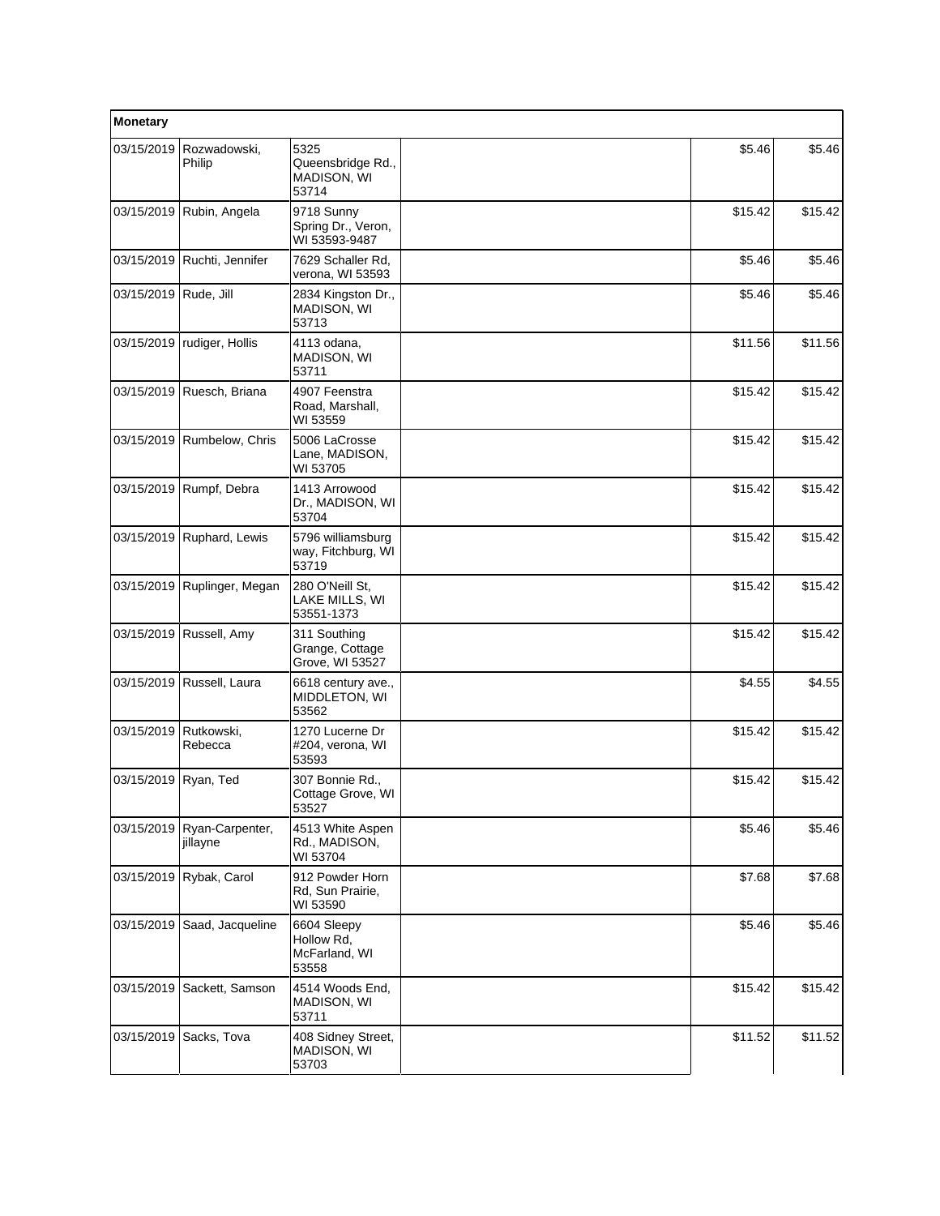| Monetary | | | | | |
|---|---|---|---|---|---|
| 03/15/2019 | Rozwadowski, Philip | 5325 Queensbridge Rd., MADISON, WI 53714 | | $5.46 | $5.46 |
| 03/15/2019 | Rubin, Angela | 9718 Sunny Spring Dr., Veron, WI 53593-9487 | | $15.42 | $15.42 |
| 03/15/2019 | Ruchti, Jennifer | 7629 Schaller Rd, verona, WI 53593 | | $5.46 | $5.46 |
| 03/15/2019 | Rude, Jill | 2834 Kingston Dr., MADISON, WI 53713 | | $5.46 | $5.46 |
| 03/15/2019 | rudiger, Hollis | 4113 odana, MADISON, WI 53711 | | $11.56 | $11.56 |
| 03/15/2019 | Ruesch, Briana | 4907 Feenstra Road, Marshall, WI 53559 | | $15.42 | $15.42 |
| 03/15/2019 | Rumbelow, Chris | 5006 LaCrosse Lane, MADISON, WI 53705 | | $15.42 | $15.42 |
| 03/15/2019 | Rumpf, Debra | 1413 Arrowood Dr., MADISON, WI 53704 | | $15.42 | $15.42 |
| 03/15/2019 | Ruphard, Lewis | 5796 williamsburg way, Fitchburg, WI 53719 | | $15.42 | $15.42 |
| 03/15/2019 | Ruplinger, Megan | 280 O'Neill St, LAKE MILLS, WI 53551-1373 | | $15.42 | $15.42 |
| 03/15/2019 | Russell, Amy | 311 Southing Grange, Cottage Grove, WI 53527 | | $15.42 | $15.42 |
| 03/15/2019 | Russell, Laura | 6618 century ave., MIDDLETON, WI 53562 | | $4.55 | $4.55 |
| 03/15/2019 | Rutkowski, Rebecca | 1270 Lucerne Dr #204, verona, WI 53593 | | $15.42 | $15.42 |
| 03/15/2019 | Ryan, Ted | 307 Bonnie Rd., Cottage Grove, WI 53527 | | $15.42 | $15.42 |
| 03/15/2019 | Ryan-Carpenter, jillayne | 4513 White Aspen Rd., MADISON, WI 53704 | | $5.46 | $5.46 |
| 03/15/2019 | Rybak, Carol | 912 Powder Horn Rd, Sun Prairie, WI 53590 | | $7.68 | $7.68 |
| 03/15/2019 | Saad, Jacqueline | 6604 Sleepy Hollow Rd, McFarland, WI 53558 | | $5.46 | $5.46 |
| 03/15/2019 | Sackett, Samson | 4514 Woods End, MADISON, WI 53711 | | $15.42 | $15.42 |
| 03/15/2019 | Sacks, Tova | 408 Sidney Street, MADISON, WI 53703 | | $11.52 | $11.52 |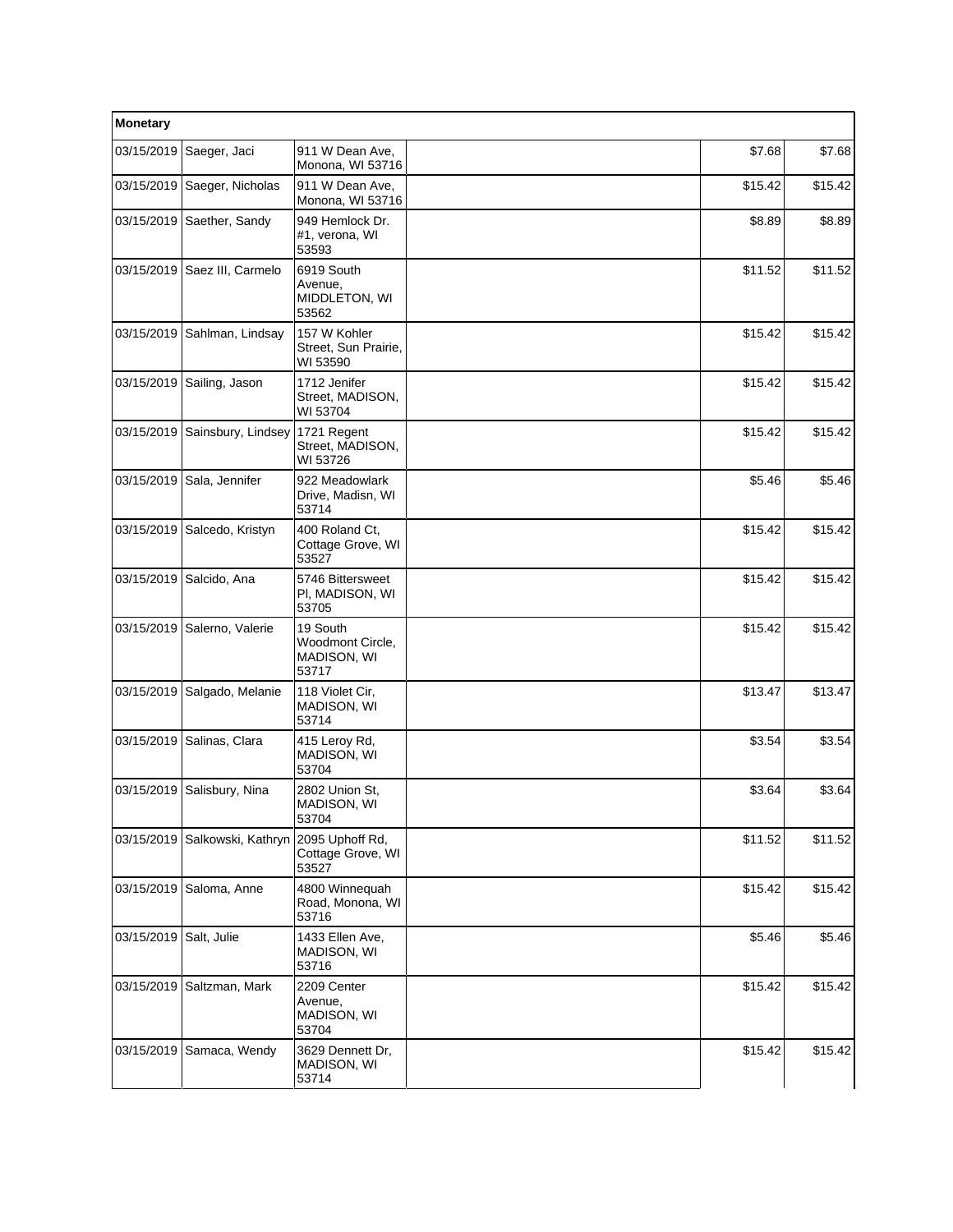| Monetary | | | | | |
|---|---|---|---|---|---|
| 03/15/2019 | Saeger, Jaci | 911 W Dean Ave, Monona, WI 53716 | | $7.68 | $7.68 |
| 03/15/2019 | Saeger, Nicholas | 911 W Dean Ave, Monona, WI 53716 | | $15.42 | $15.42 |
| 03/15/2019 | Saether, Sandy | 949 Hemlock Dr. #1, verona, WI 53593 | | $8.89 | $8.89 |
| 03/15/2019 | Saez III, Carmelo | 6919 South Avenue, MIDDLETON, WI 53562 | | $11.52 | $11.52 |
| 03/15/2019 | Sahlman, Lindsay | 157 W Kohler Street, Sun Prairie, WI 53590 | | $15.42 | $15.42 |
| 03/15/2019 | Sailing, Jason | 1712 Jenifer Street, MADISON, WI 53704 | | $15.42 | $15.42 |
| 03/15/2019 | Sainsbury, Lindsey | 1721 Regent Street, MADISON, WI 53726 | | $15.42 | $15.42 |
| 03/15/2019 | Sala, Jennifer | 922 Meadowlark Drive, Madisn, WI 53714 | | $5.46 | $5.46 |
| 03/15/2019 | Salcedo, Kristyn | 400 Roland Ct, Cottage Grove, WI 53527 | | $15.42 | $15.42 |
| 03/15/2019 | Salcido, Ana | 5746 Bittersweet Pl, MADISON, WI 53705 | | $15.42 | $15.42 |
| 03/15/2019 | Salerno, Valerie | 19 South Woodmont Circle, MADISON, WI 53717 | | $15.42 | $15.42 |
| 03/15/2019 | Salgado, Melanie | 118 Violet Cir, MADISON, WI 53714 | | $13.47 | $13.47 |
| 03/15/2019 | Salinas, Clara | 415 Leroy Rd, MADISON, WI 53704 | | $3.54 | $3.54 |
| 03/15/2019 | Salisbury, Nina | 2802 Union St, MADISON, WI 53704 | | $3.64 | $3.64 |
| 03/15/2019 | Salkowski, Kathryn | 2095 Uphoff Rd, Cottage Grove, WI 53527 | | $11.52 | $11.52 |
| 03/15/2019 | Saloma, Anne | 4800 Winnequah Road, Monona, WI 53716 | | $15.42 | $15.42 |
| 03/15/2019 | Salt, Julie | 1433 Ellen Ave, MADISON, WI 53716 | | $5.46 | $5.46 |
| 03/15/2019 | Saltzman, Mark | 2209 Center Avenue, MADISON, WI 53704 | | $15.42 | $15.42 |
| 03/15/2019 | Samaca, Wendy | 3629 Dennett Dr, MADISON, WI 53714 | | $15.42 | $15.42 |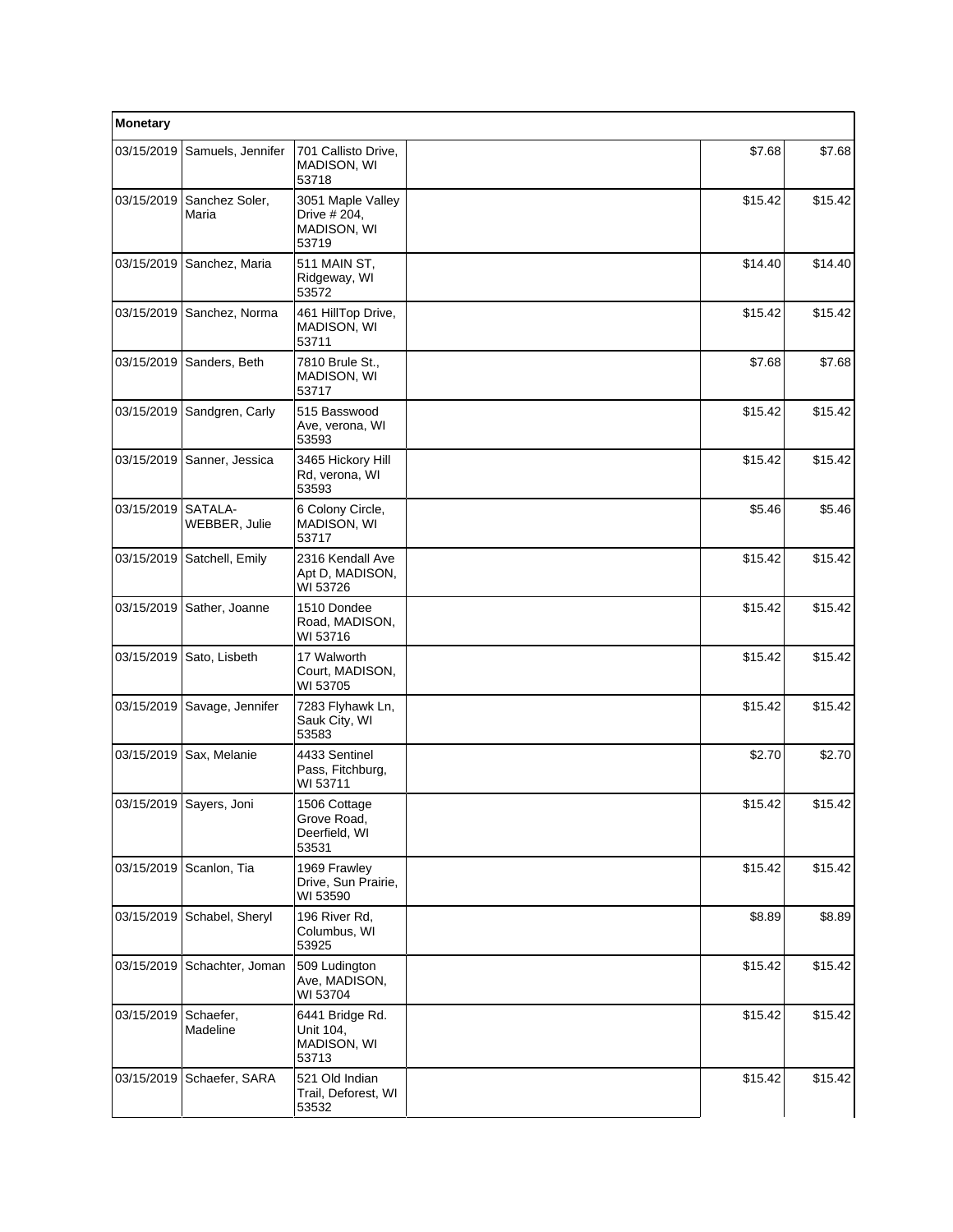| Monetary | | | | | |
|---|---|---|---|---|---|
| 03/15/2019 | Samuels, Jennifer | 701 Callisto Drive, MADISON, WI 53718 | | $7.68 | $7.68 |
| 03/15/2019 | Sanchez Soler, Maria | 3051 Maple Valley Drive # 204, MADISON, WI 53719 | | $15.42 | $15.42 |
| 03/15/2019 | Sanchez, Maria | 511 MAIN ST, Ridgeway, WI 53572 | | $14.40 | $14.40 |
| 03/15/2019 | Sanchez, Norma | 461 HillTop Drive, MADISON, WI 53711 | | $15.42 | $15.42 |
| 03/15/2019 | Sanders, Beth | 7810 Brule St., MADISON, WI 53717 | | $7.68 | $7.68 |
| 03/15/2019 | Sandgren, Carly | 515 Basswood Ave, verona, WI 53593 | | $15.42 | $15.42 |
| 03/15/2019 | Sanner, Jessica | 3465 Hickory Hill Rd, verona, WI 53593 | | $15.42 | $15.42 |
| 03/15/2019 | SATALA-WEBBER, Julie | 6 Colony Circle, MADISON, WI 53717 | | $5.46 | $5.46 |
| 03/15/2019 | Satchell, Emily | 2316 Kendall Ave Apt D, MADISON, WI 53726 | | $15.42 | $15.42 |
| 03/15/2019 | Sather, Joanne | 1510 Dondee Road, MADISON, WI 53716 | | $15.42 | $15.42 |
| 03/15/2019 | Sato, Lisbeth | 17 Walworth Court, MADISON, WI 53705 | | $15.42 | $15.42 |
| 03/15/2019 | Savage, Jennifer | 7283 Flyhawk Ln, Sauk City, WI 53583 | | $15.42 | $15.42 |
| 03/15/2019 | Sax, Melanie | 4433 Sentinel Pass, Fitchburg, WI 53711 | | $2.70 | $2.70 |
| 03/15/2019 | Sayers, Joni | 1506 Cottage Grove Road, Deerfield, WI 53531 | | $15.42 | $15.42 |
| 03/15/2019 | Scanlon, Tia | 1969 Frawley Drive, Sun Prairie, WI 53590 | | $15.42 | $15.42 |
| 03/15/2019 | Schabel, Sheryl | 196 River Rd, Columbus, WI 53925 | | $8.89 | $8.89 |
| 03/15/2019 | Schachter, Joman | 509 Ludington Ave, MADISON, WI 53704 | | $15.42 | $15.42 |
| 03/15/2019 | Schaefer, Madeline | 6441 Bridge Rd. Unit 104, MADISON, WI 53713 | | $15.42 | $15.42 |
| 03/15/2019 | Schaefer, SARA | 521 Old Indian Trail, Deforest, WI 53532 | | $15.42 | $15.42 |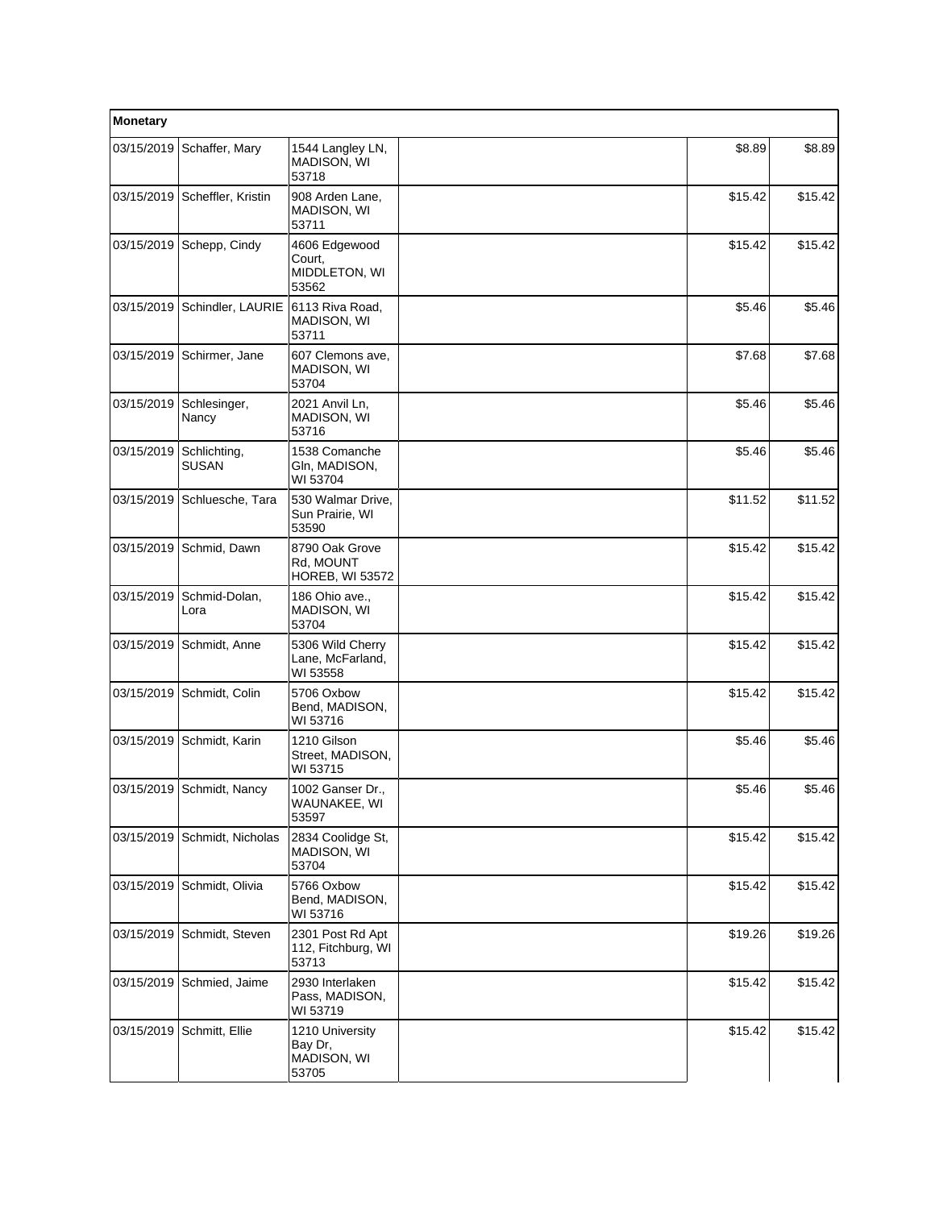| Monetary | | | | | |
|---|---|---|---|---|---|
| 03/15/2019 | Schaffer, Mary | 1544 Langley LN, MADISON, WI 53718 | | $8.89 | $8.89 |
| 03/15/2019 | Scheffler, Kristin | 908 Arden Lane, MADISON, WI 53711 | | $15.42 | $15.42 |
| 03/15/2019 | Schepp, Cindy | 4606 Edgewood Court, MIDDLETON, WI 53562 | | $15.42 | $15.42 |
| 03/15/2019 | Schindler, LAURIE | 6113 Riva Road, MADISON, WI 53711 | | $5.46 | $5.46 |
| 03/15/2019 | Schirmer, Jane | 607 Clemons ave, MADISON, WI 53704 | | $7.68 | $7.68 |
| 03/15/2019 | Schlesinger, Nancy | 2021 Anvil Ln, MADISON, WI 53716 | | $5.46 | $5.46 |
| 03/15/2019 | Schlichting, SUSAN | 1538 Comanche Gln, MADISON, WI 53704 | | $5.46 | $5.46 |
| 03/15/2019 | Schluesche, Tara | 530 Walmar Drive, Sun Prairie, WI 53590 | | $11.52 | $11.52 |
| 03/15/2019 | Schmid, Dawn | 8790 Oak Grove Rd, MOUNT HOREB, WI 53572 | | $15.42 | $15.42 |
| 03/15/2019 | Schmid-Dolan, Lora | 186 Ohio ave., MADISON, WI 53704 | | $15.42 | $15.42 |
| 03/15/2019 | Schmidt, Anne | 5306 Wild Cherry Lane, McFarland, WI 53558 | | $15.42 | $15.42 |
| 03/15/2019 | Schmidt, Colin | 5706 Oxbow Bend, MADISON, WI 53716 | | $15.42 | $15.42 |
| 03/15/2019 | Schmidt, Karin | 1210 Gilson Street, MADISON, WI 53715 | | $5.46 | $5.46 |
| 03/15/2019 | Schmidt, Nancy | 1002 Ganser Dr., WAUNAKEE, WI 53597 | | $5.46 | $5.46 |
| 03/15/2019 | Schmidt, Nicholas | 2834 Coolidge St, MADISON, WI 53704 | | $15.42 | $15.42 |
| 03/15/2019 | Schmidt, Olivia | 5766 Oxbow Bend, MADISON, WI 53716 | | $15.42 | $15.42 |
| 03/15/2019 | Schmidt, Steven | 2301 Post Rd Apt 112, Fitchburg, WI 53713 | | $19.26 | $19.26 |
| 03/15/2019 | Schmied, Jaime | 2930 Interlaken Pass, MADISON, WI 53719 | | $15.42 | $15.42 |
| 03/15/2019 | Schmitt, Ellie | 1210 University Bay Dr, MADISON, WI 53705 | | $15.42 | $15.42 |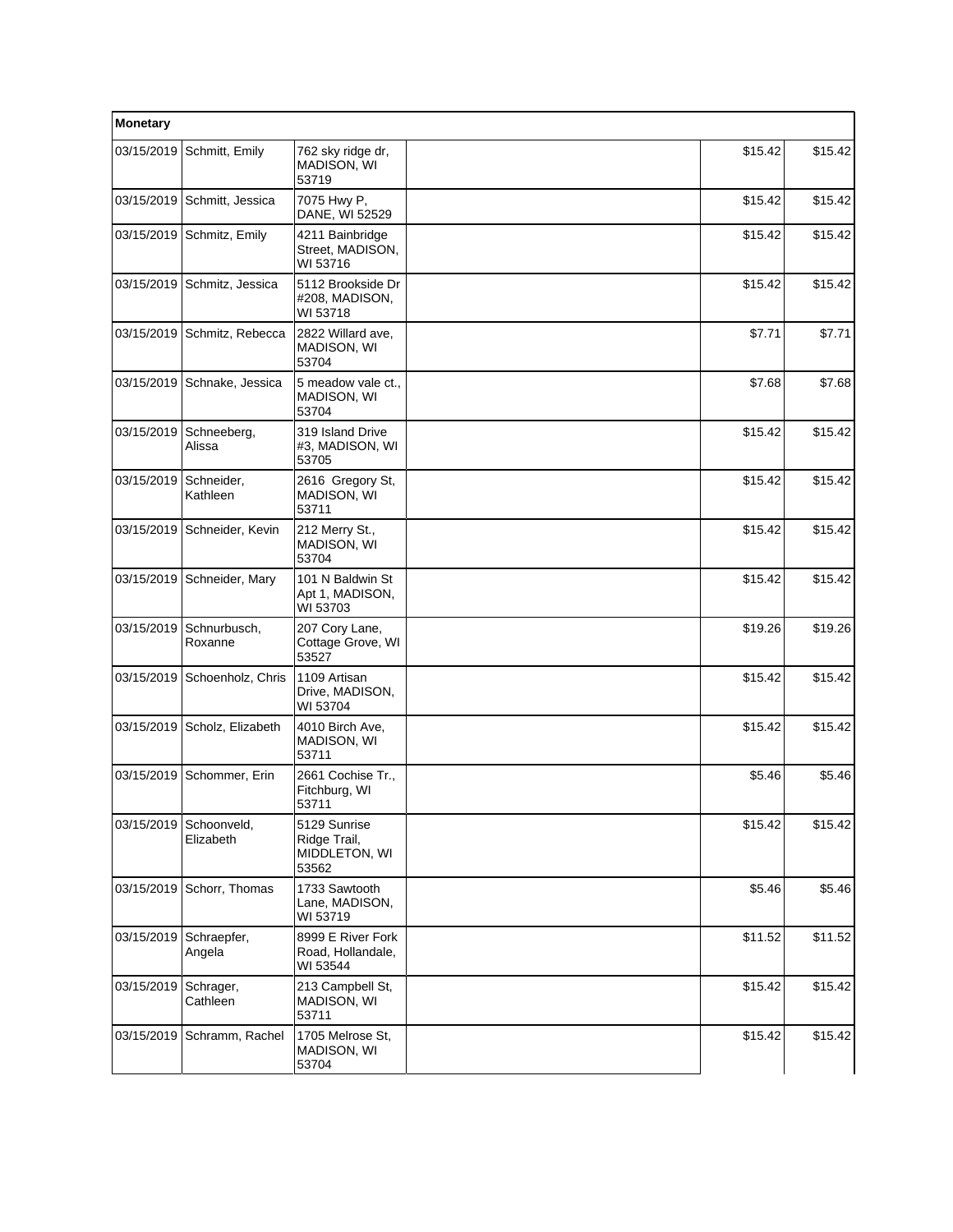| Monetary | | | | | |
|---|---|---|---|---|---|
| 03/15/2019 | Schmitt, Emily | 762 sky ridge dr, MADISON, WI 53719 | | $15.42 | $15.42 |
| 03/15/2019 | Schmitt, Jessica | 7075 Hwy P, DANE, WI 52529 | | $15.42 | $15.42 |
| 03/15/2019 | Schmitz, Emily | 4211 Bainbridge Street, MADISON, WI 53716 | | $15.42 | $15.42 |
| 03/15/2019 | Schmitz, Jessica | 5112 Brookside Dr #208, MADISON, WI 53718 | | $15.42 | $15.42 |
| 03/15/2019 | Schmitz, Rebecca | 2822 Willard ave, MADISON, WI 53704 | | $7.71 | $7.71 |
| 03/15/2019 | Schnake, Jessica | 5 meadow vale ct., MADISON, WI 53704 | | $7.68 | $7.68 |
| 03/15/2019 | Schneeberg, Alissa | 319 Island Drive #3, MADISON, WI 53705 | | $15.42 | $15.42 |
| 03/15/2019 | Schneider, Kathleen | 2616 Gregory St, MADISON, WI 53711 | | $15.42 | $15.42 |
| 03/15/2019 | Schneider, Kevin | 212 Merry St., MADISON, WI 53704 | | $15.42 | $15.42 |
| 03/15/2019 | Schneider, Mary | 101 N Baldwin St Apt 1, MADISON, WI 53703 | | $15.42 | $15.42 |
| 03/15/2019 | Schnurbusch, Roxanne | 207 Cory Lane, Cottage Grove, WI 53527 | | $19.26 | $19.26 |
| 03/15/2019 | Schoenholz, Chris | 1109 Artisan Drive, MADISON, WI 53704 | | $15.42 | $15.42 |
| 03/15/2019 | Scholz, Elizabeth | 4010 Birch Ave, MADISON, WI 53711 | | $15.42 | $15.42 |
| 03/15/2019 | Schommer, Erin | 2661 Cochise Tr., Fitchburg, WI 53711 | | $5.46 | $5.46 |
| 03/15/2019 | Schoonveld, Elizabeth | 5129 Sunrise Ridge Trail, MIDDLETON, WI 53562 | | $15.42 | $15.42 |
| 03/15/2019 | Schorr, Thomas | 1733 Sawtooth Lane, MADISON, WI 53719 | | $5.46 | $5.46 |
| 03/15/2019 | Schraepfer, Angela | 8999 E River Fork Road, Hollandale, WI 53544 | | $11.52 | $11.52 |
| 03/15/2019 | Schrager, Cathleen | 213 Campbell St, MADISON, WI 53711 | | $15.42 | $15.42 |
| 03/15/2019 | Schramm, Rachel | 1705 Melrose St, MADISON, WI 53704 | | $15.42 | $15.42 |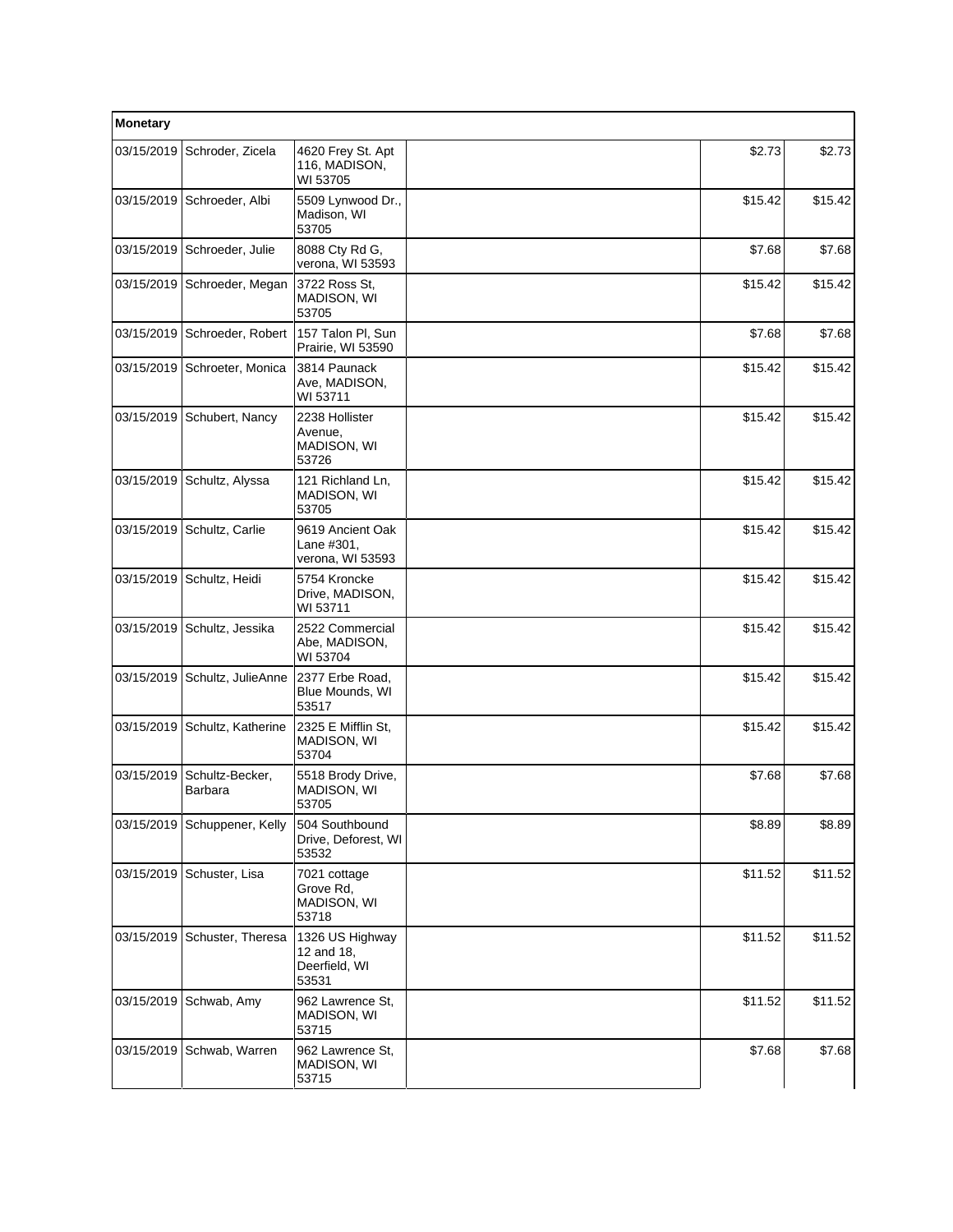| Monetary | | | | | |
|---|---|---|---|---|---|
| 03/15/2019 | Schroder, Zicela | 4620 Frey St. Apt 116, MADISON, WI 53705 | | $2.73 | $2.73 |
| 03/15/2019 | Schroeder, Albi | 5509 Lynwood Dr., Madison, WI 53705 | | $15.42 | $15.42 |
| 03/15/2019 | Schroeder, Julie | 8088 Cty Rd G, verona, WI 53593 | | $7.68 | $7.68 |
| 03/15/2019 | Schroeder, Megan | 3722 Ross St, MADISON, WI 53705 | | $15.42 | $15.42 |
| 03/15/2019 | Schroeder, Robert | 157 Talon Pl, Sun Prairie, WI 53590 | | $7.68 | $7.68 |
| 03/15/2019 | Schroeter, Monica | 3814 Paunack Ave, MADISON, WI 53711 | | $15.42 | $15.42 |
| 03/15/2019 | Schubert, Nancy | 2238 Hollister Avenue, MADISON, WI 53726 | | $15.42 | $15.42 |
| 03/15/2019 | Schultz, Alyssa | 121 Richland Ln, MADISON, WI 53705 | | $15.42 | $15.42 |
| 03/15/2019 | Schultz, Carlie | 9619 Ancient Oak Lane #301, verona, WI 53593 | | $15.42 | $15.42 |
| 03/15/2019 | Schultz, Heidi | 5754 Kroncke Drive, MADISON, WI 53711 | | $15.42 | $15.42 |
| 03/15/2019 | Schultz, Jessika | 2522 Commercial Abe, MADISON, WI 53704 | | $15.42 | $15.42 |
| 03/15/2019 | Schultz, JulieAnne | 2377 Erbe Road, Blue Mounds, WI 53517 | | $15.42 | $15.42 |
| 03/15/2019 | Schultz, Katherine | 2325 E Mifflin St, MADISON, WI 53704 | | $15.42 | $15.42 |
| 03/15/2019 | Schultz-Becker, Barbara | 5518 Brody Drive, MADISON, WI 53705 | | $7.68 | $7.68 |
| 03/15/2019 | Schuppener, Kelly | 504 Southbound Drive, Deforest, WI 53532 | | $8.89 | $8.89 |
| 03/15/2019 | Schuster, Lisa | 7021 cottage Grove Rd, MADISON, WI 53718 | | $11.52 | $11.52 |
| 03/15/2019 | Schuster, Theresa | 1326 US Highway 12 and 18, Deerfield, WI 53531 | | $11.52 | $11.52 |
| 03/15/2019 | Schwab, Amy | 962 Lawrence St, MADISON, WI 53715 | | $11.52 | $11.52 |
| 03/15/2019 | Schwab, Warren | 962 Lawrence St, MADISON, WI 53715 | | $7.68 | $7.68 |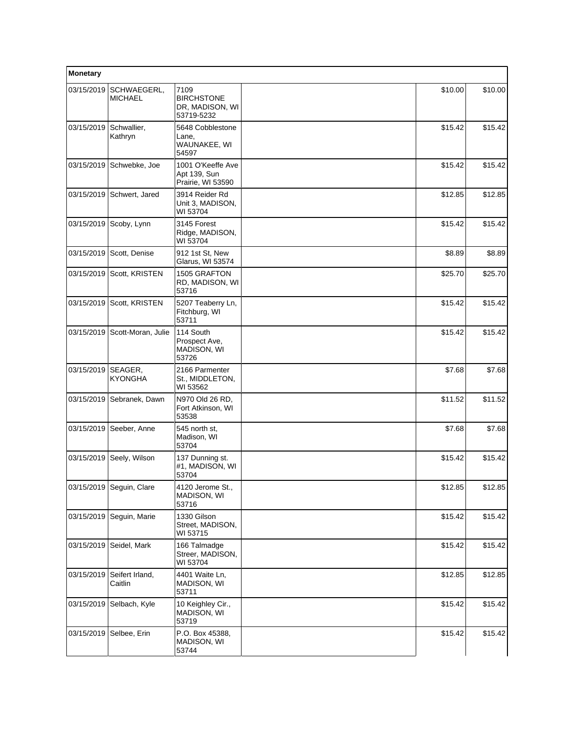| Monetary | | | | | |
|---|---|---|---|---|---|
| 03/15/2019 | SCHWAEGERL, MICHAEL | 7109 BIRCHSTONE DR, MADISON, WI 53719-5232 | | $10.00 | $10.00 |
| 03/15/2019 | Schwallier, Kathryn | 5648 Cobblestone Lane, WAUNAKEE, WI 54597 | | $15.42 | $15.42 |
| 03/15/2019 | Schwebke, Joe | 1001 O'Keeffe Ave Apt 139, Sun Prairie, WI 53590 | | $15.42 | $15.42 |
| 03/15/2019 | Schwert, Jared | 3914 Reider Rd Unit 3, MADISON, WI 53704 | | $12.85 | $12.85 |
| 03/15/2019 | Scoby, Lynn | 3145 Forest Ridge, MADISON, WI 53704 | | $15.42 | $15.42 |
| 03/15/2019 | Scott, Denise | 912 1st St, New Glarus, WI 53574 | | $8.89 | $8.89 |
| 03/15/2019 | Scott, KRISTEN | 1505 GRAFTON RD, MADISON, WI 53716 | | $25.70 | $25.70 |
| 03/15/2019 | Scott, KRISTEN | 5207 Teaberry Ln, Fitchburg, WI 53711 | | $15.42 | $15.42 |
| 03/15/2019 | Scott-Moran, Julie | 114 South Prospect Ave, MADISON, WI 53726 | | $15.42 | $15.42 |
| 03/15/2019 | SEAGER, KYONGHA | 2166 Parmenter St., MIDDLETON, WI 53562 | | $7.68 | $7.68 |
| 03/15/2019 | Sebranek, Dawn | N970 Old 26 RD, Fort Atkinson, WI 53538 | | $11.52 | $11.52 |
| 03/15/2019 | Seeber, Anne | 545 north st, Madison, WI 53704 | | $7.68 | $7.68 |
| 03/15/2019 | Seely, Wilson | 137 Dunning st. #1, MADISON, WI 53704 | | $15.42 | $15.42 |
| 03/15/2019 | Seguin, Clare | 4120 Jerome St., MADISON, WI 53716 | | $12.85 | $12.85 |
| 03/15/2019 | Seguin, Marie | 1330 Gilson Street, MADISON, WI 53715 | | $15.42 | $15.42 |
| 03/15/2019 | Seidel, Mark | 166 Talmadge Streer, MADISON, WI 53704 | | $15.42 | $15.42 |
| 03/15/2019 | Seifert Irland, Caitlin | 4401 Waite Ln, MADISON, WI 53711 | | $12.85 | $12.85 |
| 03/15/2019 | Selbach, Kyle | 10 Keighley Cir., MADISON, WI 53719 | | $15.42 | $15.42 |
| 03/15/2019 | Selbee, Erin | P.O. Box 45388, MADISON, WI 53744 | | $15.42 | $15.42 |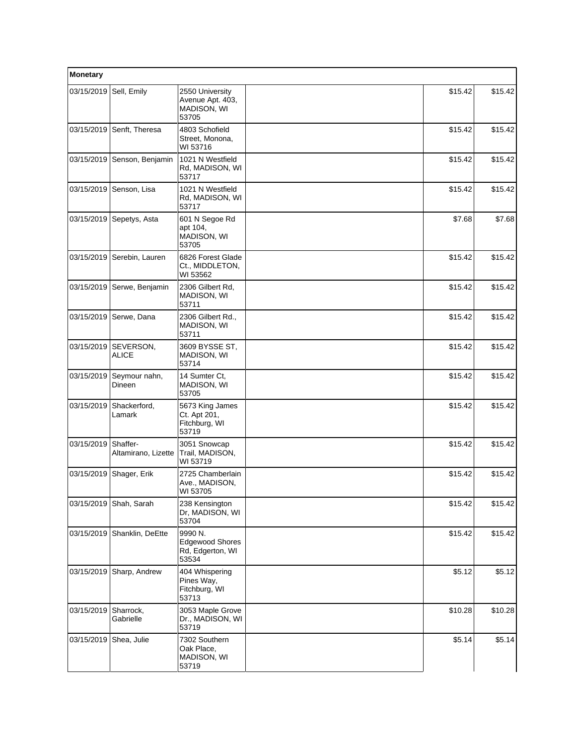| Monetary | | | | | |
|---|---|---|---|---|---|
| 03/15/2019 | Sell, Emily | 2550 University Avenue Apt. 403, MADISON, WI 53705 | | $15.42 | $15.42 |
| 03/15/2019 | Senft, Theresa | 4803 Schofield Street, Monona, WI 53716 | | $15.42 | $15.42 |
| 03/15/2019 | Senson, Benjamin | 1021 N Westfield Rd, MADISON, WI 53717 | | $15.42 | $15.42 |
| 03/15/2019 | Senson, Lisa | 1021 N Westfield Rd, MADISON, WI 53717 | | $15.42 | $15.42 |
| 03/15/2019 | Sepetys, Asta | 601 N Segoe Rd apt 104, MADISON, WI 53705 | | $7.68 | $7.68 |
| 03/15/2019 | Serebin, Lauren | 6826 Forest Glade Ct., MIDDLETON, WI 53562 | | $15.42 | $15.42 |
| 03/15/2019 | Serwe, Benjamin | 2306 Gilbert Rd, MADISON, WI 53711 | | $15.42 | $15.42 |
| 03/15/2019 | Serwe, Dana | 2306 Gilbert Rd., MADISON, WI 53711 | | $15.42 | $15.42 |
| 03/15/2019 | SEVERSON, ALICE | 3609 BYSSE ST, MADISON, WI 53714 | | $15.42 | $15.42 |
| 03/15/2019 | Seymour nahn, Dineen | 14 Sumter Ct, MADISON, WI 53705 | | $15.42 | $15.42 |
| 03/15/2019 | Shackerford, Lamark | 5673 King James Ct. Apt 201, Fitchburg, WI 53719 | | $15.42 | $15.42 |
| 03/15/2019 | Shaffer-Altamirano, Lizette | 3051 Snowcap Trail, MADISON, WI 53719 | | $15.42 | $15.42 |
| 03/15/2019 | Shager, Erik | 2725 Chamberlain Ave., MADISON, WI 53705 | | $15.42 | $15.42 |
| 03/15/2019 | Shah, Sarah | 238 Kensington Dr, MADISON, WI 53704 | | $15.42 | $15.42 |
| 03/15/2019 | Shanklin, DeEtte | 9990 N. Edgewood Shores Rd, Edgerton, WI 53534 | | $15.42 | $15.42 |
| 03/15/2019 | Sharp, Andrew | 404 Whispering Pines Way, Fitchburg, WI 53713 | | $5.12 | $5.12 |
| 03/15/2019 | Sharrock, Gabrielle | 3053 Maple Grove Dr., MADISON, WI 53719 | | $10.28 | $10.28 |
| 03/15/2019 | Shea, Julie | 7302 Southern Oak Place, MADISON, WI 53719 | | $5.14 | $5.14 |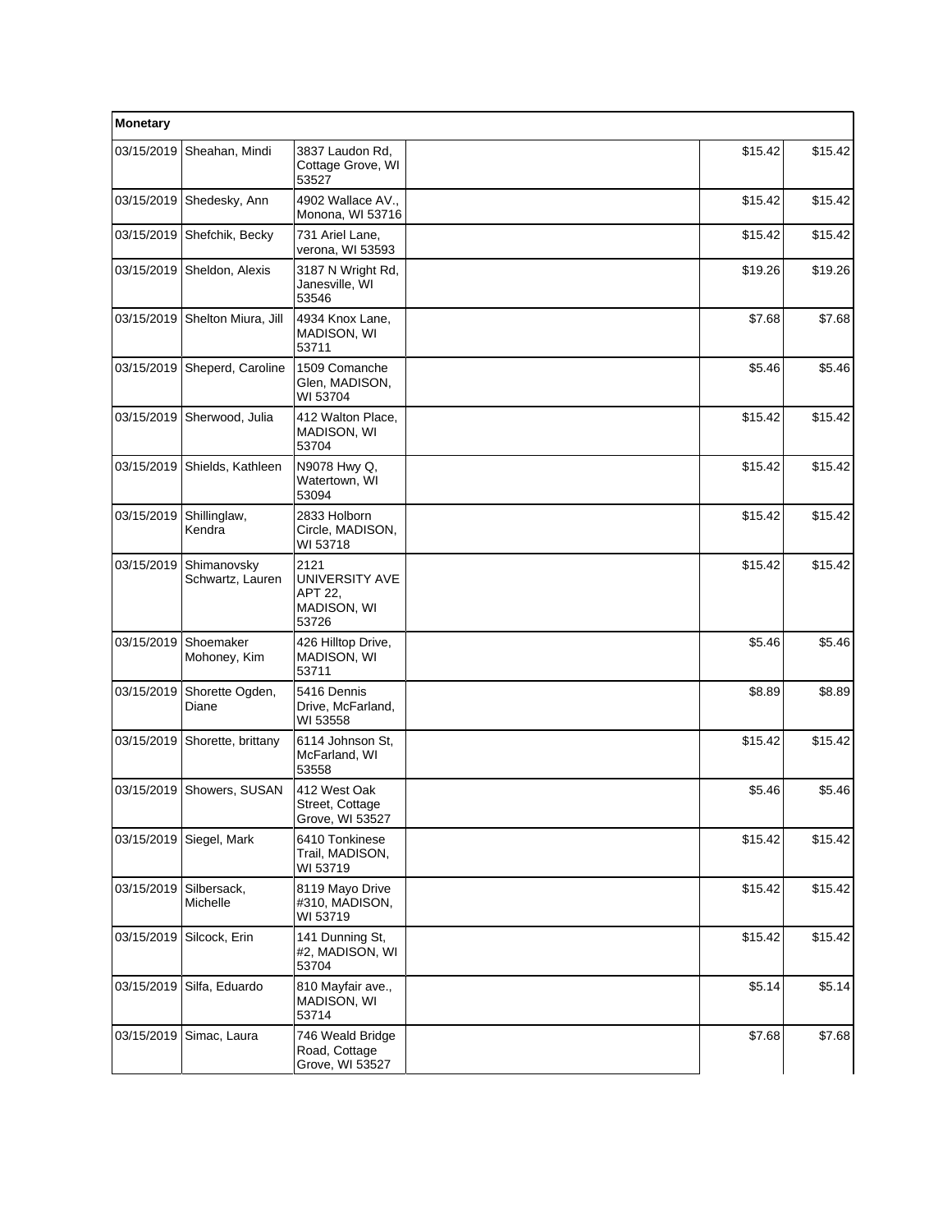| Monetary | | | | | |
|---|---|---|---|---|---|
| 03/15/2019 | Sheahan, Mindi | 3837 Laudon Rd, Cottage Grove, WI 53527 | | $15.42 | $15.42 |
| 03/15/2019 | Shedesky, Ann | 4902 Wallace AV., Monona, WI 53716 | | $15.42 | $15.42 |
| 03/15/2019 | Shefchik, Becky | 731 Ariel Lane, verona, WI 53593 | | $15.42 | $15.42 |
| 03/15/2019 | Sheldon, Alexis | 3187 N Wright Rd, Janesville, WI 53546 | | $19.26 | $19.26 |
| 03/15/2019 | Shelton Miura, Jill | 4934 Knox Lane, MADISON, WI 53711 | | $7.68 | $7.68 |
| 03/15/2019 | Sheperd, Caroline | 1509 Comanche Glen, MADISON, WI 53704 | | $5.46 | $5.46 |
| 03/15/2019 | Sherwood, Julia | 412 Walton Place, MADISON, WI 53704 | | $15.42 | $15.42 |
| 03/15/2019 | Shields, Kathleen | N9078 Hwy Q, Watertown, WI 53094 | | $15.42 | $15.42 |
| 03/15/2019 | Shillinglaw, Kendra | 2833 Holborn Circle, MADISON, WI 53718 | | $15.42 | $15.42 |
| 03/15/2019 | Shimanovsky Schwartz, Lauren | 2121 UNIVERSITY AVE APT 22, MADISON, WI 53726 | | $15.42 | $15.42 |
| 03/15/2019 | Shoemaker Mohoney, Kim | 426 Hilltop Drive, MADISON, WI 53711 | | $5.46 | $5.46 |
| 03/15/2019 | Shorette Ogden, Diane | 5416 Dennis Drive, McFarland, WI 53558 | | $8.89 | $8.89 |
| 03/15/2019 | Shorette, brittany | 6114 Johnson St, McFarland, WI 53558 | | $15.42 | $15.42 |
| 03/15/2019 | Showers, SUSAN | 412 West Oak Street, Cottage Grove, WI 53527 | | $5.46 | $5.46 |
| 03/15/2019 | Siegel, Mark | 6410 Tonkinese Trail, MADISON, WI 53719 | | $15.42 | $15.42 |
| 03/15/2019 | Silbersack, Michelle | 8119 Mayo Drive #310, MADISON, WI 53719 | | $15.42 | $15.42 |
| 03/15/2019 | Silcock, Erin | 141 Dunning St, #2, MADISON, WI 53704 | | $15.42 | $15.42 |
| 03/15/2019 | Silfa, Eduardo | 810 Mayfair ave., MADISON, WI 53714 | | $5.14 | $5.14 |
| 03/15/2019 | Simac, Laura | 746 Weald Bridge Road, Cottage Grove, WI 53527 | | $7.68 | $7.68 |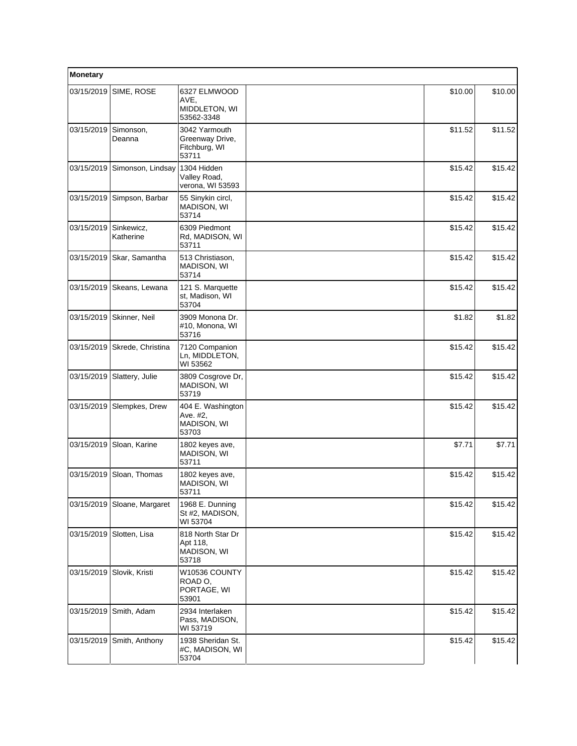| Monetary | | | | | |
|---|---|---|---|---|---|
| 03/15/2019 | SIME, ROSE | 6327 ELMWOOD AVE, MIDDLETON, WI 53562-3348 | | $10.00 | $10.00 |
| 03/15/2019 | Simonson, Deanna | 3042 Yarmouth Greenway Drive, Fitchburg, WI 53711 | | $11.52 | $11.52 |
| 03/15/2019 | Simonson, Lindsay | 1304 Hidden Valley Road, verona, WI 53593 | | $15.42 | $15.42 |
| 03/15/2019 | Simpson, Barbar | 55 Sinykin circl, MADISON, WI 53714 | | $15.42 | $15.42 |
| 03/15/2019 | Sinkewicz, Katherine | 6309 Piedmont Rd, MADISON, WI 53711 | | $15.42 | $15.42 |
| 03/15/2019 | Skar, Samantha | 513 Christiason, MADISON, WI 53714 | | $15.42 | $15.42 |
| 03/15/2019 | Skeans, Lewana | 121 S. Marquette st, Madison, WI 53704 | | $15.42 | $15.42 |
| 03/15/2019 | Skinner, Neil | 3909 Monona Dr. #10, Monona, WI 53716 | | $1.82 | $1.82 |
| 03/15/2019 | Skrede, Christina | 7120 Companion Ln, MIDDLETON, WI 53562 | | $15.42 | $15.42 |
| 03/15/2019 | Slattery, Julie | 3809 Cosgrove Dr, MADISON, WI 53719 | | $15.42 | $15.42 |
| 03/15/2019 | Slempkes, Drew | 404 E. Washington Ave. #2, MADISON, WI 53703 | | $15.42 | $15.42 |
| 03/15/2019 | Sloan, Karine | 1802 keyes ave, MADISON, WI 53711 | | $7.71 | $7.71 |
| 03/15/2019 | Sloan, Thomas | 1802 keyes ave, MADISON, WI 53711 | | $15.42 | $15.42 |
| 03/15/2019 | Sloane, Margaret | 1968 E. Dunning St #2, MADISON, WI 53704 | | $15.42 | $15.42 |
| 03/15/2019 | Slotten, Lisa | 818 North Star Dr Apt 118, MADISON, WI 53718 | | $15.42 | $15.42 |
| 03/15/2019 | Slovik, Kristi | W10536 COUNTY ROAD O, PORTAGE, WI 53901 | | $15.42 | $15.42 |
| 03/15/2019 | Smith, Adam | 2934 Interlaken Pass, MADISON, WI 53719 | | $15.42 | $15.42 |
| 03/15/2019 | Smith, Anthony | 1938 Sheridan St. #C, MADISON, WI 53704 | | $15.42 | $15.42 |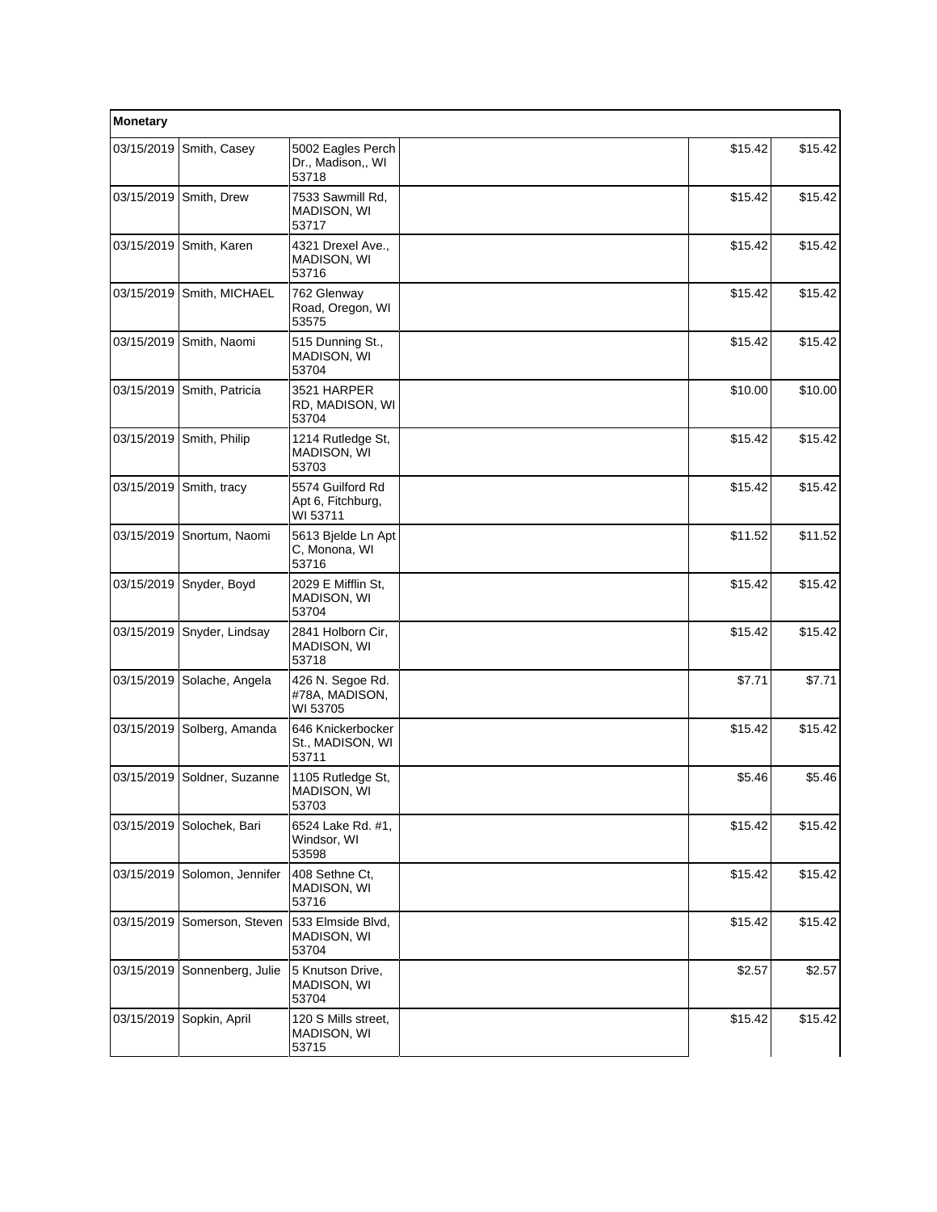| Monetary | | | | | |
|---|---|---|---|---|---|
| 03/15/2019 | Smith, Casey | 5002 Eagles Perch Dr., Madison,, WI 53718 | | $15.42 | $15.42 |
| 03/15/2019 | Smith, Drew | 7533 Sawmill Rd, MADISON, WI 53717 | | $15.42 | $15.42 |
| 03/15/2019 | Smith, Karen | 4321 Drexel Ave., MADISON, WI 53716 | | $15.42 | $15.42 |
| 03/15/2019 | Smith, MICHAEL | 762 Glenway Road, Oregon, WI 53575 | | $15.42 | $15.42 |
| 03/15/2019 | Smith, Naomi | 515 Dunning St., MADISON, WI 53704 | | $15.42 | $15.42 |
| 03/15/2019 | Smith, Patricia | 3521 HARPER RD, MADISON, WI 53704 | | $10.00 | $10.00 |
| 03/15/2019 | Smith, Philip | 1214 Rutledge St, MADISON, WI 53703 | | $15.42 | $15.42 |
| 03/15/2019 | Smith, tracy | 5574 Guilford Rd Apt 6, Fitchburg, WI 53711 | | $15.42 | $15.42 |
| 03/15/2019 | Snortum, Naomi | 5613 Bjelde Ln Apt C, Monona, WI 53716 | | $11.52 | $11.52 |
| 03/15/2019 | Snyder, Boyd | 2029 E Mifflin St, MADISON, WI 53704 | | $15.42 | $15.42 |
| 03/15/2019 | Snyder, Lindsay | 2841 Holborn Cir, MADISON, WI 53718 | | $15.42 | $15.42 |
| 03/15/2019 | Solache, Angela | 426 N. Segoe Rd. #78A, MADISON, WI 53705 | | $7.71 | $7.71 |
| 03/15/2019 | Solberg, Amanda | 646 Knickerbocker St., MADISON, WI 53711 | | $15.42 | $15.42 |
| 03/15/2019 | Soldner, Suzanne | 1105 Rutledge St, MADISON, WI 53703 | | $5.46 | $5.46 |
| 03/15/2019 | Solochek, Bari | 6524 Lake Rd. #1, Windsor, WI 53598 | | $15.42 | $15.42 |
| 03/15/2019 | Solomon, Jennifer | 408 Sethne Ct, MADISON, WI 53716 | | $15.42 | $15.42 |
| 03/15/2019 | Somerson, Steven | 533 Elmside Blvd, MADISON, WI 53704 | | $15.42 | $15.42 |
| 03/15/2019 | Sonnenberg, Julie | 5 Knutson Drive, MADISON, WI 53704 | | $2.57 | $2.57 |
| 03/15/2019 | Sopkin, April | 120 S Mills street, MADISON, WI 53715 | | $15.42 | $15.42 |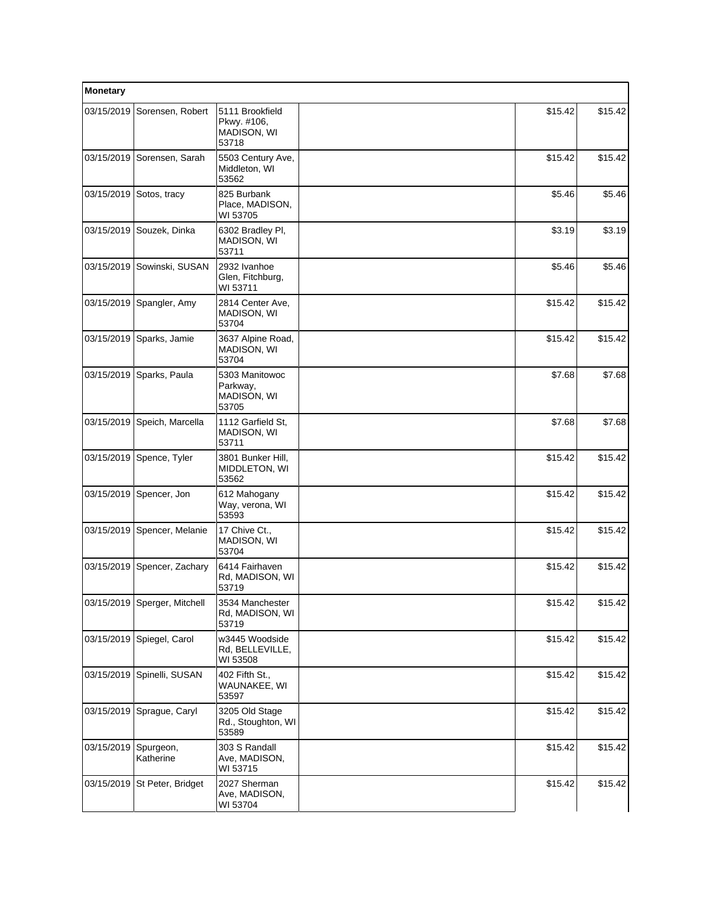| Monetary | | | | | |
|---|---|---|---|---|---|
| 03/15/2019 | Sorensen, Robert | 5111 Brookfield Pkwy. #106, MADISON, WI 53718 | | $15.42 | $15.42 |
| 03/15/2019 | Sorensen, Sarah | 5503 Century Ave, Middleton, WI 53562 | | $15.42 | $15.42 |
| 03/15/2019 | Sotos, tracy | 825 Burbank Place, MADISON, WI 53705 | | $5.46 | $5.46 |
| 03/15/2019 | Souzek, Dinka | 6302 Bradley Pl, MADISON, WI 53711 | | $3.19 | $3.19 |
| 03/15/2019 | Sowinski, SUSAN | 2932 Ivanhoe Glen, Fitchburg, WI 53711 | | $5.46 | $5.46 |
| 03/15/2019 | Spangler, Amy | 2814 Center Ave, MADISON, WI 53704 | | $15.42 | $15.42 |
| 03/15/2019 | Sparks, Jamie | 3637 Alpine Road, MADISON, WI 53704 | | $15.42 | $15.42 |
| 03/15/2019 | Sparks, Paula | 5303 Manitowoc Parkway, MADISON, WI 53705 | | $7.68 | $7.68 |
| 03/15/2019 | Speich, Marcella | 1112 Garfield St, MADISON, WI 53711 | | $7.68 | $7.68 |
| 03/15/2019 | Spence, Tyler | 3801 Bunker Hill, MIDDLETON, WI 53562 | | $15.42 | $15.42 |
| 03/15/2019 | Spencer, Jon | 612 Mahogany Way, verona, WI 53593 | | $15.42 | $15.42 |
| 03/15/2019 | Spencer, Melanie | 17 Chive Ct., MADISON, WI 53704 | | $15.42 | $15.42 |
| 03/15/2019 | Spencer, Zachary | 6414 Fairhaven Rd, MADISON, WI 53719 | | $15.42 | $15.42 |
| 03/15/2019 | Sperger, Mitchell | 3534 Manchester Rd, MADISON, WI 53719 | | $15.42 | $15.42 |
| 03/15/2019 | Spiegel, Carol | w3445 Woodside Rd, BELLEVILLE, WI 53508 | | $15.42 | $15.42 |
| 03/15/2019 | Spinelli, SUSAN | 402 Fifth St., WAUNAKEE, WI 53597 | | $15.42 | $15.42 |
| 03/15/2019 | Sprague, Caryl | 3205 Old Stage Rd., Stoughton, WI 53589 | | $15.42 | $15.42 |
| 03/15/2019 | Spurgeon, Katherine | 303 S Randall Ave, MADISON, WI 53715 | | $15.42 | $15.42 |
| 03/15/2019 | St Peter, Bridget | 2027 Sherman Ave, MADISON, WI 53704 | | $15.42 | $15.42 |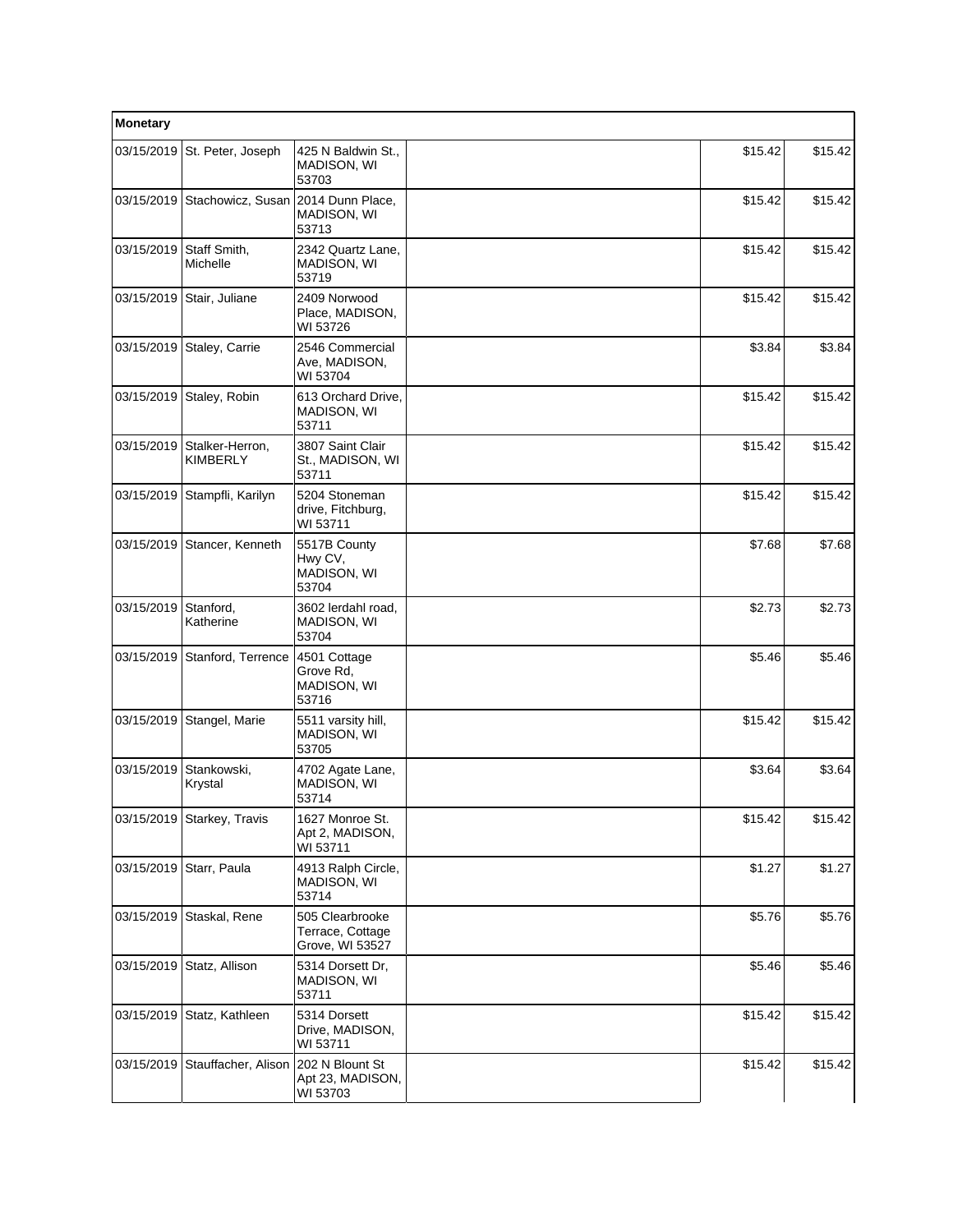| Monetary | | | | | |
|---|---|---|---|---|---|
| 03/15/2019 | St. Peter, Joseph | 425 N Baldwin St., MADISON, WI 53703 | | $15.42 | $15.42 |
| 03/15/2019 | Stachowicz, Susan | 2014 Dunn Place, MADISON, WI 53713 | | $15.42 | $15.42 |
| 03/15/2019 | Staff Smith, Michelle | 2342 Quartz Lane, MADISON, WI 53719 | | $15.42 | $15.42 |
| 03/15/2019 | Stair, Juliane | 2409 Norwood Place, MADISON, WI 53726 | | $15.42 | $15.42 |
| 03/15/2019 | Staley, Carrie | 2546 Commercial Ave, MADISON, WI 53704 | | $3.84 | $3.84 |
| 03/15/2019 | Staley, Robin | 613 Orchard Drive, MADISON, WI 53711 | | $15.42 | $15.42 |
| 03/15/2019 | Stalker-Herron, KIMBERLY | 3807 Saint Clair St., MADISON, WI 53711 | | $15.42 | $15.42 |
| 03/15/2019 | Stampfli, Karilyn | 5204 Stoneman drive, Fitchburg, WI 53711 | | $15.42 | $15.42 |
| 03/15/2019 | Stancer, Kenneth | 5517B County Hwy CV, MADISON, WI 53704 | | $7.68 | $7.68 |
| 03/15/2019 | Stanford, Katherine | 3602 lerdahl road, MADISON, WI 53704 | | $2.73 | $2.73 |
| 03/15/2019 | Stanford, Terrence | 4501 Cottage Grove Rd, MADISON, WI 53716 | | $5.46 | $5.46 |
| 03/15/2019 | Stangel, Marie | 5511 varsity hill, MADISON, WI 53705 | | $15.42 | $15.42 |
| 03/15/2019 | Stankowski, Krystal | 4702 Agate Lane, MADISON, WI 53714 | | $3.64 | $3.64 |
| 03/15/2019 | Starkey, Travis | 1627 Monroe St. Apt 2, MADISON, WI 53711 | | $15.42 | $15.42 |
| 03/15/2019 | Starr, Paula | 4913 Ralph Circle, MADISON, WI 53714 | | $1.27 | $1.27 |
| 03/15/2019 | Staskal, Rene | 505 Clearbrooke Terrace, Cottage Grove, WI 53527 | | $5.76 | $5.76 |
| 03/15/2019 | Statz, Allison | 5314 Dorsett Dr, MADISON, WI 53711 | | $5.46 | $5.46 |
| 03/15/2019 | Statz, Kathleen | 5314 Dorsett Drive, MADISON, WI 53711 | | $15.42 | $15.42 |
| 03/15/2019 | Stauffacher, Alison | 202 N Blount St Apt 23, MADISON, WI 53703 | | $15.42 | $15.42 |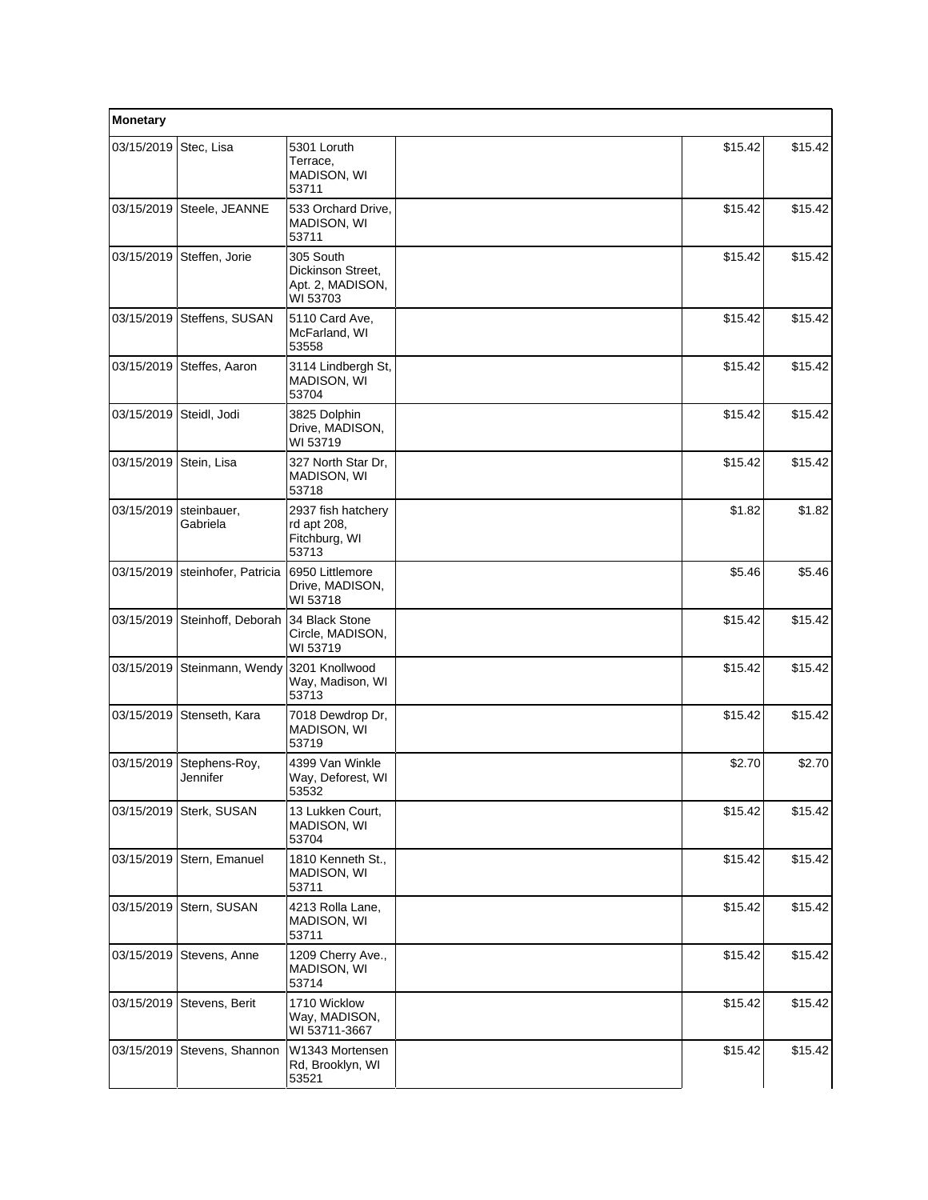| Monetary | | | | | |
|---|---|---|---|---|---|
| 03/15/2019 | Stec, Lisa | 5301 Loruth Terrace, MADISON, WI 53711 | | $15.42 | $15.42 |
| 03/15/2019 | Steele, JEANNE | 533 Orchard Drive, MADISON, WI 53711 | | $15.42 | $15.42 |
| 03/15/2019 | Steffen, Jorie | 305 South Dickinson Street, Apt. 2, MADISON, WI 53703 | | $15.42 | $15.42 |
| 03/15/2019 | Steffens, SUSAN | 5110 Card Ave, McFarland, WI 53558 | | $15.42 | $15.42 |
| 03/15/2019 | Steffes, Aaron | 3114 Lindbergh St, MADISON, WI 53704 | | $15.42 | $15.42 |
| 03/15/2019 | Steidl, Jodi | 3825 Dolphin Drive, MADISON, WI 53719 | | $15.42 | $15.42 |
| 03/15/2019 | Stein, Lisa | 327 North Star Dr, MADISON, WI 53718 | | $15.42 | $15.42 |
| 03/15/2019 | steinbauer, Gabriela | 2937 fish hatchery rd apt 208, Fitchburg, WI 53713 | | $1.82 | $1.82 |
| 03/15/2019 | steinhofer, Patricia | 6950 Littlemore Drive, MADISON, WI 53718 | | $5.46 | $5.46 |
| 03/15/2019 | Steinhoff, Deborah | 34 Black Stone Circle, MADISON, WI 53719 | | $15.42 | $15.42 |
| 03/15/2019 | Steinmann, Wendy | 3201 Knollwood Way, Madison, WI 53713 | | $15.42 | $15.42 |
| 03/15/2019 | Stenseth, Kara | 7018 Dewdrop Dr, MADISON, WI 53719 | | $15.42 | $15.42 |
| 03/15/2019 | Stephens-Roy, Jennifer | 4399 Van Winkle Way, Deforest, WI 53532 | | $2.70 | $2.70 |
| 03/15/2019 | Sterk, SUSAN | 13 Lukken Court, MADISON, WI 53704 | | $15.42 | $15.42 |
| 03/15/2019 | Stern, Emanuel | 1810 Kenneth St., MADISON, WI 53711 | | $15.42 | $15.42 |
| 03/15/2019 | Stern, SUSAN | 4213 Rolla Lane, MADISON, WI 53711 | | $15.42 | $15.42 |
| 03/15/2019 | Stevens, Anne | 1209 Cherry Ave., MADISON, WI 53714 | | $15.42 | $15.42 |
| 03/15/2019 | Stevens, Berit | 1710 Wicklow Way, MADISON, WI 53711-3667 | | $15.42 | $15.42 |
| 03/15/2019 | Stevens, Shannon | W1343 Mortensen Rd, Brooklyn, WI 53521 | | $15.42 | $15.42 |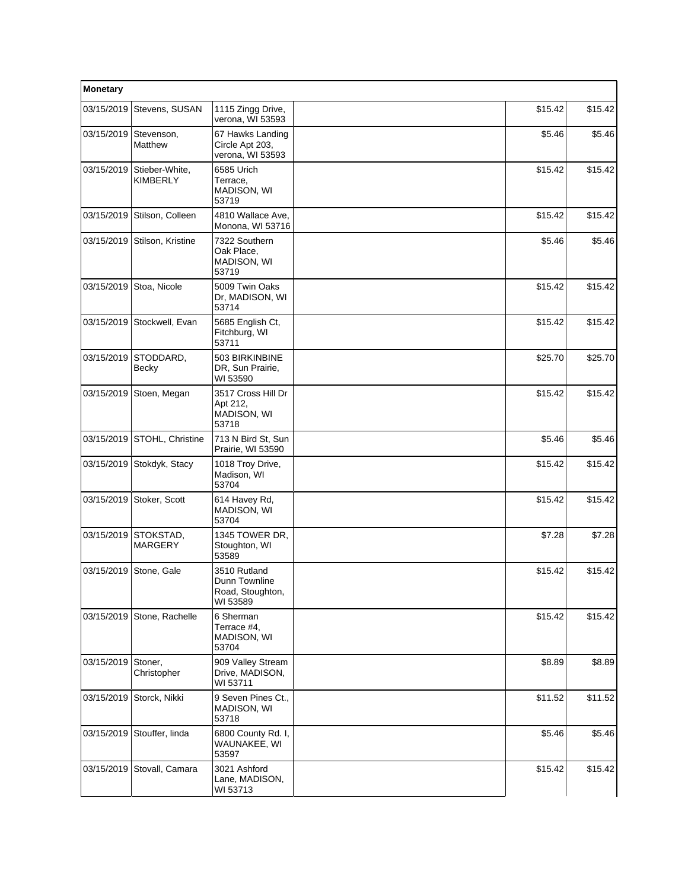| Monetary | | | | | |
|---|---|---|---|---|---|
| 03/15/2019 | Stevens, SUSAN | 1115 Zingg Drive, verona, WI 53593 | | $15.42 | $15.42 |
| 03/15/2019 | Stevenson, Matthew | 67 Hawks Landing Circle Apt 203, verona, WI 53593 | | $5.46 | $5.46 |
| 03/15/2019 | Stieber-White, KIMBERLY | 6585 Urich Terrace, MADISON, WI 53719 | | $15.42 | $15.42 |
| 03/15/2019 | Stilson, Colleen | 4810 Wallace Ave, Monona, WI 53716 | | $15.42 | $15.42 |
| 03/15/2019 | Stilson, Kristine | 7322 Southern Oak Place, MADISON, WI 53719 | | $5.46 | $5.46 |
| 03/15/2019 | Stoa, Nicole | 5009 Twin Oaks Dr, MADISON, WI 53714 | | $15.42 | $15.42 |
| 03/15/2019 | Stockwell, Evan | 5685 English Ct, Fitchburg, WI 53711 | | $15.42 | $15.42 |
| 03/15/2019 | STODDARD, Becky | 503 BIRKINBINE DR, Sun Prairie, WI 53590 | | $25.70 | $25.70 |
| 03/15/2019 | Stoen, Megan | 3517 Cross Hill Dr Apt 212, MADISON, WI 53718 | | $15.42 | $15.42 |
| 03/15/2019 | STOHL, Christine | 713 N Bird St, Sun Prairie, WI 53590 | | $5.46 | $5.46 |
| 03/15/2019 | Stokdyk, Stacy | 1018 Troy Drive, Madison, WI 53704 | | $15.42 | $15.42 |
| 03/15/2019 | Stoker, Scott | 614 Havey Rd, MADISON, WI 53704 | | $15.42 | $15.42 |
| 03/15/2019 | STOKSTAD, MARGERY | 1345 TOWER DR, Stoughton, WI 53589 | | $7.28 | $7.28 |
| 03/15/2019 | Stone, Gale | 3510 Rutland Dunn Townline Road, Stoughton, WI 53589 | | $15.42 | $15.42 |
| 03/15/2019 | Stone, Rachelle | 6 Sherman Terrace #4, MADISON, WI 53704 | | $15.42 | $15.42 |
| 03/15/2019 | Stoner, Christopher | 909 Valley Stream Drive, MADISON, WI 53711 | | $8.89 | $8.89 |
| 03/15/2019 | Storck, Nikki | 9 Seven Pines Ct., MADISON, WI 53718 | | $11.52 | $11.52 |
| 03/15/2019 | Stouffer, linda | 6800 County Rd. I, WAUNAKEE, WI 53597 | | $5.46 | $5.46 |
| 03/15/2019 | Stovall, Camara | 3021 Ashford Lane, MADISON, WI 53713 | | $15.42 | $15.42 |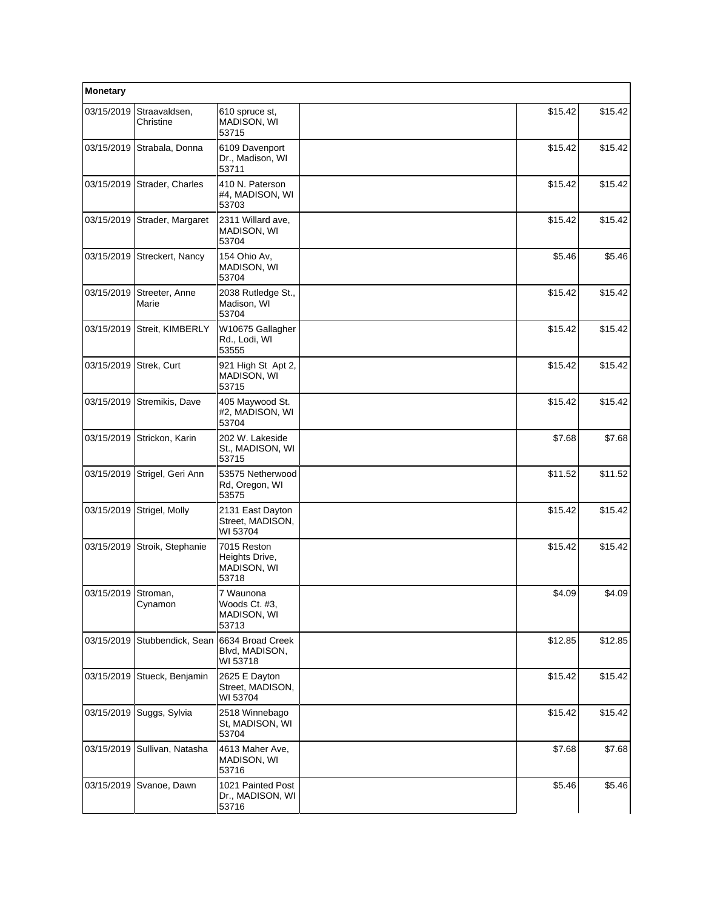| Monetary | | | | | |
|---|---|---|---|---|---|
| 03/15/2019 | Straavaldsen, Christine | 610 spruce st, MADISON, WI 53715 | | $15.42 | $15.42 |
| 03/15/2019 | Strabala, Donna | 6109 Davenport Dr., Madison, WI 53711 | | $15.42 | $15.42 |
| 03/15/2019 | Strader, Charles | 410 N. Paterson #4, MADISON, WI 53703 | | $15.42 | $15.42 |
| 03/15/2019 | Strader, Margaret | 2311 Willard ave, MADISON, WI 53704 | | $15.42 | $15.42 |
| 03/15/2019 | Streckert, Nancy | 154 Ohio Av, MADISON, WI 53704 | | $5.46 | $5.46 |
| 03/15/2019 | Streeter, Anne Marie | 2038 Rutledge St., Madison, WI 53704 | | $15.42 | $15.42 |
| 03/15/2019 | Streit, KIMBERLY | W10675 Gallagher Rd., Lodi, WI 53555 | | $15.42 | $15.42 |
| 03/15/2019 | Strek, Curt | 921 High St Apt 2, MADISON, WI 53715 | | $15.42 | $15.42 |
| 03/15/2019 | Stremikis, Dave | 405 Maywood St. #2, MADISON, WI 53704 | | $15.42 | $15.42 |
| 03/15/2019 | Strickon, Karin | 202 W. Lakeside St., MADISON, WI 53715 | | $7.68 | $7.68 |
| 03/15/2019 | Strigel, Geri Ann | 53575 Netherwood Rd, Oregon, WI 53575 | | $11.52 | $11.52 |
| 03/15/2019 | Strigel, Molly | 2131 East Dayton Street, MADISON, WI 53704 | | $15.42 | $15.42 |
| 03/15/2019 | Stroik, Stephanie | 7015 Reston Heights Drive, MADISON, WI 53718 | | $15.42 | $15.42 |
| 03/15/2019 | Stroman, Cynamon | 7 Waunona Woods Ct. #3, MADISON, WI 53713 | | $4.09 | $4.09 |
| 03/15/2019 | Stubbendick, Sean | 6634 Broad Creek Blvd, MADISON, WI 53718 | | $12.85 | $12.85 |
| 03/15/2019 | Stueck, Benjamin | 2625 E Dayton Street, MADISON, WI 53704 | | $15.42 | $15.42 |
| 03/15/2019 | Suggs, Sylvia | 2518 Winnebago St, MADISON, WI 53704 | | $15.42 | $15.42 |
| 03/15/2019 | Sullivan, Natasha | 4613 Maher Ave, MADISON, WI 53716 | | $7.68 | $7.68 |
| 03/15/2019 | Svanoe, Dawn | 1021 Painted Post Dr., MADISON, WI 53716 | | $5.46 | $5.46 |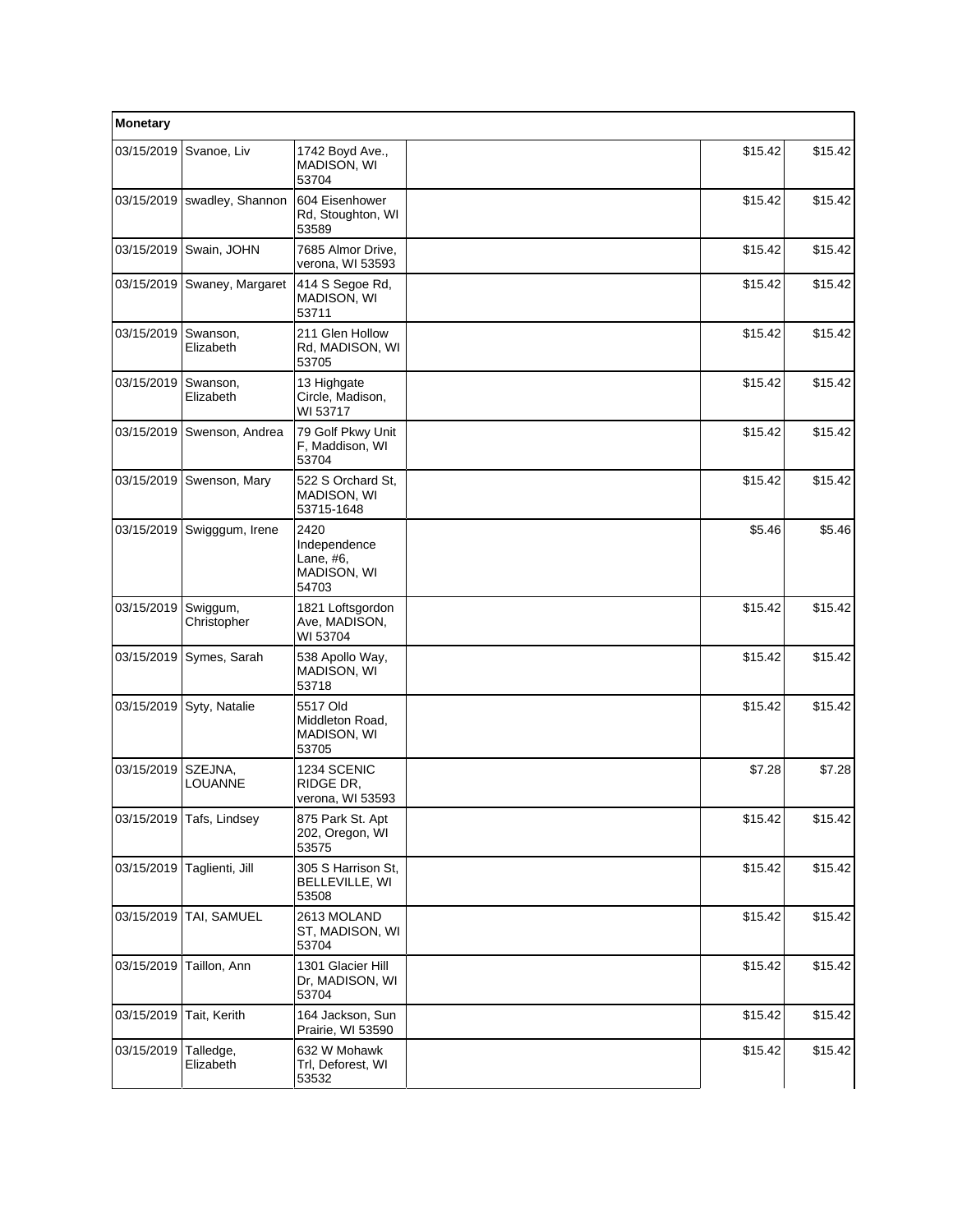| Monetary | | | | | |
|---|---|---|---|---|---|
| 03/15/2019 | Svanoe, Liv | 1742 Boyd Ave., MADISON, WI 53704 | | $15.42 | $15.42 |
| 03/15/2019 | swadley, Shannon | 604 Eisenhower Rd, Stoughton, WI 53589 | | $15.42 | $15.42 |
| 03/15/2019 | Swain, JOHN | 7685 Almor Drive, verona, WI 53593 | | $15.42 | $15.42 |
| 03/15/2019 | Swaney, Margaret | 414 S Segoe Rd, MADISON, WI 53711 | | $15.42 | $15.42 |
| 03/15/2019 | Swanson, Elizabeth | 211 Glen Hollow Rd, MADISON, WI 53705 | | $15.42 | $15.42 |
| 03/15/2019 | Swanson, Elizabeth | 13 Highgate Circle, Madison, WI 53717 | | $15.42 | $15.42 |
| 03/15/2019 | Swenson, Andrea | 79 Golf Pkwy Unit F, Maddison, WI 53704 | | $15.42 | $15.42 |
| 03/15/2019 | Swenson, Mary | 522 S Orchard St, MADISON, WI 53715-1648 | | $15.42 | $15.42 |
| 03/15/2019 | Swigggum, Irene | 2420 Independence Lane, #6, MADISON, WI 54703 | | $5.46 | $5.46 |
| 03/15/2019 | Swiggum, Christopher | 1821 Loftsgordon Ave, MADISON, WI 53704 | | $15.42 | $15.42 |
| 03/15/2019 | Symes, Sarah | 538 Apollo Way, MADISON, WI 53718 | | $15.42 | $15.42 |
| 03/15/2019 | Syty, Natalie | 5517 Old Middleton Road, MADISON, WI 53705 | | $15.42 | $15.42 |
| 03/15/2019 | SZEJNA, LOUANNE | 1234 SCENIC RIDGE DR, verona, WI 53593 | | $7.28 | $7.28 |
| 03/15/2019 | Tafs, Lindsey | 875 Park St. Apt 202, Oregon, WI 53575 | | $15.42 | $15.42 |
| 03/15/2019 | Taglienti, Jill | 305 S Harrison St, BELLEVILLE, WI 53508 | | $15.42 | $15.42 |
| 03/15/2019 | TAI, SAMUEL | 2613 MOLAND ST, MADISON, WI 53704 | | $15.42 | $15.42 |
| 03/15/2019 | Taillon, Ann | 1301 Glacier Hill Dr, MADISON, WI 53704 | | $15.42 | $15.42 |
| 03/15/2019 | Tait, Kerith | 164 Jackson, Sun Prairie, WI 53590 | | $15.42 | $15.42 |
| 03/15/2019 | Talledge, Elizabeth | 632 W Mohawk Trl, Deforest, WI 53532 | | $15.42 | $15.42 |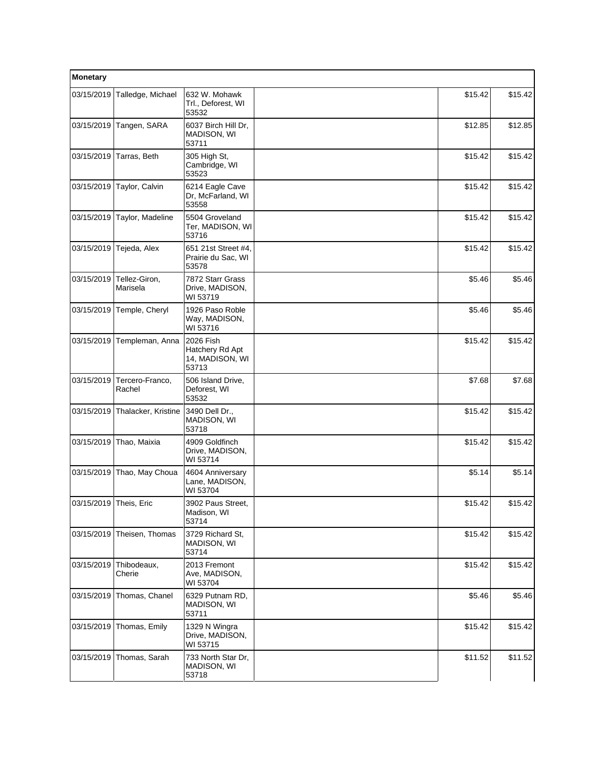| Monetary | | | | | |
|---|---|---|---|---|---|
| 03/15/2019 | Talledge, Michael | 632 W. Mohawk Trl., Deforest, WI 53532 | | $15.42 | $15.42 |
| 03/15/2019 | Tangen, SARA | 6037 Birch Hill Dr, MADISON, WI 53711 | | $12.85 | $12.85 |
| 03/15/2019 | Tarras, Beth | 305 High St, Cambridge, WI 53523 | | $15.42 | $15.42 |
| 03/15/2019 | Taylor, Calvin | 6214 Eagle Cave Dr, McFarland, WI 53558 | | $15.42 | $15.42 |
| 03/15/2019 | Taylor, Madeline | 5504 Groveland Ter, MADISON, WI 53716 | | $15.42 | $15.42 |
| 03/15/2019 | Tejeda, Alex | 651 21st Street #4, Prairie du Sac, WI 53578 | | $15.42 | $15.42 |
| 03/15/2019 | Tellez-Giron, Marisela | 7872 Starr Grass Drive, MADISON, WI 53719 | | $5.46 | $5.46 |
| 03/15/2019 | Temple, Cheryl | 1926 Paso Roble Way, MADISON, WI 53716 | | $5.46 | $5.46 |
| 03/15/2019 | Templeman, Anna | 2026 Fish Hatchery Rd Apt 14, MADISON, WI 53713 | | $15.42 | $15.42 |
| 03/15/2019 | Tercero-Franco, Rachel | 506 Island Drive, Deforest, WI 53532 | | $7.68 | $7.68 |
| 03/15/2019 | Thalacker, Kristine | 3490 Dell Dr., MADISON, WI 53718 | | $15.42 | $15.42 |
| 03/15/2019 | Thao, Maixia | 4909 Goldfinch Drive, MADISON, WI 53714 | | $15.42 | $15.42 |
| 03/15/2019 | Thao, May Choua | 4604 Anniversary Lane, MADISON, WI 53704 | | $5.14 | $5.14 |
| 03/15/2019 | Theis, Eric | 3902 Paus Street, Madison, WI 53714 | | $15.42 | $15.42 |
| 03/15/2019 | Theisen, Thomas | 3729 Richard St, MADISON, WI 53714 | | $15.42 | $15.42 |
| 03/15/2019 | Thibodeaux, Cherie | 2013 Fremont Ave, MADISON, WI 53704 | | $15.42 | $15.42 |
| 03/15/2019 | Thomas, Chanel | 6329 Putnam RD, MADISON, WI 53711 | | $5.46 | $5.46 |
| 03/15/2019 | Thomas, Emily | 1329 N Wingra Drive, MADISON, WI 53715 | | $15.42 | $15.42 |
| 03/15/2019 | Thomas, Sarah | 733 North Star Dr, MADISON, WI 53718 | | $11.52 | $11.52 |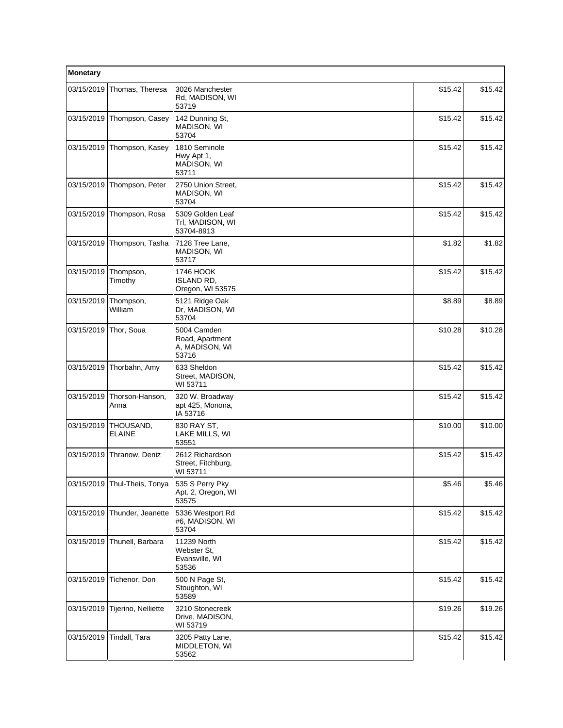| Monetary | | | | | |
|---|---|---|---|---|---|
| 03/15/2019 | Thomas, Theresa | 3026 Manchester Rd, MADISON, WI 53719 | | $15.42 | $15.42 |
| 03/15/2019 | Thompson, Casey | 142 Dunning St, MADISON, WI 53704 | | $15.42 | $15.42 |
| 03/15/2019 | Thompson, Kasey | 1810 Seminole Hwy Apt 1, MADISON, WI 53711 | | $15.42 | $15.42 |
| 03/15/2019 | Thompson, Peter | 2750 Union Street, MADISON, WI 53704 | | $15.42 | $15.42 |
| 03/15/2019 | Thompson, Rosa | 5309 Golden Leaf Trl, MADISON, WI 53704-8913 | | $15.42 | $15.42 |
| 03/15/2019 | Thompson, Tasha | 7128 Tree Lane, MADISON, WI 53717 | | $1.82 | $1.82 |
| 03/15/2019 | Thompson, Timothy | 1746 HOOK ISLAND RD, Oregon, WI 53575 | | $15.42 | $15.42 |
| 03/15/2019 | Thompson, William | 5121 Ridge Oak Dr, MADISON, WI 53704 | | $8.89 | $8.89 |
| 03/15/2019 | Thor, Soua | 5004 Camden Road, Apartment A, MADISON, WI 53716 | | $10.28 | $10.28 |
| 03/15/2019 | Thorbahn, Amy | 633 Sheldon Street, MADISON, WI 53711 | | $15.42 | $15.42 |
| 03/15/2019 | Thorson-Hanson, Anna | 320 W. Broadway apt 425, Monona, IA 53716 | | $15.42 | $15.42 |
| 03/15/2019 | THOUSAND, ELAINE | 830 RAY ST, LAKE MILLS, WI 53551 | | $10.00 | $10.00 |
| 03/15/2019 | Thranow, Deniz | 2612 Richardson Street, Fitchburg, WI 53711 | | $15.42 | $15.42 |
| 03/15/2019 | Thul-Theis, Tonya | 535 S Perry Pky Apt. 2, Oregon, WI 53575 | | $5.46 | $5.46 |
| 03/15/2019 | Thunder, Jeanette | 5336 Westport Rd #6, MADISON, WI 53704 | | $15.42 | $15.42 |
| 03/15/2019 | Thunell, Barbara | 11239 North Webster St, Evansville, WI 53536 | | $15.42 | $15.42 |
| 03/15/2019 | Tichenor, Don | 500 N Page St, Stoughton, WI 53589 | | $15.42 | $15.42 |
| 03/15/2019 | Tijerino, Nelliette | 3210 Stonecreek Drive, MADISON, WI 53719 | | $19.26 | $19.26 |
| 03/15/2019 | Tindall, Tara | 3205 Patty Lane, MIDDLETON, WI 53562 | | $15.42 | $15.42 |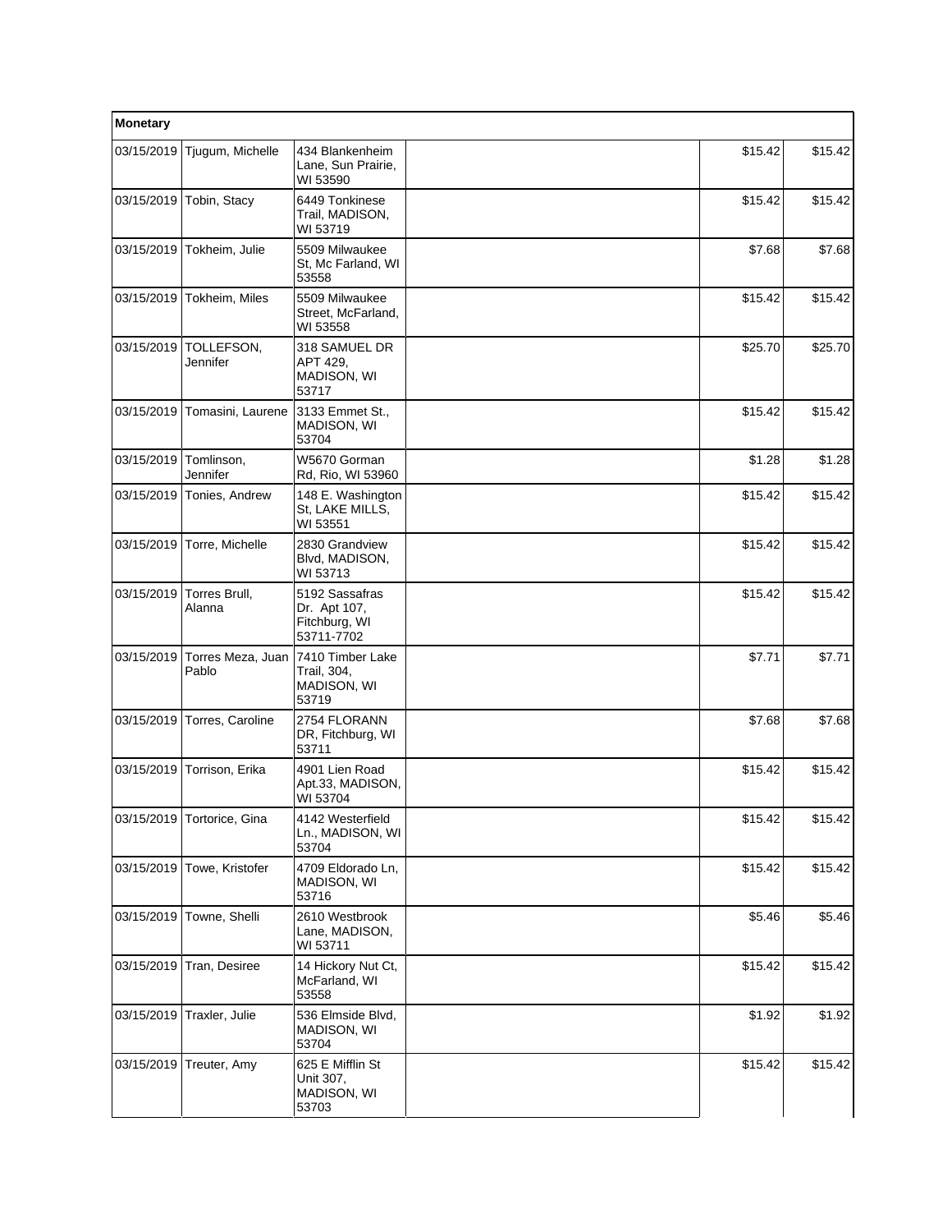| Monetary | | | | | |
|---|---|---|---|---|---|
| 03/15/2019 | Tjugum, Michelle | 434 Blankenheim Lane, Sun Prairie, WI 53590 | | $15.42 | $15.42 |
| 03/15/2019 | Tobin, Stacy | 6449 Tonkinese Trail, MADISON, WI 53719 | | $15.42 | $15.42 |
| 03/15/2019 | Tokheim, Julie | 5509 Milwaukee St, Mc Farland, WI 53558 | | $7.68 | $7.68 |
| 03/15/2019 | Tokheim, Miles | 5509 Milwaukee Street, McFarland, WI 53558 | | $15.42 | $15.42 |
| 03/15/2019 | TOLLEFSON, Jennifer | 318 SAMUEL DR APT 429, MADISON, WI 53717 | | $25.70 | $25.70 |
| 03/15/2019 | Tomasini, Laurene | 3133 Emmet St., MADISON, WI 53704 | | $15.42 | $15.42 |
| 03/15/2019 | Tomlinson, Jennifer | W5670 Gorman Rd, Rio, WI 53960 | | $1.28 | $1.28 |
| 03/15/2019 | Tonies, Andrew | 148 E. Washington St, LAKE MILLS, WI 53551 | | $15.42 | $15.42 |
| 03/15/2019 | Torre, Michelle | 2830 Grandview Blvd, MADISON, WI 53713 | | $15.42 | $15.42 |
| 03/15/2019 | Torres Brull, Alanna | 5192 Sassafras Dr. Apt 107, Fitchburg, WI 53711-7702 | | $15.42 | $15.42 |
| 03/15/2019 | Torres Meza, Juan Pablo | 7410 Timber Lake Trail, 304, MADISON, WI 53719 | | $7.71 | $7.71 |
| 03/15/2019 | Torres, Caroline | 2754 FLORANN DR, Fitchburg, WI 53711 | | $7.68 | $7.68 |
| 03/15/2019 | Torrison, Erika | 4901 Lien Road Apt.33, MADISON, WI 53704 | | $15.42 | $15.42 |
| 03/15/2019 | Tortorice, Gina | 4142 Westerfield Ln., MADISON, WI 53704 | | $15.42 | $15.42 |
| 03/15/2019 | Towe, Kristofer | 4709 Eldorado Ln, MADISON, WI 53716 | | $15.42 | $15.42 |
| 03/15/2019 | Towne, Shelli | 2610 Westbrook Lane, MADISON, WI 53711 | | $5.46 | $5.46 |
| 03/15/2019 | Tran, Desiree | 14 Hickory Nut Ct, McFarland, WI 53558 | | $15.42 | $15.42 |
| 03/15/2019 | Traxler, Julie | 536 Elmside Blvd, MADISON, WI 53704 | | $1.92 | $1.92 |
| 03/15/2019 | Treuter, Amy | 625 E Mifflin St Unit 307, MADISON, WI 53703 | | $15.42 | $15.42 |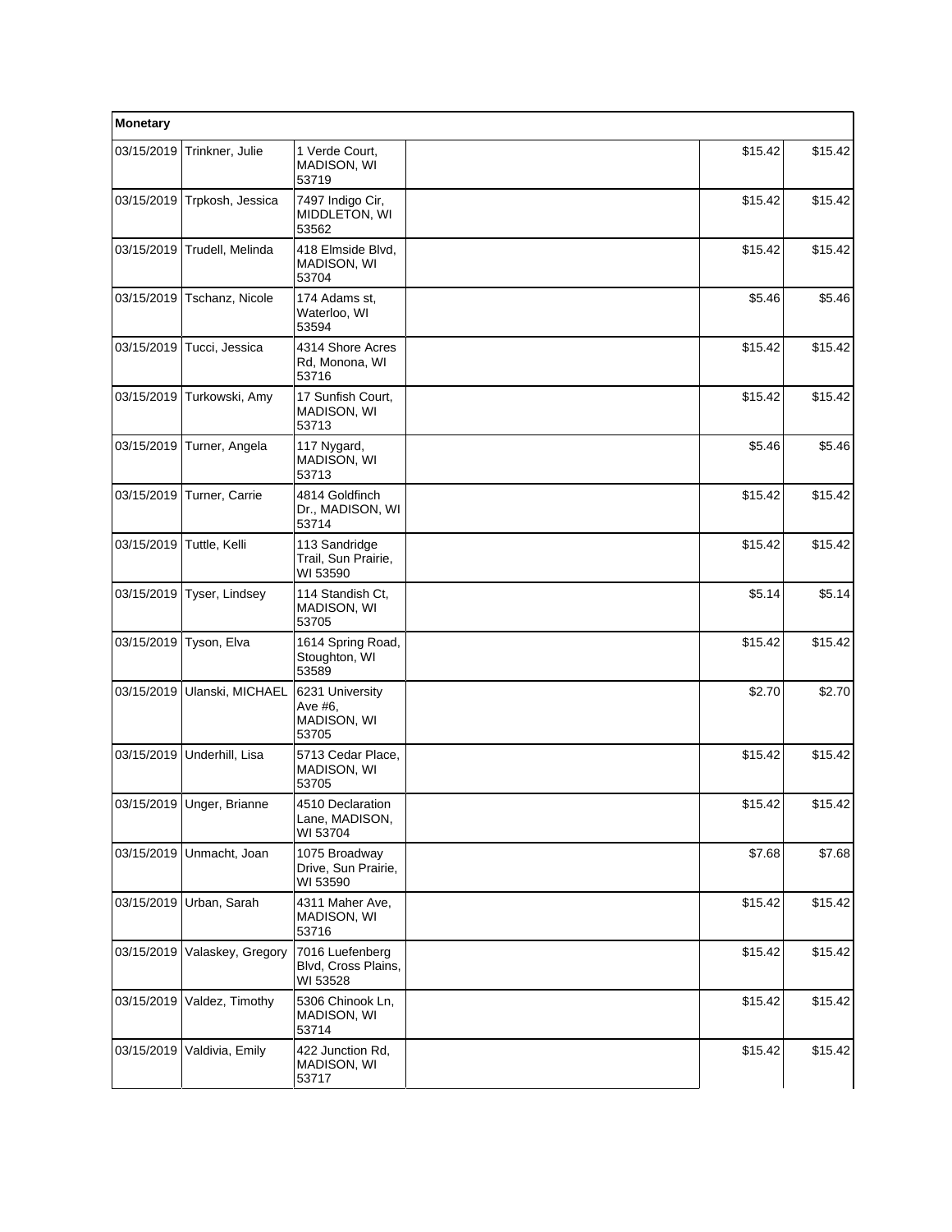| Monetary | | | | | |
|---|---|---|---|---|---|
| 03/15/2019 | Trinkner, Julie | 1 Verde Court, MADISON, WI 53719 | | $15.42 | $15.42 |
| 03/15/2019 | Trpkosh, Jessica | 7497 Indigo Cir, MIDDLETON, WI 53562 | | $15.42 | $15.42 |
| 03/15/2019 | Trudell, Melinda | 418 Elmside Blvd, MADISON, WI 53704 | | $15.42 | $15.42 |
| 03/15/2019 | Tschanz, Nicole | 174 Adams st, Waterloo, WI 53594 | | $5.46 | $5.46 |
| 03/15/2019 | Tucci, Jessica | 4314 Shore Acres Rd, Monona, WI 53716 | | $15.42 | $15.42 |
| 03/15/2019 | Turkowski, Amy | 17 Sunfish Court, MADISON, WI 53713 | | $15.42 | $15.42 |
| 03/15/2019 | Turner, Angela | 117 Nygard, MADISON, WI 53713 | | $5.46 | $5.46 |
| 03/15/2019 | Turner, Carrie | 4814 Goldfinch Dr., MADISON, WI 53714 | | $15.42 | $15.42 |
| 03/15/2019 | Tuttle, Kelli | 113 Sandridge Trail, Sun Prairie, WI 53590 | | $15.42 | $15.42 |
| 03/15/2019 | Tyser, Lindsey | 114 Standish Ct, MADISON, WI 53705 | | $5.14 | $5.14 |
| 03/15/2019 | Tyson, Elva | 1614 Spring Road, Stoughton, WI 53589 | | $15.42 | $15.42 |
| 03/15/2019 | Ulanski, MICHAEL | 6231 University Ave #6, MADISON, WI 53705 | | $2.70 | $2.70 |
| 03/15/2019 | Underhill, Lisa | 5713 Cedar Place, MADISON, WI 53705 | | $15.42 | $15.42 |
| 03/15/2019 | Unger, Brianne | 4510 Declaration Lane, MADISON, WI 53704 | | $15.42 | $15.42 |
| 03/15/2019 | Unmacht, Joan | 1075 Broadway Drive, Sun Prairie, WI 53590 | | $7.68 | $7.68 |
| 03/15/2019 | Urban, Sarah | 4311 Maher Ave, MADISON, WI 53716 | | $15.42 | $15.42 |
| 03/15/2019 | Valaskey, Gregory | 7016 Luefenberg Blvd, Cross Plains, WI 53528 | | $15.42 | $15.42 |
| 03/15/2019 | Valdez, Timothy | 5306 Chinook Ln, MADISON, WI 53714 | | $15.42 | $15.42 |
| 03/15/2019 | Valdivia, Emily | 422 Junction Rd, MADISON, WI 53717 | | $15.42 | $15.42 |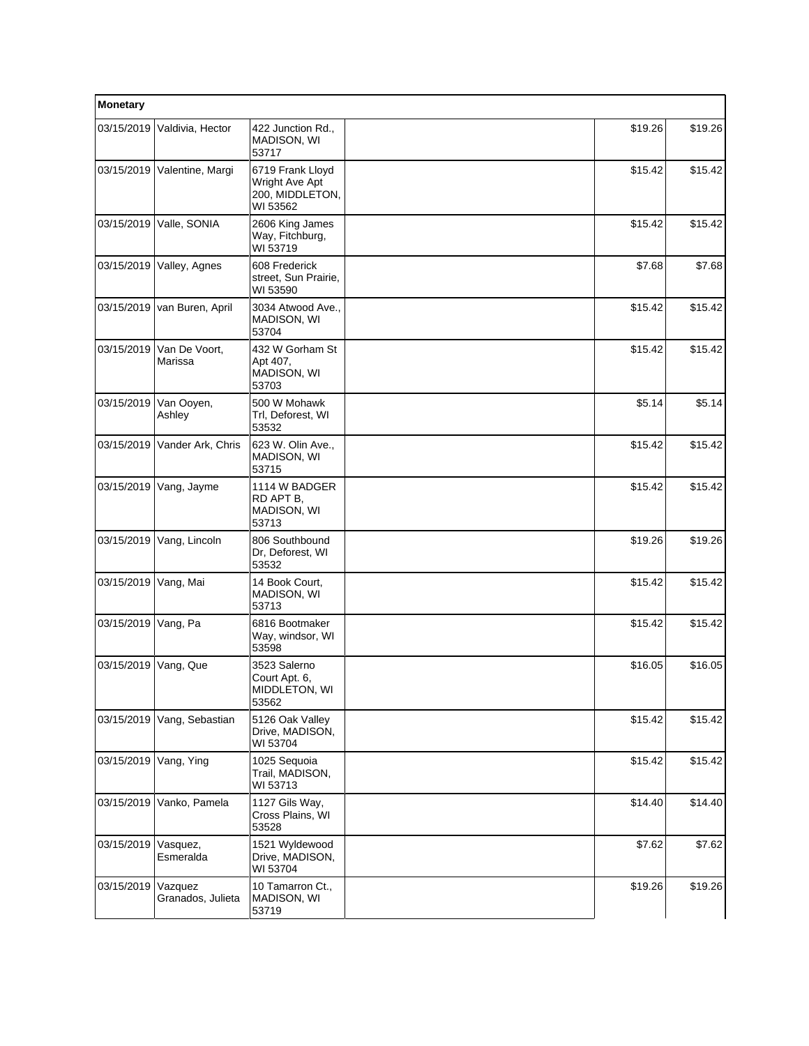| Monetary | | | | | |
|---|---|---|---|---|---|
| 03/15/2019 | Valdivia, Hector | 422 Junction Rd., MADISON, WI 53717 | | $19.26 | $19.26 |
| 03/15/2019 | Valentine, Margi | 6719 Frank Lloyd Wright Ave Apt 200, MIDDLETON, WI 53562 | | $15.42 | $15.42 |
| 03/15/2019 | Valle, SONIA | 2606 King James Way, Fitchburg, WI 53719 | | $15.42 | $15.42 |
| 03/15/2019 | Valley, Agnes | 608 Frederick street, Sun Prairie, WI 53590 | | $7.68 | $7.68 |
| 03/15/2019 | van Buren, April | 3034 Atwood Ave., MADISON, WI 53704 | | $15.42 | $15.42 |
| 03/15/2019 | Van De Voort, Marissa | 432 W Gorham St Apt 407, MADISON, WI 53703 | | $15.42 | $15.42 |
| 03/15/2019 | Van Ooyen, Ashley | 500 W Mohawk Trl, Deforest, WI 53532 | | $5.14 | $5.14 |
| 03/15/2019 | Vander Ark, Chris | 623 W. Olin Ave., MADISON, WI 53715 | | $15.42 | $15.42 |
| 03/15/2019 | Vang, Jayme | 1114 W BADGER RD APT B, MADISON, WI 53713 | | $15.42 | $15.42 |
| 03/15/2019 | Vang, Lincoln | 806 Southbound Dr, Deforest, WI 53532 | | $19.26 | $19.26 |
| 03/15/2019 | Vang, Mai | 14 Book Court, MADISON, WI 53713 | | $15.42 | $15.42 |
| 03/15/2019 | Vang, Pa | 6816 Bootmaker Way, windsor, WI 53598 | | $15.42 | $15.42 |
| 03/15/2019 | Vang, Que | 3523 Salerno Court Apt. 6, MIDDLETON, WI 53562 | | $16.05 | $16.05 |
| 03/15/2019 | Vang, Sebastian | 5126 Oak Valley Drive, MADISON, WI 53704 | | $15.42 | $15.42 |
| 03/15/2019 | Vang, Ying | 1025 Sequoia Trail, MADISON, WI 53713 | | $15.42 | $15.42 |
| 03/15/2019 | Vanko, Pamela | 1127 Gils Way, Cross Plains, WI 53528 | | $14.40 | $14.40 |
| 03/15/2019 | Vasquez, Esmeralda | 1521 Wyldewood Drive, MADISON, WI 53704 | | $7.62 | $7.62 |
| 03/15/2019 | Vazquez Granados, Julieta | 10 Tamarron Ct., MADISON, WI 53719 | | $19.26 | $19.26 |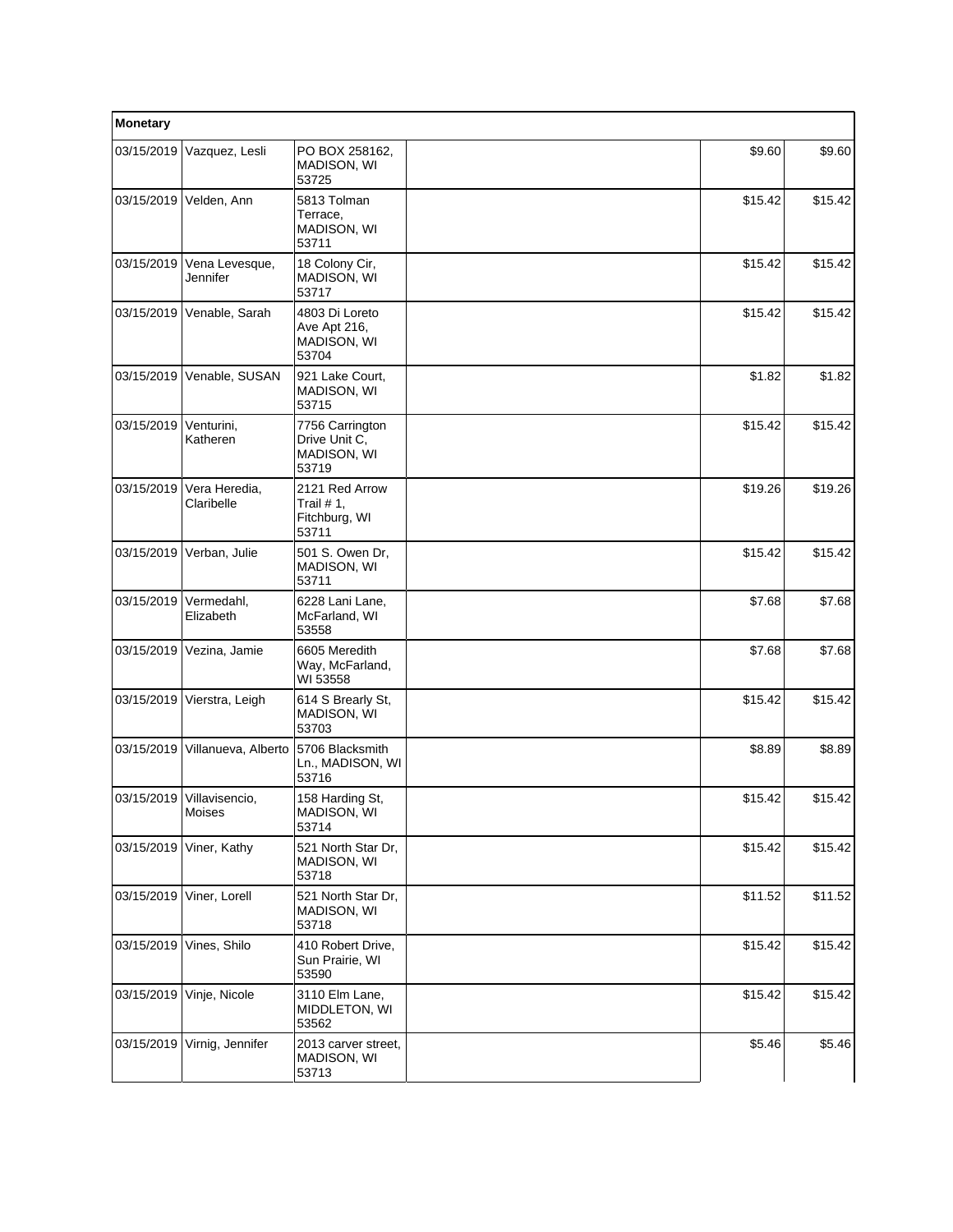| Monetary | | | | | |
|---|---|---|---|---|---|
| 03/15/2019 | Vazquez, Lesli | PO BOX 258162, MADISON, WI 53725 | | $9.60 | $9.60 |
| 03/15/2019 | Velden, Ann | 5813 Tolman Terrace, MADISON, WI 53711 | | $15.42 | $15.42 |
| 03/15/2019 | Vena Levesque, Jennifer | 18 Colony Cir, MADISON, WI 53717 | | $15.42 | $15.42 |
| 03/15/2019 | Venable, Sarah | 4803 Di Loreto Ave Apt 216, MADISON, WI 53704 | | $15.42 | $15.42 |
| 03/15/2019 | Venable, SUSAN | 921 Lake Court, MADISON, WI 53715 | | $1.82 | $1.82 |
| 03/15/2019 | Venturini, Katheren | 7756 Carrington Drive Unit C, MADISON, WI 53719 | | $15.42 | $15.42 |
| 03/15/2019 | Vera Heredia, Claribelle | 2121 Red Arrow Trail # 1, Fitchburg, WI 53711 | | $19.26 | $19.26 |
| 03/15/2019 | Verban, Julie | 501 S. Owen Dr, MADISON, WI 53711 | | $15.42 | $15.42 |
| 03/15/2019 | Vermedahl, Elizabeth | 6228 Lani Lane, McFarland, WI 53558 | | $7.68 | $7.68 |
| 03/15/2019 | Vezina, Jamie | 6605 Meredith Way, McFarland, WI 53558 | | $7.68 | $7.68 |
| 03/15/2019 | Vierstra, Leigh | 614 S Brearly St, MADISON, WI 53703 | | $15.42 | $15.42 |
| 03/15/2019 | Villanueva, Alberto | 5706 Blacksmith Ln., MADISON, WI 53716 | | $8.89 | $8.89 |
| 03/15/2019 | Villavisencio, Moises | 158 Harding St, MADISON, WI 53714 | | $15.42 | $15.42 |
| 03/15/2019 | Viner, Kathy | 521 North Star Dr, MADISON, WI 53718 | | $15.42 | $15.42 |
| 03/15/2019 | Viner, Lorell | 521 North Star Dr, MADISON, WI 53718 | | $11.52 | $11.52 |
| 03/15/2019 | Vines, Shilo | 410 Robert Drive, Sun Prairie, WI 53590 | | $15.42 | $15.42 |
| 03/15/2019 | Vinje, Nicole | 3110 Elm Lane, MIDDLETON, WI 53562 | | $15.42 | $15.42 |
| 03/15/2019 | Virnig, Jennifer | 2013 carver street, MADISON, WI 53713 | | $5.46 | $5.46 |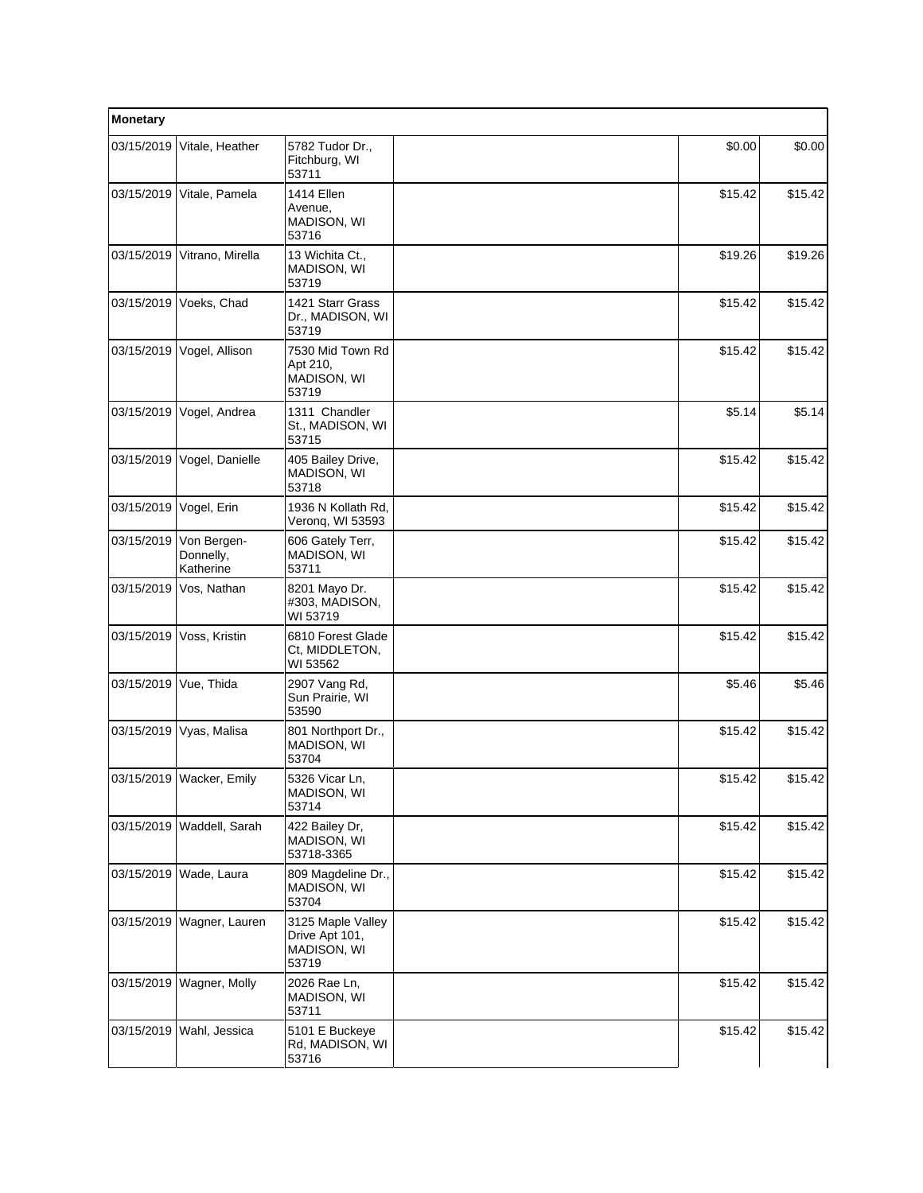| Monetary | | | | | |
|---|---|---|---|---|---|
| 03/15/2019 | Vitale, Heather | 5782 Tudor Dr., Fitchburg, WI 53711 | | $0.00 | $0.00 |
| 03/15/2019 | Vitale, Pamela | 1414 Ellen Avenue, MADISON, WI 53716 | | $15.42 | $15.42 |
| 03/15/2019 | Vitrano, Mirella | 13 Wichita Ct., MADISON, WI 53719 | | $19.26 | $19.26 |
| 03/15/2019 | Voeks, Chad | 1421 Starr Grass Dr., MADISON, WI 53719 | | $15.42 | $15.42 |
| 03/15/2019 | Vogel, Allison | 7530 Mid Town Rd Apt 210, MADISON, WI 53719 | | $15.42 | $15.42 |
| 03/15/2019 | Vogel, Andrea | 1311 Chandler St., MADISON, WI 53715 | | $5.14 | $5.14 |
| 03/15/2019 | Vogel, Danielle | 405 Bailey Drive, MADISON, WI 53718 | | $15.42 | $15.42 |
| 03/15/2019 | Vogel, Erin | 1936 N Kollath Rd, Veronq, WI 53593 | | $15.42 | $15.42 |
| 03/15/2019 | Von Bergen-Donnelly, Katherine | 606 Gately Terr, MADISON, WI 53711 | | $15.42 | $15.42 |
| 03/15/2019 | Vos, Nathan | 8201 Mayo Dr. #303, MADISON, WI 53719 | | $15.42 | $15.42 |
| 03/15/2019 | Voss, Kristin | 6810 Forest Glade Ct, MIDDLETON, WI 53562 | | $15.42 | $15.42 |
| 03/15/2019 | Vue, Thida | 2907 Vang Rd, Sun Prairie, WI 53590 | | $5.46 | $5.46 |
| 03/15/2019 | Vyas, Malisa | 801 Northport Dr., MADISON, WI 53704 | | $15.42 | $15.42 |
| 03/15/2019 | Wacker, Emily | 5326 Vicar Ln, MADISON, WI 53714 | | $15.42 | $15.42 |
| 03/15/2019 | Waddell, Sarah | 422 Bailey Dr, MADISON, WI 53718-3365 | | $15.42 | $15.42 |
| 03/15/2019 | Wade, Laura | 809 Magdeline Dr., MADISON, WI 53704 | | $15.42 | $15.42 |
| 03/15/2019 | Wagner, Lauren | 3125 Maple Valley Drive Apt 101, MADISON, WI 53719 | | $15.42 | $15.42 |
| 03/15/2019 | Wagner, Molly | 2026 Rae Ln, MADISON, WI 53711 | | $15.42 | $15.42 |
| 03/15/2019 | Wahl, Jessica | 5101 E Buckeye Rd, MADISON, WI 53716 | | $15.42 | $15.42 |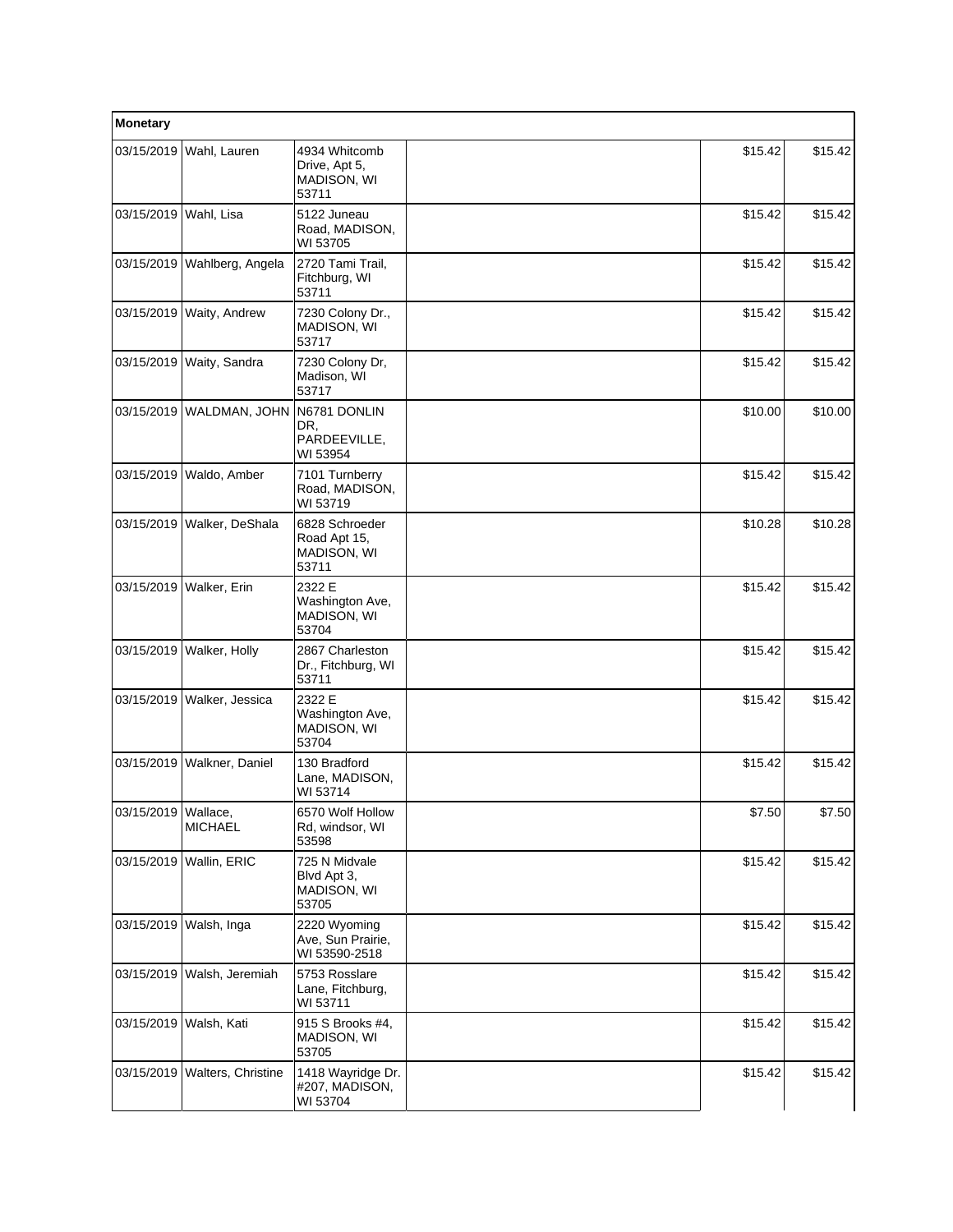| Monetary | | | | | |
|---|---|---|---|---|---|
| 03/15/2019 | Wahl, Lauren | 4934 Whitcomb Drive, Apt 5, MADISON, WI 53711 | | $15.42 | $15.42 |
| 03/15/2019 | Wahl, Lisa | 5122 Juneau Road, MADISON, WI 53705 | | $15.42 | $15.42 |
| 03/15/2019 | Wahlberg, Angela | 2720 Tami Trail, Fitchburg, WI 53711 | | $15.42 | $15.42 |
| 03/15/2019 | Waity, Andrew | 7230 Colony Dr., MADISON, WI 53717 | | $15.42 | $15.42 |
| 03/15/2019 | Waity, Sandra | 7230 Colony Dr, Madison, WI 53717 | | $15.42 | $15.42 |
| 03/15/2019 | WALDMAN, JOHN | N6781 DONLIN DR, PARDEEVILLE, WI 53954 | | $10.00 | $10.00 |
| 03/15/2019 | Waldo, Amber | 7101 Turnberry Road, MADISON, WI 53719 | | $15.42 | $15.42 |
| 03/15/2019 | Walker, DeShala | 6828 Schroeder Road Apt 15, MADISON, WI 53711 | | $10.28 | $10.28 |
| 03/15/2019 | Walker, Erin | 2322 E Washington Ave, MADISON, WI 53704 | | $15.42 | $15.42 |
| 03/15/2019 | Walker, Holly | 2867 Charleston Dr., Fitchburg, WI 53711 | | $15.42 | $15.42 |
| 03/15/2019 | Walker, Jessica | 2322 E Washington Ave, MADISON, WI 53704 | | $15.42 | $15.42 |
| 03/15/2019 | Walkner, Daniel | 130 Bradford Lane, MADISON, WI 53714 | | $15.42 | $15.42 |
| 03/15/2019 | Wallace, MICHAEL | 6570 Wolf Hollow Rd, windsor, WI 53598 | | $7.50 | $7.50 |
| 03/15/2019 | Wallin, ERIC | 725 N Midvale Blvd Apt 3, MADISON, WI 53705 | | $15.42 | $15.42 |
| 03/15/2019 | Walsh, Inga | 2220 Wyoming Ave, Sun Prairie, WI 53590-2518 | | $15.42 | $15.42 |
| 03/15/2019 | Walsh, Jeremiah | 5753 Rosslare Lane, Fitchburg, WI 53711 | | $15.42 | $15.42 |
| 03/15/2019 | Walsh, Kati | 915 S Brooks #4, MADISON, WI 53705 | | $15.42 | $15.42 |
| 03/15/2019 | Walters, Christine | 1418 Wayridge Dr. #207, MADISON, WI 53704 | | $15.42 | $15.42 |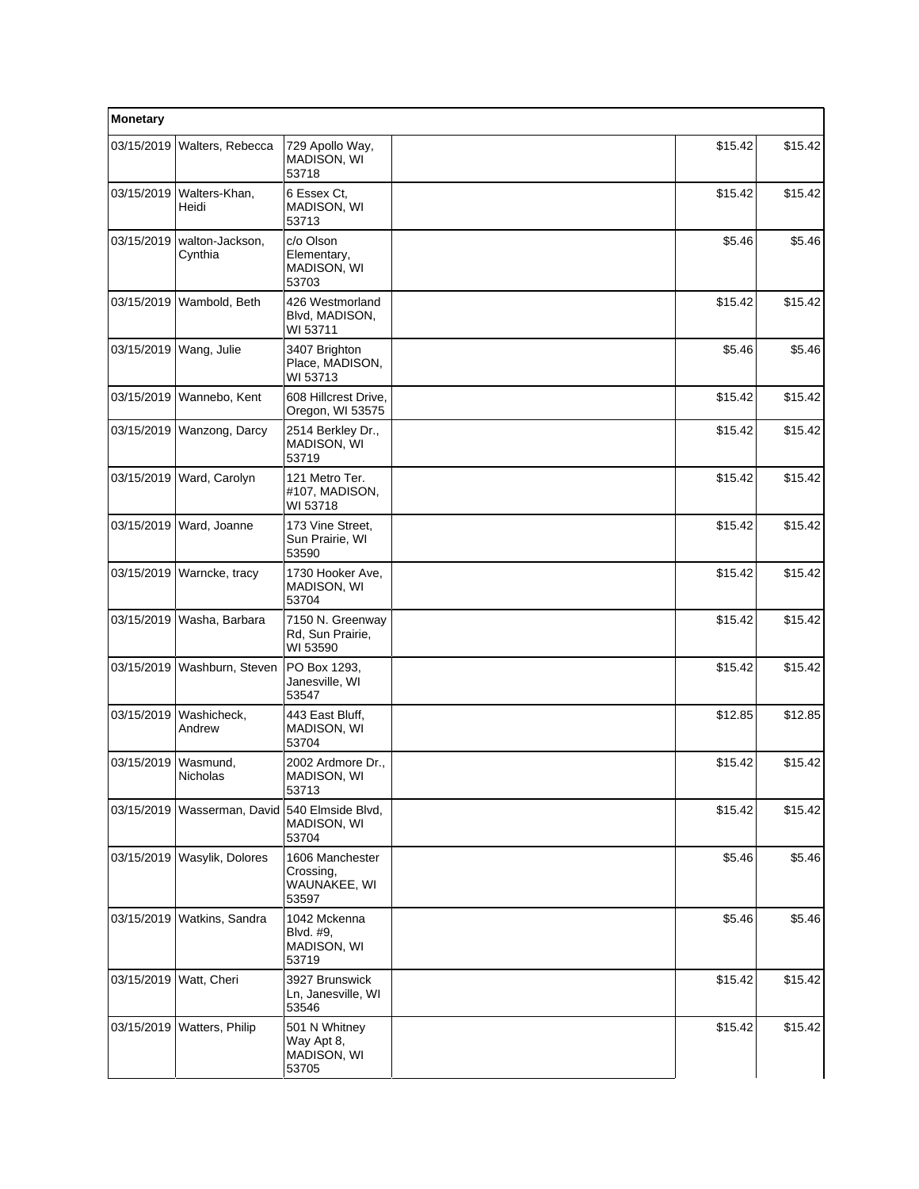| Monetary | | | | | |
|---|---|---|---|---|---|
| 03/15/2019 | Walters, Rebecca | 729 Apollo Way, MADISON, WI 53718 | | $15.42 | $15.42 |
| 03/15/2019 | Walters-Khan, Heidi | 6 Essex Ct, MADISON, WI 53713 | | $15.42 | $15.42 |
| 03/15/2019 | walton-Jackson, Cynthia | c/o Olson Elementary, MADISON, WI 53703 | | $5.46 | $5.46 |
| 03/15/2019 | Wambold, Beth | 426 Westmorland Blvd, MADISON, WI 53711 | | $15.42 | $15.42 |
| 03/15/2019 | Wang, Julie | 3407 Brighton Place, MADISON, WI 53713 | | $5.46 | $5.46 |
| 03/15/2019 | Wannebo, Kent | 608 Hillcrest Drive, Oregon, WI 53575 | | $15.42 | $15.42 |
| 03/15/2019 | Wanzong, Darcy | 2514 Berkley Dr., MADISON, WI 53719 | | $15.42 | $15.42 |
| 03/15/2019 | Ward, Carolyn | 121 Metro Ter. #107, MADISON, WI 53718 | | $15.42 | $15.42 |
| 03/15/2019 | Ward, Joanne | 173 Vine Street, Sun Prairie, WI 53590 | | $15.42 | $15.42 |
| 03/15/2019 | Warncke, tracy | 1730 Hooker Ave, MADISON, WI 53704 | | $15.42 | $15.42 |
| 03/15/2019 | Washa, Barbara | 7150 N. Greenway Rd, Sun Prairie, WI 53590 | | $15.42 | $15.42 |
| 03/15/2019 | Washburn, Steven | PO Box 1293, Janesville, WI 53547 | | $15.42 | $15.42 |
| 03/15/2019 | Washicheck, Andrew | 443 East Bluff, MADISON, WI 53704 | | $12.85 | $12.85 |
| 03/15/2019 | Wasmund, Nicholas | 2002 Ardmore Dr., MADISON, WI 53713 | | $15.42 | $15.42 |
| 03/15/2019 | Wasserman, David | 540 Elmside Blvd, MADISON, WI 53704 | | $15.42 | $15.42 |
| 03/15/2019 | Wasylik, Dolores | 1606 Manchester Crossing, WAUNAKEE, WI 53597 | | $5.46 | $5.46 |
| 03/15/2019 | Watkins, Sandra | 1042 Mckenna Blvd. #9, MADISON, WI 53719 | | $5.46 | $5.46 |
| 03/15/2019 | Watt, Cheri | 3927 Brunswick Ln, Janesville, WI 53546 | | $15.42 | $15.42 |
| 03/15/2019 | Watters, Philip | 501 N Whitney Way Apt 8, MADISON, WI 53705 | | $15.42 | $15.42 |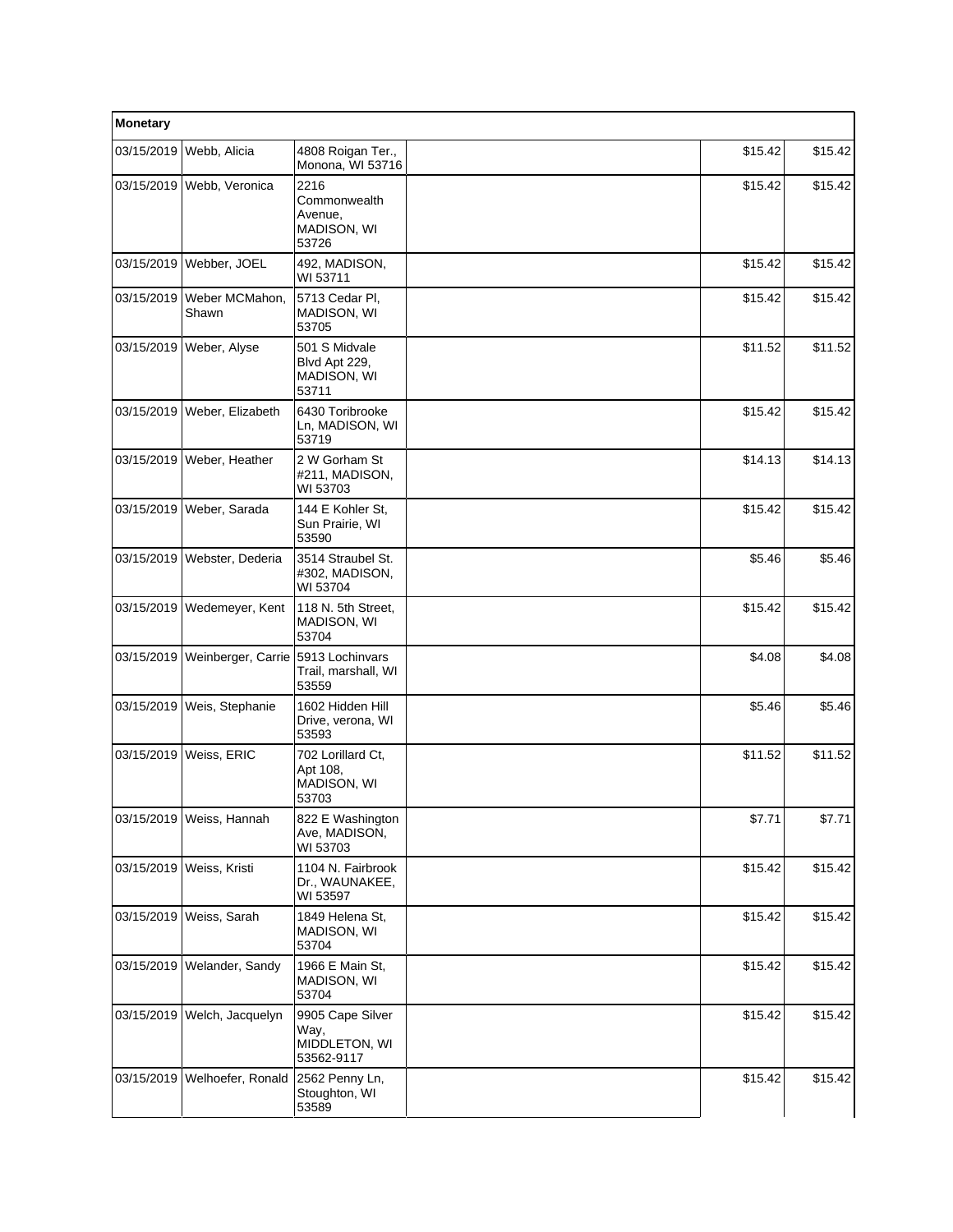| Monetary | | | | | |
|---|---|---|---|---|---|
| 03/15/2019 | Webb, Alicia | 4808 Roigan Ter., Monona, WI 53716 | | $15.42 | $15.42 |
| 03/15/2019 | Webb, Veronica | 2216 Commonwealth Avenue, MADISON, WI 53726 | | $15.42 | $15.42 |
| 03/15/2019 | Webber, JOEL | 492, MADISON, WI 53711 | | $15.42 | $15.42 |
| 03/15/2019 | Weber MCMahon, Shawn | 5713 Cedar Pl, MADISON, WI 53705 | | $15.42 | $15.42 |
| 03/15/2019 | Weber, Alyse | 501 S Midvale Blvd Apt 229, MADISON, WI 53711 | | $11.52 | $11.52 |
| 03/15/2019 | Weber, Elizabeth | 6430 Toribrooke Ln, MADISON, WI 53719 | | $15.42 | $15.42 |
| 03/15/2019 | Weber, Heather | 2 W Gorham St #211, MADISON, WI 53703 | | $14.13 | $14.13 |
| 03/15/2019 | Weber, Sarada | 144 E Kohler St, Sun Prairie, WI 53590 | | $15.42 | $15.42 |
| 03/15/2019 | Webster, Dederia | 3514 Straubel St. #302, MADISON, WI 53704 | | $5.46 | $5.46 |
| 03/15/2019 | Wedemeyer, Kent | 118 N. 5th Street, MADISON, WI 53704 | | $15.42 | $15.42 |
| 03/15/2019 | Weinberger, Carrie | 5913 Lochinvars Trail, marshall, WI 53559 | | $4.08 | $4.08 |
| 03/15/2019 | Weis, Stephanie | 1602 Hidden Hill Drive, verona, WI 53593 | | $5.46 | $5.46 |
| 03/15/2019 | Weiss, ERIC | 702 Lorillard Ct, Apt 108, MADISON, WI 53703 | | $11.52 | $11.52 |
| 03/15/2019 | Weiss, Hannah | 822 E Washington Ave, MADISON, WI 53703 | | $7.71 | $7.71 |
| 03/15/2019 | Weiss, Kristi | 1104 N. Fairbrook Dr., WAUNAKEE, WI 53597 | | $15.42 | $15.42 |
| 03/15/2019 | Weiss, Sarah | 1849 Helena St, MADISON, WI 53704 | | $15.42 | $15.42 |
| 03/15/2019 | Welander, Sandy | 1966 E Main St, MADISON, WI 53704 | | $15.42 | $15.42 |
| 03/15/2019 | Welch, Jacquelyn | 9905 Cape Silver Way, MIDDLETON, WI 53562-9117 | | $15.42 | $15.42 |
| 03/15/2019 | Welhoefer, Ronald | 2562 Penny Ln, Stoughton, WI 53589 | | $15.42 | $15.42 |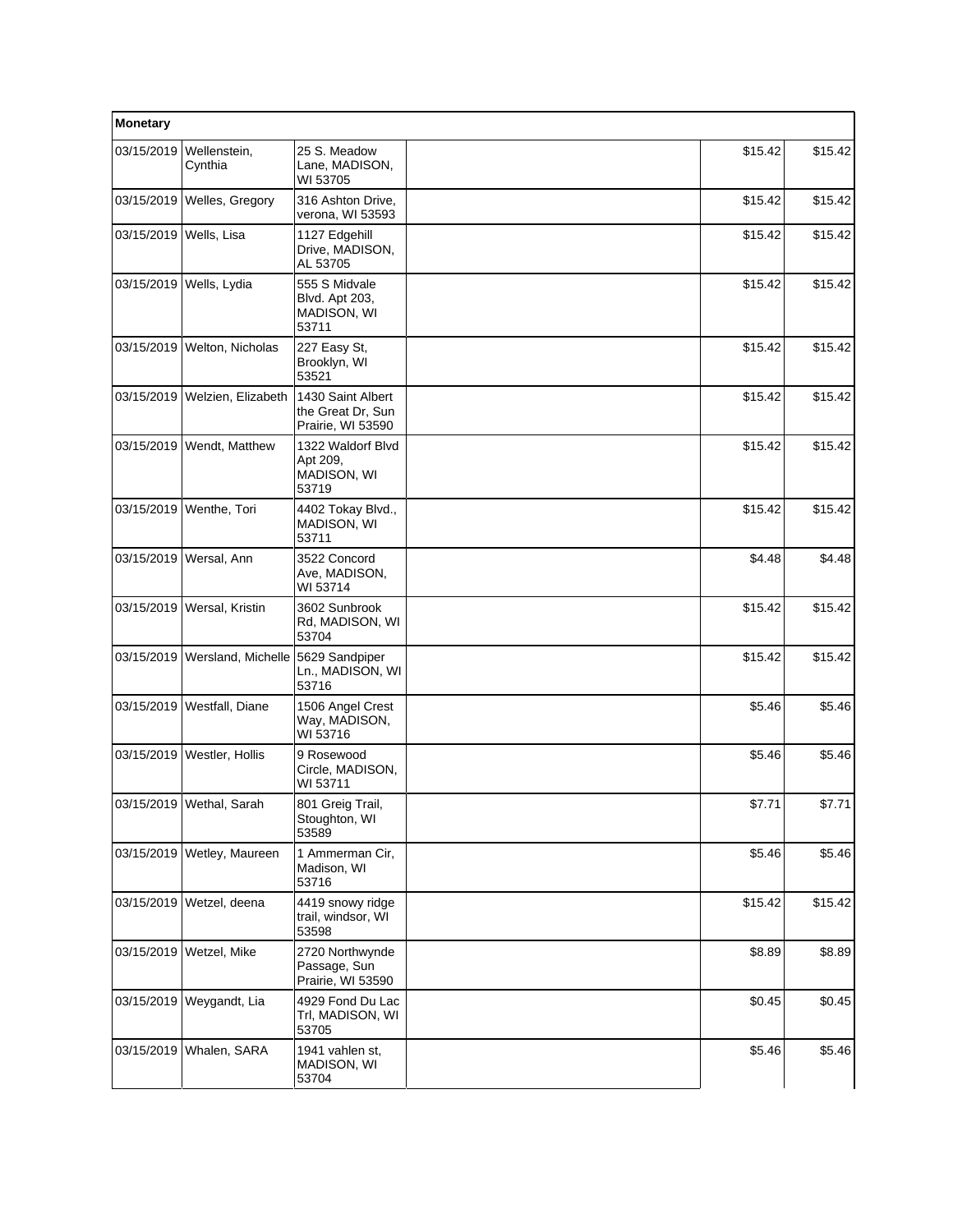| Monetary | | | | | |
|---|---|---|---|---|---|
| 03/15/2019 | Wellenstein, Cynthia | 25 S. Meadow Lane, MADISON, WI 53705 | | $15.42 | $15.42 |
| 03/15/2019 | Welles, Gregory | 316 Ashton Drive, verona, WI 53593 | | $15.42 | $15.42 |
| 03/15/2019 | Wells, Lisa | 1127 Edgehill Drive, MADISON, AL 53705 | | $15.42 | $15.42 |
| 03/15/2019 | Wells, Lydia | 555 S Midvale Blvd. Apt 203, MADISON, WI 53711 | | $15.42 | $15.42 |
| 03/15/2019 | Welton, Nicholas | 227 Easy St, Brooklyn, WI 53521 | | $15.42 | $15.42 |
| 03/15/2019 | Welzien, Elizabeth | 1430 Saint Albert the Great Dr, Sun Prairie, WI 53590 | | $15.42 | $15.42 |
| 03/15/2019 | Wendt, Matthew | 1322 Waldorf Blvd Apt 209, MADISON, WI 53719 | | $15.42 | $15.42 |
| 03/15/2019 | Wenthe, Tori | 4402 Tokay Blvd., MADISON, WI 53711 | | $15.42 | $15.42 |
| 03/15/2019 | Wersal, Ann | 3522 Concord Ave, MADISON, WI 53714 | | $4.48 | $4.48 |
| 03/15/2019 | Wersal, Kristin | 3602 Sunbrook Rd, MADISON, WI 53704 | | $15.42 | $15.42 |
| 03/15/2019 | Wersland, Michelle | 5629 Sandpiper Ln., MADISON, WI 53716 | | $15.42 | $15.42 |
| 03/15/2019 | Westfall, Diane | 1506 Angel Crest Way, MADISON, WI 53716 | | $5.46 | $5.46 |
| 03/15/2019 | Westler, Hollis | 9 Rosewood Circle, MADISON, WI 53711 | | $5.46 | $5.46 |
| 03/15/2019 | Wethal, Sarah | 801 Greig Trail, Stoughton, WI 53589 | | $7.71 | $7.71 |
| 03/15/2019 | Wetley, Maureen | 1 Ammerman Cir, Madison, WI 53716 | | $5.46 | $5.46 |
| 03/15/2019 | Wetzel, deena | 4419 snowy ridge trail, windsor, WI 53598 | | $15.42 | $15.42 |
| 03/15/2019 | Wetzel, Mike | 2720 Northwynde Passage, Sun Prairie, WI 53590 | | $8.89 | $8.89 |
| 03/15/2019 | Weygandt, Lia | 4929 Fond Du Lac Trl, MADISON, WI 53705 | | $0.45 | $0.45 |
| 03/15/2019 | Whalen, SARA | 1941 vahlen st, MADISON, WI 53704 | | $5.46 | $5.46 |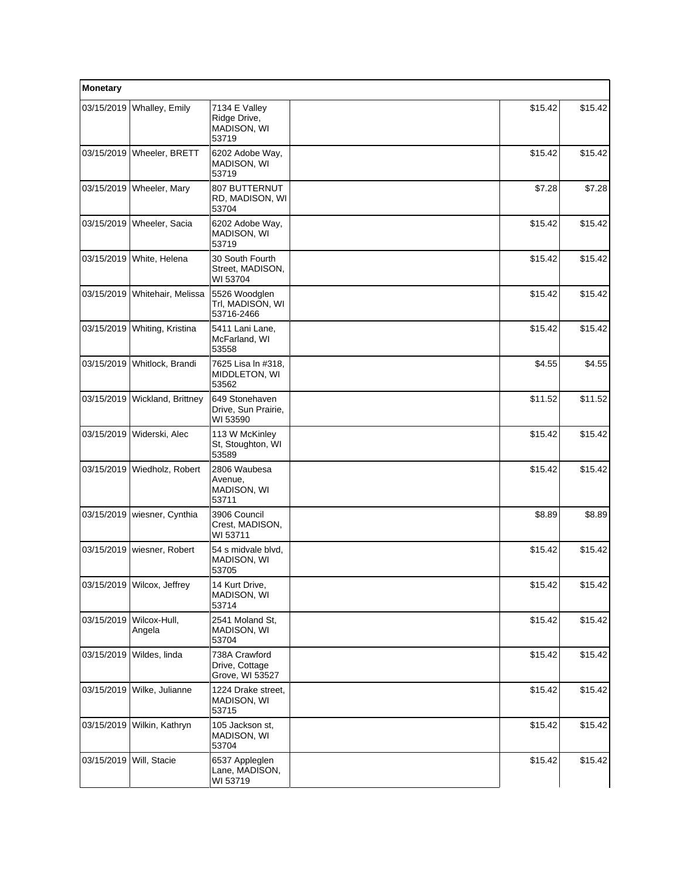| Monetary | | | | | |
|---|---|---|---|---|---|
| 03/15/2019 | Whalley, Emily | 7134 E Valley Ridge Drive, MADISON, WI 53719 | | $15.42 | $15.42 |
| 03/15/2019 | Wheeler, BRETT | 6202 Adobe Way, MADISON, WI 53719 | | $15.42 | $15.42 |
| 03/15/2019 | Wheeler, Mary | 807 BUTTERNUT RD, MADISON, WI 53704 | | $7.28 | $7.28 |
| 03/15/2019 | Wheeler, Sacia | 6202 Adobe Way, MADISON, WI 53719 | | $15.42 | $15.42 |
| 03/15/2019 | White, Helena | 30 South Fourth Street, MADISON, WI 53704 | | $15.42 | $15.42 |
| 03/15/2019 | Whitehair, Melissa | 5526 Woodglen Trl, MADISON, WI 53716-2466 | | $15.42 | $15.42 |
| 03/15/2019 | Whiting, Kristina | 5411 Lani Lane, McFarland, WI 53558 | | $15.42 | $15.42 |
| 03/15/2019 | Whitlock, Brandi | 7625 Lisa ln #318, MIDDLETON, WI 53562 | | $4.55 | $4.55 |
| 03/15/2019 | Wickland, Brittney | 649 Stonehaven Drive, Sun Prairie, WI 53590 | | $11.52 | $11.52 |
| 03/15/2019 | Widerski, Alec | 113 W McKinley St, Stoughton, WI 53589 | | $15.42 | $15.42 |
| 03/15/2019 | Wiedholz, Robert | 2806 Waubesa Avenue, MADISON, WI 53711 | | $15.42 | $15.42 |
| 03/15/2019 | wiesner, Cynthia | 3906 Council Crest, MADISON, WI 53711 | | $8.89 | $8.89 |
| 03/15/2019 | wiesner, Robert | 54 s midvale blvd, MADISON, WI 53705 | | $15.42 | $15.42 |
| 03/15/2019 | Wilcox, Jeffrey | 14 Kurt Drive, MADISON, WI 53714 | | $15.42 | $15.42 |
| 03/15/2019 | Wilcox-Hull, Angela | 2541 Moland St, MADISON, WI 53704 | | $15.42 | $15.42 |
| 03/15/2019 | Wildes, linda | 738A Crawford Drive, Cottage Grove, WI 53527 | | $15.42 | $15.42 |
| 03/15/2019 | Wilke, Julianne | 1224 Drake street, MADISON, WI 53715 | | $15.42 | $15.42 |
| 03/15/2019 | Wilkin, Kathryn | 105 Jackson st, MADISON, WI 53704 | | $15.42 | $15.42 |
| 03/15/2019 | Will, Stacie | 6537 Appleglen Lane, MADISON, WI 53719 | | $15.42 | $15.42 |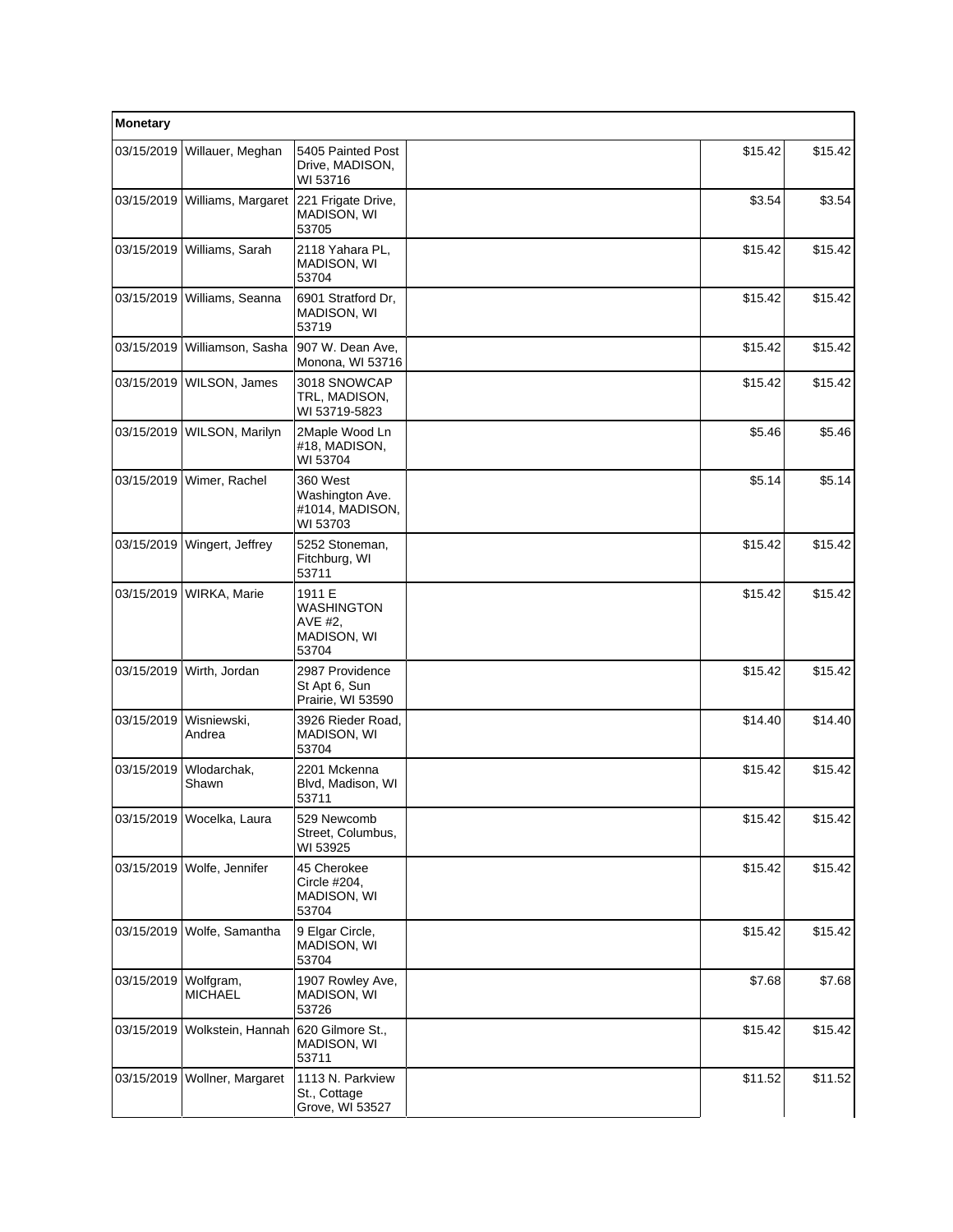| Monetary | | | | | |
|---|---|---|---|---|---|
| 03/15/2019 | Willauer, Meghan | 5405 Painted Post Drive, MADISON, WI 53716 | | $15.42 | $15.42 |
| 03/15/2019 | Williams, Margaret | 221 Frigate Drive, MADISON, WI 53705 | | $3.54 | $3.54 |
| 03/15/2019 | Williams, Sarah | 2118 Yahara PL, MADISON, WI 53704 | | $15.42 | $15.42 |
| 03/15/2019 | Williams, Seanna | 6901 Stratford Dr, MADISON, WI 53719 | | $15.42 | $15.42 |
| 03/15/2019 | Williamson, Sasha | 907 W. Dean Ave, Monona, WI 53716 | | $15.42 | $15.42 |
| 03/15/2019 | WILSON, James | 3018 SNOWCAP TRL, MADISON, WI 53719-5823 | | $15.42 | $15.42 |
| 03/15/2019 | WILSON, Marilyn | 2Maple Wood Ln #18, MADISON, WI 53704 | | $5.46 | $5.46 |
| 03/15/2019 | Wimer, Rachel | 360 West Washington Ave. #1014, MADISON, WI 53703 | | $5.14 | $5.14 |
| 03/15/2019 | Wingert, Jeffrey | 5252 Stoneman, Fitchburg, WI 53711 | | $15.42 | $15.42 |
| 03/15/2019 | WIRKA, Marie | 1911 E WASHINGTON AVE #2, MADISON, WI 53704 | | $15.42 | $15.42 |
| 03/15/2019 | Wirth, Jordan | 2987 Providence St Apt 6, Sun Prairie, WI 53590 | | $15.42 | $15.42 |
| 03/15/2019 | Wisniewski, Andrea | 3926 Rieder Road, MADISON, WI 53704 | | $14.40 | $14.40 |
| 03/15/2019 | Wlodarchak, Shawn | 2201 Mckenna Blvd, Madison, WI 53711 | | $15.42 | $15.42 |
| 03/15/2019 | Wocelka, Laura | 529 Newcomb Street, Columbus, WI 53925 | | $15.42 | $15.42 |
| 03/15/2019 | Wolfe, Jennifer | 45 Cherokee Circle #204, MADISON, WI 53704 | | $15.42 | $15.42 |
| 03/15/2019 | Wolfe, Samantha | 9 Elgar Circle, MADISON, WI 53704 | | $15.42 | $15.42 |
| 03/15/2019 | Wolfgram, MICHAEL | 1907 Rowley Ave, MADISON, WI 53726 | | $7.68 | $7.68 |
| 03/15/2019 | Wolkstein, Hannah | 620 Gilmore St., MADISON, WI 53711 | | $15.42 | $15.42 |
| 03/15/2019 | Wollner, Margaret | 1113 N. Parkview St., Cottage Grove, WI 53527 | | $11.52 | $11.52 |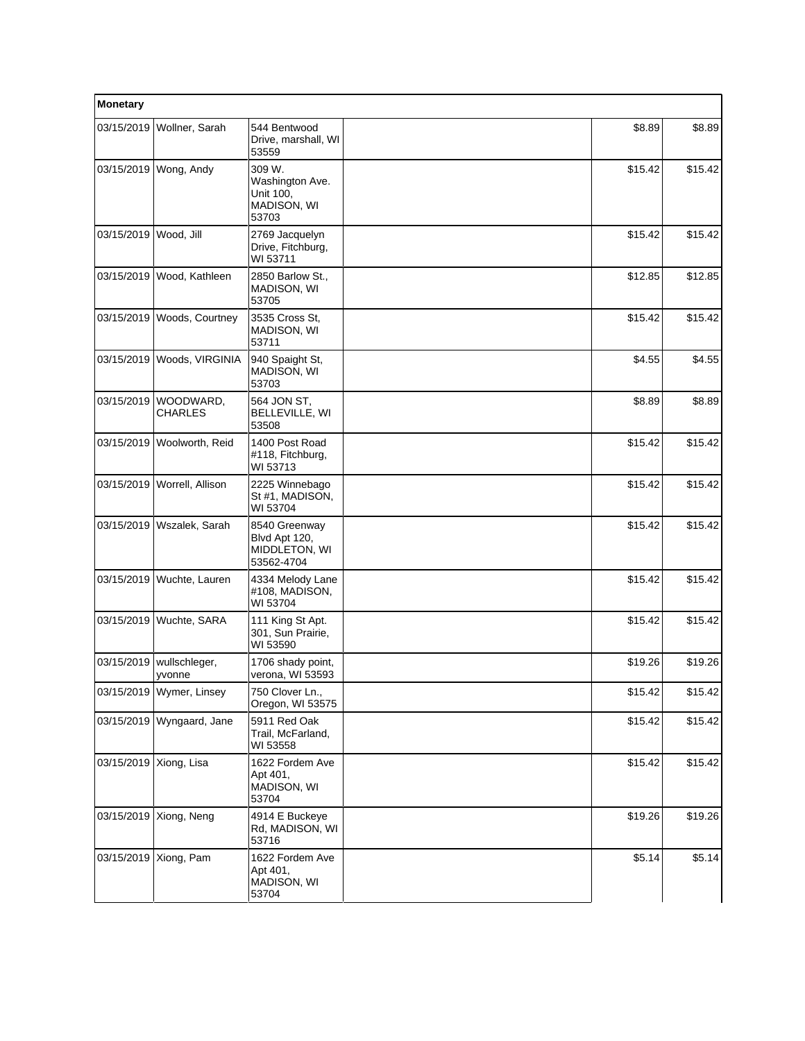| Monetary | | | | | |
|---|---|---|---|---|---|
| 03/15/2019 | Wollner, Sarah | 544 Bentwood Drive, marshall, WI 53559 | | $8.89 | $8.89 |
| 03/15/2019 | Wong, Andy | 309 W. Washington Ave. Unit 100, MADISON, WI 53703 | | $15.42 | $15.42 |
| 03/15/2019 | Wood, Jill | 2769 Jacquelyn Drive, Fitchburg, WI 53711 | | $15.42 | $15.42 |
| 03/15/2019 | Wood, Kathleen | 2850 Barlow St., MADISON, WI 53705 | | $12.85 | $12.85 |
| 03/15/2019 | Woods, Courtney | 3535 Cross St, MADISON, WI 53711 | | $15.42 | $15.42 |
| 03/15/2019 | Woods, VIRGINIA | 940 Spaight St, MADISON, WI 53703 | | $4.55 | $4.55 |
| 03/15/2019 | WOODWARD, CHARLES | 564 JON ST, BELLEVILLE, WI 53508 | | $8.89 | $8.89 |
| 03/15/2019 | Woolworth, Reid | 1400 Post Road #118, Fitchburg, WI 53713 | | $15.42 | $15.42 |
| 03/15/2019 | Worrell, Allison | 2225 Winnebago St #1, MADISON, WI 53704 | | $15.42 | $15.42 |
| 03/15/2019 | Wszalek, Sarah | 8540 Greenway Blvd Apt 120, MIDDLETON, WI 53562-4704 | | $15.42 | $15.42 |
| 03/15/2019 | Wuchte, Lauren | 4334 Melody Lane #108, MADISON, WI 53704 | | $15.42 | $15.42 |
| 03/15/2019 | Wuchte, SARA | 111 King St Apt. 301, Sun Prairie, WI 53590 | | $15.42 | $15.42 |
| 03/15/2019 | wullschleger, yvonne | 1706 shady point, verona, WI 53593 | | $19.26 | $19.26 |
| 03/15/2019 | Wymer, Linsey | 750 Clover Ln., Oregon, WI 53575 | | $15.42 | $15.42 |
| 03/15/2019 | Wyngaard, Jane | 5911 Red Oak Trail, McFarland, WI 53558 | | $15.42 | $15.42 |
| 03/15/2019 | Xiong, Lisa | 1622 Fordem Ave Apt 401, MADISON, WI 53704 | | $15.42 | $15.42 |
| 03/15/2019 | Xiong, Neng | 4914 E Buckeye Rd, MADISON, WI 53716 | | $19.26 | $19.26 |
| 03/15/2019 | Xiong, Pam | 1622 Fordem Ave Apt 401, MADISON, WI 53704 | | $5.14 | $5.14 |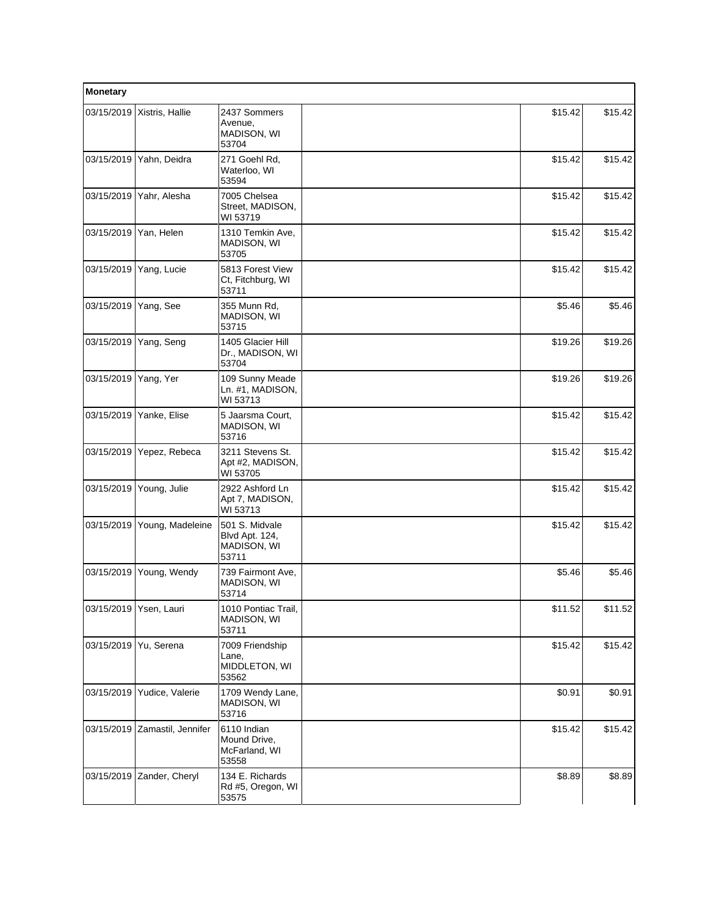| Monetary | | | | | |
|---|---|---|---|---|---|
| 03/15/2019 | Xistris, Hallie | 2437 Sommers Avenue, MADISON, WI 53704 | | $15.42 | $15.42 |
| 03/15/2019 | Yahn, Deidra | 271 Goehl Rd, Waterloo, WI 53594 | | $15.42 | $15.42 |
| 03/15/2019 | Yahr, Alesha | 7005 Chelsea Street, MADISON, WI 53719 | | $15.42 | $15.42 |
| 03/15/2019 | Yan, Helen | 1310 Temkin Ave, MADISON, WI 53705 | | $15.42 | $15.42 |
| 03/15/2019 | Yang, Lucie | 5813 Forest View Ct, Fitchburg, WI 53711 | | $15.42 | $15.42 |
| 03/15/2019 | Yang, See | 355 Munn Rd, MADISON, WI 53715 | | $5.46 | $5.46 |
| 03/15/2019 | Yang, Seng | 1405 Glacier Hill Dr., MADISON, WI 53704 | | $19.26 | $19.26 |
| 03/15/2019 | Yang, Yer | 109 Sunny Meade Ln. #1, MADISON, WI 53713 | | $19.26 | $19.26 |
| 03/15/2019 | Yanke, Elise | 5 Jaarsma Court, MADISON, WI 53716 | | $15.42 | $15.42 |
| 03/15/2019 | Yepez, Rebeca | 3211 Stevens St. Apt #2, MADISON, WI 53705 | | $15.42 | $15.42 |
| 03/15/2019 | Young, Julie | 2922 Ashford Ln Apt 7, MADISON, WI 53713 | | $15.42 | $15.42 |
| 03/15/2019 | Young, Madeleine | 501 S. Midvale Blvd Apt. 124, MADISON, WI 53711 | | $15.42 | $15.42 |
| 03/15/2019 | Young, Wendy | 739 Fairmont Ave, MADISON, WI 53714 | | $5.46 | $5.46 |
| 03/15/2019 | Ysen, Lauri | 1010 Pontiac Trail, MADISON, WI 53711 | | $11.52 | $11.52 |
| 03/15/2019 | Yu, Serena | 7009 Friendship Lane, MIDDLETON, WI 53562 | | $15.42 | $15.42 |
| 03/15/2019 | Yudice, Valerie | 1709 Wendy Lane, MADISON, WI 53716 | | $0.91 | $0.91 |
| 03/15/2019 | Zamastil, Jennifer | 6110 Indian Mound Drive, McFarland, WI 53558 | | $15.42 | $15.42 |
| 03/15/2019 | Zander, Cheryl | 134 E. Richards Rd #5, Oregon, WI 53575 | | $8.89 | $8.89 |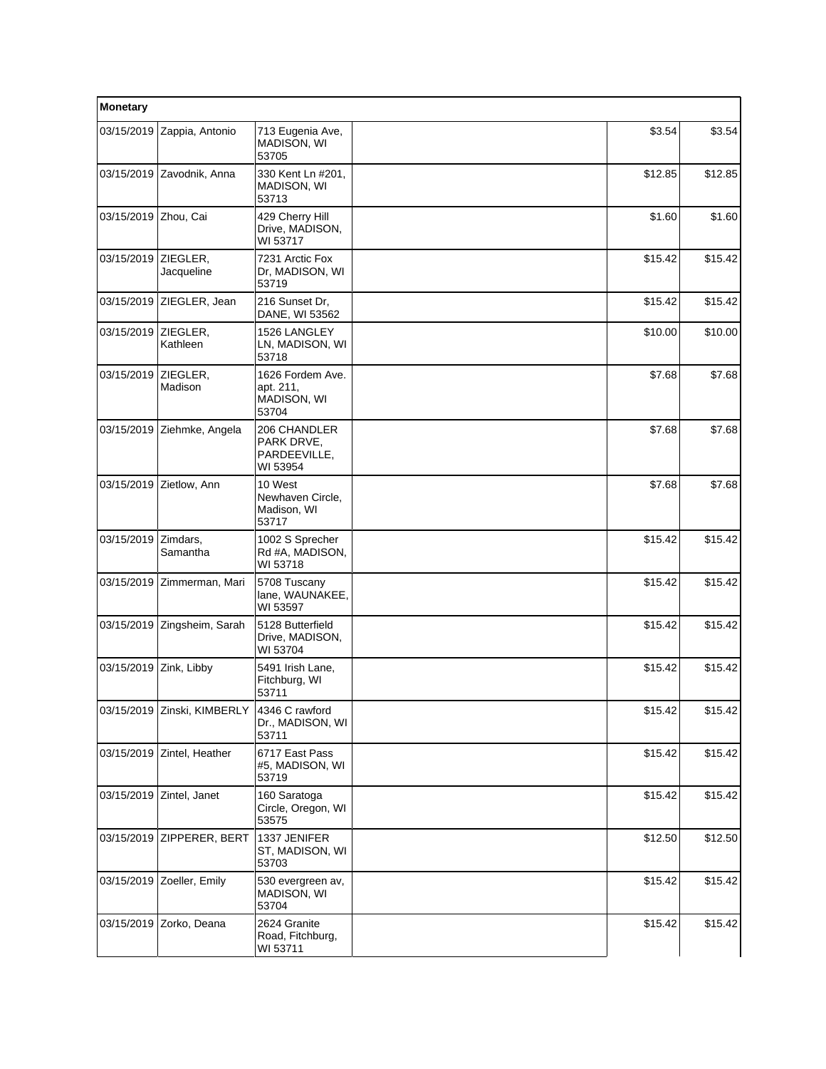| Monetary | | | | | |
|---|---|---|---|---|---|
| 03/15/2019 | Zappia, Antonio | 713 Eugenia Ave, MADISON, WI 53705 | | $3.54 | $3.54 |
| 03/15/2019 | Zavodnik, Anna | 330 Kent Ln #201, MADISON, WI 53713 | | $12.85 | $12.85 |
| 03/15/2019 | Zhou, Cai | 429 Cherry Hill Drive, MADISON, WI 53717 | | $1.60 | $1.60 |
| 03/15/2019 | ZIEGLER, Jacqueline | 7231 Arctic Fox Dr, MADISON, WI 53719 | | $15.42 | $15.42 |
| 03/15/2019 | ZIEGLER, Jean | 216 Sunset Dr, DANE, WI 53562 | | $15.42 | $15.42 |
| 03/15/2019 | ZIEGLER, Kathleen | 1526 LANGLEY LN, MADISON, WI 53718 | | $10.00 | $10.00 |
| 03/15/2019 | ZIEGLER, Madison | 1626 Fordem Ave. apt. 211, MADISON, WI 53704 | | $7.68 | $7.68 |
| 03/15/2019 | Ziehmke, Angela | 206 CHANDLER PARK DRVE, PARDEEVILLE, WI 53954 | | $7.68 | $7.68 |
| 03/15/2019 | Zietlow, Ann | 10 West Newhaven Circle, Madison, WI 53717 | | $7.68 | $7.68 |
| 03/15/2019 | Zimdars, Samantha | 1002 S Sprecher Rd #A, MADISON, WI 53718 | | $15.42 | $15.42 |
| 03/15/2019 | Zimmerman, Mari | 5708 Tuscany lane, WAUNAKEE, WI 53597 | | $15.42 | $15.42 |
| 03/15/2019 | Zingsheim, Sarah | 5128 Butterfield Drive, MADISON, WI 53704 | | $15.42 | $15.42 |
| 03/15/2019 | Zink, Libby | 5491 Irish Lane, Fitchburg, WI 53711 | | $15.42 | $15.42 |
| 03/15/2019 | Zinski, KIMBERLY | 4346 C rawford Dr., MADISON, WI 53711 | | $15.42 | $15.42 |
| 03/15/2019 | Zintel, Heather | 6717 East Pass #5, MADISON, WI 53719 | | $15.42 | $15.42 |
| 03/15/2019 | Zintel, Janet | 160 Saratoga Circle, Oregon, WI 53575 | | $15.42 | $15.42 |
| 03/15/2019 | ZIPPERER, BERT | 1337 JENIFER ST, MADISON, WI 53703 | | $12.50 | $12.50 |
| 03/15/2019 | Zoeller, Emily | 530 evergreen av, MADISON, WI 53704 | | $15.42 | $15.42 |
| 03/15/2019 | Zorko, Deana | 2624 Granite Road, Fitchburg, WI 53711 | | $15.42 | $15.42 |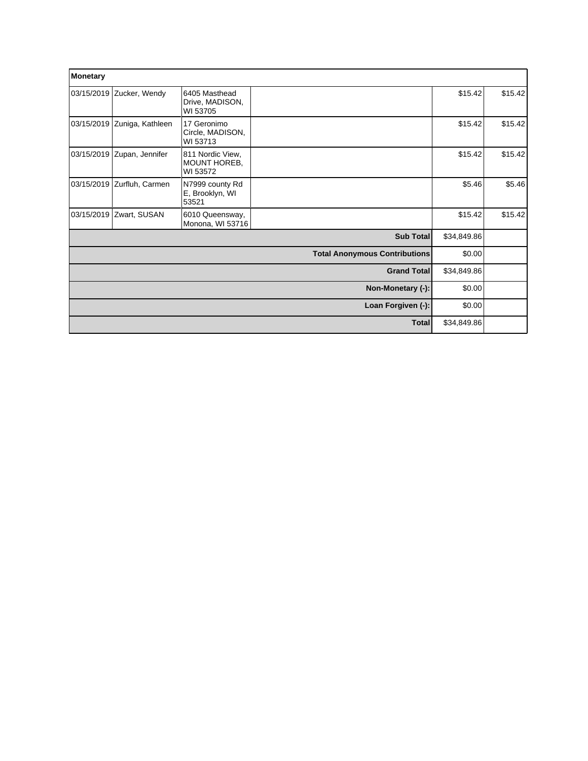| Monetary | | | | | |
|---|---|---|---|---|---|
| 03/15/2019 | Zucker, Wendy | 6405 Masthead Drive, MADISON, WI 53705 | | $15.42 | $15.42 |
| 03/15/2019 | Zuniga, Kathleen | 17 Geronimo Circle, MADISON, WI 53713 | | $15.42 | $15.42 |
| 03/15/2019 | Zupan, Jennifer | 811 Nordic View, MOUNT HOREB, WI 53572 | | $15.42 | $15.42 |
| 03/15/2019 | Zurfluh, Carmen | N7999 county Rd E, Brooklyn, WI 53521 | | $5.46 | $5.46 |
| 03/15/2019 | Zwart, SUSAN | 6010 Queensway, Monona, WI 53716 | | $15.42 | $15.42 |
| | | | **Sub Total** | $34,849.86 | |
| | | | **Total Anonymous Contributions** | $0.00 | |
| | | | **Grand Total** | $34,849.86 | |
| | | | **Non-Monetary (-):** | $0.00 | |
| | | | **Loan Forgiven (-):** | $0.00 | |
| | | | **Total** | $34,849.86 | |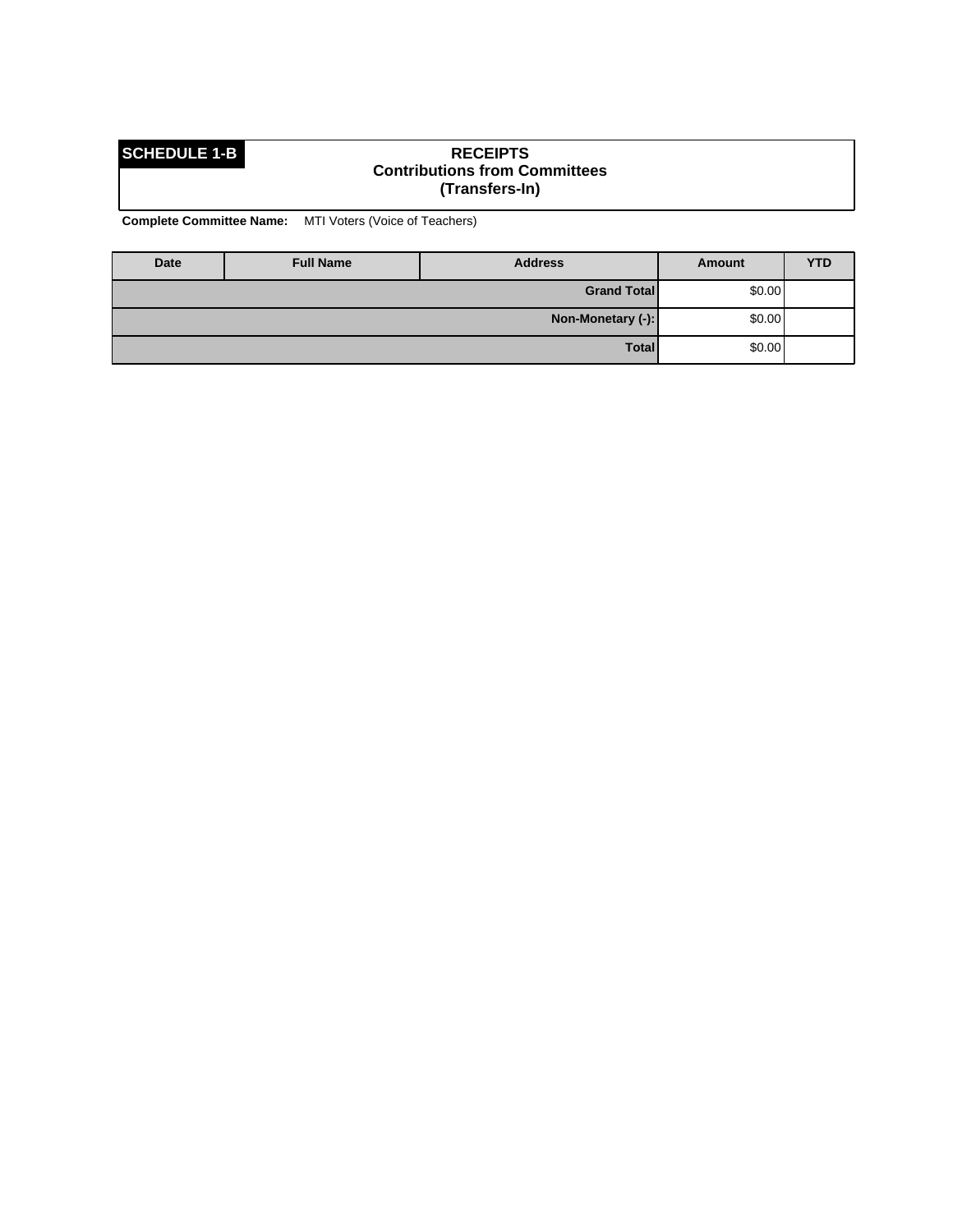## SCHEDULE 1-B

**RECEIPTS**
**Contributions from Committees**
**(Transfers-In)**

**Complete Committee Name:** MTI Voters (Voice of Teachers)

| Date | Full Name | Address | Amount | YTD |
|---|---|---|---|---|
| | | **Grand Total** | $0.00 | |
| | | **Non-Monetary (-):** | $0.00 | |
| | | **Total** | $0.00 | |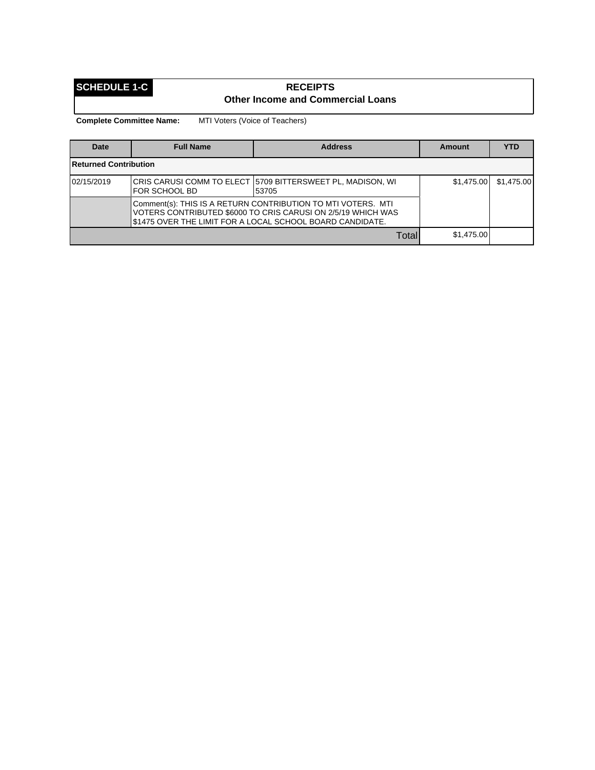**SCHEDULE 1-C**

## RECEIPTS
### Other Income and Commercial Loans

**Complete Committee Name:** MTI Voters (Voice of Teachers)

| Date | Full Name | Address | Amount | YTD |
|---|---|---|---|---|
| **Returned Contribution** | | | | |
| 02/15/2019 | CRIS CARUSI COMM TO ELECT FOR SCHOOL BD | 5709 BITTERSWEET PL, MADISON, WI 53705 | $1,475.00 | $1,475.00 |
| | Comment(s): THIS IS A RETURN CONTRIBUTION TO MTI VOTERS. MTI VOTERS CONTRIBUTED $6000 TO CRIS CARUSI ON 2/5/19 WHICH WAS $1475 OVER THE LIMIT FOR A LOCAL SCHOOL BOARD CANDIDATE. | | | |
| | | Total | $1,475.00 | |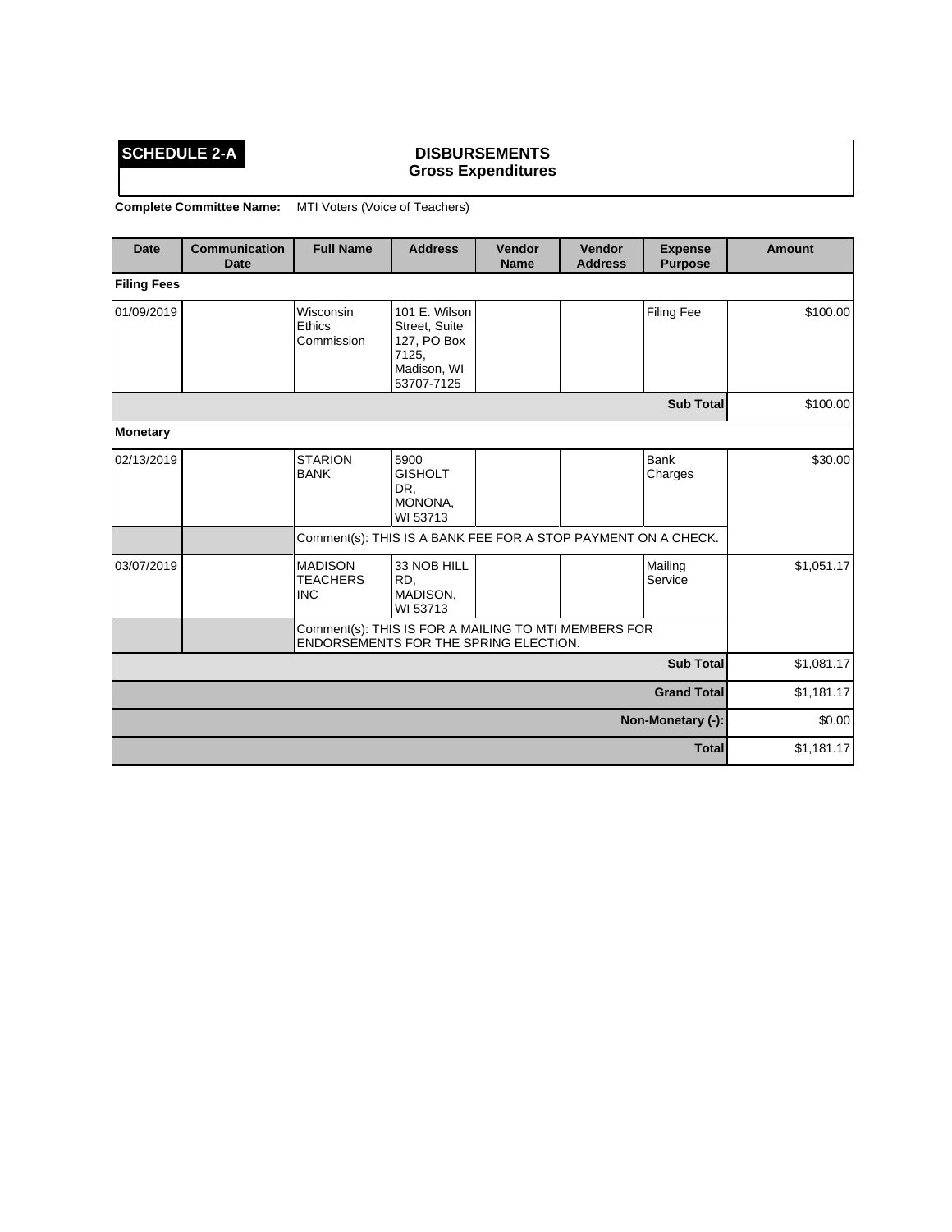**SCHEDULE 2-A**

**DISBURSEMENTS**
**Gross Expenditures**

**Complete Committee Name:** MTI Voters (Voice of Teachers)

| Date | Communication Date | Full Name | Address | Vendor Name | Vendor Address | Expense Purpose | Amount |
|---|---|---|---|---|---|---|---|
| **Filing Fees** | | | | | | | |
| 01/09/2019 | | Wisconsin Ethics Commission | 101 E. Wilson Street, Suite 127, PO Box 7125, Madison, WI 53707-7125 | | | Filing Fee | $100.00 |
| | | | | | | **Sub Total** | $100.00 |
| **Monetary** | | | | | | | |
| 02/13/2019 | | STARION BANK | 5900 GISHOLT DR, MONONA, WI 53713 | | | Bank Charges | $30.00 |
| | | Comment(s): THIS IS A BANK FEE FOR A STOP PAYMENT ON A CHECK. | | | | | |
| 03/07/2019 | | MADISON TEACHERS INC | 33 NOB HILL RD, MADISON, WI 53713 | | | Mailing Service | $1,051.17 |
| | | Comment(s): THIS IS FOR A MAILING TO MTI MEMBERS FOR ENDORSEMENTS FOR THE SPRING ELECTION. | | | | | |
| | | | | | | **Sub Total** | $1,081.17 |
| | | | | | | **Grand Total** | $1,181.17 |
| | | | | | | **Non-Monetary (-):** | $0.00 |
| | | | | | | **Total** | $1,181.17 |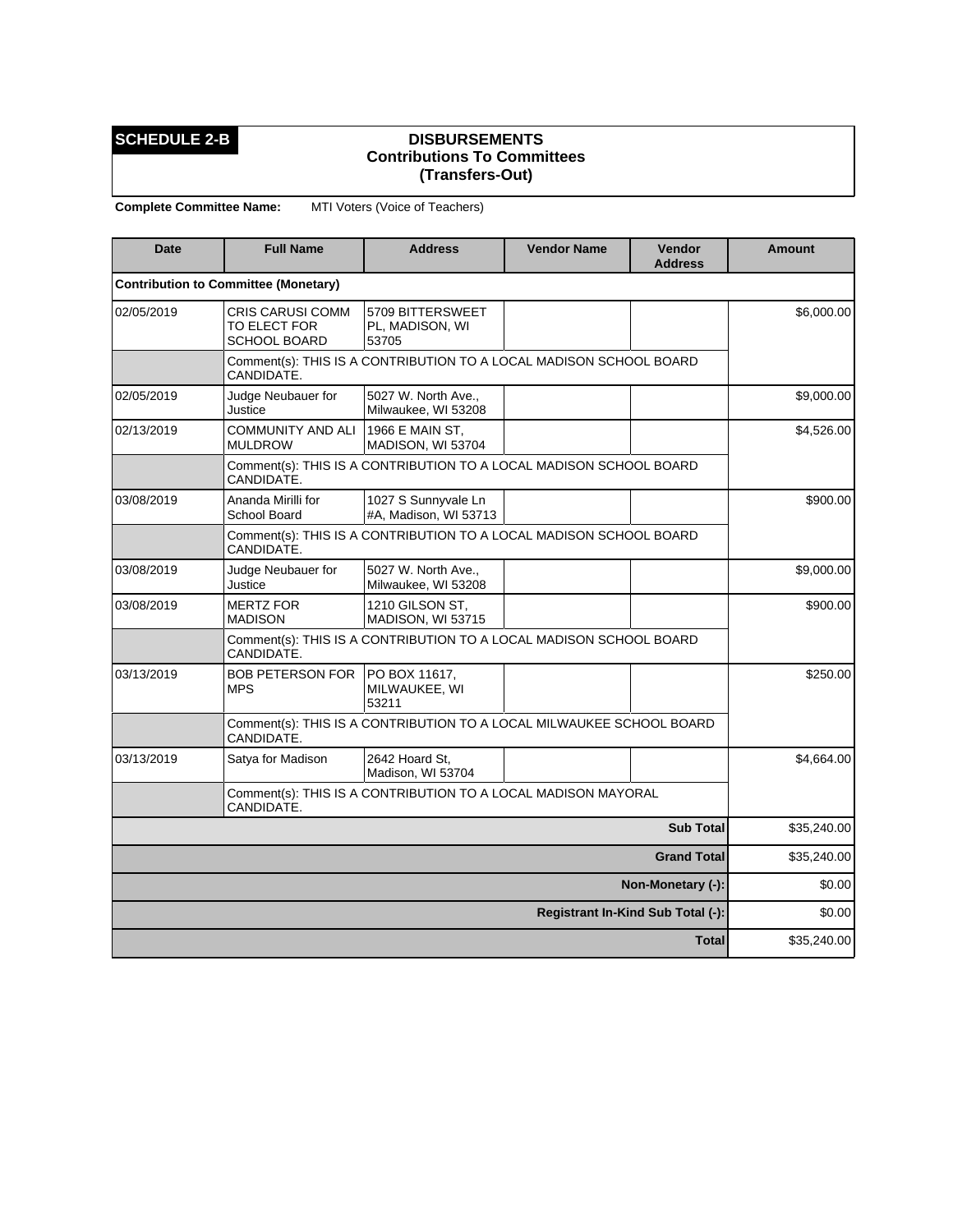**SCHEDULE 2-B**

## DISBURSEMENTS
### Contributions To Committees
### (Transfers-Out)

**Complete Committee Name:** MTI Voters (Voice of Teachers)

| Date | Full Name | Address | Vendor Name | Vendor Address | Amount |
|---|---|---|---|---|---|
| **Contribution to Committee (Monetary)** | | | | | |
| 02/05/2019 | CRIS CARUSI COMM TO ELECT FOR SCHOOL BOARD | 5709 BITTERSWEET PL, MADISON, WI 53705 | | | $6,000.00 |
| | Comment(s): THIS IS A CONTRIBUTION TO A LOCAL MADISON SCHOOL BOARD CANDIDATE. | | | | |
| 02/05/2019 | Judge Neubauer for Justice | 5027 W. North Ave., Milwaukee, WI 53208 | | | $9,000.00 |
| 02/13/2019 | COMMUNITY AND ALI MULDROW | 1966 E MAIN ST, MADISON, WI 53704 | | | $4,526.00 |
| | Comment(s): THIS IS A CONTRIBUTION TO A LOCAL MADISON SCHOOL BOARD CANDIDATE. | | | | |
| 03/08/2019 | Ananda Mirilli for School Board | 1027 S Sunnyvale Ln #A, Madison, WI 53713 | | | $900.00 |
| | Comment(s): THIS IS A CONTRIBUTION TO A LOCAL MADISON SCHOOL BOARD CANDIDATE. | | | | |
| 03/08/2019 | Judge Neubauer for Justice | 5027 W. North Ave., Milwaukee, WI 53208 | | | $9,000.00 |
| 03/08/2019 | MERTZ FOR MADISON | 1210 GILSON ST, MADISON, WI 53715 | | | $900.00 |
| | Comment(s): THIS IS A CONTRIBUTION TO A LOCAL MADISON SCHOOL BOARD CANDIDATE. | | | | |
| 03/13/2019 | BOB PETERSON FOR MPS | PO BOX 11617, MILWAUKEE, WI 53211 | | | $250.00 |
| | Comment(s): THIS IS A CONTRIBUTION TO A LOCAL MILWAUKEE SCHOOL BOARD CANDIDATE. | | | | |
| 03/13/2019 | Satya for Madison | 2642 Hoard St, Madison, WI 53704 | | | $4,664.00 |
| | Comment(s): THIS IS A CONTRIBUTION TO A LOCAL MADISON MAYORAL CANDIDATE. | | | | |
| | | | | **Sub Total** | $35,240.00 |
| | | | | **Grand Total** | $35,240.00 |
| | | | | **Non-Monetary (-):** | $0.00 |
| | | | | **Registrant In-Kind Sub Total (-):** | $0.00 |
| | | | | **Total** | $35,240.00 |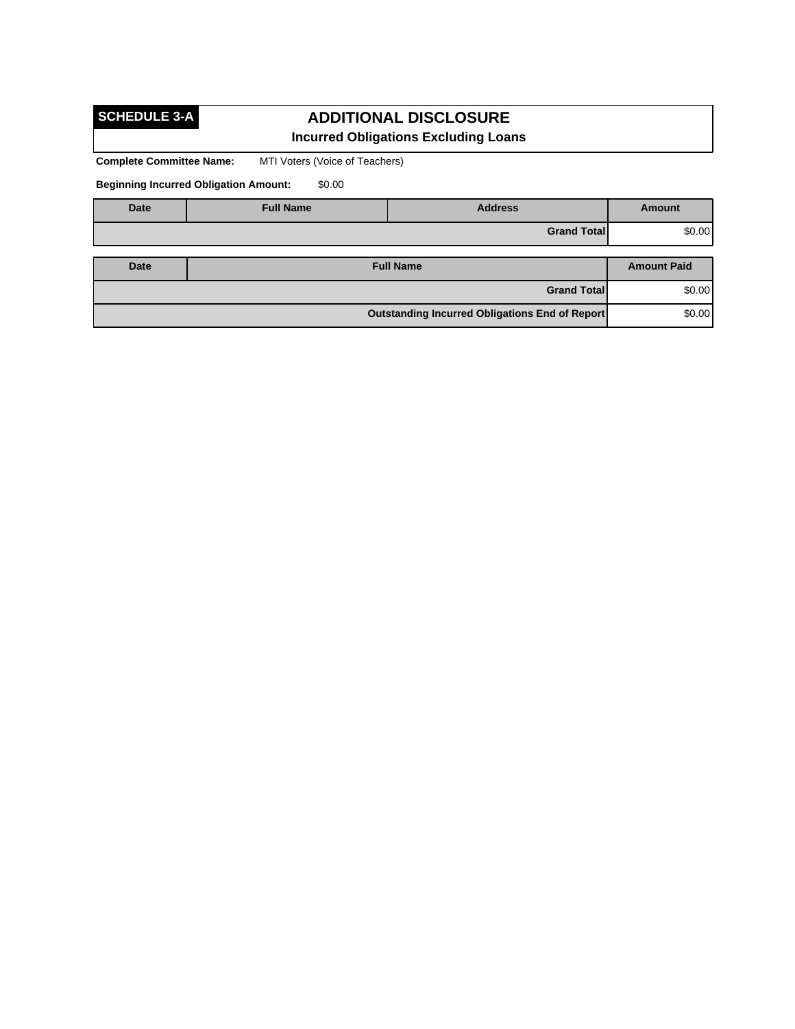**SCHEDULE 3-A**

# ADDITIONAL DISCLOSURE

## Incurred Obligations Excluding Loans

**Complete Committee Name:** MTI Voters (Voice of Teachers)

**Beginning Incurred Obligation Amount:** $0.00

| Date | Full Name | Address | Amount |
|---|---|---|---|
| | | **Grand Total** | $0.00 |

| Date | Full Name | Amount Paid |
|---|---|---|
| | **Grand Total** | $0.00 |
| | **Outstanding Incurred Obligations End of Report** | $0.00 |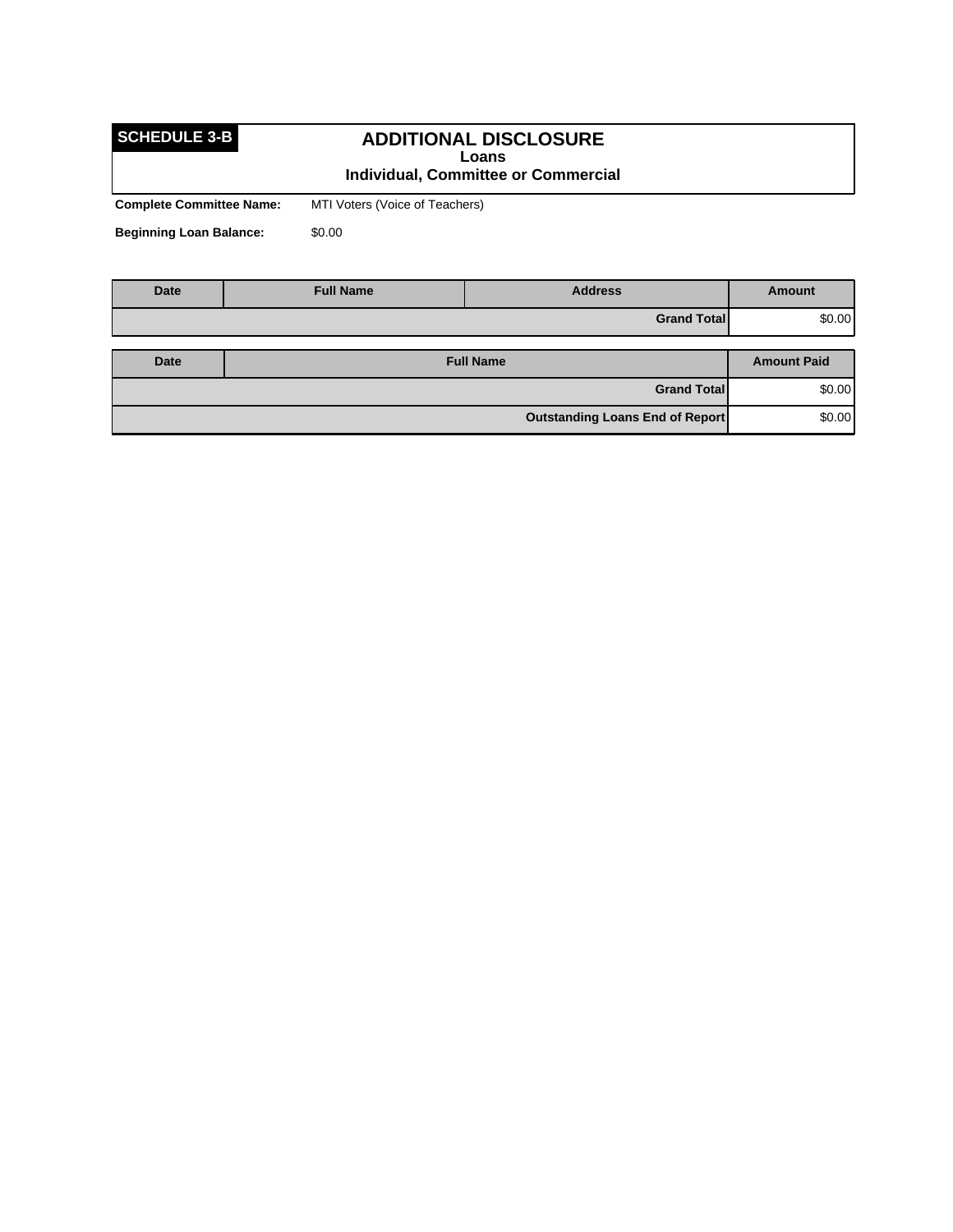**SCHEDULE 3-B**

# ADDITIONAL DISCLOSURE
## Loans
## Individual, Committee or Commercial

**Complete Committee Name:** MTI Voters (Voice of Teachers)

**Beginning Loan Balance:** $0.00

| Date | Full Name | Address | Amount |
|---|---|---|---|
| | | **Grand Total** | $0.00 |

| Date | Full Name | Amount Paid |
|---|---|---|
| | **Grand Total** | $0.00 |
| | **Outstanding Loans End of Report** | $0.00 |